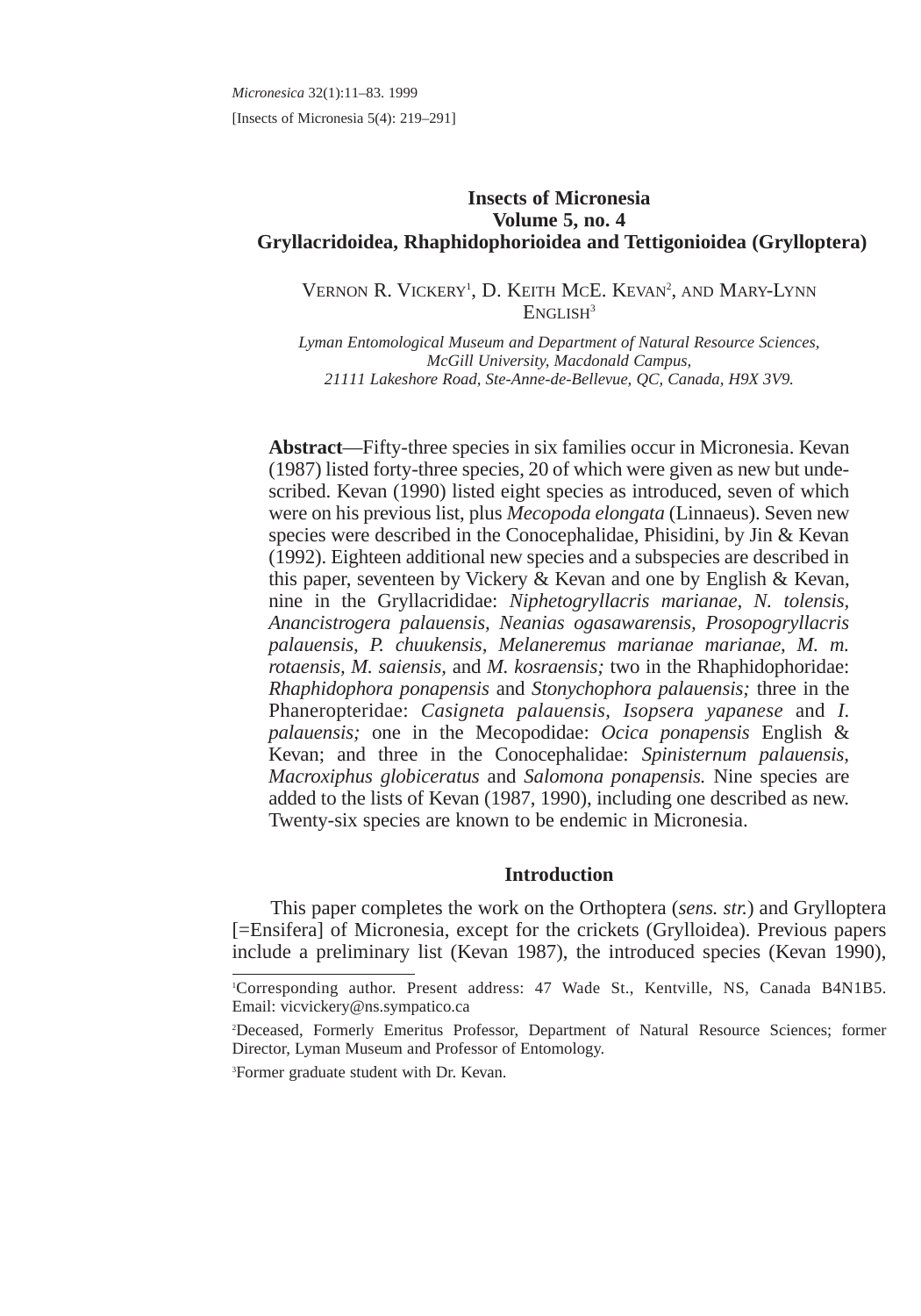*Micronesica* 32(1):11–83. 1999

[Insects of Micronesia 5(4): 219–291]

# Insects of Micronesia
## Volume 5, no. 4
## Gryllacridoidea, Rhaphidophorioidea and Tettigonioidea (Grylloptera)

VERNON R. VICKERY[1], D. KEITH MCE. KEVAN[2], AND MARY-LYNN ENGLISH[3]

*Lyman Entomological Museum and Department of Natural Resource Sciences, McGill University, Macdonald Campus, 21111 Lakeshore Road, Ste-Anne-de-Bellevue, QC, Canada, H9X 3V9.*

**Abstract**—Fifty-three species in six families occur in Micronesia. Kevan (1987) listed forty-three species, 20 of which were given as new but undescribed. Kevan (1990) listed eight species as introduced, seven of which were on his previous list, plus *Mecopoda elongata* (Linnaeus). Seven new species were described in the Conocephalidae, Phisidini, by Jin & Kevan (1992). Eighteen additional new species and a subspecies are described in this paper, seventeen by Vickery & Kevan and one by English & Kevan, nine in the Gryllacrididae: *Niphetogryllacris marianae, N. tolensis, Anancistrogera palauensis, Neanias ogasawarensis, Prosopogryllacris palauensis, P. chuukensis, Melaneremus marianae marianae, M. m. rotaensis, M. saiensis*, and *M. kosraensis;* two in the Rhaphidophoridae: *Rhaphidophora ponapensis* and *Stonychophora palauensis;* three in the Phaneropteridae: *Casigneta palauensis, Isopsera yapanese* and *I. palauensis;* one in the Mecopodidae: *Ocica ponapensis* English & Kevan; and three in the Conocephalidae: *Spinisternum palauensis, Macroxiphus globiceratus* and *Salomona ponapensis.* Nine species are added to the lists of Kevan (1987, 1990), including one described as new. Twenty-six species are known to be endemic in Micronesia.

## Introduction

This paper completes the work on the Orthoptera (*sens. str.*) and Grylloptera [=Ensifera] of Micronesia, except for the crickets (Grylloidea). Previous papers include a preliminary list (Kevan 1987), the introduced species (Kevan 1990),

---

[1]Corresponding author. Present address: 47 Wade St., Kentville, NS, Canada B4N1B5. Email: vicvickery@ns.sympatico.ca

[2]Deceased, Formerly Emeritus Professor, Department of Natural Resource Sciences; former Director, Lyman Museum and Professor of Entomology.

[3]Former graduate student with Dr. Kevan.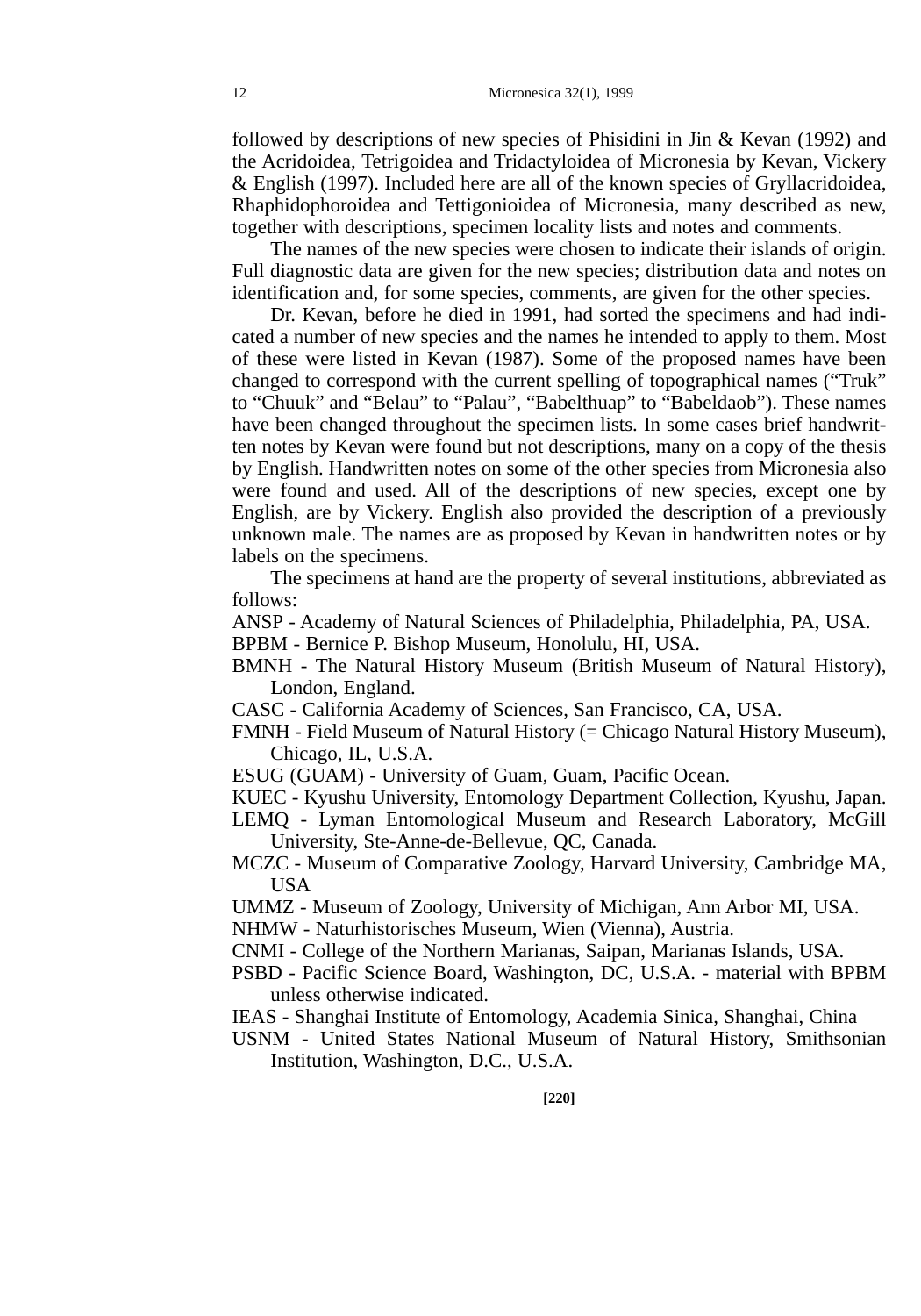followed by descriptions of new species of Phisidini in Jin & Kevan (1992) and the Acridoidea, Tetrigoidea and Tridactyloidea of Micronesia by Kevan, Vickery & English (1997). Included here are all of the known species of Gryllacridoidea, Rhaphidophoroidea and Tettigonioidea of Micronesia, many described as new, together with descriptions, specimen locality lists and notes and comments.

The names of the new species were chosen to indicate their islands of origin. Full diagnostic data are given for the new species; distribution data and notes on identification and, for some species, comments, are given for the other species.

Dr. Kevan, before he died in 1991, had sorted the specimens and had indicated a number of new species and the names he intended to apply to them. Most of these were listed in Kevan (1987). Some of the proposed names have been changed to correspond with the current spelling of topographical names ("Truk" to "Chuuk" and "Belau" to "Palau", "Babelthuap" to "Babeldaob"). These names have been changed throughout the specimen lists. In some cases brief handwritten notes by Kevan were found but not descriptions, many on a copy of the thesis by English. Handwritten notes on some of the other species from Micronesia also were found and used. All of the descriptions of new species, except one by English, are by Vickery. English also provided the description of a previously unknown male. The names are as proposed by Kevan in handwritten notes or by labels on the specimens.

The specimens at hand are the property of several institutions, abbreviated as follows:

ANSP - Academy of Natural Sciences of Philadelphia, Philadelphia, PA, USA.

BPBM - Bernice P. Bishop Museum, Honolulu, HI, USA.

BMNH - The Natural History Museum (British Museum of Natural History), London, England.

CASC - California Academy of Sciences, San Francisco, CA, USA.

FMNH - Field Museum of Natural History (= Chicago Natural History Museum), Chicago, IL, U.S.A.

ESUG (GUAM) - University of Guam, Guam, Pacific Ocean.

KUEC - Kyushu University, Entomology Department Collection, Kyushu, Japan.

LEMQ - Lyman Entomological Museum and Research Laboratory, McGill University, Ste-Anne-de-Bellevue, QC, Canada.

MCZC - Museum of Comparative Zoology, Harvard University, Cambridge MA, USA

UMMZ - Museum of Zoology, University of Michigan, Ann Arbor MI, USA.

NHMW - Naturhistorisches Museum, Wien (Vienna), Austria.

CNMI - College of the Northern Marianas, Saipan, Marianas Islands, USA.

PSBD - Pacific Science Board, Washington, DC, U.S.A. - material with BPBM unless otherwise indicated.

IEAS - Shanghai Institute of Entomology, Academia Sinica, Shanghai, China

USNM - United States National Museum of Natural History, Smithsonian Institution, Washington, D.C., U.S.A.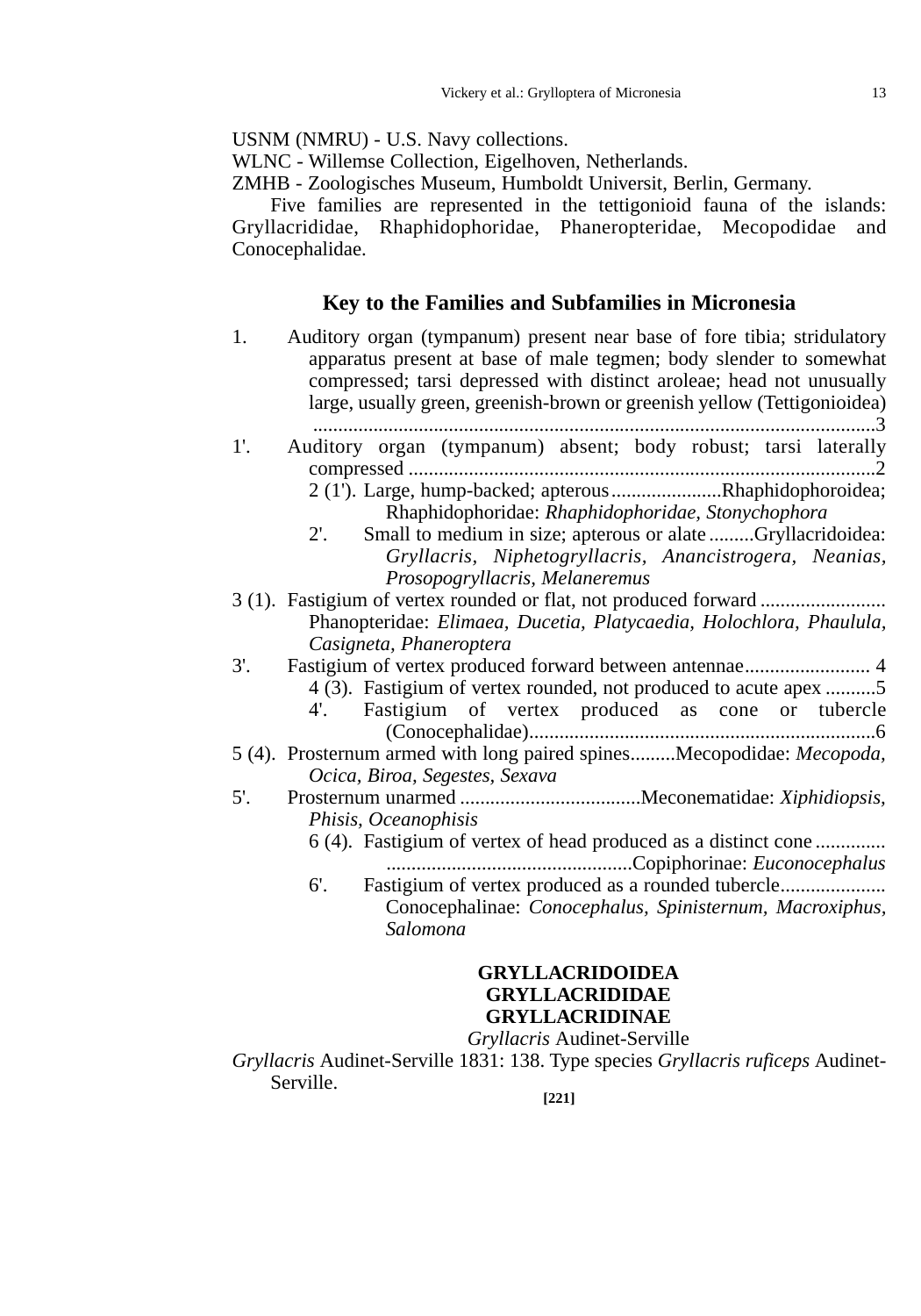USNM (NMRU) - U.S. Navy collections.
WLNC - Willemse Collection, Eigelhoven, Netherlands.
ZMHB - Zoologisches Museum, Humboldt Universit, Berlin, Germany.

Five families are represented in the tettigonioid fauna of the islands: Gryllacrididae, Rhaphidophoridae, Phaneropteridae, Mecopodidae and Conocephalidae.

## Key to the Families and Subfamilies in Micronesia

1. Auditory organ (tympanum) present near base of fore tibia; stridulatory apparatus present at base of male tegmen; body slender to somewhat compressed; tarsi depressed with distinct aroleae; head not unusually large, usually green, greenish-brown or greenish yellow (Tettigonioidea) ....................................................................................................................3

1'. Auditory organ (tympanum) absent; body robust; tarsi laterally compressed .............................................................................................................2

  2 (1'). Large, hump-backed; apterous......................Rhaphidophoroidea; Rhaphidophoridae: *Rhaphidophoridae, Stonychophora*

  2'. Small to medium in size; apterous or alate .........Gryllacridoidea: *Gryllacris, Niphetogryllacris, Anancistrogera, Neanias, Prosopogryllacris, Melaneremus*

3 (1). Fastigium of vertex rounded or flat, not produced forward ......................... Phanopteridae: *Elimaea, Ducetia, Platycaedia, Holochlora, Phaulula, Casigneta, Phaneroptera*

3'. Fastigium of vertex produced forward between antennae......................... 4

  4 (3). Fastigium of vertex rounded, not produced to acute apex ..........5

  4'. Fastigium of vertex produced as cone or tubercle (Conocephalidae)....................................................................6

5 (4). Prosternum armed with long paired spines.........Mecopodidae: *Mecopoda, Ocica, Biroa, Segestes, Sexava*

5'. Prosternum unarmed ....................................Meconematidae: *Xiphidiopsis, Phisis, Oceanophisis*

  6 (4). Fastigium of vertex of head produced as a distinct cone .............. ................................................Copiphorinae: *Euconocephalus*

  6'. Fastigium of vertex produced as a rounded tubercle..................... Conocephalinae: *Conocephalus, Spinisternum, Macroxiphus, Salomona*

## GRYLLACRIDOIDEA
## GRYLLACRIDIDAE
## GRYLLACRIDINAE
### *Gryllacris* Audinet-Serville

*Gryllacris* Audinet-Serville 1831: 138. Type species *Gryllacris ruficeps* Audinet-Serville.

[221]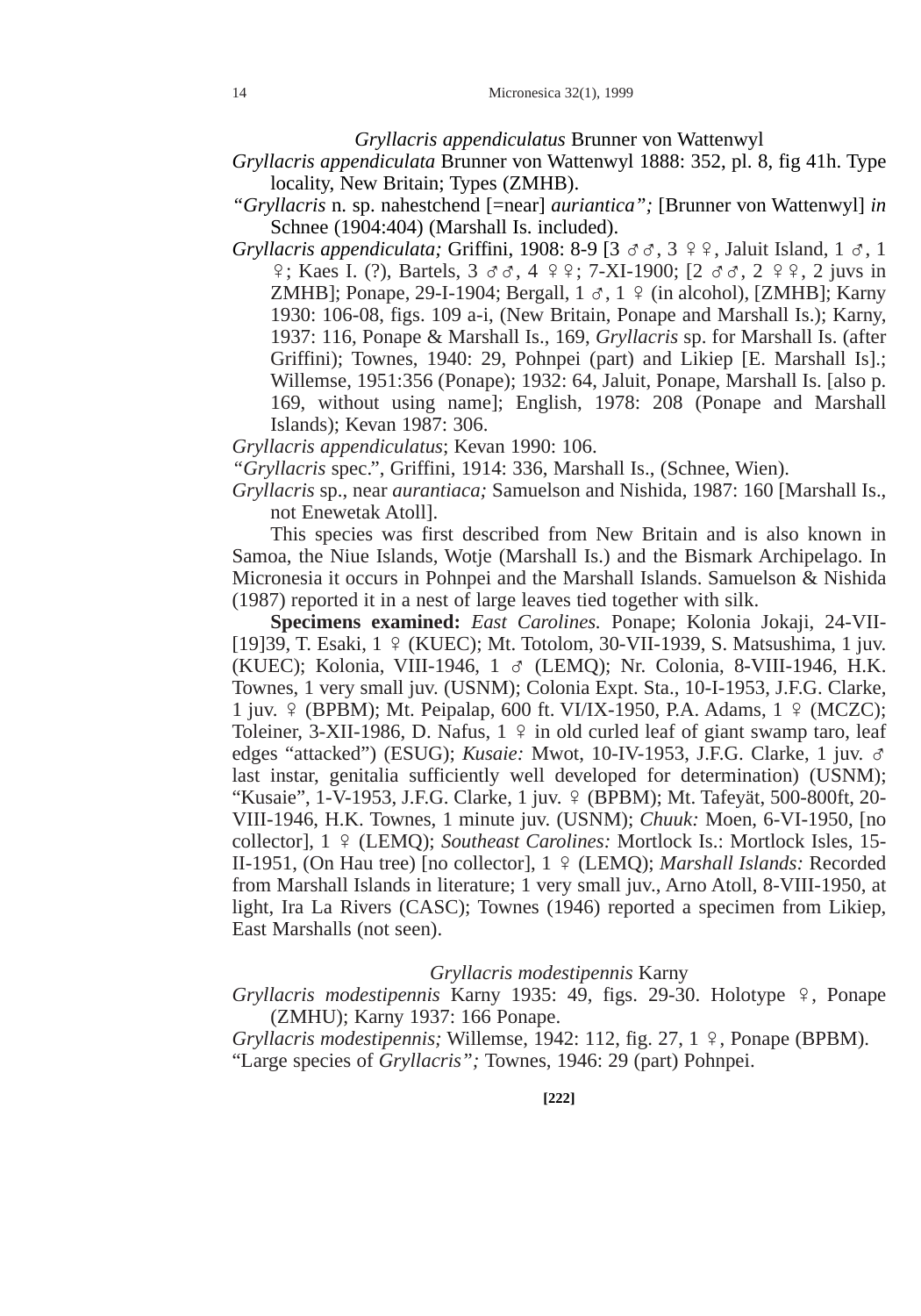### *Gryllacris appendiculatus* Brunner von Wattenwyl

*Gryllacris appendiculata* Brunner von Wattenwyl 1888: 352, pl. 8, fig 41h. Type locality, New Britain; Types (ZMHB).

*"Gryllacris* n. sp. nahestchend [=near] *auriantica";* [Brunner von Wattenwyl] *in* Schnee (1904:404) (Marshall Is. included).

*Gryllacris appendiculata;* Griffini, 1908: 8-9 [3 ♂♂, 3 ♀♀, Jaluit Island, 1 ♂, 1 ♀; Kaes I. (?), Bartels, 3 ♂♂, 4 ♀♀; 7-XI-1900; [2 ♂♂, 2 ♀♀, 2 juvs in ZMHB]; Ponape, 29-I-1904; Bergall, 1 ♂, 1 ♀ (in alcohol), [ZMHB]; Karny 1930: 106-08, figs. 109 a-i, (New Britain, Ponape and Marshall Is.); Karny, 1937: 116, Ponape & Marshall Is., 169, *Gryllacris* sp. for Marshall Is. (after Griffini); Townes, 1940: 29, Pohnpei (part) and Likiep [E. Marshall Is].; Willemse, 1951:356 (Ponape); 1932: 64, Jaluit, Ponape, Marshall Is. [also p. 169, without using name]; English, 1978: 208 (Ponape and Marshall Islands); Kevan 1987: 306.

*Gryllacris appendiculatus*; Kevan 1990: 106.

*"Gryllacris* spec.", Griffini, 1914: 336, Marshall Is., (Schnee, Wien).

*Gryllacris* sp., near *aurantiaca;* Samuelson and Nishida, 1987: 160 [Marshall Is., not Enewetak Atoll].

This species was first described from New Britain and is also known in Samoa, the Niue Islands, Wotje (Marshall Is.) and the Bismark Archipelago. In Micronesia it occurs in Pohnpei and the Marshall Islands. Samuelson & Nishida (1987) reported it in a nest of large leaves tied together with silk.

**Specimens examined:** *East Carolines.* Ponape; Kolonia Jokaji, 24-VII-[19]39, T. Esaki, 1 ♀ (KUEC); Mt. Totolom, 30-VII-1939, S. Matsushima, 1 juv. (KUEC); Kolonia, VIII-1946, 1 ♂ (LEMQ); Nr. Colonia, 8-VIII-1946, H.K. Townes, 1 very small juv. (USNM); Colonia Expt. Sta., 10-I-1953, J.F.G. Clarke, 1 juv. ♀ (BPBM); Mt. Peipalap, 600 ft. VI/IX-1950, P.A. Adams, 1 ♀ (MCZC); Toleiner, 3-XII-1986, D. Nafus, 1 ♀ in old curled leaf of giant swamp taro, leaf edges "attacked") (ESUG); *Kusaie:* Mwot, 10-IV-1953, J.F.G. Clarke, 1 juv. ♂ last instar, genitalia sufficiently well developed for determination) (USNM); "Kusaie", 1-V-1953, J.F.G. Clarke, 1 juv. ♀ (BPBM); Mt. Tafeyät, 500-800ft, 20-VIII-1946, H.K. Townes, 1 minute juv. (USNM); *Chuuk:* Moen, 6-VI-1950, [no collector], 1 ♀ (LEMQ); *Southeast Carolines:* Mortlock Is.: Mortlock Isles, 15-II-1951, (On Hau tree) [no collector], 1 ♀ (LEMQ); *Marshall Islands:* Recorded from Marshall Islands in literature; 1 very small juv., Arno Atoll, 8-VIII-1950, at light, Ira La Rivers (CASC); Townes (1946) reported a specimen from Likiep, East Marshalls (not seen).

### *Gryllacris modestipennis* Karny

*Gryllacris modestipennis* Karny 1935: 49, figs. 29-30. Holotype ♀, Ponape (ZMHU); Karny 1937: 166 Ponape.

*Gryllacris modestipennis;* Willemse, 1942: 112, fig. 27, 1 ♀, Ponape (BPBM).

"Large species of *Gryllacris";* Townes, 1946: 29 (part) Pohnpei.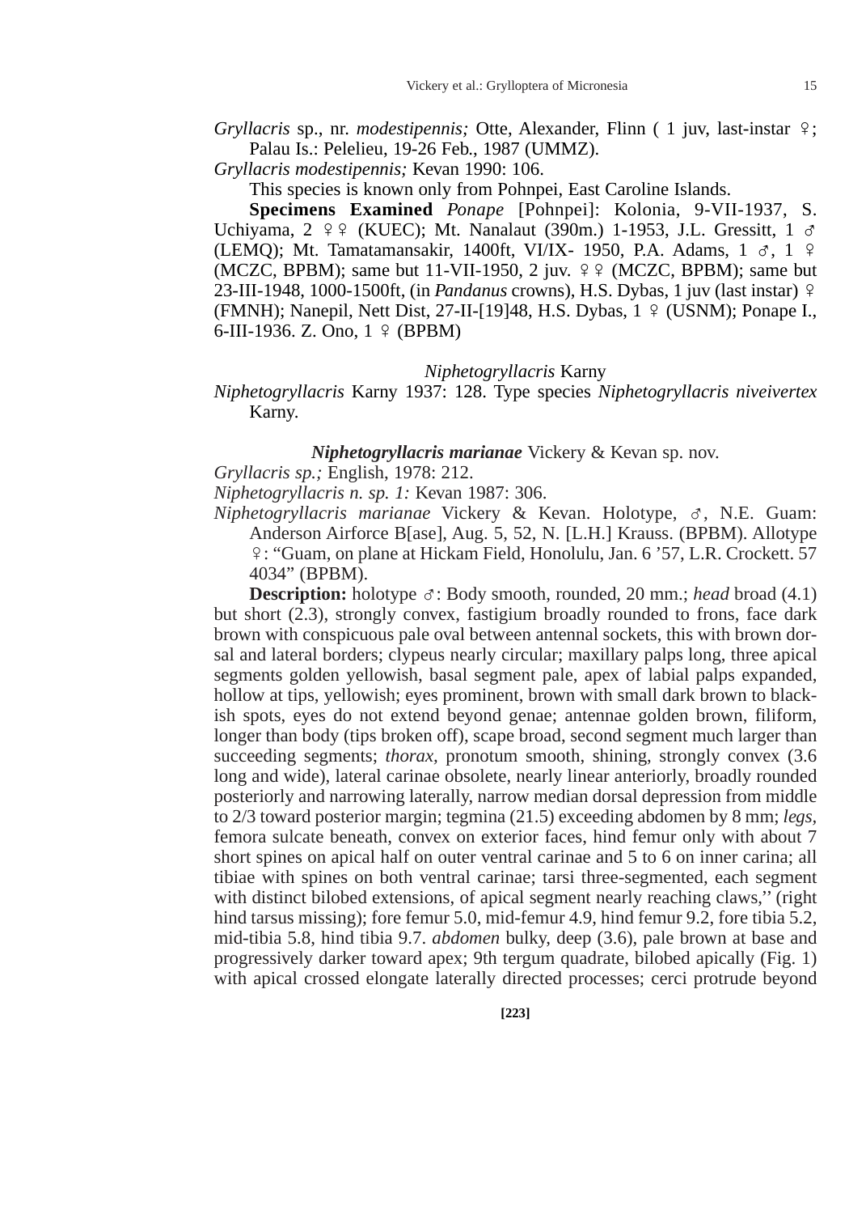*Gryllacris* sp., nr. *modestipennis;* Otte, Alexander, Flinn ( 1 juv, last-instar ♀; Palau Is.: Pelelieu, 19-26 Feb., 1987 (UMMZ).

*Gryllacris modestipennis;* Kevan 1990: 106.

This species is known only from Pohnpei, East Caroline Islands.

**Specimens Examined** *Ponape* [Pohnpei]: Kolonia, 9-VII-1937, S. Uchiyama, 2 ♀♀ (KUEC); Mt. Nanalaut (390m.) 1-1953, J.L. Gressitt, 1 ♂ (LEMQ); Mt. Tamatamansakir, 1400ft, VI/IX- 1950, P.A. Adams, 1 ♂, 1 ♀ (MCZC, BPBM); same but 11-VII-1950, 2 juv. ♀♀ (MCZC, BPBM); same but 23-III-1948, 1000-1500ft, (in *Pandanus* crowns), H.S. Dybas, 1 juv (last instar) ♀ (FMNH); Nanepil, Nett Dist, 27-II-[19]48, H.S. Dybas, 1 ♀ (USNM); Ponape I., 6-III-1936. Z. Ono, 1 ♀ (BPBM)

## *Niphetogryllacris* Karny

*Niphetogryllacris* Karny 1937: 128. Type species *Niphetogryllacris niveivertex* Karny.

### ***Niphetogryllacris marianae*** Vickery & Kevan sp. nov.

*Gryllacris sp.;* English, 1978: 212.

*Niphetogryllacris n. sp. 1:* Kevan 1987: 306.

*Niphetogryllacris marianae* Vickery & Kevan. Holotype, ♂, N.E. Guam: Anderson Airforce B[ase], Aug. 5, 52, N. [L.H.] Krauss. (BPBM). Allotype ♀: “Guam, on plane at Hickam Field, Honolulu, Jan. 6 ’57, L.R. Crockett. 57 4034” (BPBM).

**Description:** holotype ♂: Body smooth, rounded, 20 mm.; *head* broad (4.1) but short (2.3), strongly convex, fastigium broadly rounded to frons, face dark brown with conspicuous pale oval between antennal sockets, this with brown dorsal and lateral borders; clypeus nearly circular; maxillary palps long, three apical segments golden yellowish, basal segment pale, apex of labial palps expanded, hollow at tips, yellowish; eyes prominent, brown with small dark brown to blackish spots, eyes do not extend beyond genae; antennae golden brown, filiform, longer than body (tips broken off), scape broad, second segment much larger than succeeding segments; *thorax,* pronotum smooth, shining, strongly convex (3.6 long and wide), lateral carinae obsolete, nearly linear anteriorly, broadly rounded posteriorly and narrowing laterally, narrow median dorsal depression from middle to 2/3 toward posterior margin; tegmina (21.5) exceeding abdomen by 8 mm; *legs,* femora sulcate beneath, convex on exterior faces, hind femur only with about 7 short spines on apical half on outer ventral carinae and 5 to 6 on inner carina; all tibiae with spines on both ventral carinae; tarsi three-segmented, each segment with distinct bilobed extensions, of apical segment nearly reaching claws,” (right hind tarsus missing); fore femur 5.0, mid-femur 4.9, hind femur 9.2, fore tibia 5.2, mid-tibia 5.8, hind tibia 9.7. *abdomen* bulky, deep (3.6), pale brown at base and progressively darker toward apex; 9th tergum quadrate, bilobed apically (Fig. 1) with apical crossed elongate laterally directed processes; cerci protrude beyond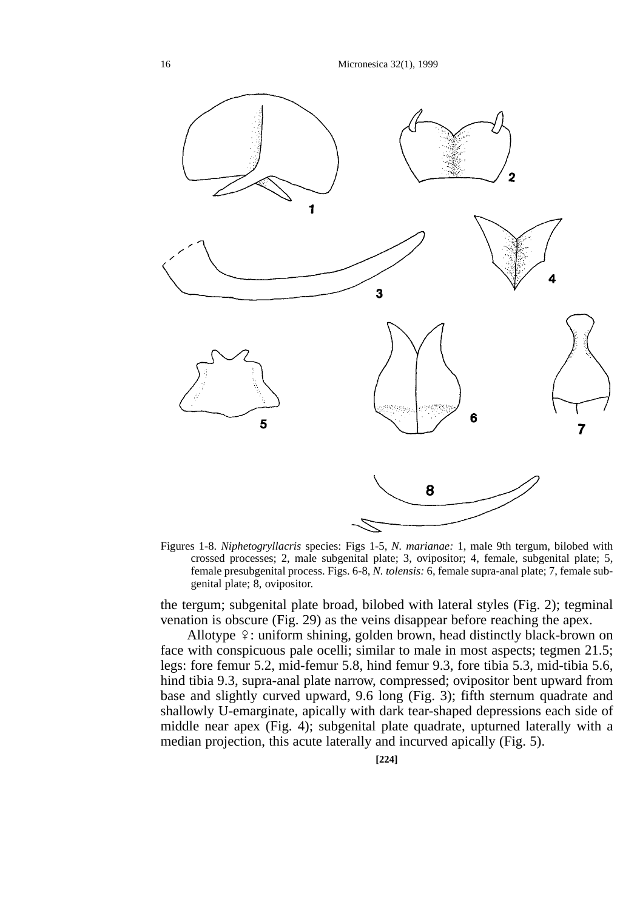Figures 1-8. *Niphetogryllacris* species: Figs 1-5, *N. marianae:* 1, male 9th tergum, bilobed with crossed processes; 2, male subgenital plate; 3, ovipositor; 4, female, subgenital plate; 5, female presubgenital process. Figs. 6-8, *N. tolensis:* 6, female supra-anal plate; 7, female subgenital plate; 8, ovipositor.

the tergum; subgenital plate broad, bilobed with lateral styles (Fig. 2); tegminal venation is obscure (Fig. 29) as the veins disappear before reaching the apex.

Allotype ♀: uniform shining, golden brown, head distinctly black-brown on face with conspicuous pale ocelli; similar to male in most aspects; tegmen 21.5; legs: fore femur 5.2, mid-femur 5.8, hind femur 9.3, fore tibia 5.3, mid-tibia 5.6, hind tibia 9.3, supra-anal plate narrow, compressed; ovipositor bent upward from base and slightly curved upward, 9.6 long (Fig. 3); fifth sternum quadrate and shallowly U-emarginate, apically with dark tear-shaped depressions each side of middle near apex (Fig. 4); subgenital plate quadrate, upturned laterally with a median projection, this acute laterally and incurved apically (Fig. 5).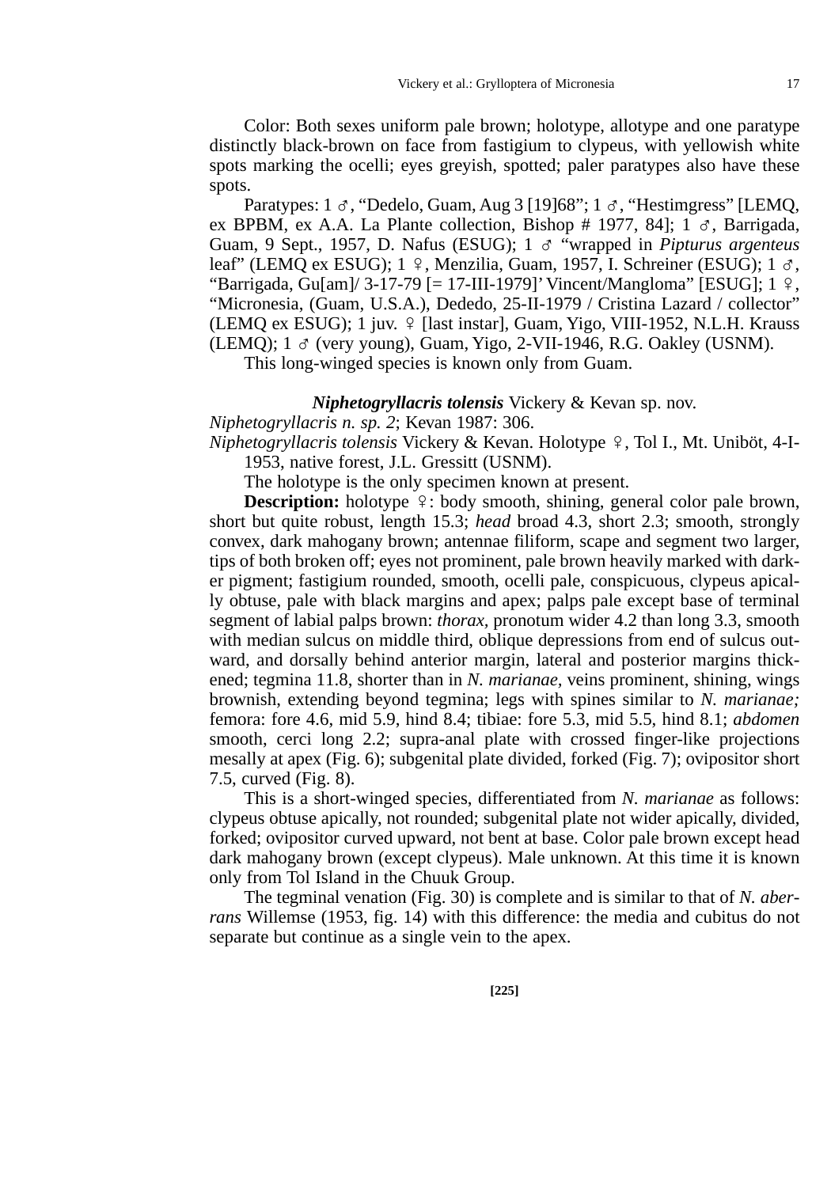Color: Both sexes uniform pale brown; holotype, allotype and one paratype distinctly black-brown on face from fastigium to clypeus, with yellowish white spots marking the ocelli; eyes greyish, spotted; paler paratypes also have these spots.

Paratypes: 1 ♂, "Dedelo, Guam, Aug 3 [19]68"; 1 ♂, "Hestimgress" [LEMQ, ex BPBM, ex A.A. La Plante collection, Bishop # 1977, 84]; 1 ♂, Barrigada, Guam, 9 Sept., 1957, D. Nafus (ESUG); 1 ♂ "wrapped in *Pipturus argenteus* leaf" (LEMQ ex ESUG); 1 ♀, Menzilia, Guam, 1957, I. Schreiner (ESUG); 1 ♂, "Barrigada, Gu[am]/ 3-17-79 [= 17-III-1979]' Vincent/Mangloma" [ESUG]; 1 ♀, "Micronesia, (Guam, U.S.A.), Dededo, 25-II-1979 / Cristina Lazard / collector" (LEMQ ex ESUG); 1 juv. ♀ [last instar], Guam, Yigo, VIII-1952, N.L.H. Krauss (LEMQ); 1 ♂ (very young), Guam, Yigo, 2-VII-1946, R.G. Oakley (USNM).

This long-winged species is known only from Guam.

### ***Niphetogryllacris tolensis*** Vickery & Kevan sp. nov.

*Niphetogryllacris n. sp. 2*; Kevan 1987: 306.

*Niphetogryllacris tolensis* Vickery & Kevan. Holotype ♀, Tol I., Mt. Uniböt, 4-I-1953, native forest, J.L. Gressitt (USNM).

The holotype is the only specimen known at present.

**Description:** holotype ♀: body smooth, shining, general color pale brown, short but quite robust, length 15.3; *head* broad 4.3, short 2.3; smooth, strongly convex, dark mahogany brown; antennae filiform, scape and segment two larger, tips of both broken off; eyes not prominent, pale brown heavily marked with darker pigment; fastigium rounded, smooth, ocelli pale, conspicuous, clypeus apically obtuse, pale with black margins and apex; palps pale except base of terminal segment of labial palps brown: *thorax,* pronotum wider 4.2 than long 3.3, smooth with median sulcus on middle third, oblique depressions from end of sulcus outward, and dorsally behind anterior margin, lateral and posterior margins thickened; tegmina 11.8, shorter than in *N. marianae,* veins prominent, shining, wings brownish, extending beyond tegmina; legs with spines similar to *N. marianae;* femora: fore 4.6, mid 5.9, hind 8.4; tibiae: fore 5.3, mid 5.5, hind 8.1; *abdomen* smooth, cerci long 2.2; supra-anal plate with crossed finger-like projections mesally at apex (Fig. 6); subgenital plate divided, forked (Fig. 7); ovipositor short 7.5, curved (Fig. 8).

This is a short-winged species, differentiated from *N. marianae* as follows: clypeus obtuse apically, not rounded; subgenital plate not wider apically, divided, forked; ovipositor curved upward, not bent at base. Color pale brown except head dark mahogany brown (except clypeus). Male unknown. At this time it is known only from Tol Island in the Chuuk Group.

The tegminal venation (Fig. 30) is complete and is similar to that of *N. aberrans* Willemse (1953, fig. 14) with this difference: the media and cubitus do not separate but continue as a single vein to the apex.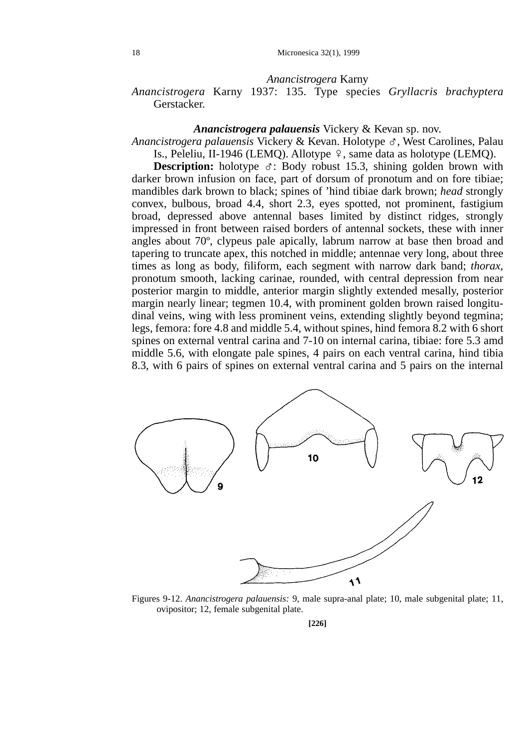### *Anancistrogera* Karny

*Anancistrogera* Karny 1937: 135. Type species *Gryllacris brachyptera* Gerstacker.

### ***Anancistrogera palauensis*** Vickery & Kevan sp. nov.

*Anancistrogera palauensis* Vickery & Kevan. Holotype ♂, West Carolines, Palau Is., Peleliu, II-1946 (LEMQ). Allotype ♀, same data as holotype (LEMQ).

**Description:** holotype ♂: Body robust 15.3, shining golden brown with darker brown infusion on face, part of dorsum of pronotum and on fore tibiae; mandibles dark brown to black; spines of 'hind tibiae dark brown; *head* strongly convex, bulbous, broad 4.4, short 2.3, eyes spotted, not prominent, fastigium broad, depressed above antennal bases limited by distinct ridges, strongly impressed in front between raised borders of antennal sockets, these with inner angles about 70º, clypeus pale apically, labrum narrow at base then broad and tapering to truncate apex, this notched in middle; antennae very long, about three times as long as body, filiform, each segment with narrow dark band; *thorax,* pronotum smooth, lacking carinae, rounded, with central depression from near posterior margin to middle, anterior margin slightly extended mesally, posterior margin nearly linear; tegmen 10.4, with prominent golden brown raised longitudinal veins, wing with less prominent veins, extending slightly beyond tegmina; legs, femora: fore 4.8 and middle 5.4, without spines, hind femora 8.2 with 6 short spines on external ventral carina and 7-10 on internal carina, tibiae: fore 5.3 amd middle 5.6, with elongate pale spines, 4 pairs on each ventral carina, hind tibia 8.3, with 6 pairs of spines on external ventral carina and 5 pairs on the internal

Figures 9-12. *Anancistrogera palauensis:* 9, male supra-anal plate; 10, male subgenital plate; 11, ovipositor; 12, female subgenital plate.

[226]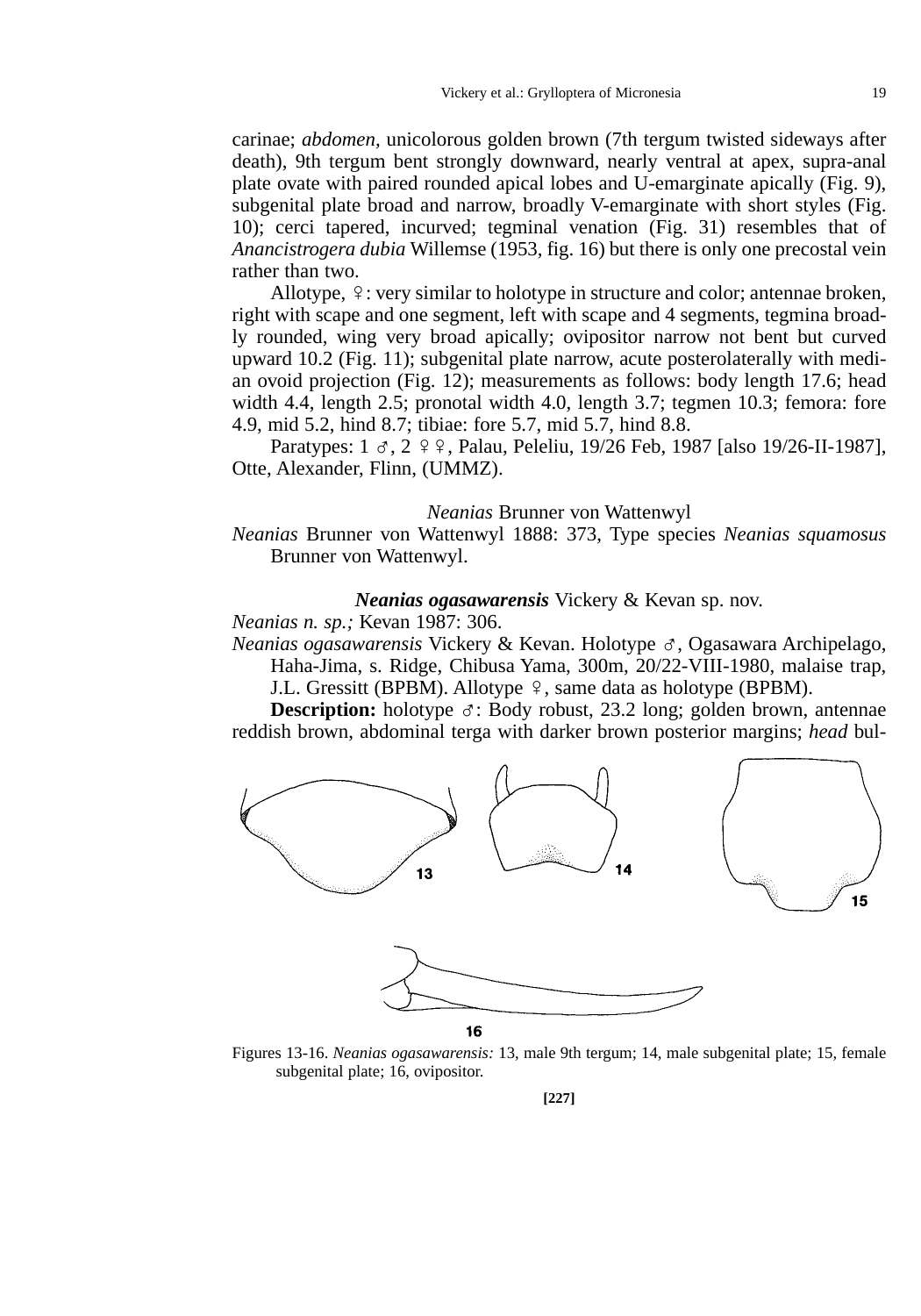carinae; *abdomen,* unicolorous golden brown (7th tergum twisted sideways after death), 9th tergum bent strongly downward, nearly ventral at apex, supra-anal plate ovate with paired rounded apical lobes and U-emarginate apically (Fig. 9), subgenital plate broad and narrow, broadly V-emarginate with short styles (Fig. 10); cerci tapered, incurved; tegminal venation (Fig. 31) resembles that of *Anancistrogera dubia* Willemse (1953, fig. 16) but there is only one precostal vein rather than two.

Allotype, ♀: very similar to holotype in structure and color; antennae broken, right with scape and one segment, left with scape and 4 segments, tegmina broadly rounded, wing very broad apically; ovipositor narrow not bent but curved upward 10.2 (Fig. 11); subgenital plate narrow, acute posterolaterally with median ovoid projection (Fig. 12); measurements as follows: body length 17.6; head width 4.4, length 2.5; pronotal width 4.0, length 3.7; tegmen 10.3; femora: fore 4.9, mid 5.2, hind 8.7; tibiae: fore 5.7, mid 5.7, hind 8.8.

Paratypes: 1 ♂, 2 ♀♀, Palau, Peleliu, 19/26 Feb, 1987 [also 19/26-II-1987], Otte, Alexander, Flinn, (UMMZ).

## *Neanias* Brunner von Wattenwyl

*Neanias* Brunner von Wattenwyl 1888: 373, Type species *Neanias squamosus* Brunner von Wattenwyl.

### ***Neanias ogasawarensis*** Vickery & Kevan sp. nov.

*Neanias n. sp.;* Kevan 1987: 306.

*Neanias ogasawarensis* Vickery & Kevan. Holotype ♂, Ogasawara Archipelago, Haha-Jima, s. Ridge, Chibusa Yama, 300m, 20/22-VIII-1980, malaise trap, J.L. Gressitt (BPBM). Allotype ♀, same data as holotype (BPBM).

**Description:** holotype ♂: Body robust, 23.2 long; golden brown, antennae reddish brown, abdominal terga with darker brown posterior margins; *head* bul-

Figures 13-16. *Neanias ogasawarensis:* 13, male 9th tergum; 14, male subgenital plate; 15, female subgenital plate; 16, ovipositor.

[227]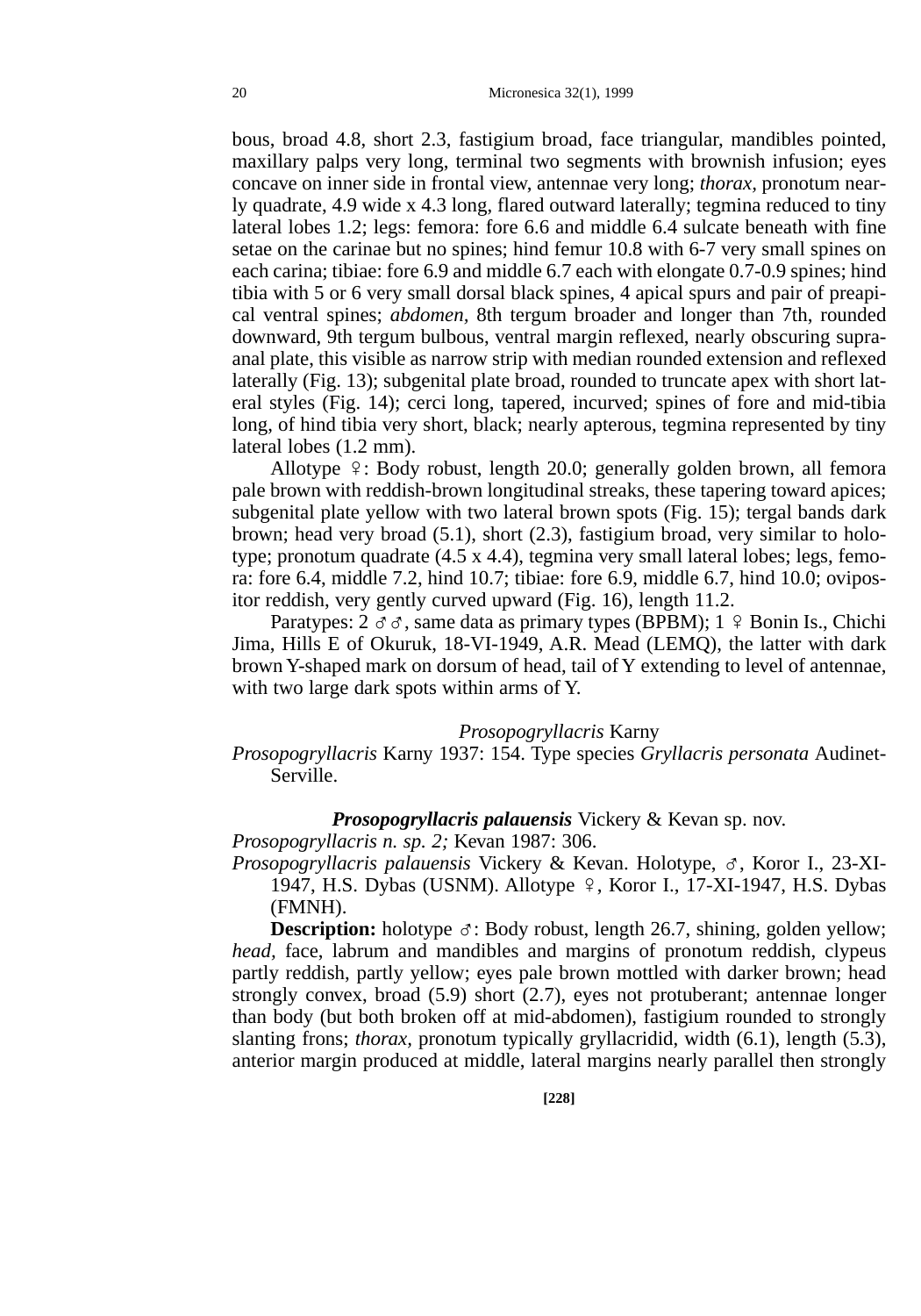bous, broad 4.8, short 2.3, fastigium broad, face triangular, mandibles pointed, maxillary palps very long, terminal two segments with brownish infusion; eyes concave on inner side in frontal view, antennae very long; *thorax*, pronotum nearly quadrate, 4.9 wide x 4.3 long, flared outward laterally; tegmina reduced to tiny lateral lobes 1.2; legs: femora: fore 6.6 and middle 6.4 sulcate beneath with fine setae on the carinae but no spines; hind femur 10.8 with 6-7 very small spines on each carina; tibiae: fore 6.9 and middle 6.7 each with elongate 0.7-0.9 spines; hind tibia with 5 or 6 very small dorsal black spines, 4 apical spurs and pair of preapical ventral spines; *abdomen*, 8th tergum broader and longer than 7th, rounded downward, 9th tergum bulbous, ventral margin reflexed, nearly obscuring supra-anal plate, this visible as narrow strip with median rounded extension and reflexed laterally (Fig. 13); subgenital plate broad, rounded to truncate apex with short lateral styles (Fig. 14); cerci long, tapered, incurved; spines of fore and mid-tibia long, of hind tibia very short, black; nearly apterous, tegmina represented by tiny lateral lobes (1.2 mm).

Allotype ♀: Body robust, length 20.0; generally golden brown, all femora pale brown with reddish-brown longitudinal streaks, these tapering toward apices; subgenital plate yellow with two lateral brown spots (Fig. 15); tergal bands dark brown; head very broad (5.1), short (2.3), fastigium broad, very similar to holotype; pronotum quadrate (4.5 x 4.4), tegmina very small lateral lobes; legs, femora: fore 6.4, middle 7.2, hind 10.7; tibiae: fore 6.9, middle 6.7, hind 10.0; ovipositor reddish, very gently curved upward (Fig. 16), length 11.2.

Paratypes: 2 ♂♂, same data as primary types (BPBM); 1 ♀ Bonin Is., Chichi Jima, Hills E of Okuruk, 18-VI-1949, A.R. Mead (LEMQ), the latter with dark brown Y-shaped mark on dorsum of head, tail of Y extending to level of antennae, with two large dark spots within arms of Y.

### *Prosopogryllacris* Karny

*Prosopogryllacris* Karny 1937: 154. Type species *Gryllacris personata* Audinet-Serville.

### ***Prosopogryllacris palauensis*** Vickery & Kevan sp. nov.

*Prosopogryllacris n. sp. 2;* Kevan 1987: 306.

*Prosopogryllacris palauensis* Vickery & Kevan. Holotype, ♂, Koror I., 23-XI-1947, H.S. Dybas (USNM). Allotype ♀, Koror I., 17-XI-1947, H.S. Dybas (FMNH).

**Description:** holotype ♂: Body robust, length 26.7, shining, golden yellow; *head*, face, labrum and mandibles and margins of pronotum reddish, clypeus partly reddish, partly yellow; eyes pale brown mottled with darker brown; head strongly convex, broad (5.9) short (2.7), eyes not protuberant; antennae longer than body (but both broken off at mid-abdomen), fastigium rounded to strongly slanting frons; *thorax*, pronotum typically gryllacridid, width (6.1), length (5.3), anterior margin produced at middle, lateral margins nearly parallel then strongly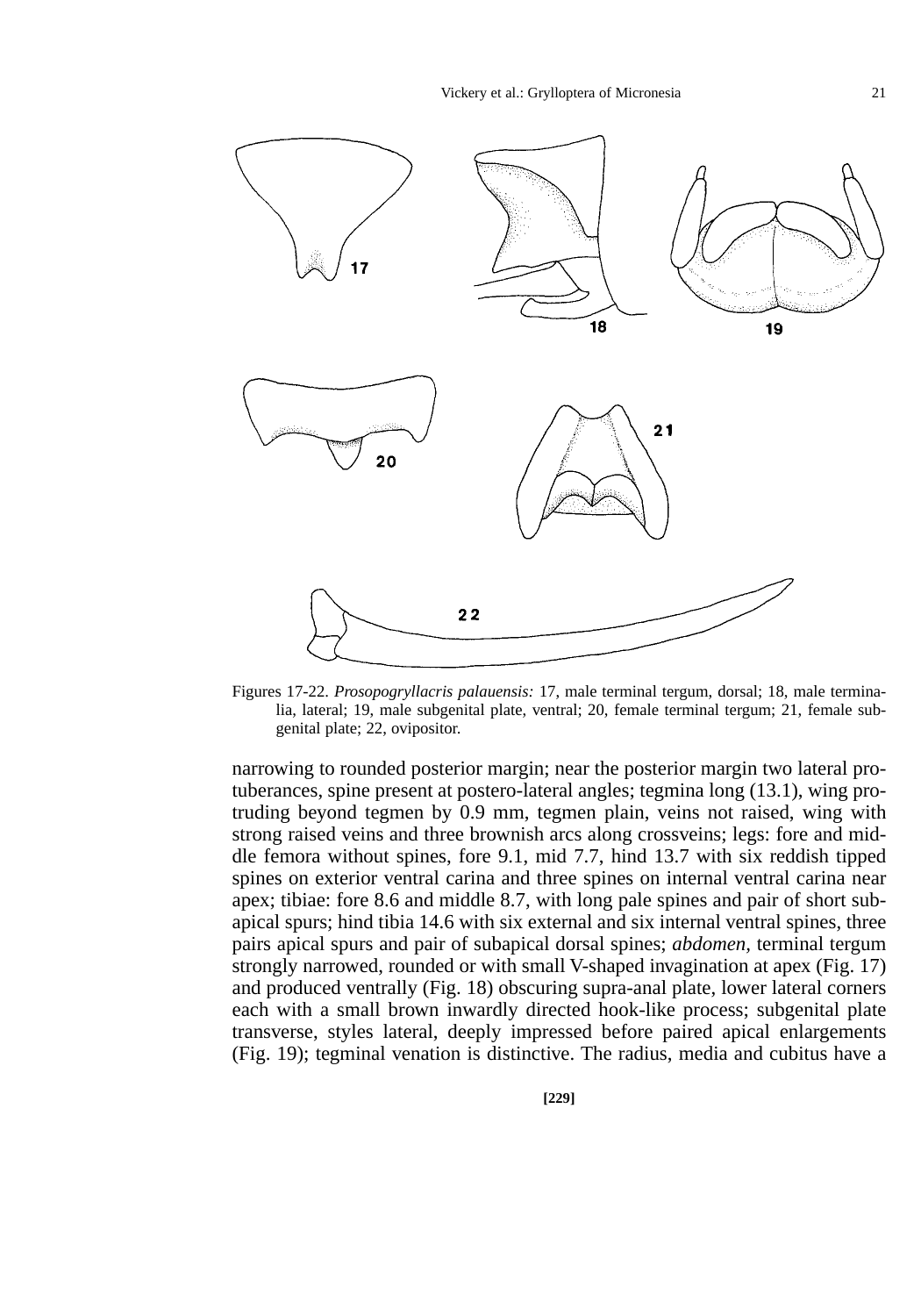Figures 17-22. *Prosopogryllacris palauensis:* 17, male terminal tergum, dorsal; 18, male terminalia, lateral; 19, male subgenital plate, ventral; 20, female terminal tergum; 21, female subgenital plate; 22, ovipositor.

narrowing to rounded posterior margin; near the posterior margin two lateral protuberances, spine present at postero-lateral angles; tegmina long (13.1), wing protruding beyond tegmen by 0.9 mm, tegmen plain, veins not raised, wing with strong raised veins and three brownish arcs along crossveins; legs: fore and middle femora without spines, fore 9.1, mid 7.7, hind 13.7 with six reddish tipped spines on exterior ventral carina and three spines on internal ventral carina near apex; tibiae: fore 8.6 and middle 8.7, with long pale spines and pair of short subapical spurs; hind tibia 14.6 with six external and six internal ventral spines, three pairs apical spurs and pair of subapical dorsal spines; *abdomen,* terminal tergum strongly narrowed, rounded or with small V-shaped invagination at apex (Fig. 17) and produced ventrally (Fig. 18) obscuring supra-anal plate, lower lateral corners each with a small brown inwardly directed hook-like process; subgenital plate transverse, styles lateral, deeply impressed before paired apical enlargements (Fig. 19); tegminal venation is distinctive. The radius, media and cubitus have a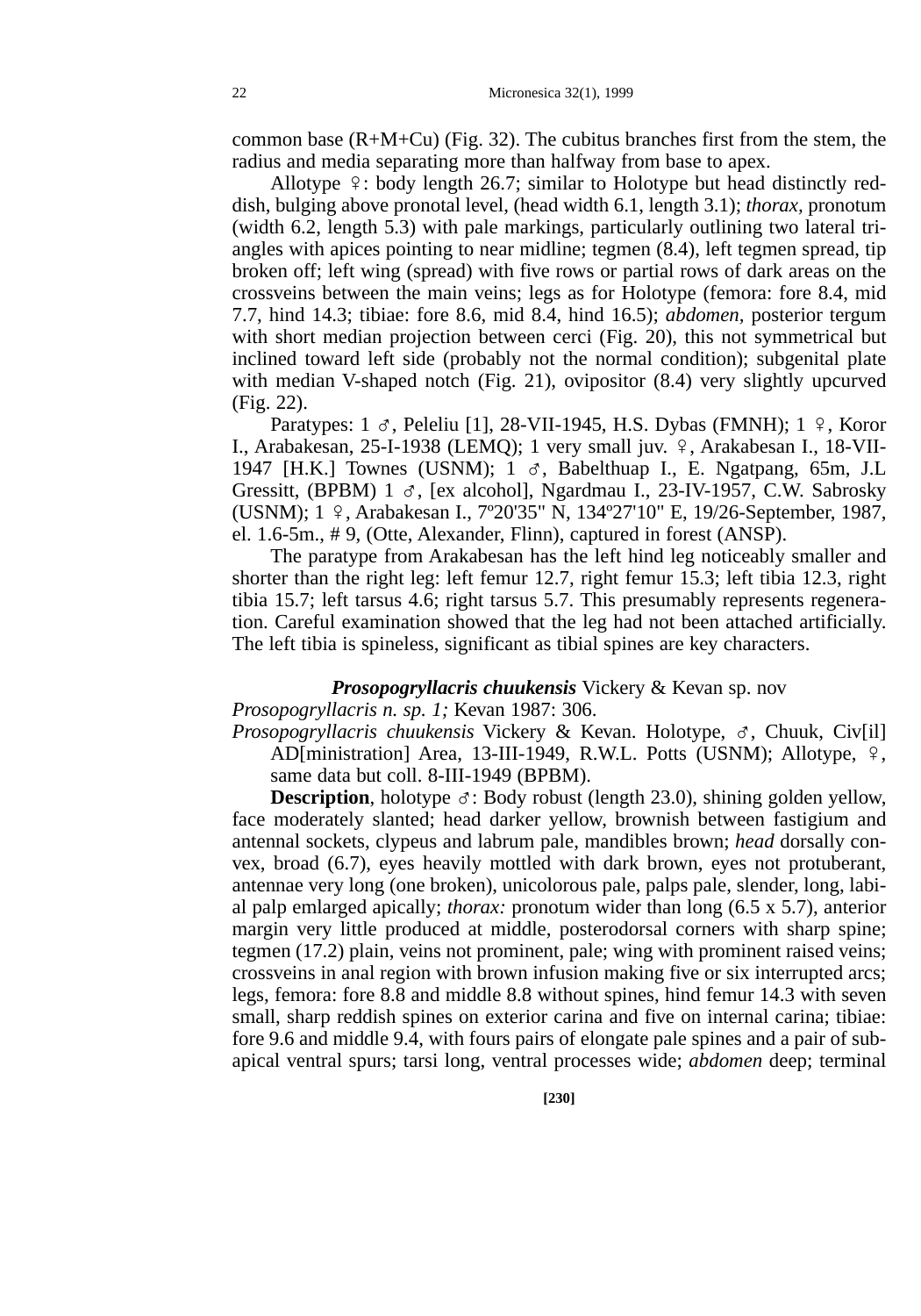common base (R+M+Cu) (Fig. 32). The cubitus branches first from the stem, the radius and media separating more than halfway from base to apex.

Allotype ♀: body length 26.7; similar to Holotype but head distinctly reddish, bulging above pronotal level, (head width 6.1, length 3.1); *thorax*, pronotum (width 6.2, length 5.3) with pale markings, particularly outlining two lateral triangles with apices pointing to near midline; tegmen (8.4), left tegmen spread, tip broken off; left wing (spread) with five rows or partial rows of dark areas on the crossveins between the main veins; legs as for Holotype (femora: fore 8.4, mid 7.7, hind 14.3; tibiae: fore 8.6, mid 8.4, hind 16.5); *abdomen*, posterior tergum with short median projection between cerci (Fig. 20), this not symmetrical but inclined toward left side (probably not the normal condition); subgenital plate with median V-shaped notch (Fig. 21), ovipositor (8.4) very slightly upcurved (Fig. 22).

Paratypes: 1 ♂, Peleliu [1], 28-VII-1945, H.S. Dybas (FMNH); 1 ♀, Koror I., Arabakesan, 25-I-1938 (LEMQ); 1 very small juv. ♀, Arakabesan I., 18-VII-1947 [H.K.] Townes (USNM); 1 ♂, Babelthuap I., E. Ngatpang, 65m, J.L Gressitt, (BPBM) 1 ♂, [ex alcohol], Ngardmau I., 23-IV-1957, C.W. Sabrosky (USNM); 1 ♀, Arabakesan I., 7º20'35" N, 134º27'10" E, 19/26-September, 1987, el. 1.6-5m., # 9, (Otte, Alexander, Flinn), captured in forest (ANSP).

The paratype from Arakabesan has the left hind leg noticeably smaller and shorter than the right leg: left femur 12.7, right femur 15.3; left tibia 12.3, right tibia 15.7; left tarsus 4.6; right tarsus 5.7. This presumably represents regeneration. Careful examination showed that the leg had not been attached artificially. The left tibia is spineless, significant as tibial spines are key characters.

### ***Prosopogryllacris chuukensis*** Vickery & Kevan sp. nov

*Prosopogryllacris n. sp. 1;* Kevan 1987: 306.

*Prosopogryllacris chuukensis* Vickery & Kevan. Holotype, ♂, Chuuk, Civ[il] AD[ministration] Area, 13-III-1949, R.W.L. Potts (USNM); Allotype, ♀, same data but coll. 8-III-1949 (BPBM).

**Description**, holotype ♂: Body robust (length 23.0), shining golden yellow, face moderately slanted; head darker yellow, brownish between fastigium and antennal sockets, clypeus and labrum pale, mandibles brown; *head* dorsally convex, broad (6.7), eyes heavily mottled with dark brown, eyes not protuberant, antennae very long (one broken), unicolorous pale, palps pale, slender, long, labial palp emlarged apically; *thorax:* pronotum wider than long (6.5 x 5.7), anterior margin very little produced at middle, posterodorsal corners with sharp spine; tegmen (17.2) plain, veins not prominent, pale; wing with prominent raised veins; crossveins in anal region with brown infusion making five or six interrupted arcs; legs, femora: fore 8.8 and middle 8.8 without spines, hind femur 14.3 with seven small, sharp reddish spines on exterior carina and five on internal carina; tibiae: fore 9.6 and middle 9.4, with fours pairs of elongate pale spines and a pair of subapical ventral spurs; tarsi long, ventral processes wide; *abdomen* deep; terminal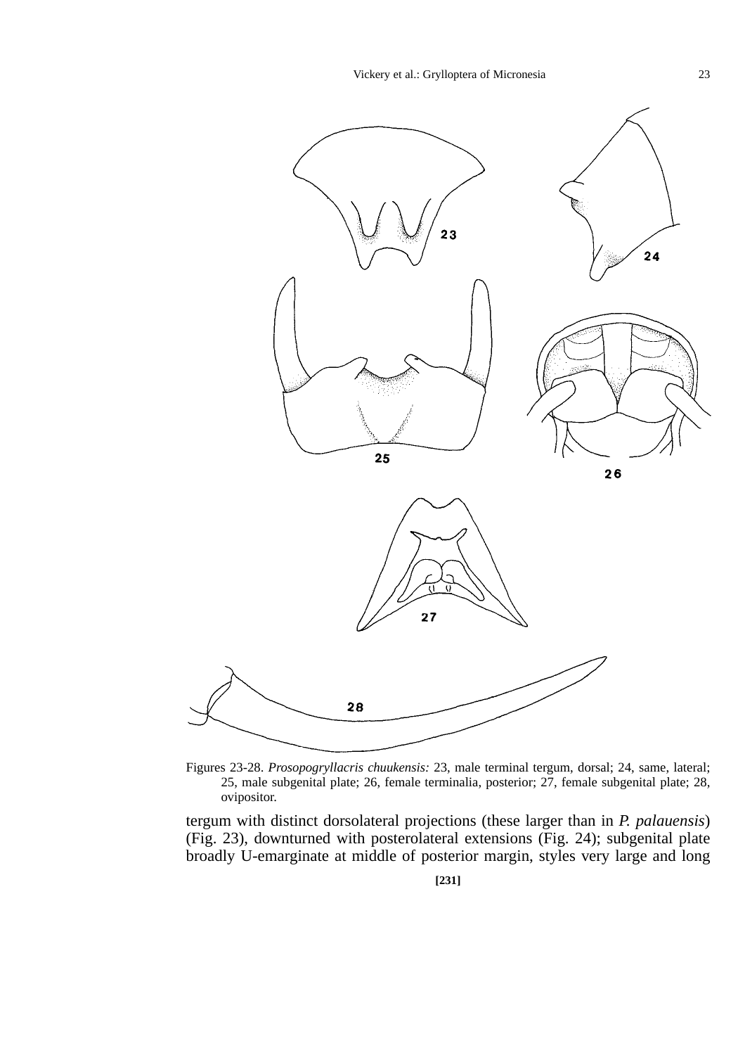Figures 23-28. *Prosopogryllacris chuukensis:* 23, male terminal tergum, dorsal; 24, same, lateral; 25, male subgenital plate; 26, female terminalia, posterior; 27, female subgenital plate; 28, ovipositor.

tergum with distinct dorsolateral projections (these larger than in *P. palauensis*) (Fig. 23), downturned with posterolateral extensions (Fig. 24); subgenital plate broadly U-emarginate at middle of posterior margin, styles very large and long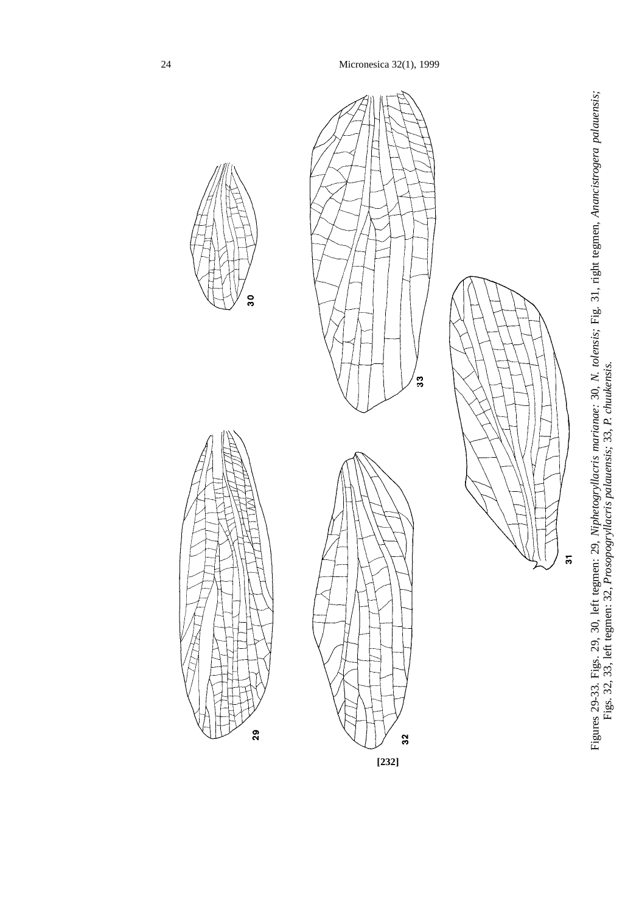Figures 29-33. Figs. 29, 30, left tegmen: 29, *Niphetogryllacris marianae*; 30, *N. tolensis*; Fig. 31, right tegmen, *Anancistrogera palauensis*; Figs. 32, 33, left tegmen; 32, *Prosopogryllacris palauensis*; 33, *P. chuukensis*.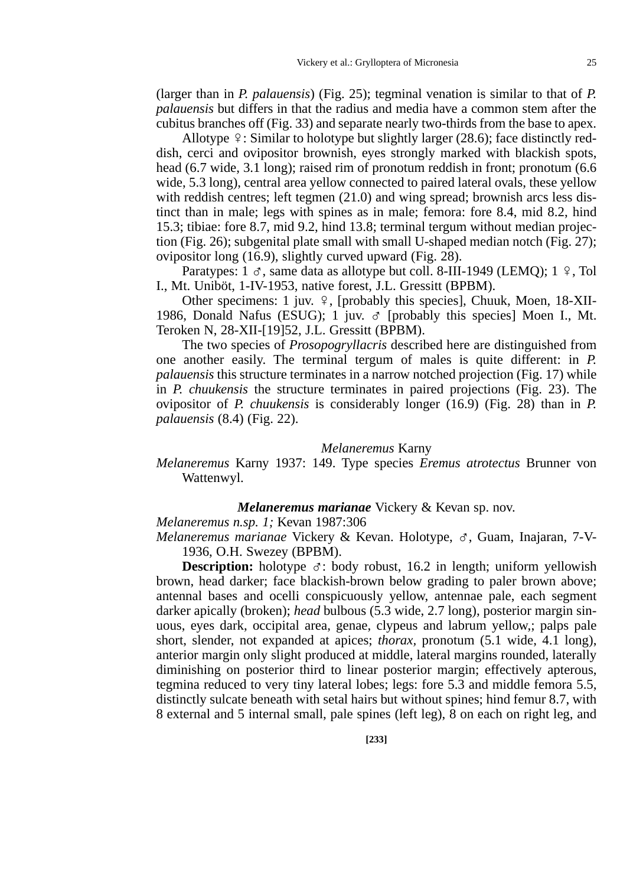(larger than in *P. palauensis*) (Fig. 25); tegminal venation is similar to that of *P. palauensis* but differs in that the radius and media have a common stem after the cubitus branches off (Fig. 33) and separate nearly two-thirds from the base to apex.

Allotype ♀: Similar to holotype but slightly larger (28.6); face distinctly reddish, cerci and ovipositor brownish, eyes strongly marked with blackish spots, head (6.7 wide, 3.1 long); raised rim of pronotum reddish in front; pronotum (6.6 wide, 5.3 long), central area yellow connected to paired lateral ovals, these yellow with reddish centres; left tegmen (21.0) and wing spread; brownish arcs less distinct than in male; legs with spines as in male; femora: fore 8.4, mid 8.2, hind 15.3; tibiae: fore 8.7, mid 9.2, hind 13.8; terminal tergum without median projection (Fig. 26); subgenital plate small with small U-shaped median notch (Fig. 27); ovipositor long (16.9), slightly curved upward (Fig. 28).

Paratypes: 1 ♂, same data as allotype but coll. 8-III-1949 (LEMQ); 1 ♀, Tol I., Mt. Uniböt, 1-IV-1953, native forest, J.L. Gressitt (BPBM).

Other specimens: 1 juv. ♀, [probably this species], Chuuk, Moen, 18-XII-1986, Donald Nafus (ESUG); 1 juv. ♂ [probably this species] Moen I., Mt. Teroken N, 28-XII-[19]52, J.L. Gressitt (BPBM).

The two species of *Prosopogryllacris* described here are distinguished from one another easily. The terminal tergum of males is quite different: in *P. palauensis* this structure terminates in a narrow notched projection (Fig. 17) while in *P. chuukensis* the structure terminates in paired projections (Fig. 23). The ovipositor of *P. chuukensis* is considerably longer (16.9) (Fig. 28) than in *P. palauensis* (8.4) (Fig. 22).

### *Melaneremus* Karny

*Melaneremus* Karny 1937: 149. Type species *Eremus atrotectus* Brunner von Wattenwyl.

### ***Melaneremus marianae*** Vickery & Kevan sp. nov.

*Melaneremus n.sp. 1;* Kevan 1987:306

*Melaneremus marianae* Vickery & Kevan. Holotype, ♂, Guam, Inajaran, 7-V-1936, O.H. Swezey (BPBM).

**Description:** holotype ♂: body robust, 16.2 in length; uniform yellowish brown, head darker; face blackish-brown below grading to paler brown above; antennal bases and ocelli conspicuously yellow, antennae pale, each segment darker apically (broken); *head* bulbous (5.3 wide, 2.7 long), posterior margin sinuous, eyes dark, occipital area, genae, clypeus and labrum yellow,; palps pale short, slender, not expanded at apices; *thorax*, pronotum (5.1 wide, 4.1 long), anterior margin only slight produced at middle, lateral margins rounded, laterally diminishing on posterior third to linear posterior margin; effectively apterous, tegmina reduced to very tiny lateral lobes; legs: fore 5.3 and middle femora 5.5, distinctly sulcate beneath with setal hairs but without spines; hind femur 8.7, with 8 external and 5 internal small, pale spines (left leg), 8 on each on right leg, and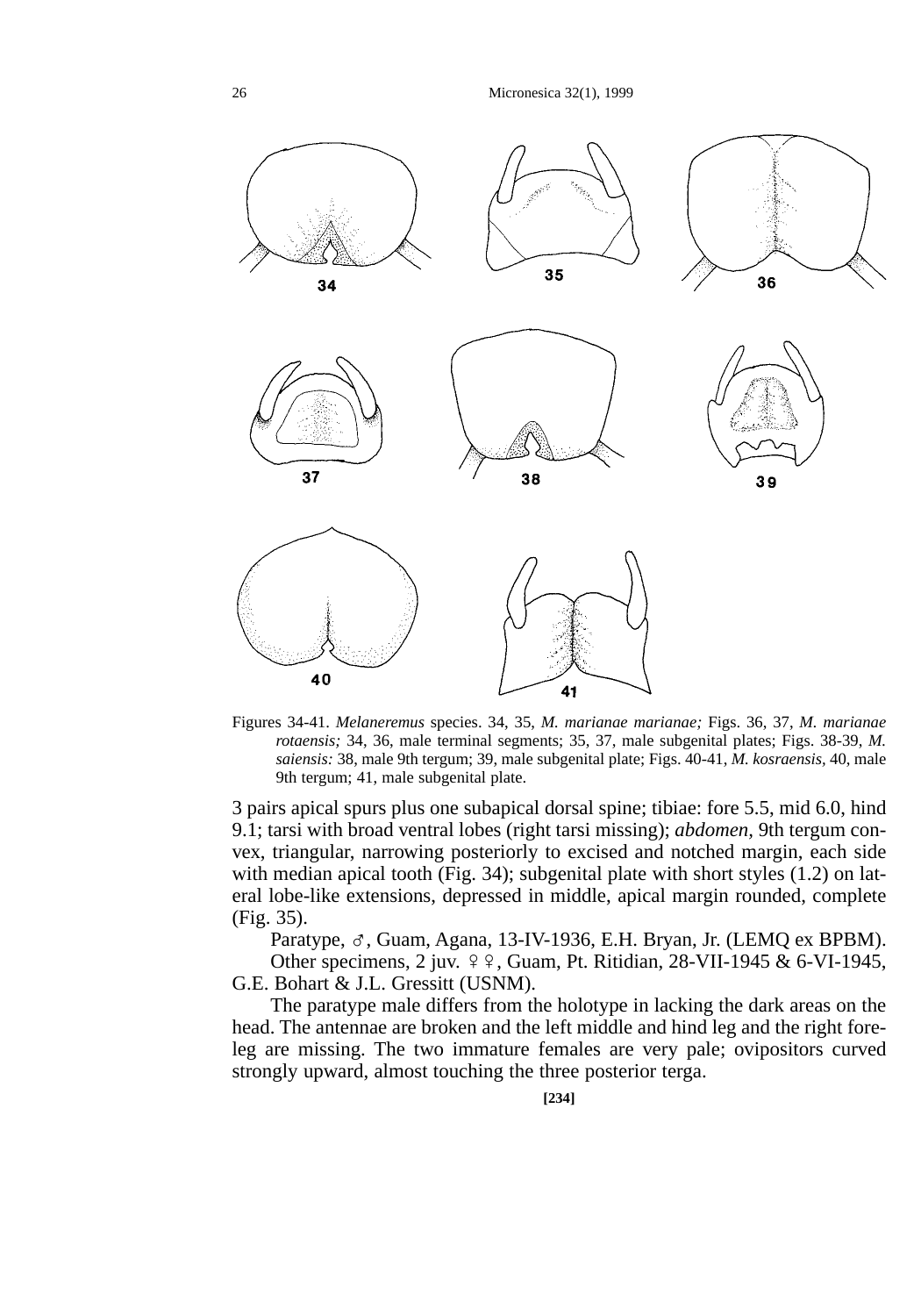Figures 34-41. *Melaneremus* species. 34, 35, *M. marianae marianae;* Figs. 36, 37, *M. marianae rotaensis;* 34, 36, male terminal segments; 35, 37, male subgenital plates; Figs. 38-39, *M. saiensis:* 38, male 9th tergum; 39, male subgenital plate; Figs. 40-41, *M. kosraensis,* 40, male 9th tergum; 41, male subgenital plate.

3 pairs apical spurs plus one subapical dorsal spine; tibiae: fore 5.5, mid 6.0, hind 9.1; tarsi with broad ventral lobes (right tarsi missing); *abdomen,* 9th tergum convex, triangular, narrowing posteriorly to excised and notched margin, each side with median apical tooth (Fig. 34); subgenital plate with short styles (1.2) on lateral lobe-like extensions, depressed in middle, apical margin rounded, complete (Fig. 35).

Paratype, ♂, Guam, Agana, 13-IV-1936, E.H. Bryan, Jr. (LEMQ ex BPBM).

Other specimens, 2 juv. ♀♀, Guam, Pt. Ritidian, 28-VII-1945 & 6-VI-1945, G.E. Bohart & J.L. Gressitt (USNM).

The paratype male differs from the holotype in lacking the dark areas on the head. The antennae are broken and the left middle and hind leg and the right foreleg are missing. The two immature females are very pale; ovipositors curved strongly upward, almost touching the three posterior terga.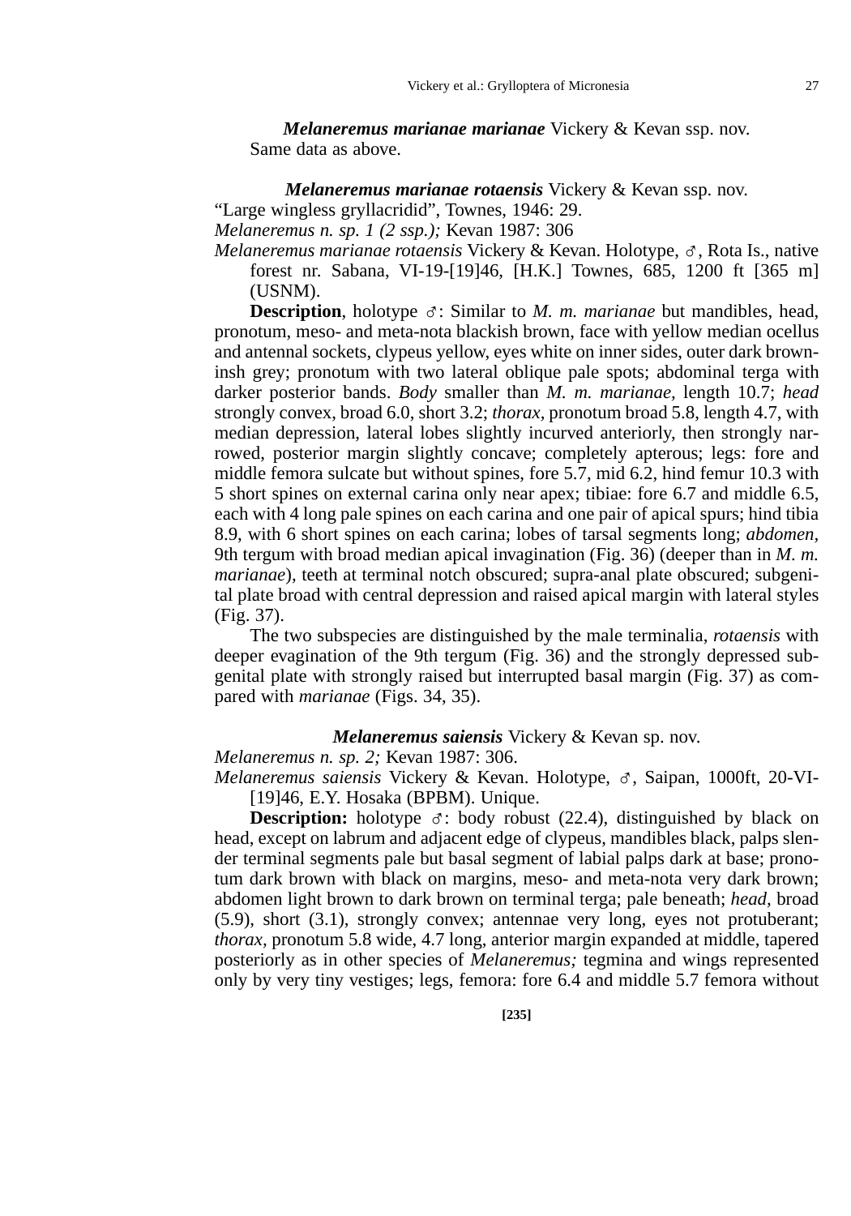***Melaneremus marianae marianae*** Vickery & Kevan ssp. nov.
Same data as above.

***Melaneremus marianae rotaensis*** Vickery & Kevan ssp. nov.

"Large wingless gryllacridid", Townes, 1946: 29.

*Melaneremus n. sp. 1 (2 ssp.);* Kevan 1987: 306

*Melaneremus marianae rotaensis* Vickery & Kevan. Holotype, ♂, Rota Is., native forest nr. Sabana, VI-19-[19]46, [H.K.] Townes, 685, 1200 ft [365 m] (USNM).

**Description**, holotype ♂: Similar to *M. m. marianae* but mandibles, head, pronotum, meso- and meta-nota blackish brown, face with yellow median ocellus and antennal sockets, clypeus yellow, eyes white on inner sides, outer dark browninsh grey; pronotum with two lateral oblique pale spots; abdominal terga with darker posterior bands. *Body* smaller than *M. m. marianae*, length 10.7; *head* strongly convex, broad 6.0, short 3.2; *thorax*, pronotum broad 5.8, length 4.7, with median depression, lateral lobes slightly incurved anteriorly, then strongly narrowed, posterior margin slightly concave; completely apterous; legs: fore and middle femora sulcate but without spines, fore 5.7, mid 6.2, hind femur 10.3 with 5 short spines on external carina only near apex; tibiae: fore 6.7 and middle 6.5, each with 4 long pale spines on each carina and one pair of apical spurs; hind tibia 8.9, with 6 short spines on each carina; lobes of tarsal segments long; *abdomen*, 9th tergum with broad median apical invagination (Fig. 36) (deeper than in *M. m. marianae*), teeth at terminal notch obscured; supra-anal plate obscured; subgenital plate broad with central depression and raised apical margin with lateral styles (Fig. 37).

The two subspecies are distinguished by the male terminalia, *rotaensis* with deeper evagination of the 9th tergum (Fig. 36) and the strongly depressed subgenital plate with strongly raised but interrupted basal margin (Fig. 37) as compared with *marianae* (Figs. 34, 35).

***Melaneremus saiensis*** Vickery & Kevan sp. nov.

*Melaneremus n. sp. 2;* Kevan 1987: 306.

*Melaneremus saiensis* Vickery & Kevan. Holotype, ♂, Saipan, 1000ft, 20-VI-[19]46, E.Y. Hosaka (BPBM). Unique.

**Description:** holotype ♂: body robust (22.4), distinguished by black on head, except on labrum and adjacent edge of clypeus, mandibles black, palps slender terminal segments pale but basal segment of labial palps dark at base; pronotum dark brown with black on margins, meso- and meta-nota very dark brown; abdomen light brown to dark brown on terminal terga; pale beneath; *head,* broad (5.9), short (3.1), strongly convex; antennae very long, eyes not protuberant; *thorax,* pronotum 5.8 wide, 4.7 long, anterior margin expanded at middle, tapered posteriorly as in other species of *Melaneremus;* tegmina and wings represented only by very tiny vestiges; legs, femora: fore 6.4 and middle 5.7 femora without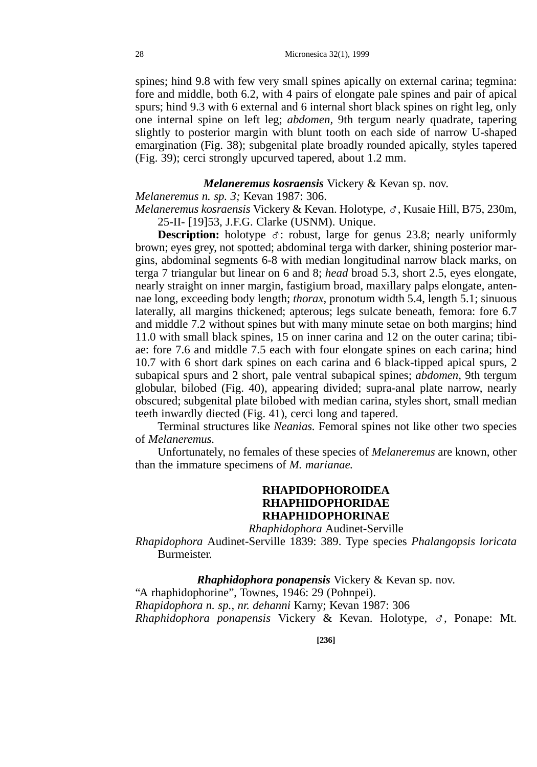spines; hind 9.8 with few very small spines apically on external carina; tegmina: fore and middle, both 6.2, with 4 pairs of elongate pale spines and pair of apical spurs; hind 9.3 with 6 external and 6 internal short black spines on right leg, only one internal spine on left leg; *abdomen,* 9th tergum nearly quadrate, tapering slightly to posterior margin with blunt tooth on each side of narrow U-shaped emargination (Fig. 38); subgenital plate broadly rounded apically, styles tapered (Fig. 39); cerci strongly upcurved tapered, about 1.2 mm.

**_Melaneremus kosraensis_** Vickery & Kevan sp. nov.

*Melaneremus n. sp. 3;* Kevan 1987: 306.

*Melaneremus kosraensis* Vickery & Kevan. Holotype, ♂, Kusaie Hill, B75, 230m, 25-II- [19]53, J.F.G. Clarke (USNM). Unique.

**Description:** holotype ♂: robust, large for genus 23.8; nearly uniformly brown; eyes grey, not spotted; abdominal terga with darker, shining posterior margins, abdominal segments 6-8 with median longitudinal narrow black marks, on terga 7 triangular but linear on 6 and 8; *head* broad 5.3, short 2.5, eyes elongate, nearly straight on inner margin, fastigium broad, maxillary palps elongate, antennae long, exceeding body length; *thorax*, pronotum width 5.4, length 5.1; sinuous laterally, all margins thickened; apterous; legs sulcate beneath, femora: fore 6.7 and middle 7.2 without spines but with many minute setae on both margins; hind 11.0 with small black spines, 15 on inner carina and 12 on the outer carina; tibiae: fore 7.6 and middle 7.5 each with four elongate spines on each carina; hind 10.7 with 6 short dark spines on each carina and 6 black-tipped apical spurs, 2 subapical spurs and 2 short, pale ventral subapical spines; *abdomen,* 9th tergum globular, bilobed (Fig. 40), appearing divided; supra-anal plate narrow, nearly obscured; subgenital plate bilobed with median carina, styles short, small median teeth inwardly diected (Fig. 41), cerci long and tapered.

Terminal structures like *Neanias.* Femoral spines not like other two species of *Melaneremus.*

Unfortunately, no females of these species of *Melaneremus* are known, other than the immature specimens of *M. marianae.*

## RHAPIDOPHOROIDEA
## RHAPHIDOPHORIDAE
## RHAPHIDOPHORINAE

*Rhaphidophora* Audinet-Serville

*Rhapidophora* Audinet-Serville 1839: 389. Type species *Phalangopsis loricata* Burmeister.

**_Rhaphidophora ponapensis_** Vickery & Kevan sp. nov.

"A rhaphidophorine", Townes, 1946: 29 (Pohnpei).

*Rhapidophora n. sp., nr. dehanni* Karny; Kevan 1987: 306

*Rhaphidophora ponapensis* Vickery & Kevan. Holotype, ♂, Ponape: Mt.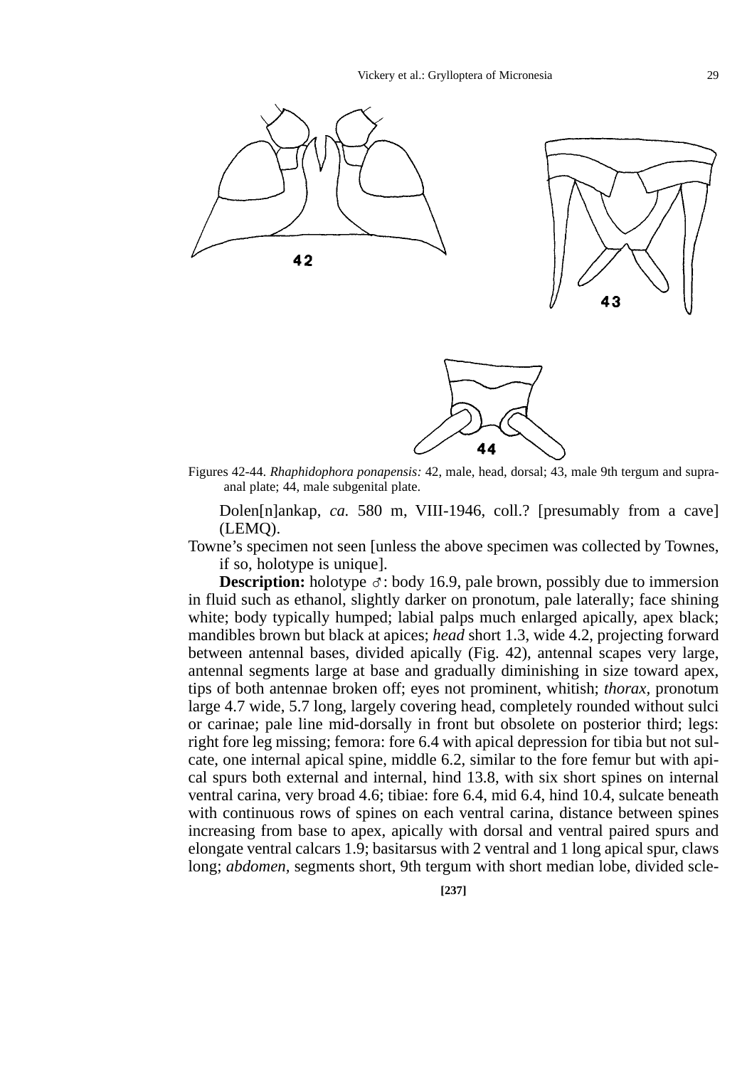Figures 42-44. *Rhaphidophora ponapensis:* 42, male, head, dorsal; 43, male 9th tergum and supra-anal plate; 44, male subgenital plate.

Dolen[n]ankap, *ca.* 580 m, VIII-1946, coll.? [presumably from a cave] (LEMQ).

Towne's specimen not seen [unless the above specimen was collected by Townes, if so, holotype is unique].

**Description:** holotype ♂: body 16.9, pale brown, possibly due to immersion in fluid such as ethanol, slightly darker on pronotum, pale laterally; face shining white; body typically humped; labial palps much enlarged apically, apex black; mandibles brown but black at apices; *head* short 1.3, wide 4.2, projecting forward between antennal bases, divided apically (Fig. 42), antennal scapes very large, antennal segments large at base and gradually diminishing in size toward apex, tips of both antennae broken off; eyes not prominent, whitish; *thorax*, pronotum large 4.7 wide, 5.7 long, largely covering head, completely rounded without sulci or carinae; pale line mid-dorsally in front but obsolete on posterior third; legs: right fore leg missing; femora: fore 6.4 with apical depression for tibia but not sulcate, one internal apical spine, middle 6.2, similar to the fore femur but with apical spurs both external and internal, hind 13.8, with six short spines on internal ventral carina, very broad 4.6; tibiae: fore 6.4, mid 6.4, hind 10.4, sulcate beneath with continuous rows of spines on each ventral carina, distance between spines increasing from base to apex, apically with dorsal and ventral paired spurs and elongate ventral calcars 1.9; basitarsus with 2 ventral and 1 long apical spur, claws long; *abdomen*, segments short, 9th tergum with short median lobe, divided scle-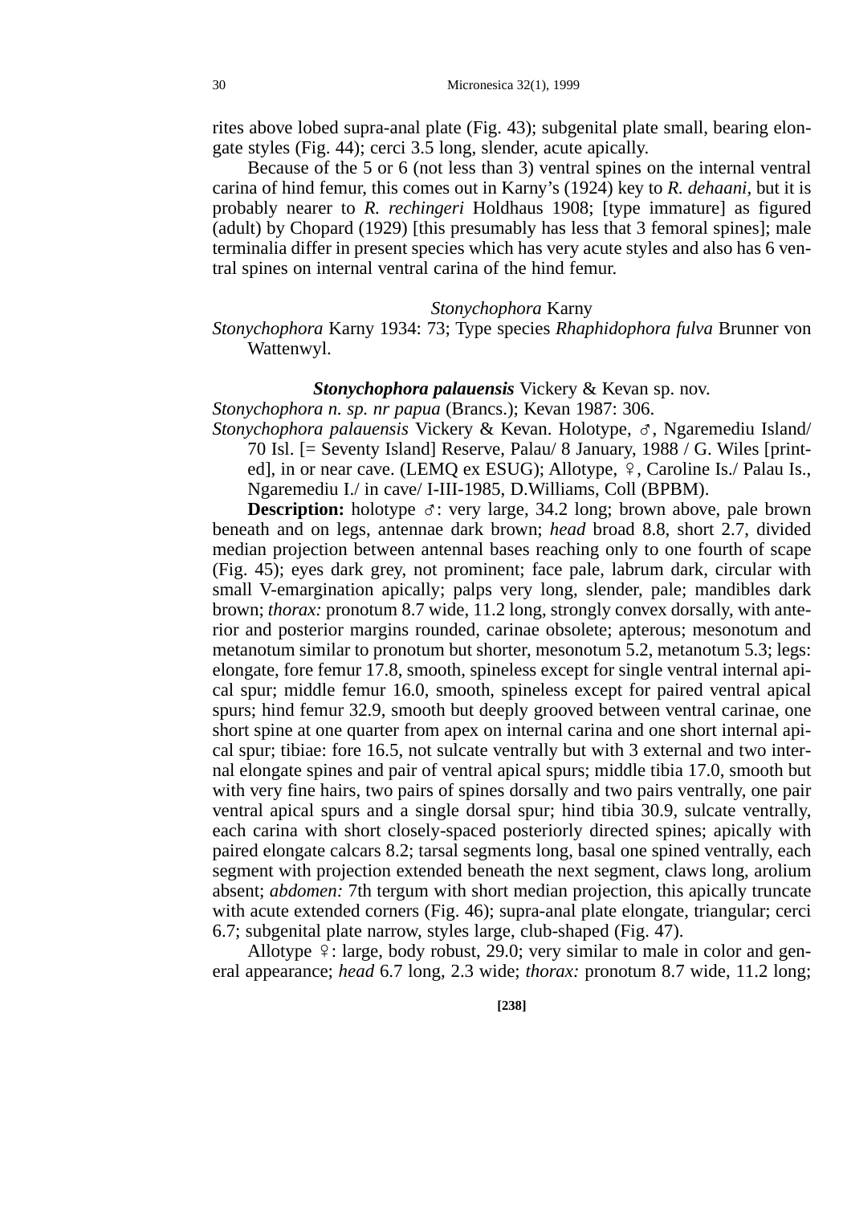rites above lobed supra-anal plate (Fig. 43); subgenital plate small, bearing elongate styles (Fig. 44); cerci 3.5 long, slender, acute apically.

Because of the 5 or 6 (not less than 3) ventral spines on the internal ventral carina of hind femur, this comes out in Karny's (1924) key to *R. dehaani*, but it is probably nearer to *R. rechingeri* Holdhaus 1908; [type immature] as figured (adult) by Chopard (1929) [this presumably has less that 3 femoral spines]; male terminalia differ in present species which has very acute styles and also has 6 ventral spines on internal ventral carina of the hind femur.

### *Stonychophora* Karny

*Stonychophora* Karny 1934: 73; Type species *Rhaphidophora fulva* Brunner von Wattenwyl.

### ***Stonychophora palauensis*** Vickery & Kevan sp. nov.

*Stonychophora n. sp. nr papua* (Brancs.); Kevan 1987: 306.

*Stonychophora palauensis* Vickery & Kevan. Holotype, ♂, Ngaremediu Island/ 70 Isl. [= Seventy Island] Reserve, Palau/ 8 January, 1988 / G. Wiles [printed], in or near cave. (LEMQ ex ESUG); Allotype, ♀, Caroline Is./ Palau Is., Ngaremediu I./ in cave/ I-III-1985, D.Williams, Coll (BPBM).

**Description:** holotype ♂: very large, 34.2 long; brown above, pale brown beneath and on legs, antennae dark brown; *head* broad 8.8, short 2.7, divided median projection between antennal bases reaching only to one fourth of scape (Fig. 45); eyes dark grey, not prominent; face pale, labrum dark, circular with small V-emargination apically; palps very long, slender, pale; mandibles dark brown; *thorax:* pronotum 8.7 wide, 11.2 long, strongly convex dorsally, with anterior and posterior margins rounded, carinae obsolete; apterous; mesonotum and metanotum similar to pronotum but shorter, mesonotum 5.2, metanotum 5.3; legs: elongate, fore femur 17.8, smooth, spineless except for single ventral internal apical spur; middle femur 16.0, smooth, spineless except for paired ventral apical spurs; hind femur 32.9, smooth but deeply grooved between ventral carinae, one short spine at one quarter from apex on internal carina and one short internal apical spur; tibiae: fore 16.5, not sulcate ventrally but with 3 external and two internal elongate spines and pair of ventral apical spurs; middle tibia 17.0, smooth but with very fine hairs, two pairs of spines dorsally and two pairs ventrally, one pair ventral apical spurs and a single dorsal spur; hind tibia 30.9, sulcate ventrally, each carina with short closely-spaced posteriorly directed spines; apically with paired elongate calcars 8.2; tarsal segments long, basal one spined ventrally, each segment with projection extended beneath the next segment, claws long, arolium absent; *abdomen:* 7th tergum with short median projection, this apically truncate with acute extended corners (Fig. 46); supra-anal plate elongate, triangular; cerci 6.7; subgenital plate narrow, styles large, club-shaped (Fig. 47).

Allotype ♀: large, body robust, 29.0; very similar to male in color and general appearance; *head* 6.7 long, 2.3 wide; *thorax:* pronotum 8.7 wide, 11.2 long;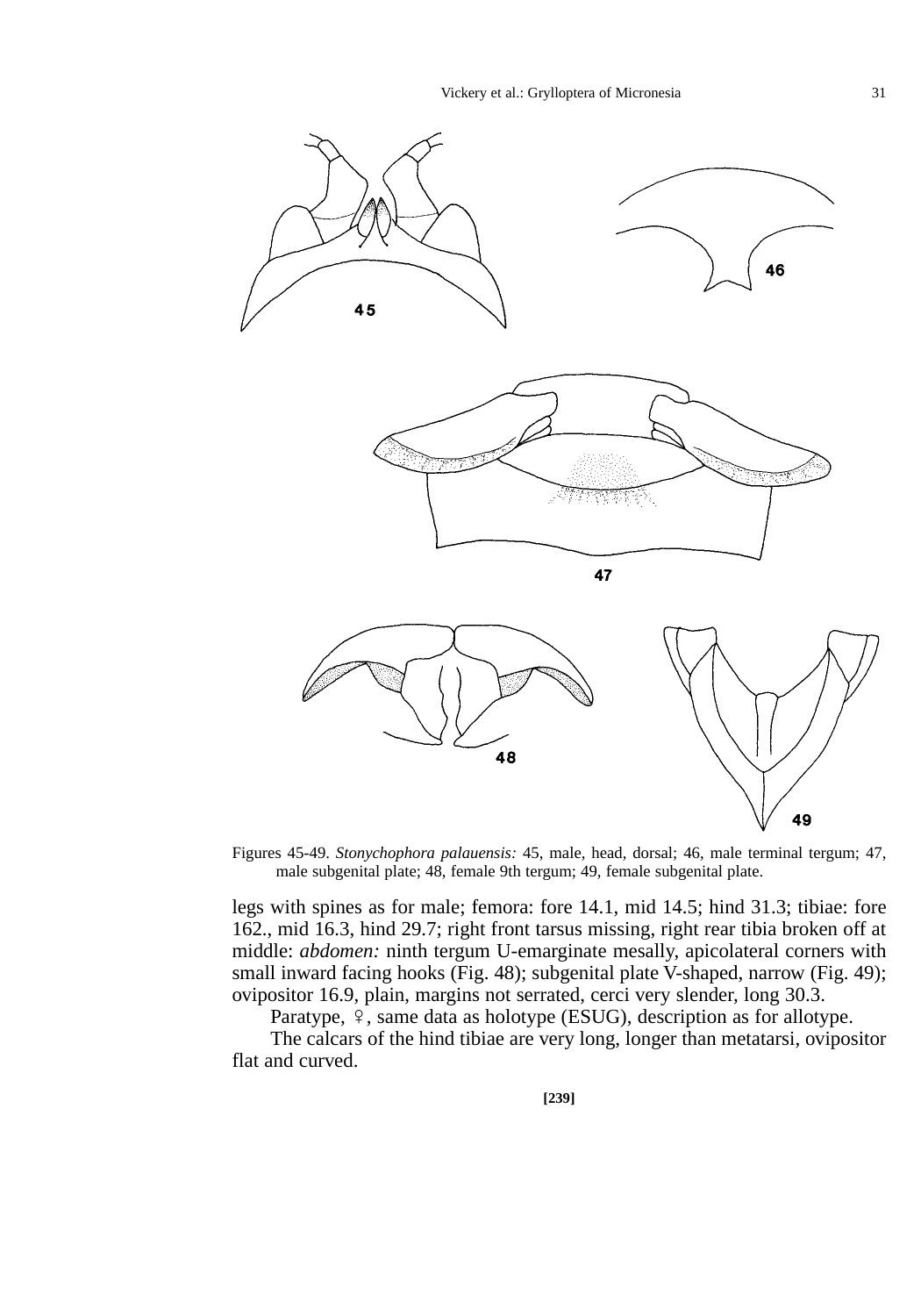Figures 45-49. *Stonychophora palauensis:* 45, male, head, dorsal; 46, male terminal tergum; 47, male subgenital plate; 48, female 9th tergum; 49, female subgenital plate.

legs with spines as for male; femora: fore 14.1, mid 14.5; hind 31.3; tibiae: fore 162., mid 16.3, hind 29.7; right front tarsus missing, right rear tibia broken off at middle: *abdomen:* ninth tergum U-emarginate mesally, apicolateral corners with small inward facing hooks (Fig. 48); subgenital plate V-shaped, narrow (Fig. 49); ovipositor 16.9, plain, margins not serrated, cerci very slender, long 30.3.

Paratype, ♀, same data as holotype (ESUG), description as for allotype.

The calcars of the hind tibiae are very long, longer than metatarsi, ovipositor flat and curved.

[239]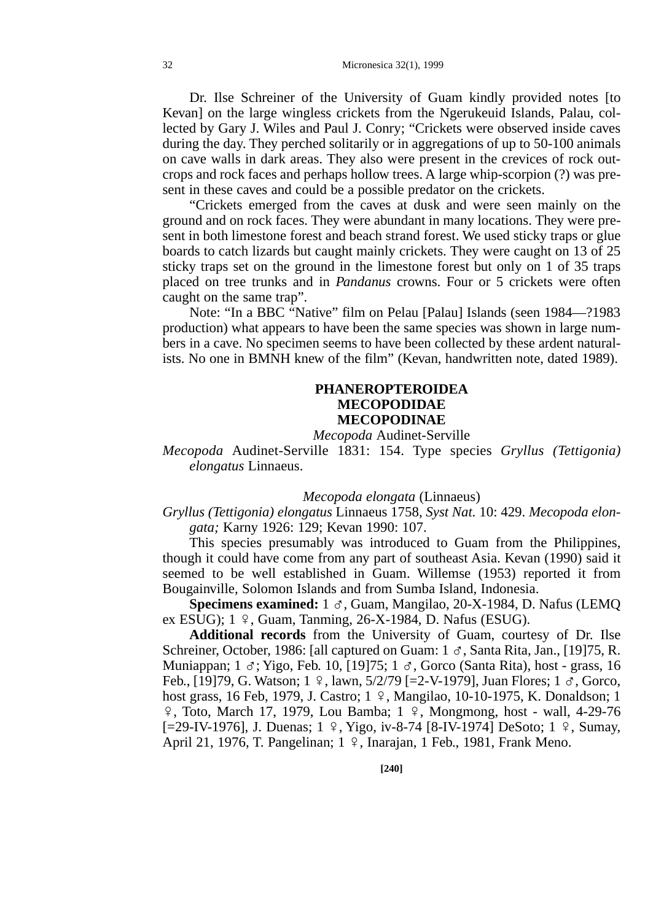Dr. Ilse Schreiner of the University of Guam kindly provided notes [to Kevan] on the large wingless crickets from the Ngerukeuid Islands, Palau, collected by Gary J. Wiles and Paul J. Conry; "Crickets were observed inside caves during the day. They perched solitarily or in aggregations of up to 50-100 animals on cave walls in dark areas. They also were present in the crevices of rock outcrops and rock faces and perhaps hollow trees. A large whip-scorpion (?) was present in these caves and could be a possible predator on the crickets.

"Crickets emerged from the caves at dusk and were seen mainly on the ground and on rock faces. They were abundant in many locations. They were present in both limestone forest and beach strand forest. We used sticky traps or glue boards to catch lizards but caught mainly crickets. They were caught on 13 of 25 sticky traps set on the ground in the limestone forest but only on 1 of 35 traps placed on tree trunks and in *Pandanus* crowns. Four or 5 crickets were often caught on the same trap".

Note: "In a BBC "Native" film on Pelau [Palau] Islands (seen 1984—?1983 production) what appears to have been the same species was shown in large numbers in a cave. No specimen seems to have been collected by these ardent naturalists. No one in BMNH knew of the film" (Kevan, handwritten note, dated 1989).

## PHANEROPTEROIDEA
## MECOPODIDAE
## MECOPODINAE

*Mecopoda* Audinet-Serville

*Mecopoda* Audinet-Serville 1831: 154. Type species *Gryllus (Tettigonia) elongatus* Linnaeus.

*Mecopoda elongata* (Linnaeus)

*Gryllus (Tettigonia) elongatus* Linnaeus 1758, *Syst Nat.* 10: 429. *Mecopoda elongata;* Karny 1926: 129; Kevan 1990: 107.

This species presumably was introduced to Guam from the Philippines, though it could have come from any part of southeast Asia. Kevan (1990) said it seemed to be well established in Guam. Willemse (1953) reported it from Bougainville, Solomon Islands and from Sumba Island, Indonesia.

**Specimens examined:** 1 ♂, Guam, Mangilao, 20-X-1984, D. Nafus (LEMQ ex ESUG); 1 ♀, Guam, Tanming, 26-X-1984, D. Nafus (ESUG).

**Additional records** from the University of Guam, courtesy of Dr. Ilse Schreiner, October, 1986: [all captured on Guam: 1 ♂, Santa Rita, Jan., [19]75, R. Muniappan; 1 ♂; Yigo, Feb. 10, [19]75; 1 ♂, Gorco (Santa Rita), host - grass, 16 Feb., [19]79, G. Watson; 1 ♀, lawn, 5/2/79 [=2-V-1979], Juan Flores; 1 ♂, Gorco, host grass, 16 Feb, 1979, J. Castro; 1 ♀, Mangilao, 10-10-1975, K. Donaldson; 1 ♀, Toto, March 17, 1979, Lou Bamba; 1 ♀, Mongmong, host - wall, 4-29-76 [=29-IV-1976], J. Duenas; 1 ♀, Yigo, iv-8-74 [8-IV-1974] DeSoto; 1 ♀, Sumay, April 21, 1976, T. Pangelinan; 1 ♀, Inarajan, 1 Feb., 1981, Frank Meno.

**[240]**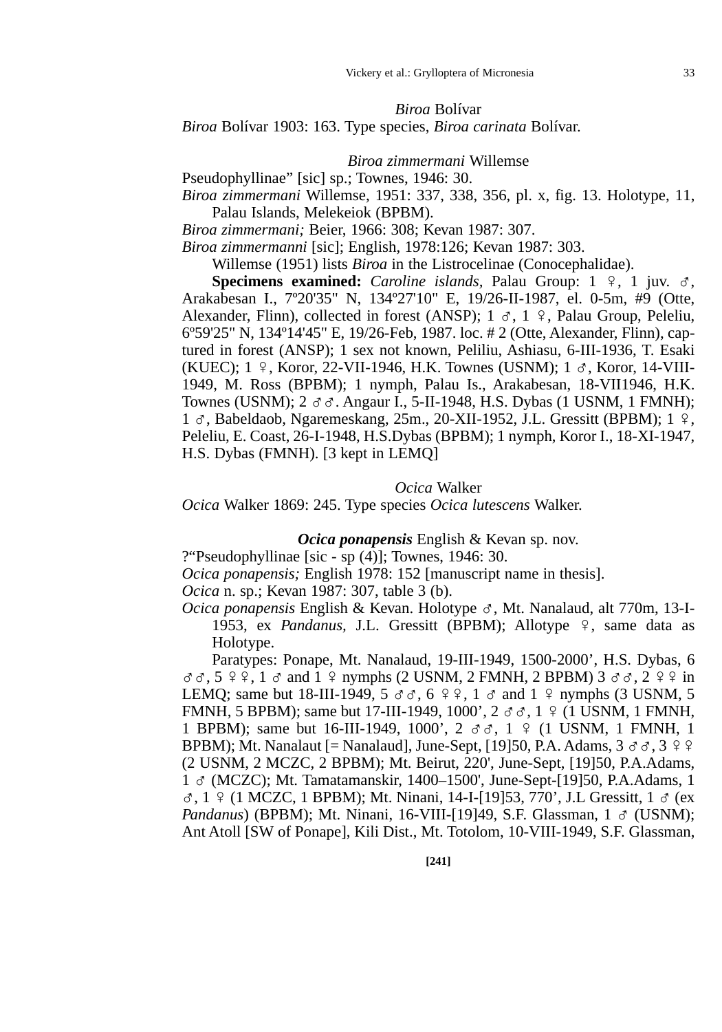*Biroa* Bolívar

*Biroa* Bolívar 1903: 163. Type species, *Biroa carinata* Bolívar.

*Biroa zimmermani* Willemse

Pseudophyllinae" [sic] sp.; Townes, 1946: 30.

*Biroa zimmermani* Willemse, 1951: 337, 338, 356, pl. x, fig. 13. Holotype, 11, Palau Islands, Melekeiok (BPBM).

*Biroa zimmermani;* Beier, 1966: 308; Kevan 1987: 307.

*Biroa zimmermanni* [sic]; English, 1978:126; Kevan 1987: 303.

Willemse (1951) lists *Biroa* in the Listrocelinae (Conocephalidae).

**Specimens examined:** *Caroline islands,* Palau Group: 1 ♀, 1 juv. ♂, Arakabesan I., 7º20'35" N, 134º27'10" E, 19/26-II-1987, el. 0-5m, #9 (Otte, Alexander, Flinn), collected in forest (ANSP); 1 ♂, 1 ♀, Palau Group, Peleliu, 6º59'25" N, 134º14'45" E, 19/26-Feb, 1987. loc. # 2 (Otte, Alexander, Flinn), captured in forest (ANSP); 1 sex not known, Peliliu, Ashiasu, 6-III-1936, T. Esaki (KUEC); 1 ♀, Koror, 22-VII-1946, H.K. Townes (USNM); 1 ♂, Koror, 14-VIII-1949, M. Ross (BPBM); 1 nymph, Palau Is., Arakabesan, 18-VII1946, H.K. Townes (USNM); 2 ♂♂. Angaur I., 5-II-1948, H.S. Dybas (1 USNM, 1 FMNH); 1 ♂, Babeldaob, Ngaremeskang, 25m., 20-XII-1952, J.L. Gressitt (BPBM); 1 ♀, Peleliu, E. Coast, 26-I-1948, H.S.Dybas (BPBM); 1 nymph, Koror I., 18-XI-1947, H.S. Dybas (FMNH). [3 kept in LEMQ]

*Ocica* Walker

*Ocica* Walker 1869: 245. Type species *Ocica lutescens* Walker.

***Ocica ponapensis*** English & Kevan sp. nov.

?"Pseudophyllinae [sic - sp (4)]; Townes, 1946: 30.

*Ocica ponapensis;* English 1978: 152 [manuscript name in thesis].

*Ocica* n. sp.; Kevan 1987: 307, table 3 (b).

*Ocica ponapensis* English & Kevan. Holotype ♂, Mt. Nanalaud, alt 770m, 13-I-1953, ex *Pandanus,* J.L. Gressitt (BPBM); Allotype ♀, same data as Holotype.

Paratypes: Ponape, Mt. Nanalaud, 19-III-1949, 1500-2000', H.S. Dybas, 6 ♂♂, 5 ♀♀, 1 ♂ and 1 ♀ nymphs (2 USNM, 2 FMNH, 2 BPBM) 3 ♂♂, 2 ♀♀ in LEMQ; same but 18-III-1949, 5 ♂♂, 6 ♀♀, 1 ♂ and 1 ♀ nymphs (3 USNM, 5 FMNH, 5 BPBM); same but 17-III-1949, 1000', 2 ♂♂, 1 ♀ (1 USNM, 1 FMNH, 1 BPBM); same but 16-III-1949, 1000', 2 ♂♂, 1 ♀ (1 USNM, 1 FMNH, 1 BPBM); Mt. Nanalaut [= Nanalaud], June-Sept, [19]50, P.A. Adams, 3 ♂♂, 3 ♀♀ (2 USNM, 2 MCZC, 2 BPBM); Mt. Beirut, 220', June-Sept, [19]50, P.A.Adams, 1 ♂ (MCZC); Mt. Tamatamanskir, 1400–1500', June-Sept-[19]50, P.A.Adams, 1 ♂, 1 ♀ (1 MCZC, 1 BPBM); Mt. Ninani, 14-I-[19]53, 770', J.L Gressitt, 1 ♂ (ex *Pandanus*) (BPBM); Mt. Ninani, 16-VIII-[19]49, S.F. Glassman, 1 ♂ (USNM); Ant Atoll [SW of Ponape], Kili Dist., Mt. Totolom, 10-VIII-1949, S.F. Glassman,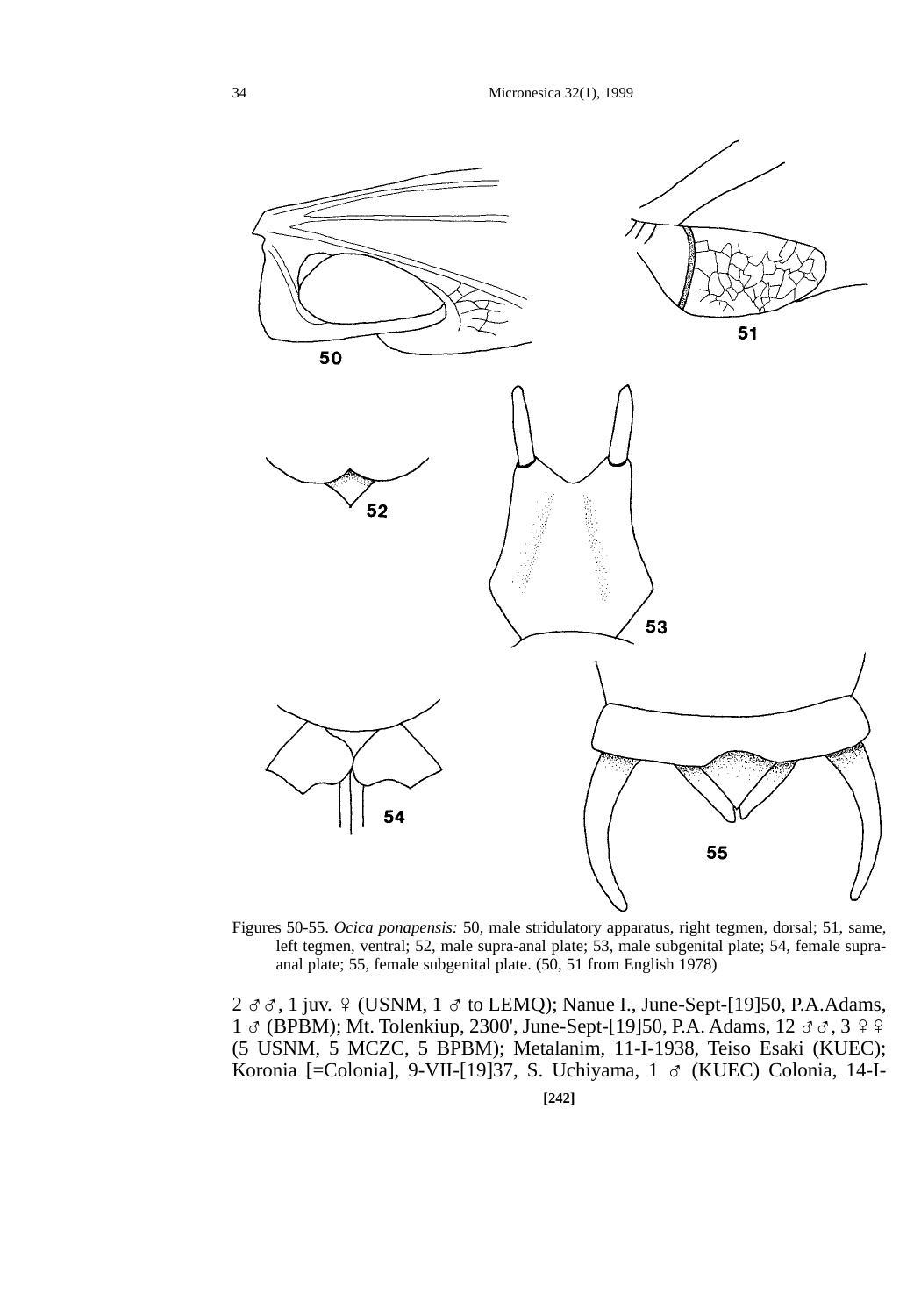Figures 50-55. *Ocica ponapensis:* 50, male stridulatory apparatus, right tegmen, dorsal; 51, same, left tegmen, ventral; 52, male supra-anal plate; 53, male subgenital plate; 54, female supra-anal plate; 55, female subgenital plate. (50, 51 from English 1978)

2 ♂♂, 1 juv. ♀ (USNM, 1 ♂ to LEMQ); Nanue I., June-Sept-[19]50, P.A.Adams, 1 ♂ (BPBM); Mt. Tolenkiup, 2300', June-Sept-[19]50, P.A. Adams, 12 ♂♂, 3 ♀♀ (5 USNM, 5 MCZC, 5 BPBM); Metalanim, 11-I-1938, Teiso Esaki (KUEC); Koronia [=Colonia], 9-VII-[19]37, S. Uchiyama, 1 ♂ (KUEC) Colonia, 14-I-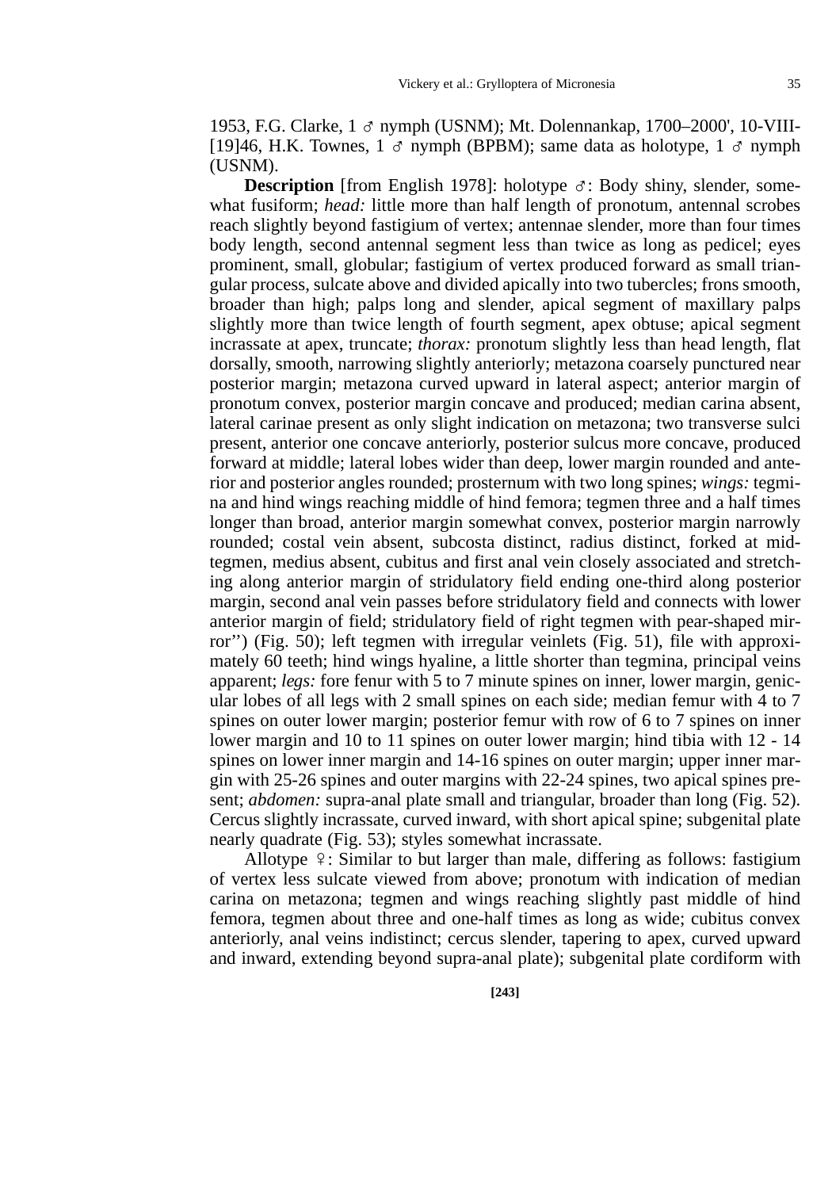1953, F.G. Clarke, 1 ♂ nymph (USNM); Mt. Dolennankap, 1700–2000', 10-VIII-[19]46, H.K. Townes, 1 ♂ nymph (BPBM); same data as holotype, 1 ♂ nymph (USNM).

**Description** [from English 1978]: holotype ♂: Body shiny, slender, somewhat fusiform; *head:* little more than half length of pronotum, antennal scrobes reach slightly beyond fastigium of vertex; antennae slender, more than four times body length, second antennal segment less than twice as long as pedicel; eyes prominent, small, globular; fastigium of vertex produced forward as small triangular process, sulcate above and divided apically into two tubercles; frons smooth, broader than high; palps long and slender, apical segment of maxillary palps slightly more than twice length of fourth segment, apex obtuse; apical segment incrassate at apex, truncate; *thorax:* pronotum slightly less than head length, flat dorsally, smooth, narrowing slightly anteriorly; metazona coarsely punctured near posterior margin; metazona curved upward in lateral aspect; anterior margin of pronotum convex, posterior margin concave and produced; median carina absent, lateral carinae present as only slight indication on metazona; two transverse sulci present, anterior one concave anteriorly, posterior sulcus more concave, produced forward at middle; lateral lobes wider than deep, lower margin rounded and anterior and posterior angles rounded; prosternum with two long spines; *wings:* tegmina and hind wings reaching middle of hind femora; tegmen three and a half times longer than broad, anterior margin somewhat convex, posterior margin narrowly rounded; costal vein absent, subcosta distinct, radius distinct, forked at mid-tegmen, medius absent, cubitus and first anal vein closely associated and stretching along anterior margin of stridulatory field ending one-third along posterior margin, second anal vein passes before stridulatory field and connects with lower anterior margin of field; stridulatory field of right tegmen with pear-shaped mirror'') (Fig. 50); left tegmen with irregular veinlets (Fig. 51), file with approximately 60 teeth; hind wings hyaline, a little shorter than tegmina, principal veins apparent; *legs:* fore fenur with 5 to 7 minute spines on inner, lower margin, genicular lobes of all legs with 2 small spines on each side; median femur with 4 to 7 spines on outer lower margin; posterior femur with row of 6 to 7 spines on inner lower margin and 10 to 11 spines on outer lower margin; hind tibia with 12 - 14 spines on lower inner margin and 14-16 spines on outer margin; upper inner margin with 25-26 spines and outer margins with 22-24 spines, two apical spines present; *abdomen:* supra-anal plate small and triangular, broader than long (Fig. 52). Cercus slightly incrassate, curved inward, with short apical spine; subgenital plate nearly quadrate (Fig. 53); styles somewhat incrassate.

Allotype ♀: Similar to but larger than male, differing as follows: fastigium of vertex less sulcate viewed from above; pronotum with indication of median carina on metazona; tegmen and wings reaching slightly past middle of hind femora, tegmen about three and one-half times as long as wide; cubitus convex anteriorly, anal veins indistinct; cercus slender, tapering to apex, curved upward and inward, extending beyond supra-anal plate); subgenital plate cordiform with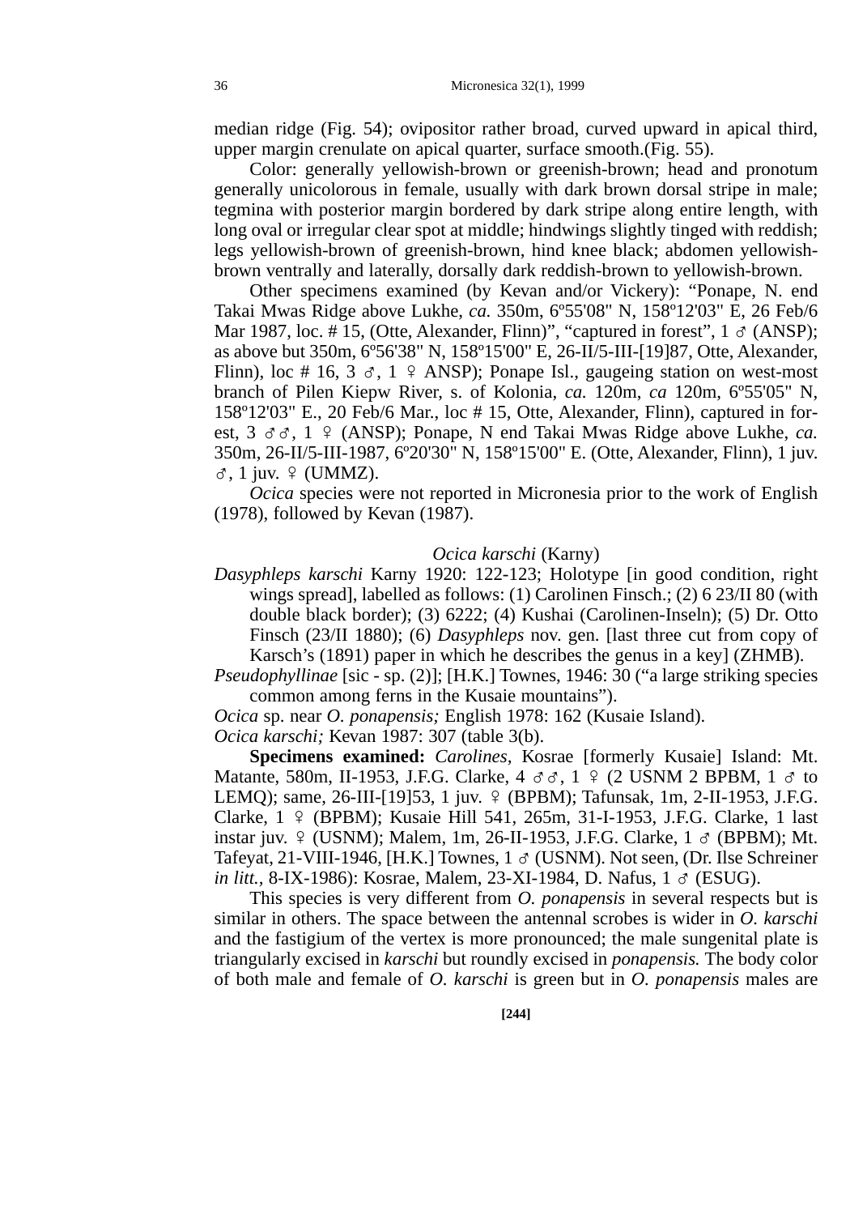median ridge (Fig. 54); ovipositor rather broad, curved upward in apical third, upper margin crenulate on apical quarter, surface smooth.(Fig. 55).

Color: generally yellowish-brown or greenish-brown; head and pronotum generally unicolorous in female, usually with dark brown dorsal stripe in male; tegmina with posterior margin bordered by dark stripe along entire length, with long oval or irregular clear spot at middle; hindwings slightly tinged with reddish; legs yellowish-brown of greenish-brown, hind knee black; abdomen yellowish-brown ventrally and laterally, dorsally dark reddish-brown to yellowish-brown.

Other specimens examined (by Kevan and/or Vickery): "Ponape, N. end Takai Mwas Ridge above Lukhe, *ca.* 350m, 6º55'08" N, 158º12'03" E, 26 Feb/6 Mar 1987, loc. # 15, (Otte, Alexander, Flinn)", "captured in forest", 1 ♂ (ANSP); as above but 350m, 6º56'38" N, 158º15'00" E, 26-II/5-III-[19]87, Otte, Alexander, Flinn), loc # 16, 3 ♂, 1 ♀ ANSP); Ponape Isl., gaugeing station on west-most branch of Pilen Kiepw River, s. of Kolonia, *ca.* 120m, *ca* 120m, 6º55'05" N, 158º12'03" E., 20 Feb/6 Mar., loc # 15, Otte, Alexander, Flinn), captured in forest, 3 ♂♂, 1 ♀ (ANSP); Ponape, N end Takai Mwas Ridge above Lukhe, *ca.* 350m, 26-II/5-III-1987, 6º20'30" N, 158º15'00" E. (Otte, Alexander, Flinn), 1 juv. ♂, 1 juv. ♀ (UMMZ).

*Ocica* species were not reported in Micronesia prior to the work of English (1978), followed by Kevan (1987).

### *Ocica karschi* (Karny)

*Dasyphleps karschi* Karny 1920: 122-123; Holotype [in good condition, right wings spread], labelled as follows: (1) Carolinen Finsch.; (2) 6 23/II 80 (with double black border); (3) 6222; (4) Kushai (Carolinen-Inseln); (5) Dr. Otto Finsch (23/II 1880); (6) *Dasyphleps* nov. gen. [last three cut from copy of Karsch's (1891) paper in which he describes the genus in a key] (ZHMB).

*Pseudophyllinae* [sic - sp. (2)]; [H.K.] Townes, 1946: 30 ("a large striking species common among ferns in the Kusaie mountains").

*Ocica* sp. near *O. ponapensis;* English 1978: 162 (Kusaie Island).

*Ocica karschi;* Kevan 1987: 307 (table 3(b).

**Specimens examined:** *Carolines,* Kosrae [formerly Kusaie] Island: Mt. Matante, 580m, II-1953, J.F.G. Clarke, 4 ♂♂, 1 ♀ (2 USNM 2 BPBM, 1 ♂ to LEMQ); same, 26-III-[19]53, 1 juv. ♀ (BPBM); Tafunsak, 1m, 2-II-1953, J.F.G. Clarke, 1 ♀ (BPBM); Kusaie Hill 541, 265m, 31-I-1953, J.F.G. Clarke, 1 last instar juv. ♀ (USNM); Malem, 1m, 26-II-1953, J.F.G. Clarke, 1 ♂ (BPBM); Mt. Tafeyat, 21-VIII-1946, [H.K.] Townes, 1 ♂ (USNM). Not seen, (Dr. Ilse Schreiner *in litt.*, 8-IX-1986): Kosrae, Malem, 23-XI-1984, D. Nafus, 1 ♂ (ESUG).

This species is very different from *O. ponapensis* in several respects but is similar in others. The space between the antennal scrobes is wider in *O. karschi* and the fastigium of the vertex is more pronounced; the male sungenital plate is triangularly excised in *karschi* but roundly excised in *ponapensis.* The body color of both male and female of *O. karschi* is green but in *O. ponapensis* males are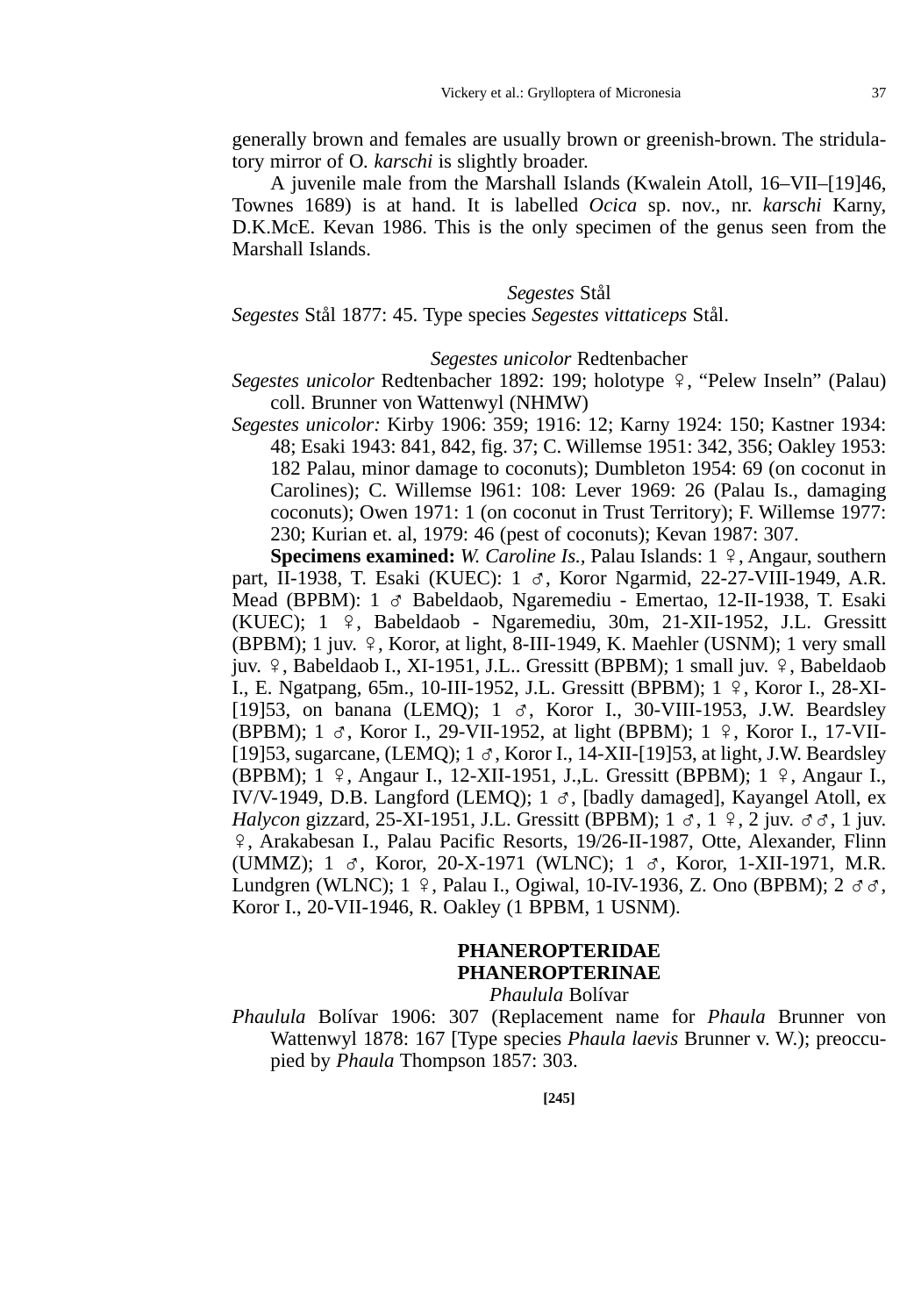generally brown and females are usually brown or greenish-brown. The stridulatory mirror of O. *karschi* is slightly broader.

A juvenile male from the Marshall Islands (Kwalein Atoll, 16–VII–[19]46, Townes 1689) is at hand. It is labelled *Ocica* sp. nov., nr. *karschi* Karny, D.K.McE. Kevan 1986. This is the only specimen of the genus seen from the Marshall Islands.

### *Segestes* Stål

*Segestes* Stål 1877: 45. Type species *Segestes vittaticeps* Stål.

### *Segestes unicolor* Redtenbacher

*Segestes unicolor* Redtenbacher 1892: 199; holotype ♀, "Pelew Inseln" (Palau) coll. Brunner von Wattenwyl (NHMW)

*Segestes unicolor:* Kirby 1906: 359; 1916: 12; Karny 1924: 150; Kastner 1934: 48; Esaki 1943: 841, 842, fig. 37; C. Willemse 1951: 342, 356; Oakley 1953: 182 Palau, minor damage to coconuts); Dumbleton 1954: 69 (on coconut in Carolines); C. Willemse l961: 108: Lever 1969: 26 (Palau Is., damaging coconuts); Owen 1971: 1 (on coconut in Trust Territory); F. Willemse 1977: 230; Kurian et. al, 1979: 46 (pest of coconuts); Kevan 1987: 307.

**Specimens examined:** *W. Caroline Is.,* Palau Islands: 1 ♀, Angaur, southern part, II-1938, T. Esaki (KUEC): 1 ♂, Koror Ngarmid, 22-27-VIII-1949, A.R. Mead (BPBM): 1 ♂ Babeldaob, Ngaremediu - Emertao, 12-II-1938, T. Esaki (KUEC); 1 ♀, Babeldaob - Ngaremediu, 30m, 21-XII-1952, J.L. Gressitt (BPBM); 1 juv. ♀, Koror, at light, 8-III-1949, K. Maehler (USNM); 1 very small juv. ♀, Babeldaob I., XI-1951, J.L.. Gressitt (BPBM); 1 small juv. ♀, Babeldaob I., E. Ngatpang, 65m., 10-III-1952, J.L. Gressitt (BPBM); 1 ♀, Koror I., 28-XI-[19]53, on banana (LEMQ); 1 ♂, Koror I., 30-VIII-1953, J.W. Beardsley (BPBM); 1 ♂, Koror I., 29-VII-1952, at light (BPBM); 1 ♀, Koror I., 17-VII-[19]53, sugarcane, (LEMQ); 1 ♂, Koror I., 14-XII-[19]53, at light, J.W. Beardsley (BPBM); 1 ♀, Angaur I., 12-XII-1951, J.,L. Gressitt (BPBM); 1 ♀, Angaur I., IV/V-1949, D.B. Langford (LEMQ); 1 ♂, [badly damaged], Kayangel Atoll, ex *Halycon* gizzard, 25-XI-1951, J.L. Gressitt (BPBM); 1 ♂, 1 ♀, 2 juv. ♂♂, 1 juv. ♀, Arakabesan I., Palau Pacific Resorts, 19/26-II-1987, Otte, Alexander, Flinn (UMMZ); 1 ♂, Koror, 20-X-1971 (WLNC); 1 ♂, Koror, 1-XII-1971, M.R. Lundgren (WLNC); 1 ♀, Palau I., Ogiwal, 10-IV-1936, Z. Ono (BPBM); 2 ♂♂, Koror I., 20-VII-1946, R. Oakley (1 BPBM, 1 USNM).

## PHANEROPTERIDAE
## PHANEROPTERINAE

### *Phaulula* Bolívar

*Phaulula* Bolívar 1906: 307 (Replacement name for *Phaula* Brunner von Wattenwyl 1878: 167 [Type species *Phaula laevis* Brunner v. W.); preoccupied by *Phaula* Thompson 1857: 303.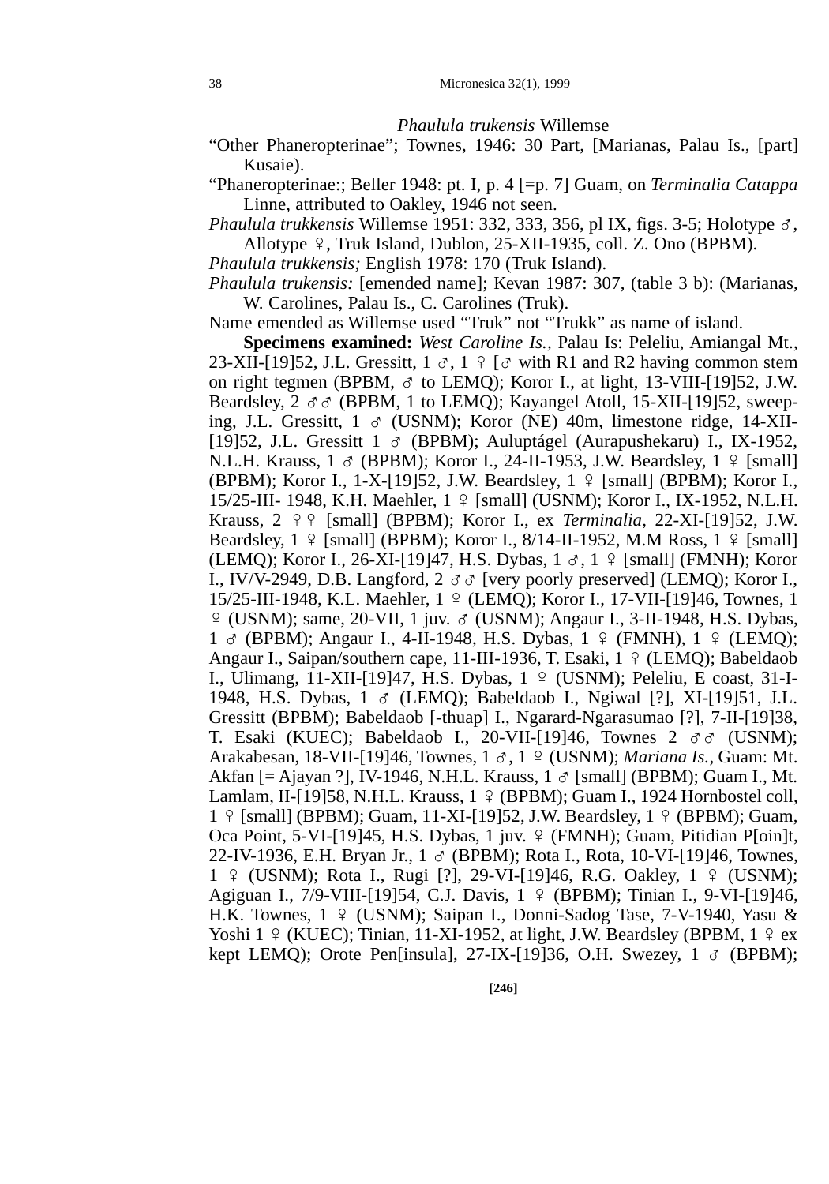*Phaulula trukensis* Willemse

"Other Phaneropterinae"; Townes, 1946: 30 Part, [Marianas, Palau Is., [part] Kusaie).

"Phaneropterinae:; Beller 1948: pt. I, p. 4 [=p. 7] Guam, on *Terminalia Catappa* Linne, attributed to Oakley, 1946 not seen.

*Phaulula trukkensis* Willemse 1951: 332, 333, 356, pl IX, figs. 3-5; Holotype ♂, Allotype ♀, Truk Island, Dublon, 25-XII-1935, coll. Z. Ono (BPBM).

*Phaulula trukkensis;* English 1978: 170 (Truk Island).

*Phaulula trukensis:* [emended name]; Kevan 1987: 307, (table 3 b): (Marianas, W. Carolines, Palau Is., C. Carolines (Truk).

Name emended as Willemse used "Truk" not "Trukk" as name of island.

**Specimens examined:** *West Caroline Is.*, Palau Is: Peleliu, Amiangal Mt., 23-XII-[19]52, J.L. Gressitt, 1 ♂, 1 ♀ [♂ with R1 and R2 having common stem on right tegmen (BPBM, ♂ to LEMQ); Koror I., at light, 13-VIII-[19]52, J.W. Beardsley, 2 ♂♂ (BPBM, 1 to LEMQ); Kayangel Atoll, 15-XII-[19]52, sweeping, J.L. Gressitt, 1 ♂ (USNM); Koror (NE) 40m, limestone ridge, 14-XII-[19]52, J.L. Gressitt 1 ♂ (BPBM); Auluptágel (Aurapushekaru) I., IX-1952, N.L.H. Krauss, 1 ♂ (BPBM); Koror I., 24-II-1953, J.W. Beardsley, 1 ♀ [small] (BPBM); Koror I., 1-X-[19]52, J.W. Beardsley, 1 ♀ [small] (BPBM); Koror I., 15/25-III- 1948, K.H. Maehler, 1 ♀ [small] (USNM); Koror I., IX-1952, N.L.H. Krauss, 2 ♀♀ [small] (BPBM); Koror I., ex *Terminalia*, 22-XI-[19]52, J.W. Beardsley, 1 ♀ [small] (BPBM); Koror I., 8/14-II-1952, M.M Ross, 1 ♀ [small] (LEMQ); Koror I., 26-XI-[19]47, H.S. Dybas, 1 ♂, 1 ♀ [small] (FMNH); Koror I., IV/V-2949, D.B. Langford, 2 ♂♂ [very poorly preserved] (LEMQ); Koror I., 15/25-III-1948, K.L. Maehler, 1 ♀ (LEMQ); Koror I., 17-VII-[19]46, Townes, 1 ♀ (USNM); same, 20-VII, 1 juv. ♂ (USNM); Angaur I., 3-II-1948, H.S. Dybas, 1 ♂ (BPBM); Angaur I., 4-II-1948, H.S. Dybas, 1 ♀ (FMNH), 1 ♀ (LEMQ); Angaur I., Saipan/southern cape, 11-III-1936, T. Esaki, 1 ♀ (LEMQ); Babeldaob I., Ulimang, 11-XII-[19]47, H.S. Dybas, 1 ♀ (USNM); Peleliu, E coast, 31-I-1948, H.S. Dybas, 1 ♂ (LEMQ); Babeldaob I., Ngiwal [?], XI-[19]51, J.L. Gressitt (BPBM); Babeldaob [-thuap] I., Ngarard-Ngarasumao [?], 7-II-[19]38, T. Esaki (KUEC); Babeldaob I., 20-VII-[19]46, Townes 2 ♂♂ (USNM); Arakabesan, 18-VII-[19]46, Townes, 1 ♂, 1 ♀ (USNM); *Mariana Is.*, Guam: Mt. Akfan [= Ajayan ?], IV-1946, N.H.L. Krauss, 1 ♂ [small] (BPBM); Guam I., Mt. Lamlam, II-[19]58, N.H.L. Krauss, 1 ♀ (BPBM); Guam I., 1924 Hornbostel coll, 1 ♀ [small] (BPBM); Guam, 11-XI-[19]52, J.W. Beardsley, 1 ♀ (BPBM); Guam, Oca Point, 5-VI-[19]45, H.S. Dybas, 1 juv. ♀ (FMNH); Guam, Pitidian P[oin]t, 22-IV-1936, E.H. Bryan Jr., 1 ♂ (BPBM); Rota I., Rota, 10-VI-[19]46, Townes, 1 ♀ (USNM); Rota I., Rugi [?], 29-VI-[19]46, R.G. Oakley, 1 ♀ (USNM); Agiguan I., 7/9-VIII-[19]54, C.J. Davis, 1 ♀ (BPBM); Tinian I., 9-VI-[19]46, H.K. Townes, 1 ♀ (USNM); Saipan I., Donni-Sadog Tase, 7-V-1940, Yasu & Yoshi 1 ♀ (KUEC); Tinian, 11-XI-1952, at light, J.W. Beardsley (BPBM, 1 ♀ ex kept LEMQ); Orote Pen[insula], 27-IX-[19]36, O.H. Swezey, 1 ♂ (BPBM);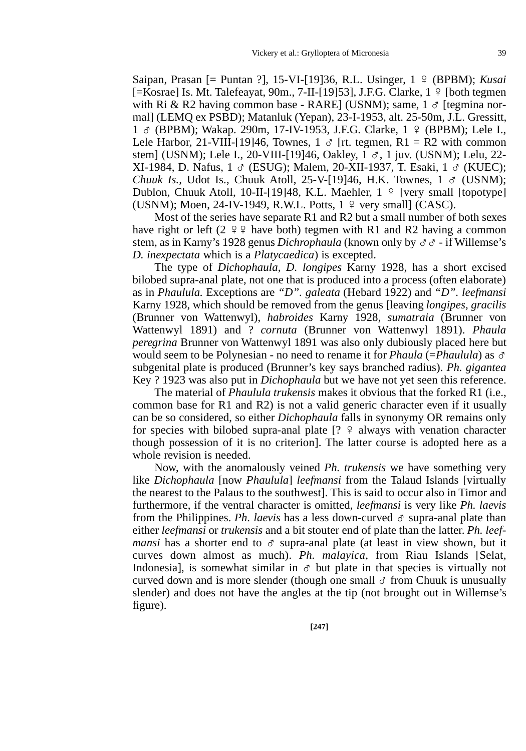Saipan, Prasan [= Puntan ?], 15-VI-[19]36, R.L. Usinger, 1 ♀ (BPBM); *Kusai* [=Kosrae] Is. Mt. Talefeayat, 90m., 7-II-[19]53], J.F.G. Clarke, 1 ♀ [both tegmen with Ri & R2 having common base - RARE] (USNM); same, 1 ♂ [tegmina normal] (LEMQ ex PSBD); Matanluk (Yepan), 23-I-1953, alt. 25-50m, J.L. Gressitt, 1 ♂ (BPBM); Wakap. 290m, 17-IV-1953, J.F.G. Clarke, 1 ♀ (BPBM); Lele I., Lele Harbor, 21-VIII-[19]46, Townes, 1 ♂ [rt. tegmen, R1 = R2 with common stem] (USNM); Lele I., 20-VIII-[19]46, Oakley, 1 ♂, 1 juv. (USNM); Lelu, 22-XI-1984, D. Nafus, 1 ♂ (ESUG); Malem, 20-XII-1937, T. Esaki, 1 ♂ (KUEC); *Chuuk Is.*, Udot Is., Chuuk Atoll, 25-V-[19]46, H.K. Townes, 1 ♂ (USNM); Dublon, Chuuk Atoll, 10-II-[19]48, K.L. Maehler, 1 ♀ [very small [topotype] (USNM); Moen, 24-IV-1949, R.W.L. Potts, 1 ♀ very small] (CASC).

Most of the series have separate R1 and R2 but a small number of both sexes have right or left (2 ♀♀ have both) tegmen with R1 and R2 having a common stem, as in Karny's 1928 genus *Dichrophaula* (known only by ♂♂ - if Willemse's *D. inexpectata* which is a *Platycaedica*) is excepted.

The type of *Dichophaula, D. longipes* Karny 1928, has a short excised bilobed supra-anal plate, not one that is produced into a process (often elaborate) as in *Phaulula.* Exceptions are *"D". galeata* (Hebard 1922) and *"D". leefmansi* Karny 1928, which should be removed from the genus [leaving *longipes, gracilis* (Brunner von Wattenwyl), *habroides* Karny 1928, *sumatraia* (Brunner von Wattenwyl 1891) and ? *cornuta* (Brunner von Wattenwyl 1891). *Phaula peregrina* Brunner von Wattenwyl 1891 was also only dubiously placed here but would seem to be Polynesian - no need to rename it for *Phaula* (=*Phaulula*) as ♂ subgenital plate is produced (Brunner's key says branched radius). *Ph. gigantea* Key ? 1923 was also put in *Dichophaula* but we have not yet seen this reference.

The material of *Phaulula trukensis* makes it obvious that the forked R1 (i.e., common base for R1 and R2) is not a valid generic character even if it usually can be so considered, so either *Dichophaula* falls in synonymy OR remains only for species with bilobed supra-anal plate [? ♀ always with venation character though possession of it is no criterion]. The latter course is adopted here as a whole revision is needed.

Now, with the anomalously veined *Ph. trukensis* we have something very like *Dichophaula* [now *Phaulula*] *leefmansi* from the Talaud Islands [virtually the nearest to the Palaus to the southwest]. This is said to occur also in Timor and furthermore, if the ventral character is omitted, *leefmansi* is very like *Ph. laevis* from the Philippines. *Ph. laevis* has a less down-curved ♂ supra-anal plate than either *leefmansi* or *trukensis* and a bit stouter end of plate than the latter. *Ph. leefmansi* has a shorter end to ♂ supra-anal plate (at least in view shown, but it curves down almost as much). *Ph. malayica*, from Riau Islands [Selat, Indonesia], is somewhat similar in ♂ but plate in that species is virtually not curved down and is more slender (though one small ♂ from Chuuk is unusually slender) and does not have the angles at the tip (not brought out in Willemse's figure).

[247]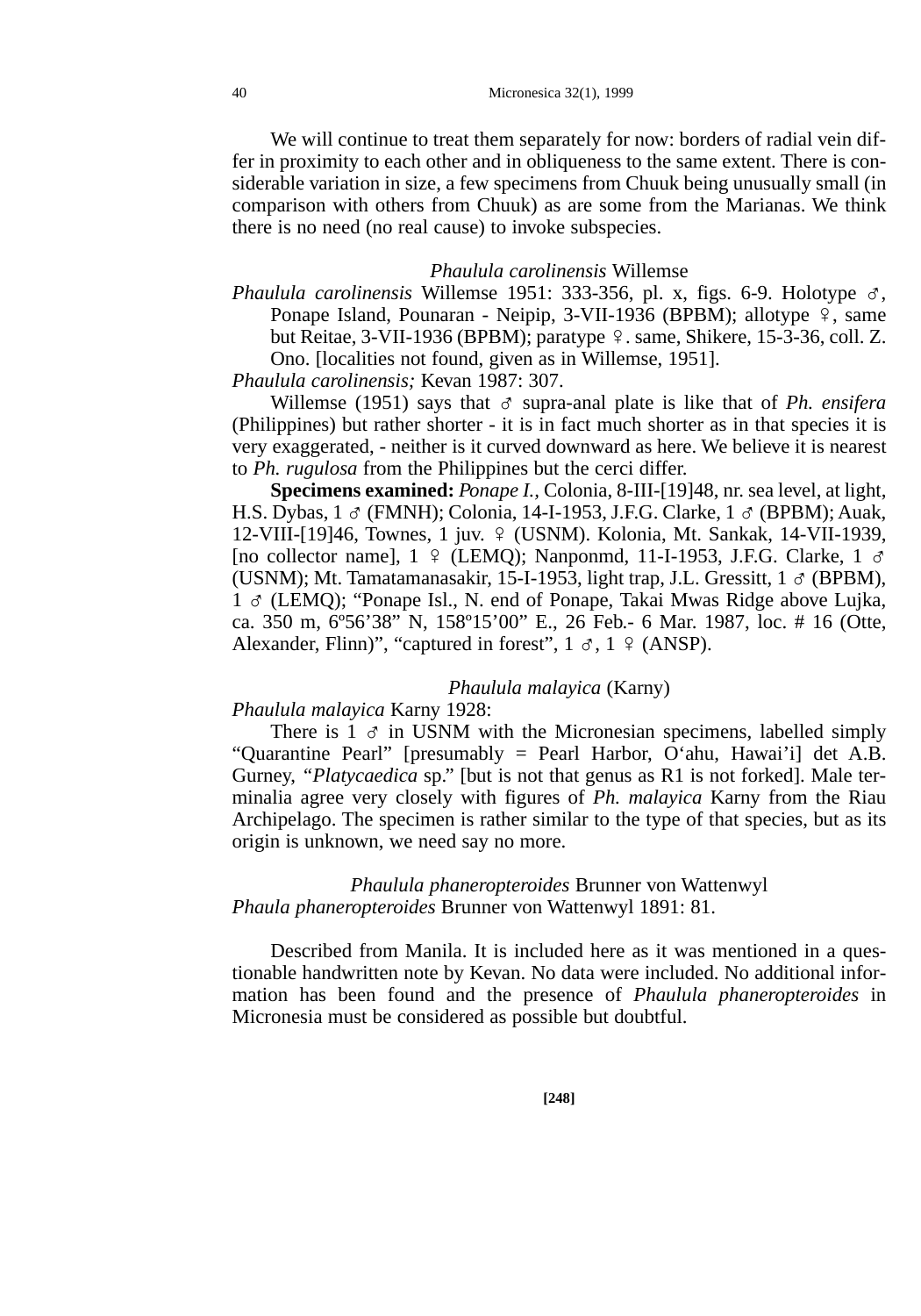We will continue to treat them separately for now: borders of radial vein differ in proximity to each other and in obliqueness to the same extent. There is considerable variation in size, a few specimens from Chuuk being unusually small (in comparison with others from Chuuk) as are some from the Marianas. We think there is no need (no real cause) to invoke subspecies.

### *Phaulula carolinensis* Willemse

*Phaulula carolinensis* Willemse 1951: 333-356, pl. x, figs. 6-9. Holotype ♂, Ponape Island, Pounaran - Neipip, 3-VII-1936 (BPBM); allotype ♀, same but Reitae, 3-VII-1936 (BPBM); paratype ♀. same, Shikere, 15-3-36, coll. Z. Ono. [localities not found, given as in Willemse, 1951].

*Phaulula carolinensis;* Kevan 1987: 307.

Willemse (1951) says that ♂ supra-anal plate is like that of *Ph. ensifera* (Philippines) but rather shorter - it is in fact much shorter as in that species it is very exaggerated, - neither is it curved downward as here. We believe it is nearest to *Ph. rugulosa* from the Philippines but the cerci differ.

**Specimens examined:** *Ponape I.,* Colonia, 8-III-[19]48, nr. sea level, at light, H.S. Dybas, 1 ♂ (FMNH); Colonia, 14-I-1953, J.F.G. Clarke, 1 ♂ (BPBM); Auak, 12-VIII-[19]46, Townes, 1 juv. ♀ (USNM). Kolonia, Mt. Sankak, 14-VII-1939, [no collector name], 1 ♀ (LEMQ); Nanponmd, 11-I-1953, J.F.G. Clarke, 1 ♂ (USNM); Mt. Tamatamanasakir, 15-I-1953, light trap, J.L. Gressitt, 1 ♂ (BPBM), 1 ♂ (LEMQ); "Ponape Isl., N. end of Ponape, Takai Mwas Ridge above Lujka, ca. 350 m, 6º56'38" N, 158º15'00" E., 26 Feb.- 6 Mar. 1987, loc. # 16 (Otte, Alexander, Flinn)", "captured in forest", 1 ♂, 1 ♀ (ANSP).

### *Phaulula malayica* (Karny)

*Phaulula malayica* Karny 1928:

There is 1 ♂ in USNM with the Micronesian specimens, labelled simply "Quarantine Pearl" [presumably = Pearl Harbor, O'ahu, Hawai'i] det A.B. Gurney, "*Platycaedica* sp." [but is not that genus as R1 is not forked]. Male terminalia agree very closely with figures of *Ph. malayica* Karny from the Riau Archipelago. The specimen is rather similar to the type of that species, but as its origin is unknown, we need say no more.

### *Phaulula phaneropteroides* Brunner von Wattenwyl

*Phaula phaneropteroides* Brunner von Wattenwyl 1891: 81.

Described from Manila. It is included here as it was mentioned in a questionable handwritten note by Kevan. No data were included. No additional information has been found and the presence of *Phaulula phaneropteroides* in Micronesia must be considered as possible but doubtful.

**[248]**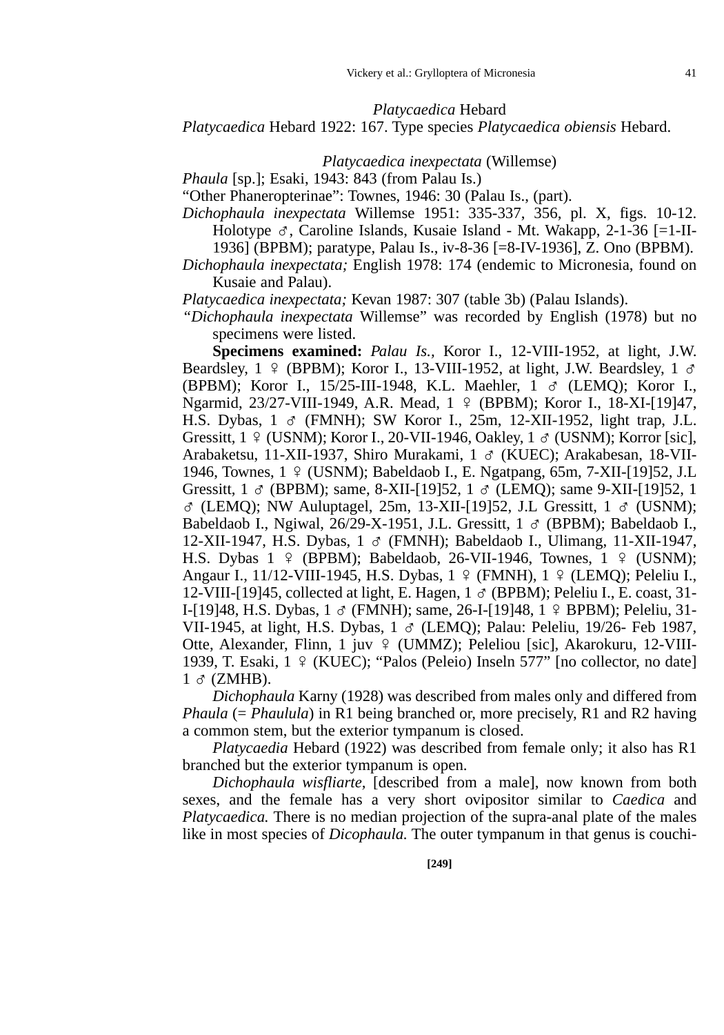## *Platycaedica* Hebard

*Platycaedica* Hebard 1922: 167. Type species *Platycaedica obiensis* Hebard.

### *Platycaedica inexpectata* (Willemse)

*Phaula* [sp.]; Esaki, 1943: 843 (from Palau Is.)

"Other Phaneropterinae": Townes, 1946: 30 (Palau Is., (part).

*Dichophaula inexpectata* Willemse 1951: 335-337, 356, pl. X, figs. 10-12. Holotype ♂, Caroline Islands, Kusaie Island - Mt. Wakapp, 2-1-36 [=1-II-1936] (BPBM); paratype, Palau Is., iv-8-36 [=8-IV-1936], Z. Ono (BPBM).

*Dichophaula inexpectata;* English 1978: 174 (endemic to Micronesia, found on Kusaie and Palau).

*Platycaedica inexpectata;* Kevan 1987: 307 (table 3b) (Palau Islands).

*"Dichophaula inexpectata* Willemse" was recorded by English (1978) but no specimens were listed.

**Specimens examined:** *Palau Is.*, Koror I., 12-VIII-1952, at light, J.W. Beardsley, 1 ♀ (BPBM); Koror I., 13-VIII-1952, at light, J.W. Beardsley, 1 ♂ (BPBM); Koror I., 15/25-III-1948, K.L. Maehler, 1 ♂ (LEMQ); Koror I., Ngarmid, 23/27-VIII-1949, A.R. Mead, 1 ♀ (BPBM); Koror I., 18-XI-[19]47, H.S. Dybas, 1 ♂ (FMNH); SW Koror I., 25m, 12-XII-1952, light trap, J.L. Gressitt, 1 ♀ (USNM); Koror I., 20-VII-1946, Oakley, 1 ♂ (USNM); Korror [sic], Arabaketsu, 11-XII-1937, Shiro Murakami, 1 ♂ (KUEC); Arakabesan, 18-VII-1946, Townes, 1 ♀ (USNM); Babeldaob I., E. Ngatpang, 65m, 7-XII-[19]52, J.L Gressitt, 1 ♂ (BPBM); same, 8-XII-[19]52, 1 ♂ (LEMQ); same 9-XII-[19]52, 1 ♂ (LEMQ); NW Auluptagel, 25m, 13-XII-[19]52, J.L Gressitt, 1 ♂ (USNM); Babeldaob I., Ngiwal, 26/29-X-1951, J.L. Gressitt, 1 ♂ (BPBM); Babeldaob I., 12-XII-1947, H.S. Dybas, 1 ♂ (FMNH); Babeldaob I., Ulimang, 11-XII-1947, H.S. Dybas 1 ♀ (BPBM); Babeldaob, 26-VII-1946, Townes, 1 ♀ (USNM); Angaur I., 11/12-VIII-1945, H.S. Dybas, 1 ♀ (FMNH), 1 ♀ (LEMQ); Peleliu I., 12-VIII-[19]45, collected at light, E. Hagen, 1 ♂ (BPBM); Peleliu I., E. coast, 31-I-[19]48, H.S. Dybas, 1 ♂ (FMNH); same, 26-I-[19]48, 1 ♀ BPBM); Peleliu, 31-VII-1945, at light, H.S. Dybas, 1 ♂ (LEMQ); Palau: Peleliu, 19/26- Feb 1987, Otte, Alexander, Flinn, 1 juv ♀ (UMMZ); Peleliou [sic], Akarokuru, 12-VIII-1939, T. Esaki, 1 ♀ (KUEC); "Palos (Peleio) Inseln 577" [no collector, no date] 1 ♂ (ZMHB).

*Dichophaula* Karny (1928) was described from males only and differed from *Phaula* (= *Phaulula*) in R1 being branched or, more precisely, R1 and R2 having a common stem, but the exterior tympanum is closed.

*Platycaedia* Hebard (1922) was described from female only; it also has R1 branched but the exterior tympanum is open.

*Dichophaula wisfliarte,* [described from a male], now known from both sexes, and the female has a very short ovipositor similar to *Caedica* and *Platycaedica.* There is no median projection of the supra-anal plate of the males like in most species of *Dicophaula.* The outer tympanum in that genus is couchi-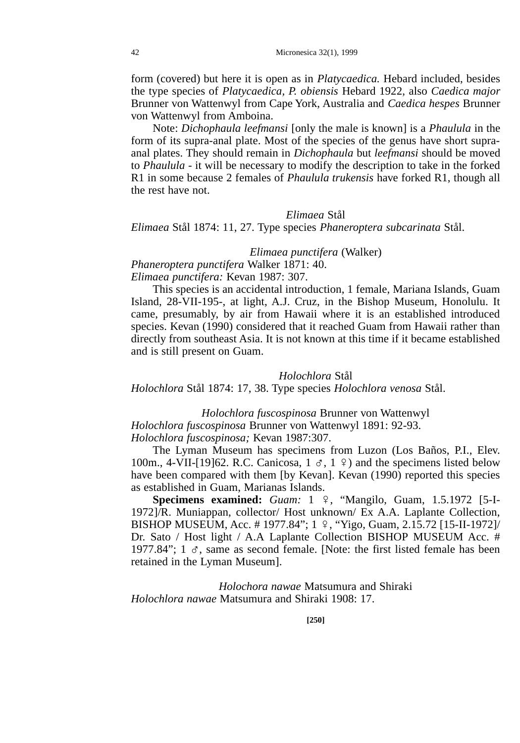form (covered) but here it is open as in *Platycaedica.* Hebard included, besides the type species of *Platycaedica, P. obiensis* Hebard 1922, also *Caedica major* Brunner von Wattenwyl from Cape York, Australia and *Caedica hespes* Brunner von Wattenwyl from Amboina.

Note: *Dichophaula leefmansi* [only the male is known] is a *Phaulula* in the form of its supra-anal plate. Most of the species of the genus have short supra-anal plates. They should remain in *Dichophaula* but *leefmansi* should be moved to *Phaulula* - it will be necessary to modify the description to take in the forked R1 in some because 2 females of *Phaulula trukensis* have forked R1, though all the rest have not.

### *Elimaea* Stål

*Elimaea* Stål 1874: 11, 27. Type species *Phaneroptera subcarinata* Stål.

#### *Elimaea punctifera* (Walker)

*Phaneroptera punctifera* Walker 1871: 40.
*Elimaea punctifera:* Kevan 1987: 307.

This species is an accidental introduction, 1 female, Mariana Islands, Guam Island, 28-VII-195-, at light, A.J. Cruz, in the Bishop Museum, Honolulu. It came, presumably, by air from Hawaii where it is an established introduced species. Kevan (1990) considered that it reached Guam from Hawaii rather than directly from southeast Asia. It is not known at this time if it became established and is still present on Guam.

### *Holochlora* Stål

*Holochlora* Stål 1874: 17, 38. Type species *Holochlora venosa* Stål.

#### *Holochlora fuscospinosa* Brunner von Wattenwyl

*Holochlora fuscospinosa* Brunner von Wattenwyl 1891: 92-93.
*Holochlora fuscospinosa;* Kevan 1987:307.

The Lyman Museum has specimens from Luzon (Los Baños, P.I., Elev. 100m., 4-VII-[19]62. R.C. Canicosa, 1 ♂, 1 ♀) and the specimens listed below have been compared with them [by Kevan]. Kevan (1990) reported this species as established in Guam, Marianas Islands.

**Specimens examined:** *Guam:* 1 ♀, "Mangilo, Guam, 1.5.1972 [5-I-1972]/R. Muniappan, collector/ Host unknown/ Ex A.A. Laplante Collection, BISHOP MUSEUM, Acc. # 1977.84"; 1 ♀, "Yigo, Guam, 2.15.72 [15-II-1972]/ Dr. Sato / Host light / A.A Laplante Collection BISHOP MUSEUM Acc. # 1977.84"; 1 ♂, same as second female. [Note: the first listed female has been retained in the Lyman Museum].

#### *Holochora nawae* Matsumura and Shiraki

*Holochlora nawae* Matsumura and Shiraki 1908: 17.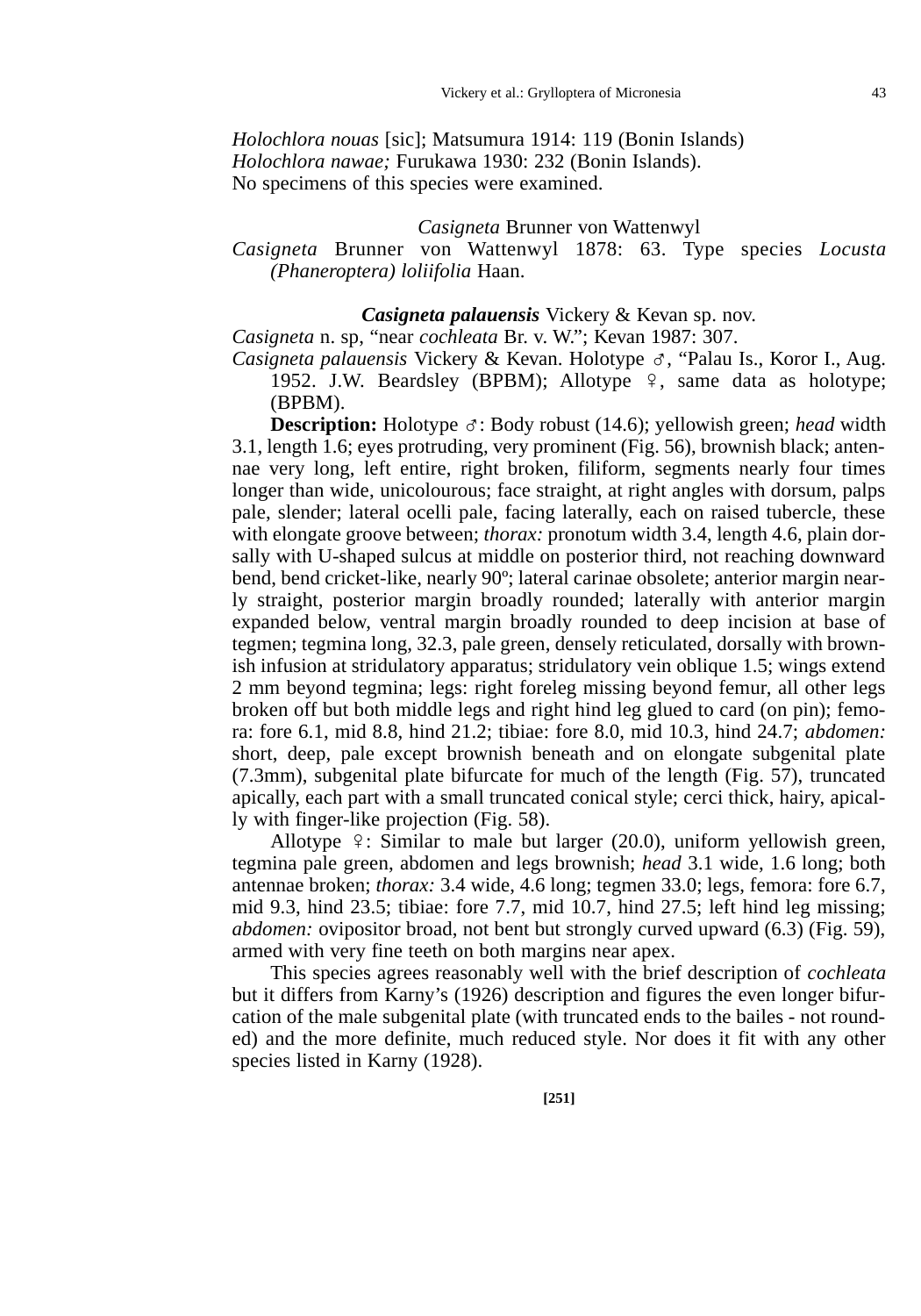*Holochlora nouas* [sic]; Matsumura 1914: 119 (Bonin Islands)
*Holochlora nawae;* Furukawa 1930: 232 (Bonin Islands).
No specimens of this species were examined.

### *Casigneta* Brunner von Wattenwyl

*Casigneta* Brunner von Wattenwyl 1878: 63. Type species *Locusta (Phaneroptera) loliifolia* Haan.

### ***Casigneta palauensis*** Vickery & Kevan sp. nov.

*Casigneta* n. sp, "near *cochleata* Br. v. W."; Kevan 1987: 307.
*Casigneta palauensis* Vickery & Kevan. Holotype ♂, "Palau Is., Koror I., Aug. 1952. J.W. Beardsley (BPBM); Allotype ♀, same data as holotype; (BPBM).

**Description:** Holotype ♂: Body robust (14.6); yellowish green; *head* width 3.1, length 1.6; eyes protruding, very prominent (Fig. 56), brownish black; antennae very long, left entire, right broken, filiform, segments nearly four times longer than wide, unicolourous; face straight, at right angles with dorsum, palps pale, slender; lateral ocelli pale, facing laterally, each on raised tubercle, these with elongate groove between; *thorax:* pronotum width 3.4, length 4.6, plain dorsally with U-shaped sulcus at middle on posterior third, not reaching downward bend, bend cricket-like, nearly 90º; lateral carinae obsolete; anterior margin nearly straight, posterior margin broadly rounded; laterally with anterior margin expanded below, ventral margin broadly rounded to deep incision at base of tegmen; tegmina long, 32.3, pale green, densely reticulated, dorsally with brownish infusion at stridulatory apparatus; stridulatory vein oblique 1.5; wings extend 2 mm beyond tegmina; legs: right foreleg missing beyond femur, all other legs broken off but both middle legs and right hind leg glued to card (on pin); femora: fore 6.1, mid 8.8, hind 21.2; tibiae: fore 8.0, mid 10.3, hind 24.7; *abdomen:* short, deep, pale except brownish beneath and on elongate subgenital plate (7.3mm), subgenital plate bifurcate for much of the length (Fig. 57), truncated apically, each part with a small truncated conical style; cerci thick, hairy, apically with finger-like projection (Fig. 58).

Allotype ♀: Similar to male but larger (20.0), uniform yellowish green, tegmina pale green, abdomen and legs brownish; *head* 3.1 wide, 1.6 long; both antennae broken; *thorax:* 3.4 wide, 4.6 long; tegmen 33.0; legs, femora: fore 6.7, mid 9.3, hind 23.5; tibiae: fore 7.7, mid 10.7, hind 27.5; left hind leg missing; *abdomen:* ovipositor broad, not bent but strongly curved upward (6.3) (Fig. 59), armed with very fine teeth on both margins near apex.

This species agrees reasonably well with the brief description of *cochleata* but it differs from Karny's (1926) description and figures the even longer bifurcation of the male subgenital plate (with truncated ends to the bailes - not rounded) and the more definite, much reduced style. Nor does it fit with any other species listed in Karny (1928).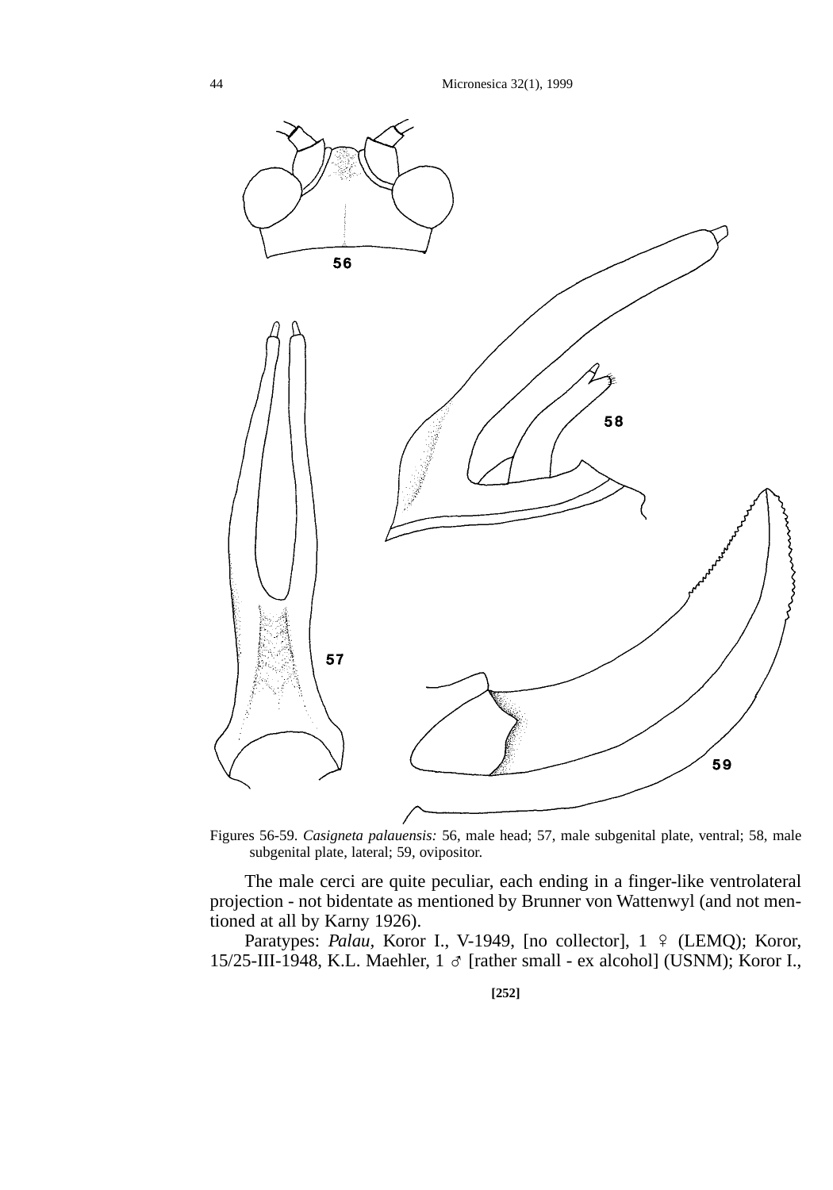Figures 56-59. *Casigneta palauensis:* 56, male head; 57, male subgenital plate, ventral; 58, male subgenital plate, lateral; 59, ovipositor.

The male cerci are quite peculiar, each ending in a finger-like ventrolateral projection - not bidentate as mentioned by Brunner von Wattenwyl (and not mentioned at all by Karny 1926).

Paratypes: *Palau*, Koror I., V-1949, [no collector], 1 ♀ (LEMQ); Koror, 15/25-III-1948, K.L. Maehler, 1 ♂ [rather small - ex alcohol] (USNM); Koror I.,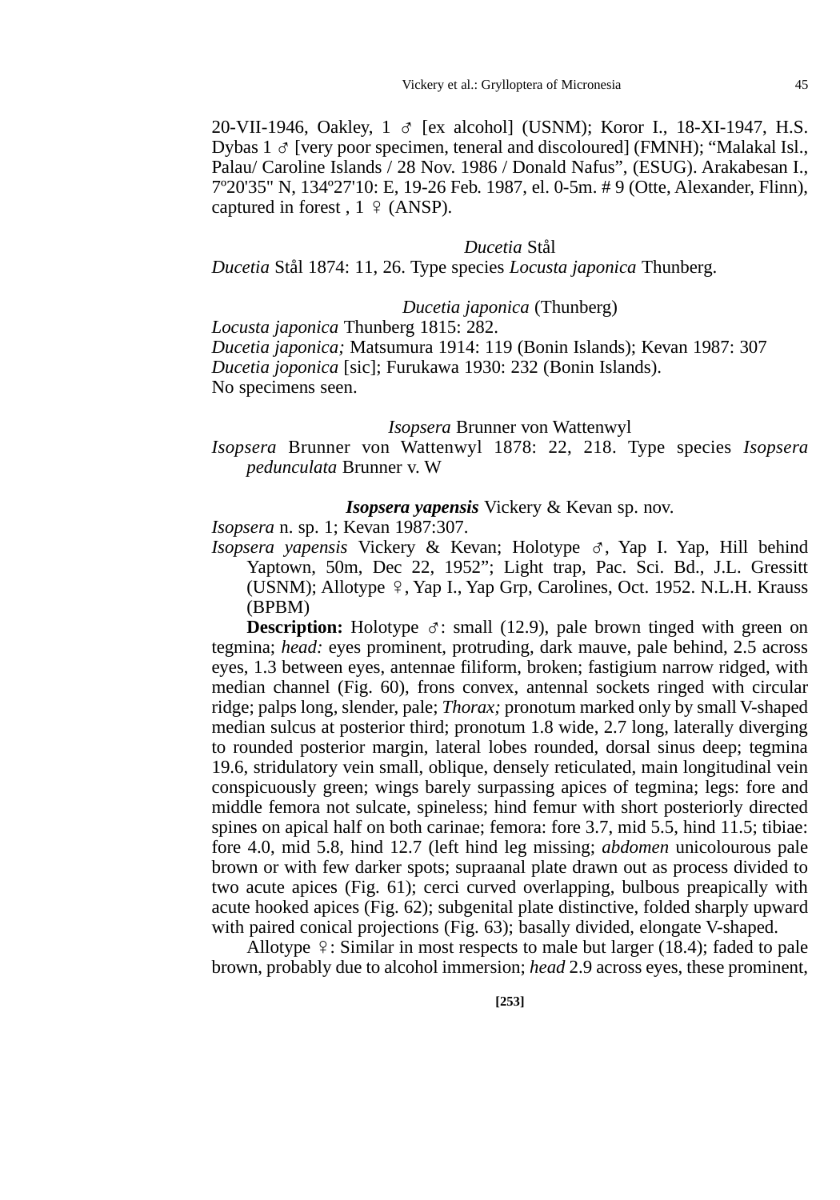20-VII-1946, Oakley, 1 ♂ [ex alcohol] (USNM); Koror I., 18-XI-1947, H.S. Dybas 1 ♂ [very poor specimen, teneral and discoloured] (FMNH); “Malakal Isl., Palau/ Caroline Islands / 28 Nov. 1986 / Donald Nafus”, (ESUG). Arakabesan I., 7º20'35" N, 134º27'10: E, 19-26 Feb. 1987, el. 0-5m. # 9 (Otte, Alexander, Flinn), captured in forest , 1 ♀ (ANSP).

### *Ducetia* Stål

*Ducetia* Stål 1874: 11, 26. Type species *Locusta japonica* Thunberg.

### *Ducetia japonica* (Thunberg)

*Locusta japonica* Thunberg 1815: 282.
*Ducetia japonica;* Matsumura 1914: 119 (Bonin Islands); Kevan 1987: 307
*Ducetia joponica* [sic]; Furukawa 1930: 232 (Bonin Islands).
No specimens seen.

### *Isopsera* Brunner von Wattenwyl

*Isopsera* Brunner von Wattenwyl 1878: 22, 218. Type species *Isopsera pedunculata* Brunner v. W

### ***Isopsera yapensis*** Vickery & Kevan sp. nov.

*Isopsera* n. sp. 1; Kevan 1987:307.
*Isopsera yapensis* Vickery & Kevan; Holotype ♂, Yap I. Yap, Hill behind Yaptown, 50m, Dec 22, 1952”; Light trap, Pac. Sci. Bd., J.L. Gressitt (USNM); Allotype ♀, Yap I., Yap Grp, Carolines, Oct. 1952. N.L.H. Krauss (BPBM)

**Description:** Holotype ♂: small (12.9), pale brown tinged with green on tegmina; *head:* eyes prominent, protruding, dark mauve, pale behind, 2.5 across eyes, 1.3 between eyes, antennae filiform, broken; fastigium narrow ridged, with median channel (Fig. 60), frons convex, antennal sockets ringed with circular ridge; palps long, slender, pale; *Thorax;* pronotum marked only by small V-shaped median sulcus at posterior third; pronotum 1.8 wide, 2.7 long, laterally diverging to rounded posterior margin, lateral lobes rounded, dorsal sinus deep; tegmina 19.6, stridulatory vein small, oblique, densely reticulated, main longitudinal vein conspicuously green; wings barely surpassing apices of tegmina; legs: fore and middle femora not sulcate, spineless; hind femur with short posteriorly directed spines on apical half on both carinae; femora: fore 3.7, mid 5.5, hind 11.5; tibiae: fore 4.0, mid 5.8, hind 12.7 (left hind leg missing; *abdomen* unicolourous pale brown or with few darker spots; supraanal plate drawn out as process divided to two acute apices (Fig. 61); cerci curved overlapping, bulbous preapically with acute hooked apices (Fig. 62); subgenital plate distinctive, folded sharply upward with paired conical projections (Fig. 63); basally divided, elongate V-shaped.

Allotype ♀: Similar in most respects to male but larger (18.4); faded to pale brown, probably due to alcohol immersion; *head* 2.9 across eyes, these prominent,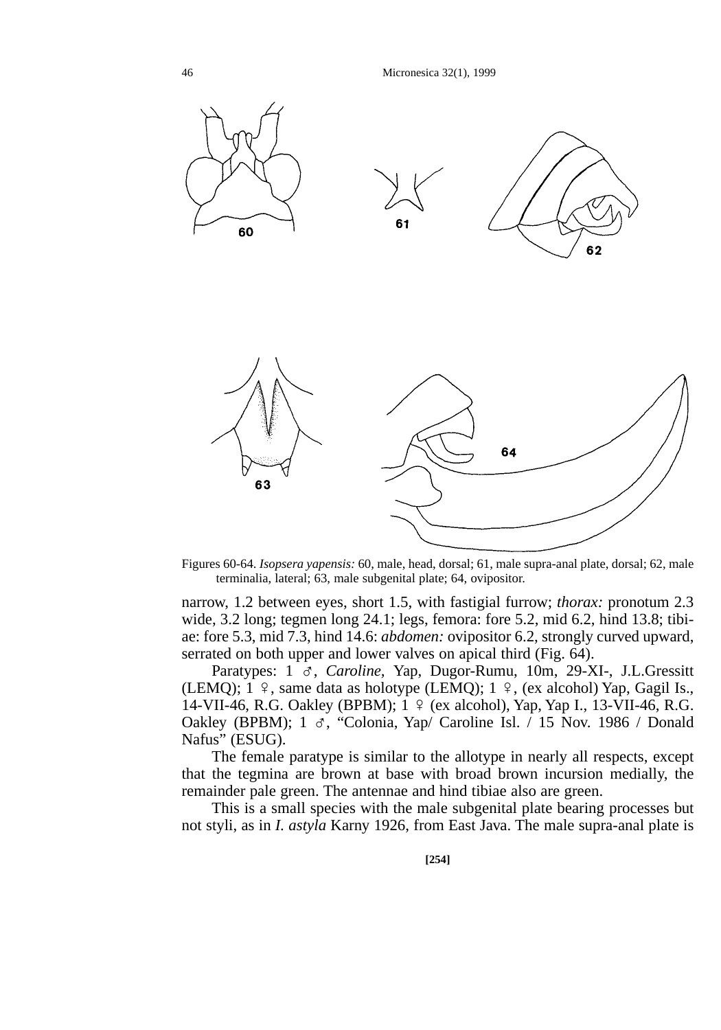Figures 60-64. *Isopsera yapensis:* 60, male, head, dorsal; 61, male supra-anal plate, dorsal; 62, male terminalia, lateral; 63, male subgenital plate; 64, ovipositor.

narrow, 1.2 between eyes, short 1.5, with fastigial furrow; *thorax:* pronotum 2.3 wide, 3.2 long; tegmen long 24.1; legs, femora: fore 5.2, mid 6.2, hind 13.8; tibiae: fore 5.3, mid 7.3, hind 14.6: *abdomen:* ovipositor 6.2, strongly curved upward, serrated on both upper and lower valves on apical third (Fig. 64).

Paratypes: 1 ♂, *Caroline,* Yap, Dugor-Rumu, 10m, 29-XI-, J.L.Gressitt (LEMQ); 1 ♀, same data as holotype (LEMQ); 1 ♀, (ex alcohol) Yap, Gagil Is., 14-VII-46, R.G. Oakley (BPBM); 1 ♀ (ex alcohol), Yap, Yap I., 13-VII-46, R.G. Oakley (BPBM); 1 ♂, "Colonia, Yap/ Caroline Isl. / 15 Nov. 1986 / Donald Nafus" (ESUG).

The female paratype is similar to the allotype in nearly all respects, except that the tegmina are brown at base with broad brown incursion medially, the remainder pale green. The antennae and hind tibiae also are green.

This is a small species with the male subgenital plate bearing processes but not styli, as in *I. astyla* Karny 1926, from East Java. The male supra-anal plate is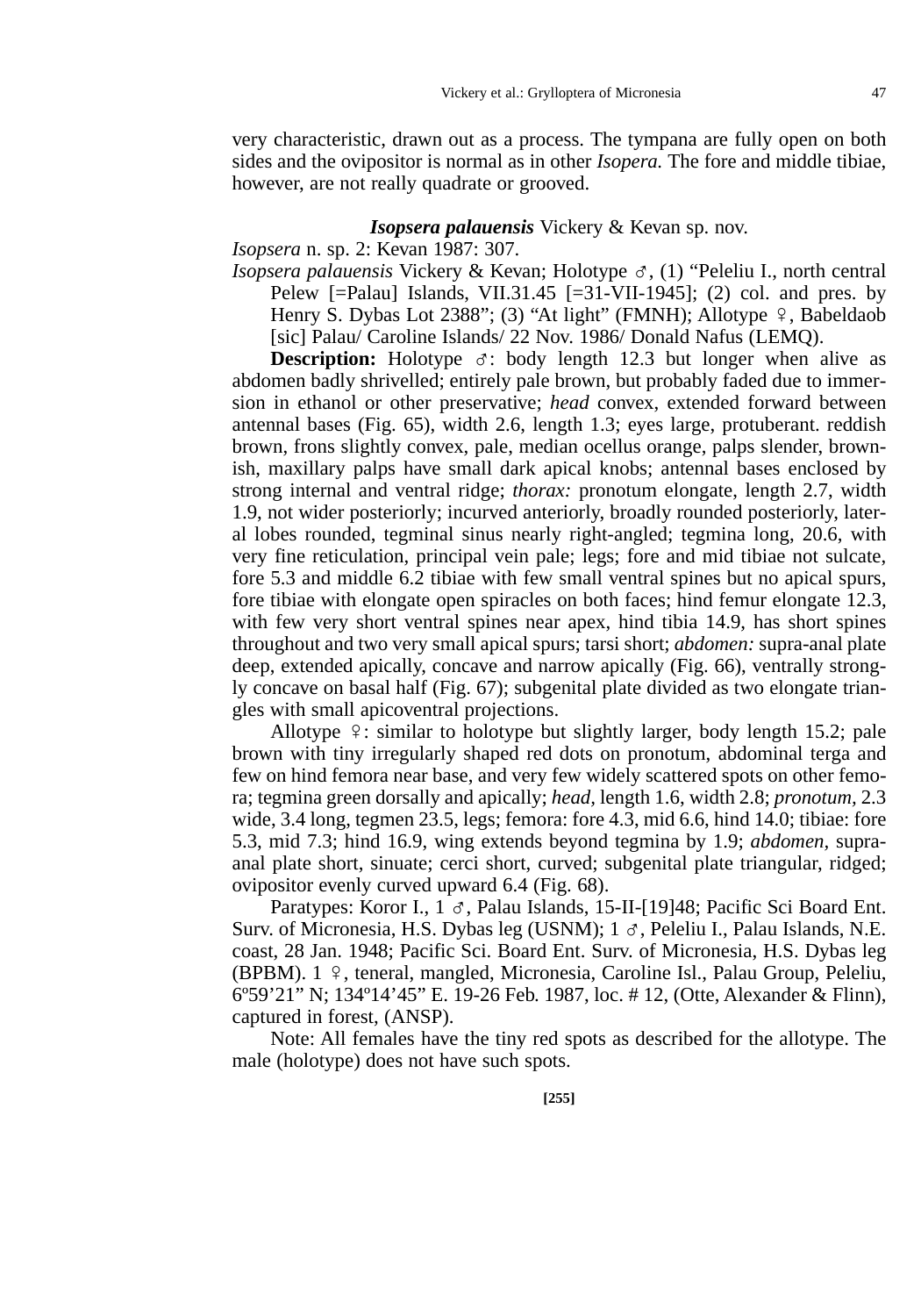very characteristic, drawn out as a process. The tympana are fully open on both sides and the ovipositor is normal as in other *Isopera.* The fore and middle tibiae, however, are not really quadrate or grooved.

### ***Isopsera palauensis*** Vickery & Kevan sp. nov.

*Isopsera* n. sp. 2: Kevan 1987: 307.

*Isopsera palauensis* Vickery & Kevan; Holotype ♂, (1) "Peleliu I., north central Pelew [=Palau] Islands, VII.31.45 [=31-VII-1945]; (2) col. and pres. by Henry S. Dybas Lot 2388"; (3) "At light" (FMNH); Allotype ♀, Babeldaob [sic] Palau/ Caroline Islands/ 22 Nov. 1986/ Donald Nafus (LEMQ).

**Description:** Holotype ♂: body length 12.3 but longer when alive as abdomen badly shrivelled; entirely pale brown, but probably faded due to immersion in ethanol or other preservative; *head* convex, extended forward between antennal bases (Fig. 65), width 2.6, length 1.3; eyes large, protuberant. reddish brown, frons slightly convex, pale, median ocellus orange, palps slender, brownish, maxillary palps have small dark apical knobs; antennal bases enclosed by strong internal and ventral ridge; *thorax:* pronotum elongate, length 2.7, width 1.9, not wider posteriorly; incurved anteriorly, broadly rounded posteriorly, lateral lobes rounded, tegminal sinus nearly right-angled; tegmina long, 20.6, with very fine reticulation, principal vein pale; legs; fore and mid tibiae not sulcate, fore 5.3 and middle 6.2 tibiae with few small ventral spines but no apical spurs, fore tibiae with elongate open spiracles on both faces; hind femur elongate 12.3, with few very short ventral spines near apex, hind tibia 14.9, has short spines throughout and two very small apical spurs; tarsi short; *abdomen:* supra-anal plate deep, extended apically, concave and narrow apically (Fig. 66), ventrally strongly concave on basal half (Fig. 67); subgenital plate divided as two elongate triangles with small apicoventral projections.

Allotype ♀: similar to holotype but slightly larger, body length 15.2; pale brown with tiny irregularly shaped red dots on pronotum, abdominal terga and few on hind femora near base, and very few widely scattered spots on other femora; tegmina green dorsally and apically; *head,* length 1.6, width 2.8; *pronotum,* 2.3 wide, 3.4 long, tegmen 23.5, legs; femora: fore 4.3, mid 6.6, hind 14.0; tibiae: fore 5.3, mid 7.3; hind 16.9, wing extends beyond tegmina by 1.9; *abdomen,* supra-anal plate short, sinuate; cerci short, curved; subgenital plate triangular, ridged; ovipositor evenly curved upward 6.4 (Fig. 68).

Paratypes: Koror I., 1 ♂, Palau Islands, 15-II-[19]48; Pacific Sci Board Ent. Surv. of Micronesia, H.S. Dybas leg (USNM); 1 ♂, Peleliu I., Palau Islands, N.E. coast, 28 Jan. 1948; Pacific Sci. Board Ent. Surv. of Micronesia, H.S. Dybas leg (BPBM). 1 ♀, teneral, mangled, Micronesia, Caroline Isl., Palau Group, Peleliu, 6º59'21" N; 134º14'45" E. 19-26 Feb. 1987, loc. # 12, (Otte, Alexander & Flinn), captured in forest, (ANSP).

Note: All females have the tiny red spots as described for the allotype. The male (holotype) does not have such spots.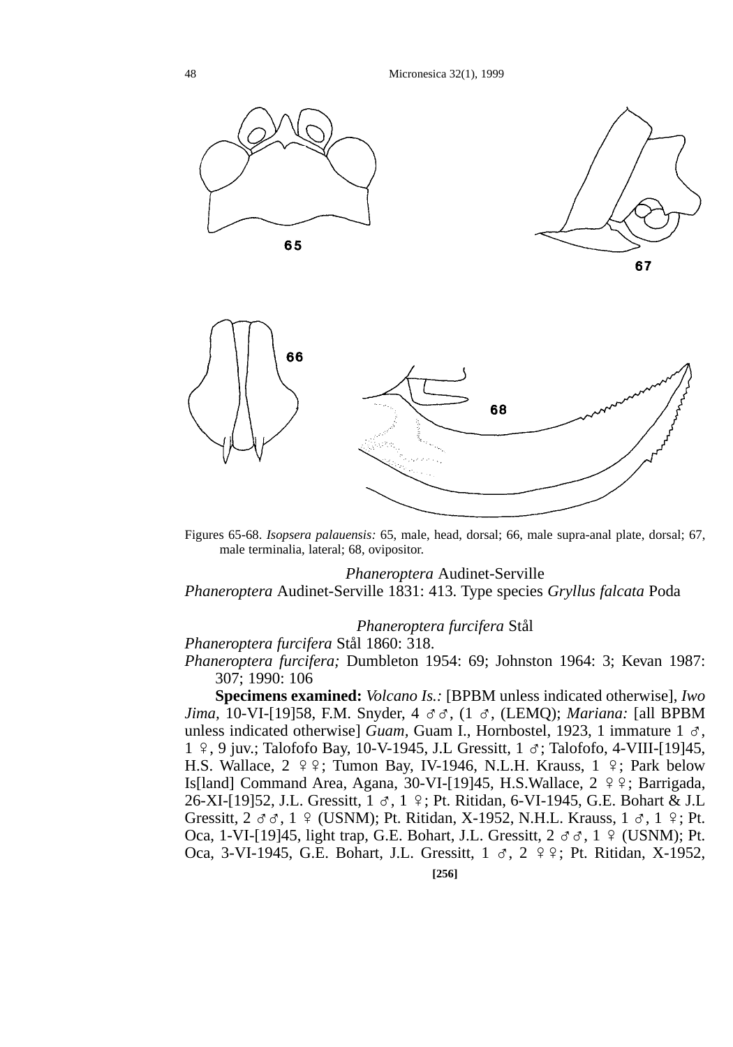Figures 65-68. *Isopsera palauensis:* 65, male, head, dorsal; 66, male supra-anal plate, dorsal; 67, male terminalia, lateral; 68, ovipositor.

### *Phaneroptera* Audinet-Serville

*Phaneroptera* Audinet-Serville 1831: 413. Type species *Gryllus falcata* Poda

### *Phaneroptera furcifera* Stål

*Phaneroptera furcifera* Stål 1860: 318.

*Phaneroptera furcifera;* Dumbleton 1954: 69; Johnston 1964: 3; Kevan 1987: 307; 1990: 106

**Specimens examined:** *Volcano Is.:* [BPBM unless indicated otherwise], *Iwo Jima*, 10-VI-[19]58, F.M. Snyder, 4 ♂♂, (1 ♂, (LEMQ); *Mariana:* [all BPBM unless indicated otherwise] *Guam*, Guam I., Hornbostel, 1923, 1 immature 1 ♂, 1 ♀, 9 juv.; Talofofo Bay, 10-V-1945, J.L Gressitt, 1 ♂; Talofofo, 4-VIII-[19]45, H.S. Wallace, 2 ♀♀; Tumon Bay, IV-1946, N.L.H. Krauss, 1 ♀; Park below Is[land] Command Area, Agana, 30-VI-[19]45, H.S.Wallace, 2 ♀♀; Barrigada, 26-XI-[19]52, J.L. Gressitt, 1 ♂, 1 ♀; Pt. Ritidan, 6-VI-1945, G.E. Bohart & J.L Gressitt, 2 ♂♂, 1 ♀ (USNM); Pt. Ritidan, X-1952, N.H.L. Krauss, 1 ♂, 1 ♀; Pt. Oca, 1-VI-[19]45, light trap, G.E. Bohart, J.L. Gressitt, 2 ♂♂, 1 ♀ (USNM); Pt. Oca, 3-VI-1945, G.E. Bohart, J.L. Gressitt, 1 ♂, 2 ♀♀; Pt. Ritidan, X-1952,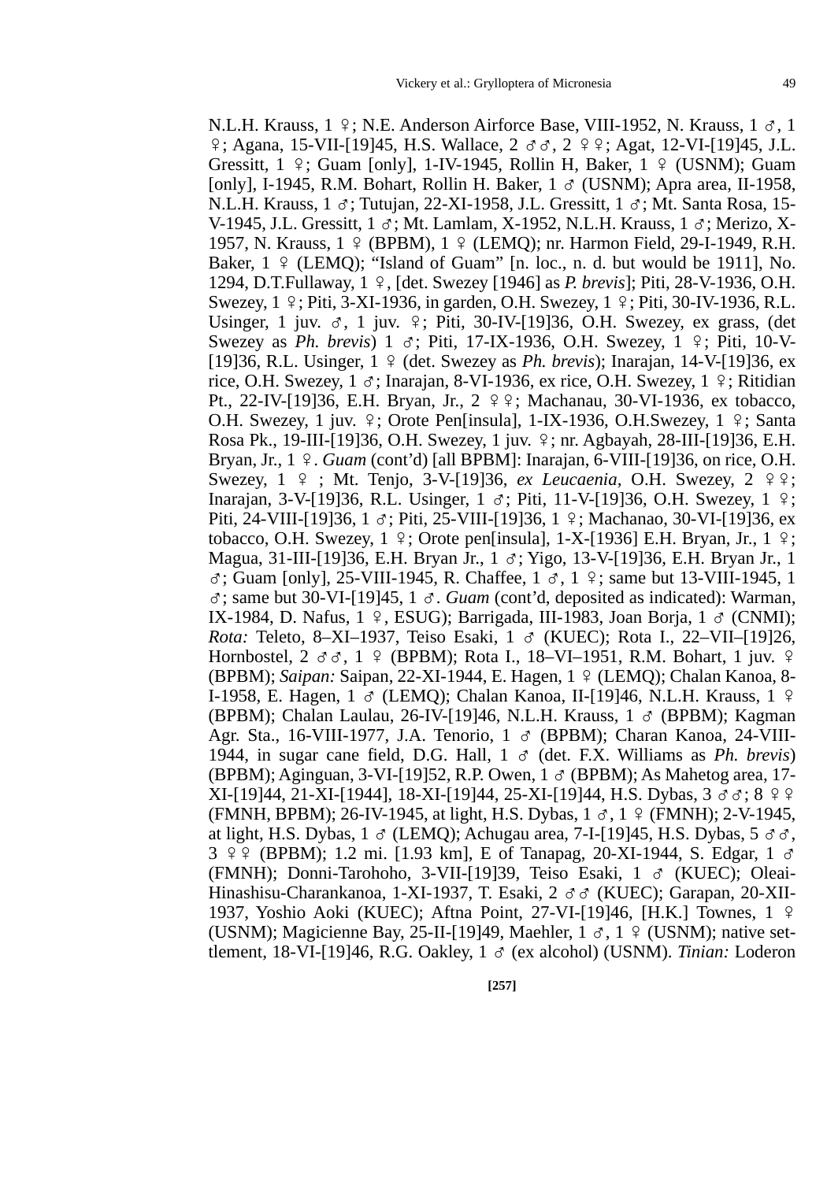N.L.H. Krauss, 1 ♀; N.E. Anderson Airforce Base, VIII-1952, N. Krauss, 1 ♂, 1 ♀; Agana, 15-VII-[19]45, H.S. Wallace, 2 ♂♂, 2 ♀♀; Agat, 12-VI-[19]45, J.L. Gressitt, 1 ♀; Guam [only], 1-IV-1945, Rollin H, Baker, 1 ♀ (USNM); Guam [only], I-1945, R.M. Bohart, Rollin H. Baker, 1 ♂ (USNM); Apra area, II-1958, N.L.H. Krauss, 1 ♂; Tutujan, 22-XI-1958, J.L. Gressitt, 1 ♂; Mt. Santa Rosa, 15-V-1945, J.L. Gressitt, 1 ♂; Mt. Lamlam, X-1952, N.L.H. Krauss, 1 ♂; Merizo, X-1957, N. Krauss, 1 ♀ (BPBM), 1 ♀ (LEMQ); nr. Harmon Field, 29-I-1949, R.H. Baker, 1 ♀ (LEMQ); "Island of Guam" [n. loc., n. d. but would be 1911], No. 1294, D.T.Fullaway, 1 ♀, [det. Swezey [1946] as *P. brevis*]; Piti, 28-V-1936, O.H. Swezey, 1 ♀; Piti, 3-XI-1936, in garden, O.H. Swezey, 1 ♀; Piti, 30-IV-1936, R.L. Usinger, 1 juv. ♂, 1 juv. ♀; Piti, 30-IV-[19]36, O.H. Swezey, ex grass, (det Swezey as *Ph. brevis*) 1 ♂; Piti, 17-IX-1936, O.H. Swezey, 1 ♀; Piti, 10-V-[19]36, R.L. Usinger, 1 ♀ (det. Swezey as *Ph. brevis*); Inarajan, 14-V-[19]36, ex rice, O.H. Swezey, 1 ♂; Inarajan, 8-VI-1936, ex rice, O.H. Swezey, 1 ♀; Ritidian Pt., 22-IV-[19]36, E.H. Bryan, Jr., 2 ♀♀; Machanau, 30-VI-1936, ex tobacco, O.H. Swezey, 1 juv. ♀; Orote Pen[insula], 1-IX-1936, O.H.Swezey, 1 ♀; Santa Rosa Pk., 19-III-[19]36, O.H. Swezey, 1 juv. ♀; nr. Agbayah, 28-III-[19]36, E.H. Bryan, Jr., 1 ♀. *Guam* (cont'd) [all BPBM]: Inarajan, 6-VIII-[19]36, on rice, O.H. Swezey, 1 ♀ ; Mt. Tenjo, 3-V-[19]36, *ex Leucaenia*, O.H. Swezey, 2 ♀♀; Inarajan, 3-V-[19]36, R.L. Usinger, 1 ♂; Piti, 11-V-[19]36, O.H. Swezey, 1 ♀; Piti, 24-VIII-[19]36, 1 ♂; Piti, 25-VIII-[19]36, 1 ♀; Machanao, 30-VI-[19]36, ex tobacco, O.H. Swezey, 1 ♀; Orote pen[insula], 1-X-[1936] E.H. Bryan, Jr., 1 ♀; Magua, 31-III-[19]36, E.H. Bryan Jr., 1 ♂; Yigo, 13-V-[19]36, E.H. Bryan Jr., 1 ♂; Guam [only], 25-VIII-1945, R. Chaffee, 1 ♂, 1 ♀; same but 13-VIII-1945, 1 ♂; same but 30-VI-[19]45, 1 ♂. *Guam* (cont'd, deposited as indicated): Warman, IX-1984, D. Nafus, 1 ♀, ESUG); Barrigada, III-1983, Joan Borja, 1 ♂ (CNMI); *Rota:* Teleto, 8–XI–1937, Teiso Esaki, 1 ♂ (KUEC); Rota I., 22–VII–[19]26, Hornbostel, 2 ♂♂, 1 ♀ (BPBM); Rota I., 18–VI–1951, R.M. Bohart, 1 juv. ♀ (BPBM); *Saipan:* Saipan, 22-XI-1944, E. Hagen, 1 ♀ (LEMQ); Chalan Kanoa, 8-I-1958, E. Hagen, 1 ♂ (LEMQ); Chalan Kanoa, II-[19]46, N.L.H. Krauss, 1 ♀ (BPBM); Chalan Laulau, 26-IV-[19]46, N.L.H. Krauss, 1 ♂ (BPBM); Kagman Agr. Sta., 16-VIII-1977, J.A. Tenorio, 1 ♂ (BPBM); Charan Kanoa, 24-VIII-1944, in sugar cane field, D.G. Hall, 1 ♂ (det. F.X. Williams as *Ph. brevis*) (BPBM); Aginguan, 3-VI-[19]52, R.P. Owen, 1 ♂ (BPBM); As Mahetog area, 17-XI-[19]44, 21-XI-[1944], 18-XI-[19]44, 25-XI-[19]44, H.S. Dybas, 3 ♂♂; 8 ♀♀ (FMNH, BPBM); 26-IV-1945, at light, H.S. Dybas, 1 ♂, 1 ♀ (FMNH); 2-V-1945, at light, H.S. Dybas, 1 ♂ (LEMQ); Achugau area, 7-I-[19]45, H.S. Dybas, 5 ♂♂, 3 ♀♀ (BPBM); 1.2 mi. [1.93 km], E of Tanapag, 20-XI-1944, S. Edgar, 1 ♂ (FMNH); Donni-Tarohoho, 3-VII-[19]39, Teiso Esaki, 1 ♂ (KUEC); Oleai-Hinashisu-Charankanoa, 1-XI-1937, T. Esaki, 2 ♂♂ (KUEC); Garapan, 20-XII-1937, Yoshio Aoki (KUEC); Aftna Point, 27-VI-[19]46, [H.K.] Townes, 1 ♀ (USNM); Magicienne Bay, 25-II-[19]49, Maehler, 1 ♂, 1 ♀ (USNM); native settlement, 18-VI-[19]46, R.G. Oakley, 1 ♂ (ex alcohol) (USNM). *Tinian:* Loderon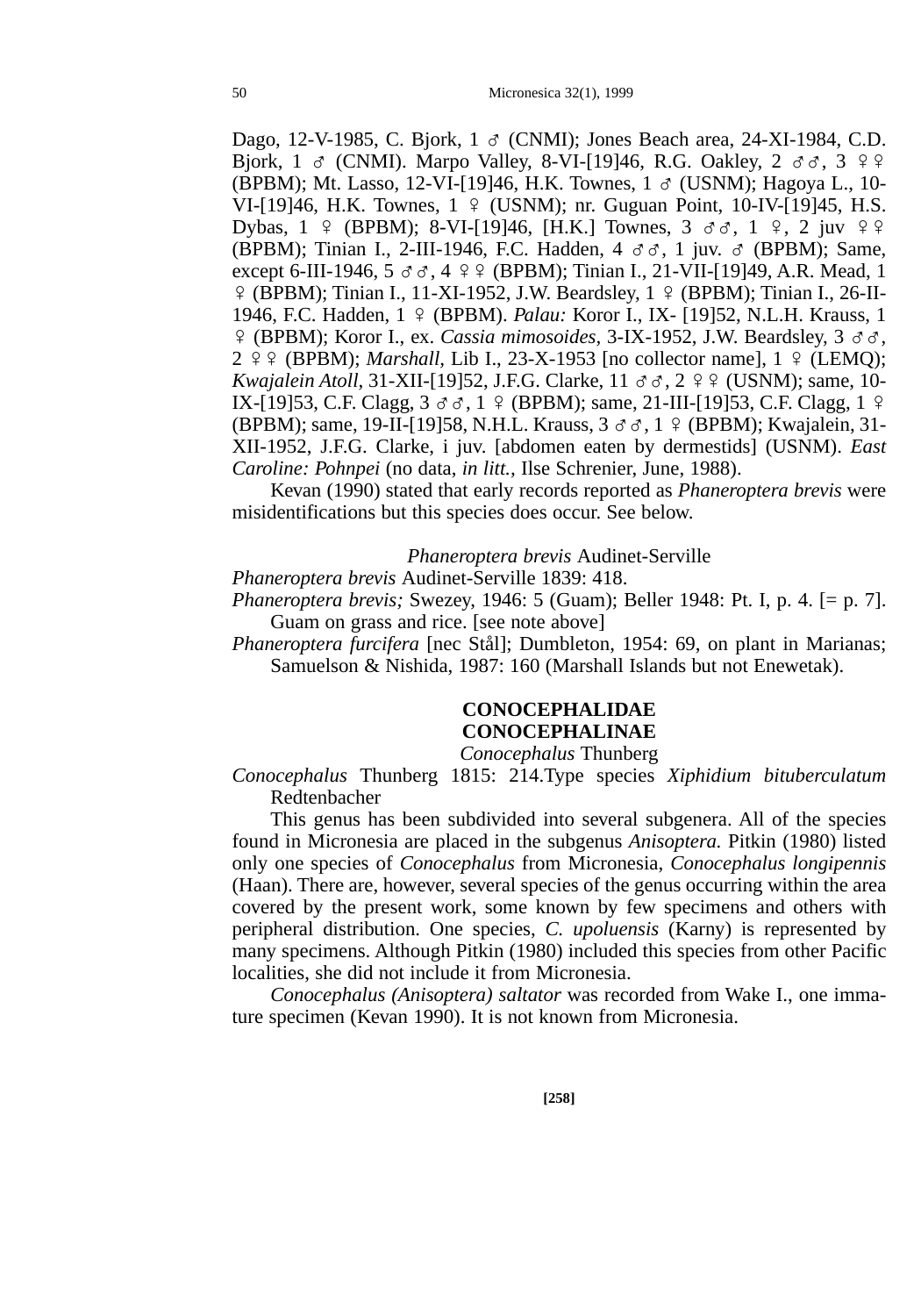Dago, 12-V-1985, C. Bjork, 1 ♂ (CNMI); Jones Beach area, 24-XI-1984, C.D. Bjork, 1 ♂ (CNMI). Marpo Valley, 8-VI-[19]46, R.G. Oakley, 2 ♂♂, 3 ♀♀ (BPBM); Mt. Lasso, 12-VI-[19]46, H.K. Townes, 1 ♂ (USNM); Hagoya L., 10-VI-[19]46, H.K. Townes, 1 ♀ (USNM); nr. Guguan Point, 10-IV-[19]45, H.S. Dybas, 1 ♀ (BPBM); 8-VI-[19]46, [H.K.] Townes, 3 ♂♂, 1 ♀, 2 juv ♀♀ (BPBM); Tinian I., 2-III-1946, F.C. Hadden, 4 ♂♂, 1 juv. ♂ (BPBM); Same, except 6-III-1946, 5 ♂♂, 4 ♀♀ (BPBM); Tinian I., 21-VII-[19]49, A.R. Mead, 1 ♀ (BPBM); Tinian I., 11-XI-1952, J.W. Beardsley, 1 ♀ (BPBM); Tinian I., 26-II-1946, F.C. Hadden, 1 ♀ (BPBM). *Palau:* Koror I., IX- [19]52, N.L.H. Krauss, 1 ♀ (BPBM); Koror I., ex. *Cassia mimosoides*, 3-IX-1952, J.W. Beardsley, 3 ♂♂, 2 ♀♀ (BPBM); *Marshall*, Lib I., 23-X-1953 [no collector name], 1 ♀ (LEMQ); *Kwajalein Atoll*, 31-XII-[19]52, J.F.G. Clarke, 11 ♂♂, 2 ♀♀ (USNM); same, 10-IX-[19]53, C.F. Clagg, 3 ♂♂, 1 ♀ (BPBM); same, 21-III-[19]53, C.F. Clagg, 1 ♀ (BPBM); same, 19-II-[19]58, N.H.L. Krauss, 3 ♂♂, 1 ♀ (BPBM); Kwajalein, 31-XII-1952, J.F.G. Clarke, i juv. [abdomen eaten by dermestids] (USNM). *East Caroline: Pohnpei* (no data, *in litt.*, Ilse Schrenier, June, 1988).

Kevan (1990) stated that early records reported as *Phaneroptera brevis* were misidentifications but this species does occur. See below.

### *Phaneroptera brevis* Audinet-Serville

*Phaneroptera brevis* Audinet-Serville 1839: 418.

*Phaneroptera brevis;* Swezey, 1946: 5 (Guam); Beller 1948: Pt. I, p. 4. [= p. 7]. Guam on grass and rice. [see note above]

*Phaneroptera furcifera* [nec Stål]; Dumbleton, 1954: 69, on plant in Marianas; Samuelson & Nishida, 1987: 160 (Marshall Islands but not Enewetak).

## CONOCEPHALIDAE
## CONOCEPHALINAE
### *Conocephalus* Thunberg

*Conocephalus* Thunberg 1815: 214.Type species *Xiphidium bituberculatum* Redtenbacher

This genus has been subdivided into several subgenera. All of the species found in Micronesia are placed in the subgenus *Anisoptera.* Pitkin (1980) listed only one species of *Conocephalus* from Micronesia, *Conocephalus longipennis* (Haan). There are, however, several species of the genus occurring within the area covered by the present work, some known by few specimens and others with peripheral distribution. One species, *C. upoluensis* (Karny) is represented by many specimens. Although Pitkin (1980) included this species from other Pacific localities, she did not include it from Micronesia.

*Conocephalus (Anisoptera) saltator* was recorded from Wake I., one immature specimen (Kevan 1990). It is not known from Micronesia.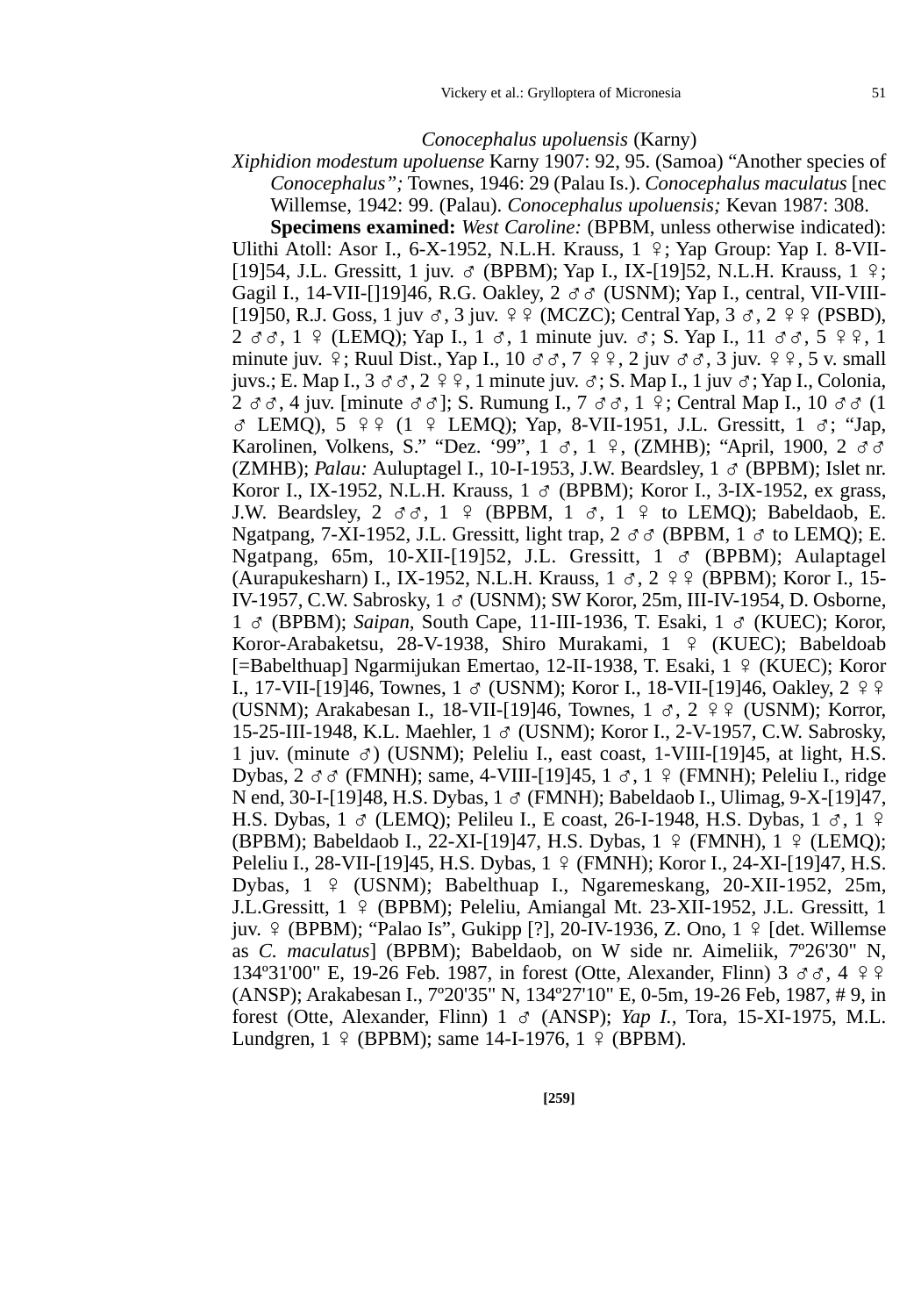*Conocephalus upoluensis* (Karny)

*Xiphidion modestum upoluense* Karny 1907: 92, 95. (Samoa) "Another species of *Conocephalus";* Townes, 1946: 29 (Palau Is.). *Conocephalus maculatus* [nec Willemse, 1942: 99. (Palau). *Conocephalus upoluensis;* Kevan 1987: 308.

**Specimens examined:** *West Caroline:* (BPBM, unless otherwise indicated): Ulithi Atoll: Asor I., 6-X-1952, N.L.H. Krauss, 1 ♀; Yap Group: Yap I. 8-VII-[19]54, J.L. Gressitt, 1 juv. ♂ (BPBM); Yap I., IX-[19]52, N.L.H. Krauss, 1 ♀; Gagil I., 14-VII-[]19]46, R.G. Oakley, 2 ♂♂ (USNM); Yap I., central, VII-VIII-[19]50, R.J. Goss, 1 juv ♂, 3 juv. ♀♀ (MCZC); Central Yap, 3 ♂, 2 ♀♀ (PSBD), 2 ♂♂, 1 ♀ (LEMQ); Yap I., 1 ♂, 1 minute juv. ♂; S. Yap I., 11 ♂♂, 5 ♀♀, 1 minute juv. ♀; Ruul Dist., Yap I., 10 ♂♂, 7 ♀♀, 2 juv ♂♂, 3 juv. ♀♀, 5 v. small juvs.; E. Map I., 3 ♂♂, 2 ♀♀, 1 minute juv. ♂; S. Map I., 1 juv ♂; Yap I., Colonia, 2 ♂♂, 4 juv. [minute ♂♂]; S. Rumung I., 7 ♂♂, 1 ♀; Central Map I., 10 ♂♂ (1 ♂ LEMQ), 5 ♀♀ (1 ♀ LEMQ); Yap, 8-VII-1951, J.L. Gressitt, 1 ♂; "Jap, Karolinen, Volkens, S." "Dez. '99", 1 ♂, 1 ♀, (ZMHB); "April, 1900, 2 ♂♂ (ZMHB); *Palau:* Auluptagel I., 10-I-1953, J.W. Beardsley, 1 ♂ (BPBM); Islet nr. Koror I., IX-1952, N.L.H. Krauss, 1 ♂ (BPBM); Koror I., 3-IX-1952, ex grass, J.W. Beardsley, 2 ♂♂, 1 ♀ (BPBM, 1 ♂, 1 ♀ to LEMQ); Babeldaob, E. Ngatpang, 7-XI-1952, J.L. Gressitt, light trap, 2 ♂♂ (BPBM, 1 ♂ to LEMQ); E. Ngatpang, 65m, 10-XII-[19]52, J.L. Gressitt, 1 ♂ (BPBM); Aulaptagel (Aurapukesharn) I., IX-1952, N.L.H. Krauss, 1 ♂, 2 ♀♀ (BPBM); Koror I., 15-IV-1957, C.W. Sabrosky, 1 ♂ (USNM); SW Koror, 25m, III-IV-1954, D. Osborne, 1 ♂ (BPBM); *Saipan*, South Cape, 11-III-1936, T. Esaki, 1 ♂ (KUEC); Koror, Koror-Arabaketsu, 28-V-1938, Shiro Murakami, 1 ♀ (KUEC); Babeldoab [=Babelthuap] Ngarmijukan Emertao, 12-II-1938, T. Esaki, 1 ♀ (KUEC); Koror I., 17-VII-[19]46, Townes, 1 ♂ (USNM); Koror I., 18-VII-[19]46, Oakley, 2 ♀♀ (USNM); Arakabesan I., 18-VII-[19]46, Townes, 1 ♂, 2 ♀♀ (USNM); Korror, 15-25-III-1948, K.L. Maehler, 1 ♂ (USNM); Koror I., 2-V-1957, C.W. Sabrosky, 1 juv. (minute ♂) (USNM); Peleliu I., east coast, 1-VIII-[19]45, at light, H.S. Dybas, 2 ♂♂ (FMNH); same, 4-VIII-[19]45, 1 ♂, 1 ♀ (FMNH); Peleliu I., ridge N end, 30-I-[19]48, H.S. Dybas, 1 ♂ (FMNH); Babeldaob I., Ulimag, 9-X-[19]47, H.S. Dybas, 1 ♂ (LEMQ); Pelileu I., E coast, 26-I-1948, H.S. Dybas, 1 ♂, 1 ♀ (BPBM); Babeldaob I., 22-XI-[19]47, H.S. Dybas, 1 ♀ (FMNH), 1 ♀ (LEMQ); Peleliu I., 28-VII-[19]45, H.S. Dybas, 1 ♀ (FMNH); Koror I., 24-XI-[19]47, H.S. Dybas, 1 ♀ (USNM); Babelthuap I., Ngaremeskang, 20-XII-1952, 25m, J.L.Gressitt, 1 ♀ (BPBM); Peleliu, Amiangal Mt. 23-XII-1952, J.L. Gressitt, 1 juv. ♀ (BPBM); "Palao Is", Gukipp [?], 20-IV-1936, Z. Ono, 1 ♀ [det. Willemse as *C. maculatus*] (BPBM); Babeldaob, on W side nr. Aimeliik, 7º26'30" N, 134º31'00" E, 19-26 Feb. 1987, in forest (Otte, Alexander, Flinn) 3 ♂♂, 4 ♀♀ (ANSP); Arakabesan I., 7º20'35" N, 134º27'10" E, 0-5m, 19-26 Feb, 1987, # 9, in forest (Otte, Alexander, Flinn) 1 ♂ (ANSP); *Yap I.*, Tora, 15-XI-1975, M.L. Lundgren, 1 ♀ (BPBM); same 14-I-1976, 1 ♀ (BPBM).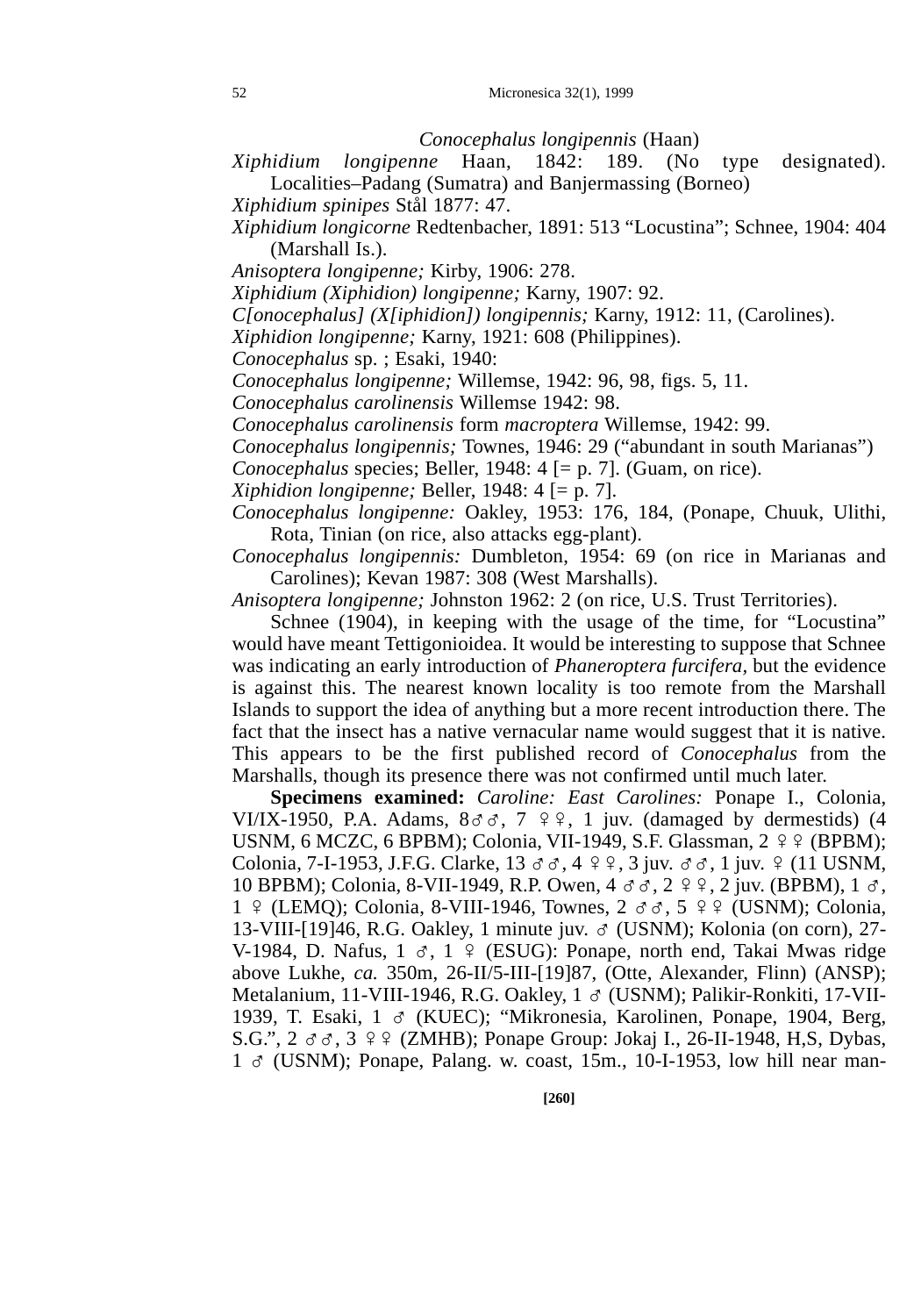*Conocephalus longipennis* (Haan)

*Xiphidium longipenne* Haan, 1842: 189. (No type designated). Localities–Padang (Sumatra) and Banjermassing (Borneo)

*Xiphidium spinipes* Stål 1877: 47.

*Xiphidium longicorne* Redtenbacher, 1891: 513 "Locustina"; Schnee, 1904: 404 (Marshall Is.).

*Anisoptera longipenne;* Kirby, 1906: 278.

*Xiphidium (Xiphidion) longipenne;* Karny, 1907: 92.

*C[onocephalus] (X[iphidion]) longipennis;* Karny, 1912: 11, (Carolines).

*Xiphidion longipenne;* Karny, 1921: 608 (Philippines).

*Conocephalus* sp. ; Esaki, 1940:

*Conocephalus longipenne;* Willemse, 1942: 96, 98, figs. 5, 11.

*Conocephalus carolinensis* Willemse 1942: 98.

*Conocephalus carolinensis* form *macroptera* Willemse, 1942: 99.

*Conocephalus longipennis;* Townes, 1946: 29 ("abundant in south Marianas")

*Conocephalus* species; Beller, 1948: 4 [= p. 7]. (Guam, on rice).

*Xiphidion longipenne;* Beller, 1948: 4 [= p. 7].

*Conocephalus longipenne:* Oakley, 1953: 176, 184, (Ponape, Chuuk, Ulithi, Rota, Tinian (on rice, also attacks egg-plant).

*Conocephalus longipennis:* Dumbleton, 1954: 69 (on rice in Marianas and Carolines); Kevan 1987: 308 (West Marshalls).

*Anisoptera longipenne;* Johnston 1962: 2 (on rice, U.S. Trust Territories).

Schnee (1904), in keeping with the usage of the time, for "Locustina" would have meant Tettigonioidea. It would be interesting to suppose that Schnee was indicating an early introduction of *Phaneroptera furcifera*, but the evidence is against this. The nearest known locality is too remote from the Marshall Islands to support the idea of anything but a more recent introduction there. The fact that the insect has a native vernacular name would suggest that it is native. This appears to be the first published record of *Conocephalus* from the Marshalls, though its presence there was not confirmed until much later.

**Specimens examined:** *Caroline: East Carolines:* Ponape I., Colonia, VI/IX-1950, P.A. Adams, 8♂♂, 7 ♀♀, 1 juv. (damaged by dermestids) (4 USNM, 6 MCZC, 6 BPBM); Colonia, VII-1949, S.F. Glassman, 2 ♀♀ (BPBM); Colonia, 7-I-1953, J.F.G. Clarke, 13 ♂♂, 4 ♀♀, 3 juv. ♂♂, 1 juv. ♀ (11 USNM, 10 BPBM); Colonia, 8-VII-1949, R.P. Owen, 4 ♂♂, 2 ♀♀, 2 juv. (BPBM), 1 ♂, 1 ♀ (LEMQ); Colonia, 8-VIII-1946, Townes, 2 ♂♂, 5 ♀♀ (USNM); Colonia, 13-VIII-[19]46, R.G. Oakley, 1 minute juv. ♂ (USNM); Kolonia (on corn), 27-V-1984, D. Nafus, 1 ♂, 1 ♀ (ESUG): Ponape, north end, Takai Mwas ridge above Lukhe, *ca.* 350m, 26-II/5-III-[19]87, (Otte, Alexander, Flinn) (ANSP); Metalanium, 11-VIII-1946, R.G. Oakley, 1 ♂ (USNM); Palikir-Ronkiti, 17-VII-1939, T. Esaki, 1 ♂ (KUEC); "Mikronesia, Karolinen, Ponape, 1904, Berg, S.G.", 2 ♂♂, 3 ♀♀ (ZMHB); Ponape Group: Jokaj I., 26-II-1948, H,S, Dybas, 1 ♂ (USNM); Ponape, Palang. w. coast, 15m., 10-I-1953, low hill near man-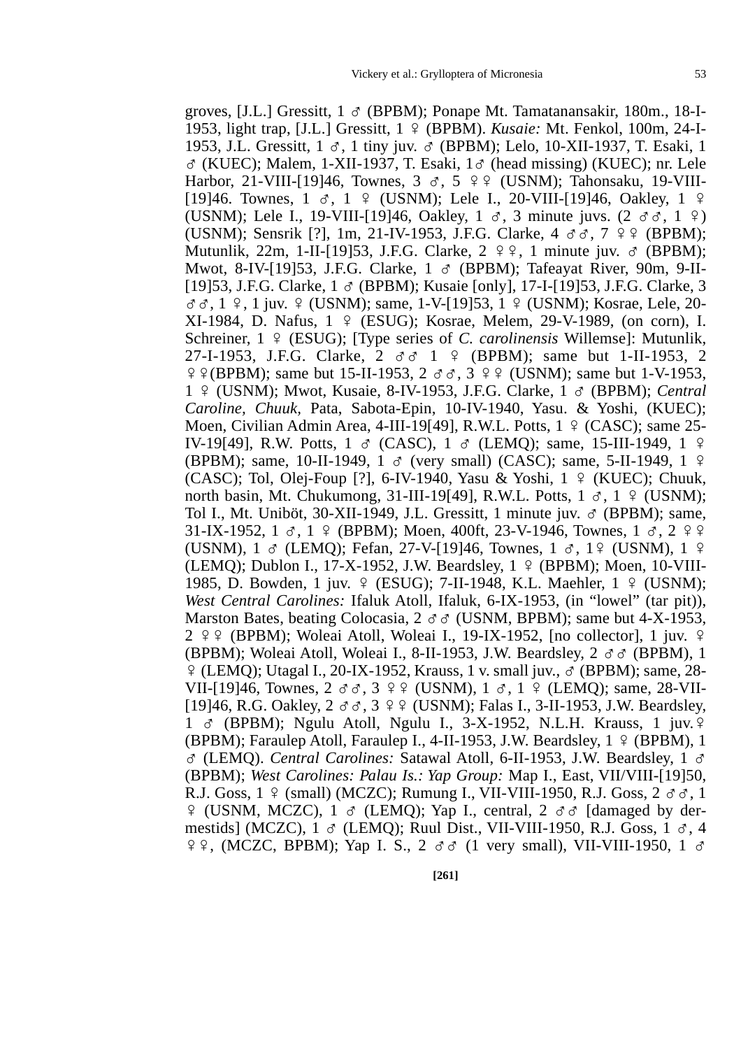groves, [J.L.] Gressitt, 1 ♂ (BPBM); Ponape Mt. Tamatanansakir, 180m., 18-I-1953, light trap, [J.L.] Gressitt, 1 ♀ (BPBM). *Kusaie:* Mt. Fenkol, 100m, 24-I-1953, J.L. Gressitt, 1 ♂, 1 tiny juv. ♂ (BPBM); Lelo, 10-XII-1937, T. Esaki, 1 ♂ (KUEC); Malem, 1-XII-1937, T. Esaki, 1♂ (head missing) (KUEC); nr. Lele Harbor, 21-VIII-[19]46, Townes, 3 ♂, 5 ♀♀ (USNM); Tahonsaku, 19-VIII-[19]46. Townes, 1 ♂, 1 ♀ (USNM); Lele I., 20-VIII-[19]46, Oakley, 1 ♀ (USNM); Lele I., 19-VIII-[19]46, Oakley, 1 ♂, 3 minute juvs. (2 ♂♂, 1 ♀) (USNM); Sensrik [?], 1m, 21-IV-1953, J.F.G. Clarke, 4 ♂♂, 7 ♀♀ (BPBM); Mutunlik, 22m, 1-II-[19]53, J.F.G. Clarke, 2 ♀♀, 1 minute juv. ♂ (BPBM); Mwot, 8-IV-[19]53, J.F.G. Clarke, 1 ♂ (BPBM); Tafeayat River, 90m, 9-II-[19]53, J.F.G. Clarke, 1 ♂ (BPBM); Kusaie [only], 17-I-[19]53, J.F.G. Clarke, 3 ♂♂, 1 ♀, 1 juv. ♀ (USNM); same, 1-V-[19]53, 1 ♀ (USNM); Kosrae, Lele, 20-XI-1984, D. Nafus, 1 ♀ (ESUG); Kosrae, Melem, 29-V-1989, (on corn), I. Schreiner, 1 ♀ (ESUG); [Type series of *C. carolinensis* Willemse]: Mutunlik, 27-I-1953, J.F.G. Clarke, 2 ♂♂ 1 ♀ (BPBM); same but 1-II-1953, 2 ♀♀(BPBM); same but 15-II-1953, 2 ♂♂, 3 ♀♀ (USNM); same but 1-V-1953, 1 ♀ (USNM); Mwot, Kusaie, 8-IV-1953, J.F.G. Clarke, 1 ♂ (BPBM); *Central Caroline, Chuuk,* Pata, Sabota-Epin, 10-IV-1940, Yasu. & Yoshi, (KUEC); Moen, Civilian Admin Area, 4-III-19[49], R.W.L. Potts, 1 ♀ (CASC); same 25-IV-19[49], R.W. Potts, 1 ♂ (CASC), 1 ♂ (LEMQ); same, 15-III-1949, 1 ♀ (BPBM); same, 10-II-1949, 1 ♂ (very small) (CASC); same, 5-II-1949, 1 ♀ (CASC); Tol, Olej-Foup [?], 6-IV-1940, Yasu & Yoshi, 1 ♀ (KUEC); Chuuk, north basin, Mt. Chukumong, 31-III-19[49], R.W.L. Potts, 1 ♂, 1 ♀ (USNM); Tol I., Mt. Uniböt, 30-XII-1949, J.L. Gressitt, 1 minute juv. ♂ (BPBM); same, 31-IX-1952, 1 ♂, 1 ♀ (BPBM); Moen, 400ft, 23-V-1946, Townes, 1 ♂, 2 ♀♀ (USNM), 1 ♂ (LEMQ); Fefan, 27-V-[19]46, Townes, 1 ♂, 1♀ (USNM), 1 ♀ (LEMQ); Dublon I., 17-X-1952, J.W. Beardsley, 1 ♀ (BPBM); Moen, 10-VIII-1985, D. Bowden, 1 juv. ♀ (ESUG); 7-II-1948, K.L. Maehler, 1 ♀ (USNM); *West Central Carolines:* Ifaluk Atoll, Ifaluk, 6-IX-1953, (in "lowel" (tar pit)), Marston Bates, beating Colocasia, 2 ♂♂ (USNM, BPBM); same but 4-X-1953, 2 ♀♀ (BPBM); Woleai Atoll, Woleai I., 19-IX-1952, [no collector], 1 juv. ♀ (BPBM); Woleai Atoll, Woleai I., 8-II-1953, J.W. Beardsley, 2 ♂♂ (BPBM), 1 ♀ (LEMQ); Utagal I., 20-IX-1952, Krauss, 1 v. small juv., ♂ (BPBM); same, 28-VII-[19]46, Townes, 2 ♂♂, 3 ♀♀ (USNM), 1 ♂, 1 ♀ (LEMQ); same, 28-VII-[19]46, R.G. Oakley, 2 ♂♂, 3 ♀♀ (USNM); Falas I., 3-II-1953, J.W. Beardsley, 1 ♂ (BPBM); Ngulu Atoll, Ngulu I., 3-X-1952, N.L.H. Krauss, 1 juv.♀ (BPBM); Faraulep Atoll, Faraulep I., 4-II-1953, J.W. Beardsley, 1 ♀ (BPBM), 1 ♂ (LEMQ). *Central Carolines:* Satawal Atoll, 6-II-1953, J.W. Beardsley, 1 ♂ (BPBM); *West Carolines: Palau Is.: Yap Group:* Map I., East, VII/VIII-[19]50, R.J. Goss, 1 ♀ (small) (MCZC); Rumung I., VII-VIII-1950, R.J. Goss, 2 ♂♂, 1 ♀ (USNM, MCZC), 1 ♂ (LEMQ); Yap I., central, 2 ♂♂ [damaged by dermestids] (MCZC), 1 ♂ (LEMQ); Ruul Dist., VII-VIII-1950, R.J. Goss, 1 ♂, 4 ♀♀, (MCZC, BPBM); Yap I. S., 2 ♂♂ (1 very small), VII-VIII-1950, 1 ♂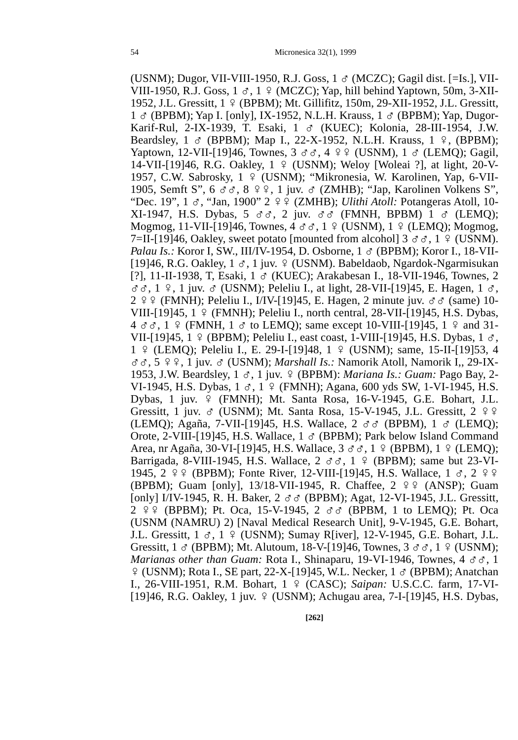(USNM); Dugor, VII-VIII-1950, R.J. Goss, 1 ♂ (MCZC); Gagil dist. [=Is.], VII-VIII-1950, R.J. Goss, 1 ♂, 1 ♀ (MCZC); Yap, hill behind Yaptown, 50m, 3-XII-1952, J.L. Gressitt, 1 ♀ (BPBM); Mt. Gillifitz, 150m, 29-XII-1952, J.L. Gressitt, 1 ♂ (BPBM); Yap I. [only], IX-1952, N.L.H. Krauss, 1 ♂ (BPBM); Yap, Dugor-Karif-Rul, 2-IX-1939, T. Esaki, 1 ♂ (KUEC); Kolonia, 28-III-1954, J.W. Beardsley, 1 ♂ (BPBM); Map I., 22-X-1952, N.L.H. Krauss, 1 ♀, (BPBM); Yaptown, 12-VII-[19]46, Townes, 3 ♂♂, 4 ♀♀ (USNM), 1 ♂ (LEMQ); Gagil, 14-VII-[19]46, R.G. Oakley, 1 ♀ (USNM); Weloy [Woleai ?], at light, 20-V-1957, C.W. Sabrosky, 1 ♀ (USNM); "Mikronesia, W. Karolinen, Yap, 6-VII-1905, Semft S", 6 ♂♂, 8 ♀♀, 1 juv. ♂ (ZMHB); "Jap, Karolinen Volkens S", "Dec. 19", 1 ♂, "Jan, 1900" 2 ♀♀ (ZMHB); *Ulithi Atoll:* Potangeras Atoll, 10-XI-1947, H.S. Dybas, 5 ♂♂, 2 juv. ♂♂ (FMNH, BPBM) 1 ♂ (LEMQ); Mogmog, 11-VII-[19]46, Townes, 4 ♂♂, 1 ♀ (USNM), 1 ♀ (LEMQ); Mogmog, 7=II-[19]46, Oakley, sweet potato [mounted from alcohol] 3 ♂♂, 1 ♀ (USNM). *Palau Is.:* Koror I, SW., III/IV-1954, D. Osborne, 1 ♂ (BPBM); Koror I., 18-VII-[19]46, R.G. Oakley, 1 ♂, 1 juv. ♀ (USNM). Babeldaob, Ngardok-Ngarmisukan [?], 11-II-1938, T, Esaki, 1 ♂ (KUEC); Arakabesan I., 18-VII-1946, Townes, 2 ♂♂, 1 ♀, 1 juv. ♂ (USNM); Peleliu I., at light, 28-VII-[19]45, E. Hagen, 1 ♂, 2 ♀♀ (FMNH); Peleliu I., I/IV-[19]45, E. Hagen, 2 minute juv. ♂♂ (same) 10-VIII-[19]45, 1 ♀ (FMNH); Peleliu I., north central, 28-VII-[19]45, H.S. Dybas, 4 ♂♂, 1 ♀ (FMNH, 1 ♂ to LEMQ); same except 10-VIII-[19]45, 1 ♀ and 31-VII-[19]45, 1 ♀ (BPBM); Peleliu I., east coast, 1-VIII-[19]45, H.S. Dybas, 1 ♂, 1 ♀ (LEMQ); Peleliu I., E. 29-I-[19]48, 1 ♀ (USNM); same, 15-II-[19]53, 4 ♂♂, 5 ♀♀, 1 juv. ♂ (USNM); *Marshall Is.:* Namorik Atoll, Namorik I,, 29-IX-1953, J.W. Beardsley, 1 ♂, 1 juv. ♀ (BPBM): *Mariana Is.: Guam:* Pago Bay, 2-VI-1945, H.S. Dybas, 1 ♂, 1 ♀ (FMNH); Agana, 600 yds SW, 1-VI-1945, H.S. Dybas, 1 juv. ♀ (FMNH); Mt. Santa Rosa, 16-V-1945, G.E. Bohart, J.L. Gressitt, 1 juv. ♂ (USNM); Mt. Santa Rosa, 15-V-1945, J.L. Gressitt, 2 ♀♀ (LEMQ); Agaña, 7-VII-[19]45, H.S. Wallace, 2 ♂♂ (BPBM), 1 ♂ (LEMQ); Orote, 2-VIII-[19]45, H.S. Wallace, 1 ♂ (BPBM); Park below Island Command Area, nr Agaña, 30-VI-[19]45, H.S. Wallace, 3 ♂♂, 1 ♀ (BPBM), 1 ♀ (LEMQ); Barrigada, 8-VIII-1945, H.S. Wallace, 2 ♂♂, 1 ♀ (BPBM); same but 23-VI-1945, 2 ♀♀ (BPBM); Fonte River, 12-VIII-[19]45, H.S. Wallace, 1 ♂, 2 ♀♀ (BPBM); Guam [only], 13/18-VII-1945, R. Chaffee, 2 ♀♀ (ANSP); Guam [only] I/IV-1945, R. H. Baker, 2 ♂♂ (BPBM); Agat, 12-VI-1945, J.L. Gressitt, 2 ♀♀ (BPBM); Pt. Oca, 15-V-1945, 2 ♂♂ (BPBM, 1 to LEMQ); Pt. Oca (USNM (NAMRU) 2) [Naval Medical Research Unit], 9-V-1945, G.E. Bohart, J.L. Gressitt, 1 ♂, 1 ♀ (USNM); Sumay R[iver], 12-V-1945, G.E. Bohart, J.L. Gressitt, 1 ♂ (BPBM); Mt. Alutoum, 18-V-[19]46, Townes, 3 ♂♂, 1 ♀ (USNM); *Marianas other than Guam:* Rota I., Shinaparu, 19-VI-1946, Townes, 4 ♂♂, 1 ♀ (USNM); Rota I., SE part, 22-X-[19]45, W.L. Necker, 1 ♂ (BPBM); Anatchan I., 26-VIII-1951, R.M. Bohart, 1 ♀ (CASC); *Saipan:* U.S.C.C. farm, 17-VI-[19]46, R.G. Oakley, 1 juv. ♀ (USNM); Achugau area, 7-I-[19]45, H.S. Dybas,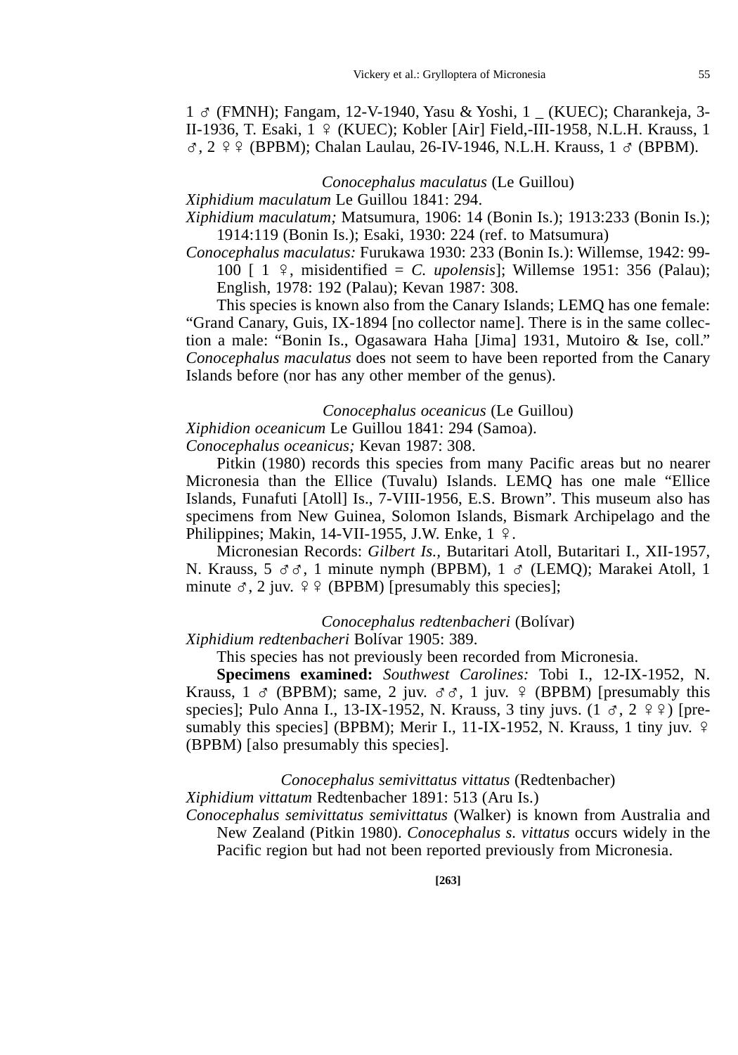1 ♂ (FMNH); Fangam, 12-V-1940, Yasu & Yoshi, 1 _ (KUEC); Charankeja, 3-II-1936, T. Esaki, 1 ♀ (KUEC); Kobler [Air] Field,-III-1958, N.L.H. Krauss, 1 ♂, 2 ♀♀ (BPBM); Chalan Laulau, 26-IV-1946, N.L.H. Krauss, 1 ♂ (BPBM).

*Conocephalus maculatus* (Le Guillou)

*Xiphidium maculatum* Le Guillou 1841: 294.

*Xiphidium maculatum;* Matsumura, 1906: 14 (Bonin Is.); 1913:233 (Bonin Is.); 1914:119 (Bonin Is.); Esaki, 1930: 224 (ref. to Matsumura)

*Conocephalus maculatus:* Furukawa 1930: 233 (Bonin Is.): Willemse, 1942: 99-100 [ 1 ♀, misidentified = *C. upolensis*]; Willemse 1951: 356 (Palau); English, 1978: 192 (Palau); Kevan 1987: 308.

This species is known also from the Canary Islands; LEMQ has one female: "Grand Canary, Guis, IX-1894 [no collector name]. There is in the same collection a male: "Bonin Is., Ogasawara Haha [Jima] 1931, Mutoiro & Ise, coll." *Conocephalus maculatus* does not seem to have been reported from the Canary Islands before (nor has any other member of the genus).

*Conocephalus oceanicus* (Le Guillou)

*Xiphidion oceanicum* Le Guillou 1841: 294 (Samoa).

*Conocephalus oceanicus;* Kevan 1987: 308.

Pitkin (1980) records this species from many Pacific areas but no nearer Micronesia than the Ellice (Tuvalu) Islands. LEMQ has one male "Ellice Islands, Funafuti [Atoll] Is., 7-VIII-1956, E.S. Brown". This museum also has specimens from New Guinea, Solomon Islands, Bismark Archipelago and the Philippines; Makin, 14-VII-1955, J.W. Enke, 1 ♀.

Micronesian Records: *Gilbert Is.,* Butaritari Atoll, Butaritari I., XII-1957, N. Krauss, 5 ♂♂, 1 minute nymph (BPBM), 1 ♂ (LEMQ); Marakei Atoll, 1 minute ♂, 2 juv. ♀♀ (BPBM) [presumably this species];

*Conocephalus redtenbacheri* (Bolívar)

*Xiphidium redtenbacheri* Bolívar 1905: 389.

This species has not previously been recorded from Micronesia.

**Specimens examined:** *Southwest Carolines:* Tobi I., 12-IX-1952, N. Krauss, 1 ♂ (BPBM); same, 2 juv. ♂♂, 1 juv. ♀ (BPBM) [presumably this species]; Pulo Anna I., 13-IX-1952, N. Krauss, 3 tiny juvs. (1 ♂, 2 ♀♀) [presumably this species] (BPBM); Merir I., 11-IX-1952, N. Krauss, 1 tiny juv. ♀ (BPBM) [also presumably this species].

*Conocephalus semivittatus vittatus* (Redtenbacher)

*Xiphidium vittatum* Redtenbacher 1891: 513 (Aru Is.)

*Conocephalus semivittatus semivittatus* (Walker) is known from Australia and New Zealand (Pitkin 1980). *Conocephalus s. vittatus* occurs widely in the Pacific region but had not been reported previously from Micronesia.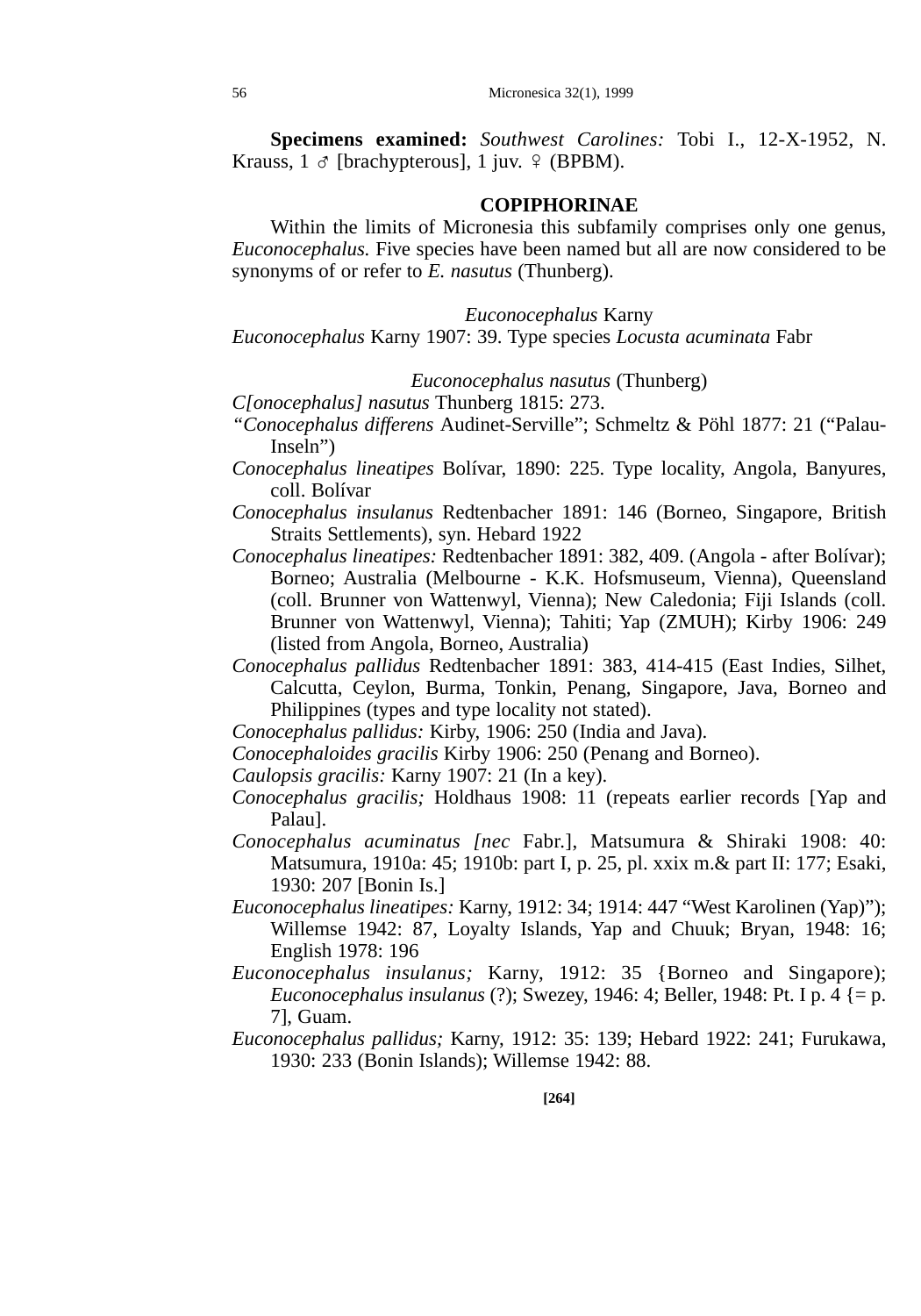**Specimens examined:** *Southwest Carolines:* Tobi I., 12-X-1952, N. Krauss, 1 ♂ [brachypterous], 1 juv. ♀ (BPBM).

## COPIPHORINAE

Within the limits of Micronesia this subfamily comprises only one genus, *Euconocephalus.* Five species have been named but all are now considered to be synonyms of or refer to *E. nasutus* (Thunberg).

### *Euconocephalus* Karny

*Euconocephalus* Karny 1907: 39. Type species *Locusta acuminata* Fabr

### *Euconocephalus nasutus* (Thunberg)

*C[onocephalus] nasutus* Thunberg 1815: 273.

*"Conocephalus differens* Audinet-Serville"; Schmeltz & Pöhl 1877: 21 ("Palau-Inseln")

*Conocephalus lineatipes* Bolívar, 1890: 225. Type locality, Angola, Banyures, coll. Bolívar

*Conocephalus insulanus* Redtenbacher 1891: 146 (Borneo, Singapore, British Straits Settlements), syn. Hebard 1922

*Conocephalus lineatipes:* Redtenbacher 1891: 382, 409. (Angola - after Bolívar); Borneo; Australia (Melbourne - K.K. Hofsmuseum, Vienna), Queensland (coll. Brunner von Wattenwyl, Vienna); New Caledonia; Fiji Islands (coll. Brunner von Wattenwyl, Vienna); Tahiti; Yap (ZMUH); Kirby 1906: 249 (listed from Angola, Borneo, Australia)

*Conocephalus pallidus* Redtenbacher 1891: 383, 414-415 (East Indies, Silhet, Calcutta, Ceylon, Burma, Tonkin, Penang, Singapore, Java, Borneo and Philippines (types and type locality not stated).

*Conocephalus pallidus:* Kirby, 1906: 250 (India and Java).

*Conocephaloides gracilis* Kirby 1906: 250 (Penang and Borneo).

*Caulopsis gracilis:* Karny 1907: 21 (In a key).

*Conocephalus gracilis;* Holdhaus 1908: 11 (repeats earlier records [Yap and Palau].

*Conocephalus acuminatus [nec* Fabr.], Matsumura & Shiraki 1908: 40: Matsumura, 1910a: 45; 1910b: part I, p. 25, pl. xxix m.& part II: 177; Esaki, 1930: 207 [Bonin Is.]

*Euconocephalus lineatipes:* Karny, 1912: 34; 1914: 447 "West Karolinen (Yap)"); Willemse 1942: 87, Loyalty Islands, Yap and Chuuk; Bryan, 1948: 16; English 1978: 196

*Euconocephalus insulanus;* Karny, 1912: 35 {Borneo and Singapore); *Euconocephalus insulanus* (?); Swezey, 1946: 4; Beller, 1948: Pt. I p. 4 {= p. 7], Guam.

*Euconocephalus pallidus;* Karny, 1912: 35: 139; Hebard 1922: 241; Furukawa, 1930: 233 (Bonin Islands); Willemse 1942: 88.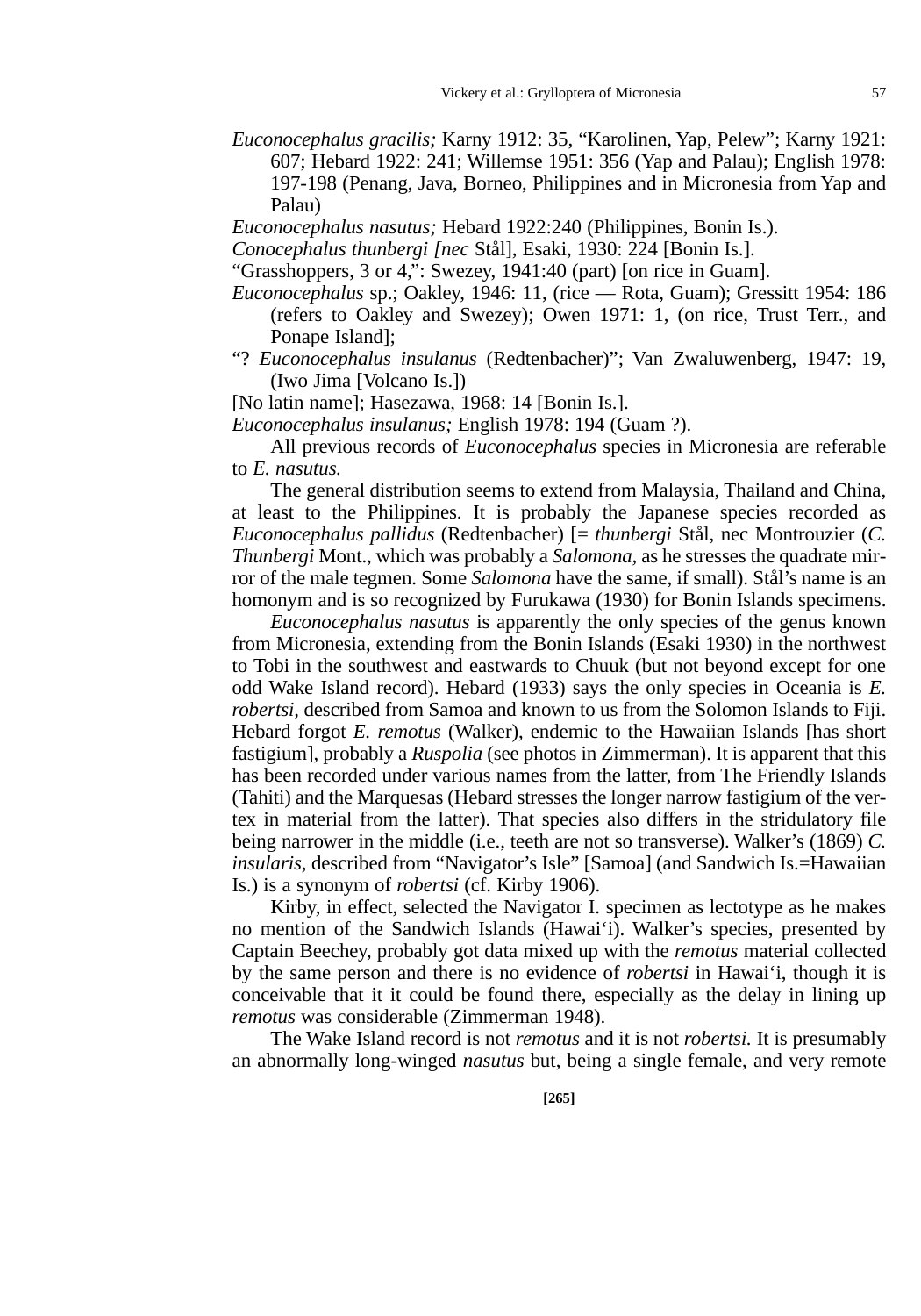*Euconocephalus gracilis;* Karny 1912: 35, "Karolinen, Yap, Pelew"; Karny 1921: 607; Hebard 1922: 241; Willemse 1951: 356 (Yap and Palau); English 1978: 197-198 (Penang, Java, Borneo, Philippines and in Micronesia from Yap and Palau)

*Euconocephalus nasutus;* Hebard 1922:240 (Philippines, Bonin Is.).

*Conocephalus thunbergi [nec* Stål], Esaki, 1930: 224 [Bonin Is.].

"Grasshoppers, 3 or 4,": Swezey, 1941:40 (part) [on rice in Guam].

*Euconocephalus* sp.; Oakley, 1946: 11, (rice — Rota, Guam); Gressitt 1954: 186 (refers to Oakley and Swezey); Owen 1971: 1, (on rice, Trust Terr., and Ponape Island];

"? *Euconocephalus insulanus* (Redtenbacher)"; Van Zwaluwenberg, 1947: 19, (Iwo Jima [Volcano Is.])

[No latin name]; Hasezawa, 1968: 14 [Bonin Is.].

*Euconocephalus insulanus;* English 1978: 194 (Guam ?).

All previous records of *Euconocephalus* species in Micronesia are referable to *E. nasutus.*

The general distribution seems to extend from Malaysia, Thailand and China, at least to the Philippines. It is probably the Japanese species recorded as *Euconocephalus pallidus* (Redtenbacher) [= *thunbergi* Stål, nec Montrouzier (*C. Thunbergi* Mont., which was probably a *Salomona,* as he stresses the quadrate mirror of the male tegmen. Some *Salomona* have the same, if small). Stål's name is an homonym and is so recognized by Furukawa (1930) for Bonin Islands specimens.

*Euconocephalus nasutus* is apparently the only species of the genus known from Micronesia, extending from the Bonin Islands (Esaki 1930) in the northwest to Tobi in the southwest and eastwards to Chuuk (but not beyond except for one odd Wake Island record). Hebard (1933) says the only species in Oceania is *E. robertsi,* described from Samoa and known to us from the Solomon Islands to Fiji. Hebard forgot *E. remotus* (Walker), endemic to the Hawaiian Islands [has short fastigium], probably a *Ruspolia* (see photos in Zimmerman). It is apparent that this has been recorded under various names from the latter, from The Friendly Islands (Tahiti) and the Marquesas (Hebard stresses the longer narrow fastigium of the vertex in material from the latter). That species also differs in the stridulatory file being narrower in the middle (i.e., teeth are not so transverse). Walker's (1869) *C. insularis,* described from "Navigator's Isle" [Samoa] (and Sandwich Is.=Hawaiian Is.) is a synonym of *robertsi* (cf. Kirby 1906).

Kirby, in effect, selected the Navigator I. specimen as lectotype as he makes no mention of the Sandwich Islands (Hawai'i). Walker's species, presented by Captain Beechey, probably got data mixed up with the *remotus* material collected by the same person and there is no evidence of *robertsi* in Hawai'i, though it is conceivable that it it could be found there, especially as the delay in lining up *remotus* was considerable (Zimmerman 1948).

The Wake Island record is not *remotus* and it is not *robertsi.* It is presumably an abnormally long-winged *nasutus* but, being a single female, and very remote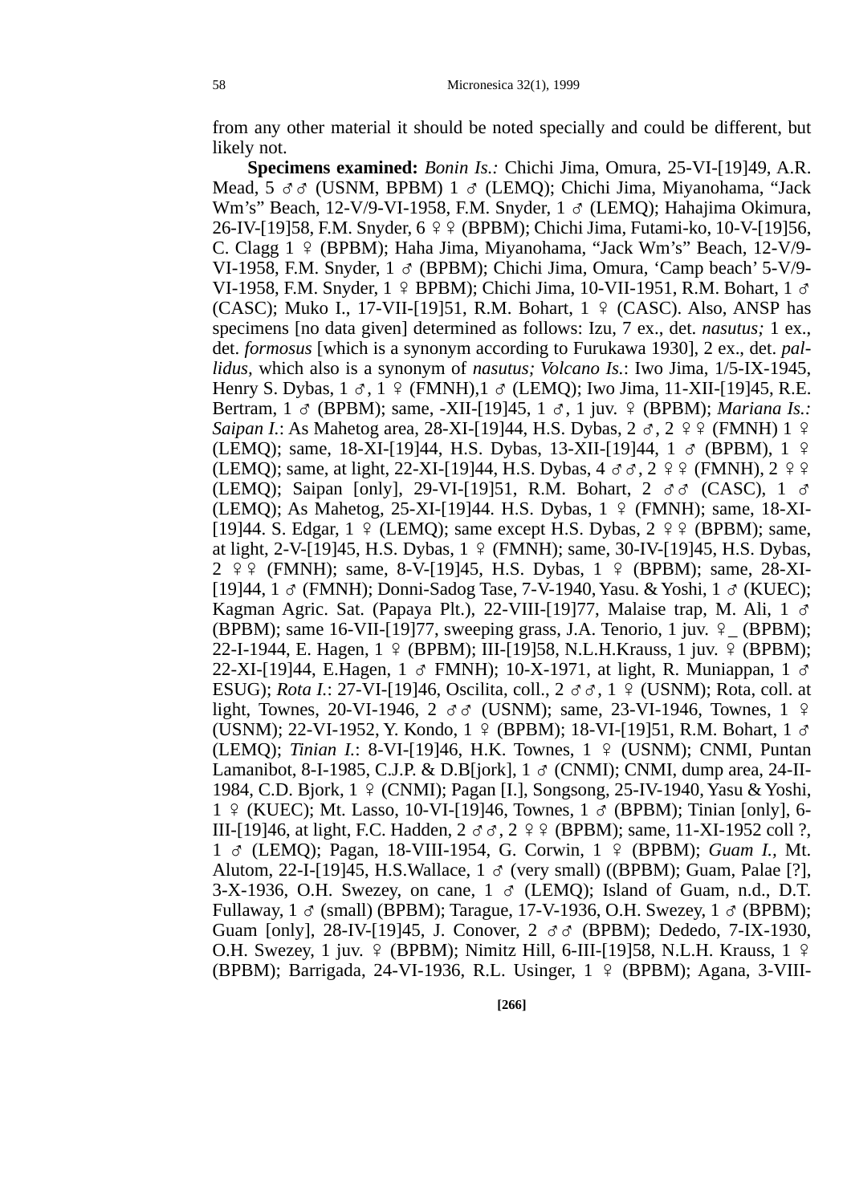from any other material it should be noted specially and could be different, but likely not.

**Specimens examined:** *Bonin Is.:* Chichi Jima, Omura, 25-VI-[19]49, A.R. Mead, 5 ♂♂ (USNM, BPBM) 1 ♂ (LEMQ); Chichi Jima, Miyanohama, "Jack Wm's" Beach, 12-V/9-VI-1958, F.M. Snyder, 1 ♂ (LEMQ); Hahajima Okimura, 26-IV-[19]58, F.M. Snyder, 6 ♀♀ (BPBM); Chichi Jima, Futami-ko, 10-V-[19]56, C. Clagg 1 ♀ (BPBM); Haha Jima, Miyanohama, "Jack Wm's" Beach, 12-V/9-VI-1958, F.M. Snyder, 1 ♂ (BPBM); Chichi Jima, Omura, 'Camp beach' 5-V/9-VI-1958, F.M. Snyder, 1 ♀ BPBM); Chichi Jima, 10-VII-1951, R.M. Bohart, 1 ♂ (CASC); Muko I., 17-VII-[19]51, R.M. Bohart, 1 ♀ (CASC). Also, ANSP has specimens [no data given] determined as follows: Izu, 7 ex., det. *nasutus;* 1 ex., det. *formosus* [which is a synonym according to Furukawa 1930], 2 ex., det. *pallidus,* which also is a synonym of *nasutus; Volcano Is.*: Iwo Jima, 1/5-IX-1945, Henry S. Dybas, 1 ♂, 1 ♀ (FMNH),1 ♂ (LEMQ); Iwo Jima, 11-XII-[19]45, R.E. Bertram, 1 ♂ (BPBM); same, -XII-[19]45, 1 ♂, 1 juv. ♀ (BPBM); *Mariana Is.: Saipan I.*: As Mahetog area, 28-XI-[19]44, H.S. Dybas, 2 ♂, 2 ♀♀ (FMNH) 1 ♀ (LEMQ); same, 18-XI-[19]44, H.S. Dybas, 13-XII-[19]44, 1 ♂ (BPBM), 1 ♀ (LEMQ); same, at light, 22-XI-[19]44, H.S. Dybas, 4 ♂♂, 2 ♀♀ (FMNH), 2 ♀♀ (LEMQ); Saipan [only], 29-VI-[19]51, R.M. Bohart, 2 ♂♂ (CASC), 1 ♂ (LEMQ); As Mahetog, 25-XI-[19]44. H.S. Dybas, 1 ♀ (FMNH); same, 18-XI-[19]44. S. Edgar, 1 ♀ (LEMQ); same except H.S. Dybas, 2 ♀♀ (BPBM); same, at light, 2-V-[19]45, H.S. Dybas, 1 ♀ (FMNH); same, 30-IV-[19]45, H.S. Dybas, 2 ♀♀ (FMNH); same, 8-V-[19]45, H.S. Dybas, 1 ♀ (BPBM); same, 28-XI-[19]44, 1 ♂ (FMNH); Donni-Sadog Tase, 7-V-1940, Yasu. & Yoshi, 1 ♂ (KUEC); Kagman Agric. Sat. (Papaya Plt.), 22-VIII-[19]77, Malaise trap, M. Ali, 1 ♂ (BPBM); same 16-VII-[19]77, sweeping grass, J.A. Tenorio, 1 juv. ♀_ (BPBM); 22-I-1944, E. Hagen, 1 ♀ (BPBM); III-[19]58, N.L.H.Krauss, 1 juv. ♀ (BPBM); 22-XI-[19]44, E.Hagen, 1 ♂ FMNH); 10-X-1971, at light, R. Muniappan, 1 ♂ ESUG); *Rota I.*: 27-VI-[19]46, Oscilita, coll., 2 ♂♂, 1 ♀ (USNM); Rota, coll. at light, Townes, 20-VI-1946, 2 ♂♂ (USNM); same, 23-VI-1946, Townes, 1 ♀ (USNM); 22-VI-1952, Y. Kondo, 1 ♀ (BPBM); 18-VI-[19]51, R.M. Bohart, 1 ♂ (LEMQ); *Tinian I.*: 8-VI-[19]46, H.K. Townes, 1 ♀ (USNM); CNMI, Puntan Lamanibot, 8-I-1985, C.J.P. & D.B[jork], 1 ♂ (CNMI); CNMI, dump area, 24-II-1984, C.D. Bjork, 1 ♀ (CNMI); Pagan [I.], Songsong, 25-IV-1940, Yasu & Yoshi, 1 ♀ (KUEC); Mt. Lasso, 10-VI-[19]46, Townes, 1 ♂ (BPBM); Tinian [only], 6-III-[19]46, at light, F.C. Hadden, 2 ♂♂, 2 ♀♀ (BPBM); same, 11-XI-1952 coll ?, 1 ♂ (LEMQ); Pagan, 18-VIII-1954, G. Corwin, 1 ♀ (BPBM); *Guam I.*, Mt. Alutom, 22-I-[19]45, H.S.Wallace, 1 ♂ (very small) ((BPBM); Guam, Palae [?], 3-X-1936, O.H. Swezey, on cane, 1 ♂ (LEMQ); Island of Guam, n.d., D.T. Fullaway, 1 ♂ (small) (BPBM); Tarague, 17-V-1936, O.H. Swezey, 1 ♂ (BPBM); Guam [only], 28-IV-[19]45, J. Conover, 2 ♂♂ (BPBM); Dededo, 7-IX-1930, O.H. Swezey, 1 juv. ♀ (BPBM); Nimitz Hill, 6-III-[19]58, N.L.H. Krauss, 1 ♀ (BPBM); Barrigada, 24-VI-1936, R.L. Usinger, 1 ♀ (BPBM); Agana, 3-VIII-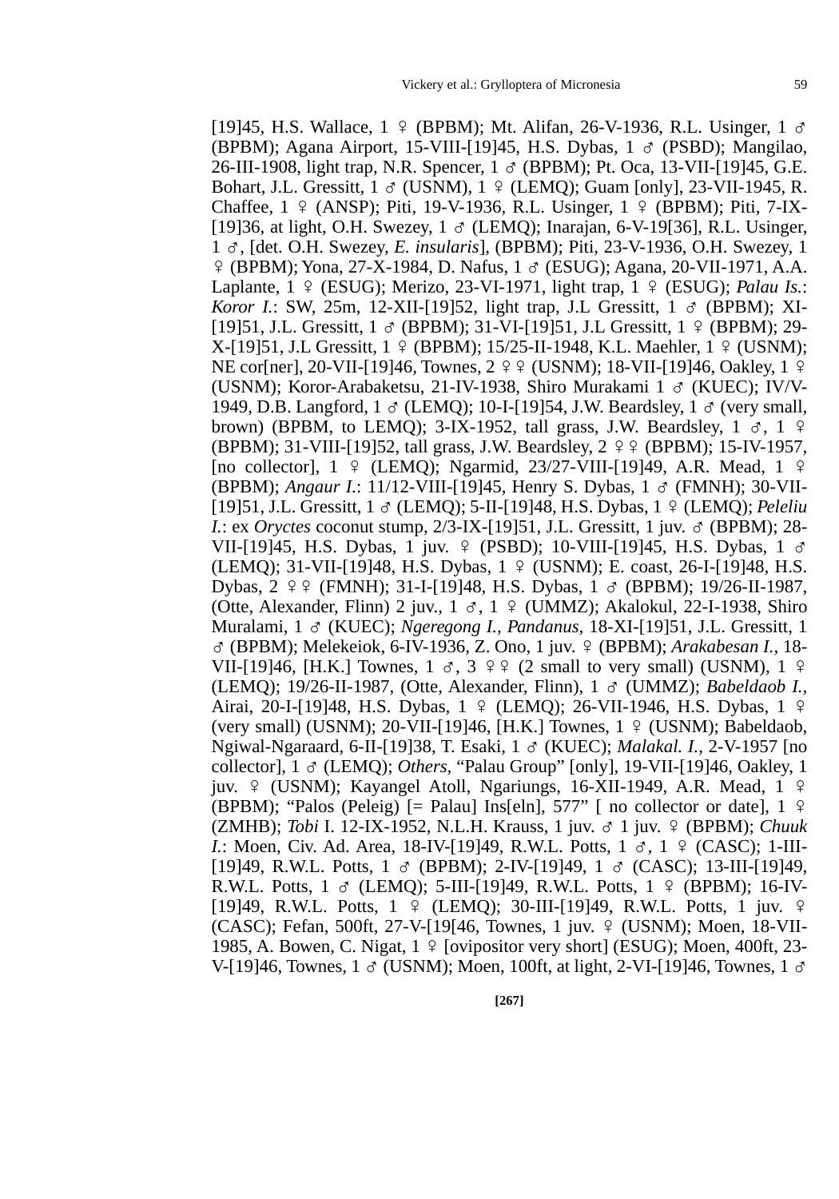[19]45, H.S. Wallace, 1 ♀ (BPBM); Mt. Alifan, 26-V-1936, R.L. Usinger, 1 ♂ (BPBM); Agana Airport, 15-VIII-[19]45, H.S. Dybas, 1 ♂ (PSBD); Mangilao, 26-III-1908, light trap, N.R. Spencer, 1 ♂ (BPBM); Pt. Oca, 13-VII-[19]45, G.E. Bohart, J.L. Gressitt, 1 ♂ (USNM), 1 ♀ (LEMQ); Guam [only], 23-VII-1945, R. Chaffee, 1 ♀ (ANSP); Piti, 19-V-1936, R.L. Usinger, 1 ♀ (BPBM); Piti, 7-IX-[19]36, at light, O.H. Swezey, 1 ♂ (LEMQ); Inarajan, 6-V-19[36], R.L. Usinger, 1 ♂, [det. O.H. Swezey, *E. insularis*], (BPBM); Piti, 23-V-1936, O.H. Swezey, 1 ♀ (BPBM); Yona, 27-X-1984, D. Nafus, 1 ♂ (ESUG); Agana, 20-VII-1971, A.A. Laplante, 1 ♀ (ESUG); Merizo, 23-VI-1971, light trap, 1 ♀ (ESUG); *Palau Is.*: *Koror I.*: SW, 25m, 12-XII-[19]52, light trap, J.L Gressitt, 1 ♂ (BPBM); XI-[19]51, J.L. Gressitt, 1 ♂ (BPBM); 31-VI-[19]51, J.L Gressitt, 1 ♀ (BPBM); 29-X-[19]51, J.L Gressitt, 1 ♀ (BPBM); 15/25-II-1948, K.L. Maehler, 1 ♀ (USNM); NE cor[ner], 20-VII-[19]46, Townes, 2 ♀♀ (USNM); 18-VII-[19]46, Oakley, 1 ♀ (USNM); Koror-Arabaketsu, 21-IV-1938, Shiro Murakami 1 ♂ (KUEC); IV/V-1949, D.B. Langford, 1 ♂ (LEMQ); 10-I-[19]54, J.W. Beardsley, 1 ♂ (very small, brown) (BPBM, to LEMQ); 3-IX-1952, tall grass, J.W. Beardsley, 1 ♂, 1 ♀ (BPBM); 31-VIII-[19]52, tall grass, J.W. Beardsley, 2 ♀♀ (BPBM); 15-IV-1957, [no collector], 1 ♀ (LEMQ); Ngarmid, 23/27-VIII-[19]49, A.R. Mead, 1 ♀ (BPBM); *Angaur I.*: 11/12-VIII-[19]45, Henry S. Dybas, 1 ♂ (FMNH); 30-VII-[19]51, J.L. Gressitt, 1 ♂ (LEMQ); 5-II-[19]48, H.S. Dybas, 1 ♀ (LEMQ); *Peleliu I.*: ex *Oryctes* coconut stump, 2/3-IX-[19]51, J.L. Gressitt, 1 juv. ♂ (BPBM); 28-VII-[19]45, H.S. Dybas, 1 juv. ♀ (PSBD); 10-VIII-[19]45, H.S. Dybas, 1 ♂ (LEMQ); 31-VII-[19]48, H.S. Dybas, 1 ♀ (USNM); E. coast, 26-I-[19]48, H.S. Dybas, 2 ♀♀ (FMNH); 31-I-[19]48, H.S. Dybas, 1 ♂ (BPBM); 19/26-II-1987, (Otte, Alexander, Flinn) 2 juv., 1 ♂, 1 ♀ (UMMZ); Akalokul, 22-I-1938, Shiro Muralami, 1 ♂ (KUEC); *Ngeregong I.*, *Pandanus*, 18-XI-[19]51, J.L. Gressitt, 1 ♂ (BPBM); Melekeiok, 6-IV-1936, Z. Ono, 1 juv. ♀ (BPBM); *Arakabesan I.*, 18-VII-[19]46, [H.K.] Townes, 1 ♂, 3 ♀♀ (2 small to very small) (USNM), 1 ♀ (LEMQ); 19/26-II-1987, (Otte, Alexander, Flinn), 1 ♂ (UMMZ); *Babeldaob I.*, Airai, 20-I-[19]48, H.S. Dybas, 1 ♀ (LEMQ); 26-VII-1946, H.S. Dybas, 1 ♀ (very small) (USNM); 20-VII-[19]46, [H.K.] Townes, 1 ♀ (USNM); Babeldaob, Ngiwal-Ngaraard, 6-II-[19]38, T. Esaki, 1 ♂ (KUEC); *Malakal. I.*, 2-V-1957 [no collector], 1 ♂ (LEMQ); *Others*, "Palau Group" [only], 19-VII-[19]46, Oakley, 1 juv. ♀ (USNM); Kayangel Atoll, Ngariungs, 16-XII-1949, A.R. Mead, 1 ♀ (BPBM); "Palos (Peleig) [= Palau] Ins[eln], 577" [ no collector or date], 1 ♀ (ZMHB); *Tobi* I. 12-IX-1952, N.L.H. Krauss, 1 juv. ♂ 1 juv. ♀ (BPBM); *Chuuk I.*: Moen, Civ. Ad. Area, 18-IV-[19]49, R.W.L. Potts, 1 ♂, 1 ♀ (CASC); 1-III-[19]49, R.W.L. Potts, 1 ♂ (BPBM); 2-IV-[19]49, 1 ♂ (CASC); 13-III-[19]49, R.W.L. Potts, 1 ♂ (LEMQ); 5-III-[19]49, R.W.L. Potts, 1 ♀ (BPBM); 16-IV-[19]49, R.W.L. Potts, 1 ♀ (LEMQ); 30-III-[19]49, R.W.L. Potts, 1 juv. ♀ (CASC); Fefan, 500ft, 27-V-[19[46, Townes, 1 juv. ♀ (USNM); Moen, 18-VII-1985, A. Bowen, C. Nigat, 1 ♀ [ovipositor very short] (ESUG); Moen, 400ft, 23-V-[19]46, Townes, 1 ♂ (USNM); Moen, 100ft, at light, 2-VI-[19]46, Townes, 1 ♂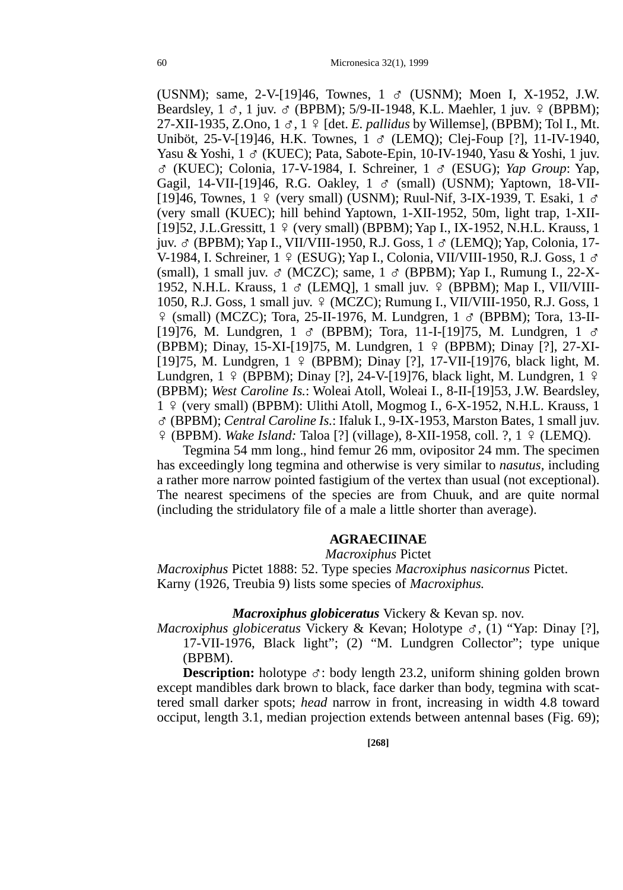(USNM); same, 2-V-[19]46, Townes, 1 ♂ (USNM); Moen I, X-1952, J.W. Beardsley, 1 ♂, 1 juv. ♂ (BPBM); 5/9-II-1948, K.L. Maehler, 1 juv. ♀ (BPBM); 27-XII-1935, Z.Ono, 1 ♂, 1 ♀ [det. *E. pallidus* by Willemse], (BPBM); Tol I., Mt. Uniböt, 25-V-[19]46, H.K. Townes, 1 ♂ (LEMQ); Clej-Foup [?], 11-IV-1940, Yasu & Yoshi, 1 ♂ (KUEC); Pata, Sabote-Epin, 10-IV-1940, Yasu & Yoshi, 1 juv. ♂ (KUEC); Colonia, 17-V-1984, I. Schreiner, 1 ♂ (ESUG); *Yap Group*: Yap, Gagil, 14-VII-[19]46, R.G. Oakley, 1 ♂ (small) (USNM); Yaptown, 18-VII-[19]46, Townes, 1 ♀ (very small) (USNM); Ruul-Nif, 3-IX-1939, T. Esaki, 1 ♂ (very small (KUEC); hill behind Yaptown, 1-XII-1952, 50m, light trap, 1-XII-[19]52, J.L.Gressitt, 1 ♀ (very small) (BPBM); Yap I., IX-1952, N.H.L. Krauss, 1 juv. ♂ (BPBM); Yap I., VII/VIII-1950, R.J. Goss, 1 ♂ (LEMQ); Yap, Colonia, 17-V-1984, I. Schreiner, 1 ♀ (ESUG); Yap I., Colonia, VII/VIII-1950, R.J. Goss, 1 ♂ (small), 1 small juv. ♂ (MCZC); same, 1 ♂ (BPBM); Yap I., Rumung I., 22-X-1952, N.H.L. Krauss, 1 ♂ (LEMQ], 1 small juv. ♀ (BPBM); Map I., VII/VIII-1050, R.J. Goss, 1 small juv. ♀ (MCZC); Rumung I., VII/VIII-1950, R.J. Goss, 1 ♀ (small) (MCZC); Tora, 25-II-1976, M. Lundgren, 1 ♂ (BPBM); Tora, 13-II-[19]76, M. Lundgren, 1 ♂ (BPBM); Tora, 11-I-[19]75, M. Lundgren, 1 ♂ (BPBM); Dinay, 15-XI-[19]75, M. Lundgren, 1 ♀ (BPBM); Dinay [?], 27-XI-[19]75, M. Lundgren, 1 ♀ (BPBM); Dinay [?], 17-VII-[19]76, black light, M. Lundgren, 1 ♀ (BPBM); Dinay [?], 24-V-[19]76, black light, M. Lundgren, 1 ♀ (BPBM); *West Caroline Is.*: Woleai Atoll, Woleai I., 8-II-[19]53, J.W. Beardsley, 1 ♀ (very small) (BPBM): Ulithi Atoll, Mogmog I., 6-X-1952, N.H.L. Krauss, 1 ♂ (BPBM); *Central Caroline Is.*: Ifaluk I., 9-IX-1953, Marston Bates, 1 small juv. ♀ (BPBM). *Wake Island:* Taloa [?] (village), 8-XII-1958, coll. ?, 1 ♀ (LEMQ).

Tegmina 54 mm long., hind femur 26 mm, ovipositor 24 mm. The specimen has exceedingly long tegmina and otherwise is very similar to *nasutus*, including a rather more narrow pointed fastigium of the vertex than usual (not exceptional). The nearest specimens of the species are from Chuuk, and are quite normal (including the stridulatory file of a male a little shorter than average).

## AGRAECIINAE

### *Macroxiphus* Pictet

*Macroxiphus* Pictet 1888: 52. Type species *Macroxiphus nasicornus* Pictet.
Karny (1926, Treubia 9) lists some species of *Macroxiphus.*

### ***Macroxiphus globiceratus*** Vickery & Kevan sp. nov.

*Macroxiphus globiceratus* Vickery & Kevan; Holotype ♂, (1) "Yap: Dinay [?], 17-VII-1976, Black light"; (2) "M. Lundgren Collector"; type unique (BPBM).

**Description:** holotype ♂: body length 23.2, uniform shining golden brown except mandibles dark brown to black, face darker than body, tegmina with scattered small darker spots; *head* narrow in front, increasing in width 4.8 toward occiput, length 3.1, median projection extends between antennal bases (Fig. 69);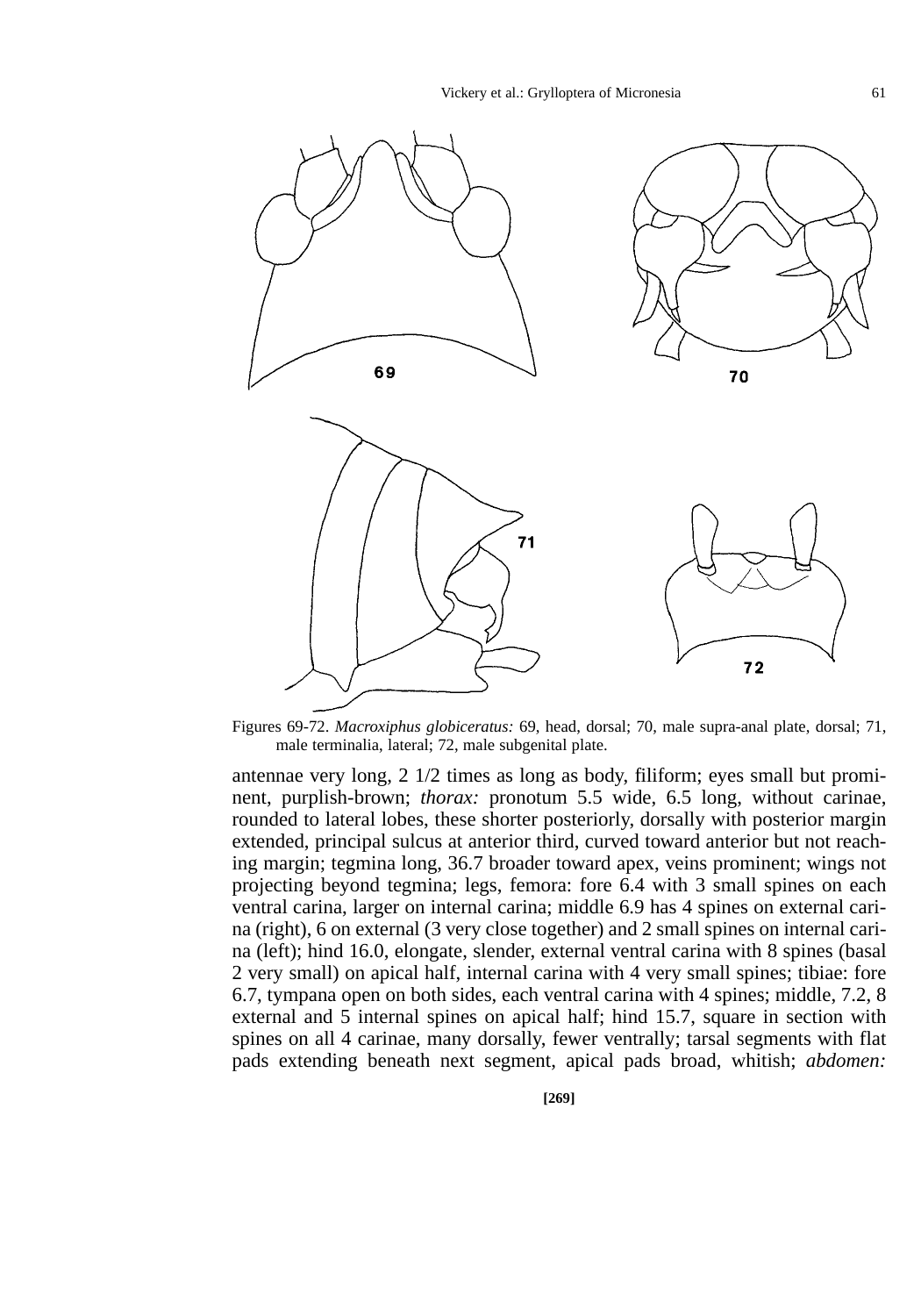Figures 69-72. *Macroxiphus globiceratus:* 69, head, dorsal; 70, male supra-anal plate, dorsal; 71, male terminalia, lateral; 72, male subgenital plate.

antennae very long, 2 1/2 times as long as body, filiform; eyes small but prominent, purplish-brown; *thorax:* pronotum 5.5 wide, 6.5 long, without carinae, rounded to lateral lobes, these shorter posteriorly, dorsally with posterior margin extended, principal sulcus at anterior third, curved toward anterior but not reaching margin; tegmina long, 36.7 broader toward apex, veins prominent; wings not projecting beyond tegmina; legs, femora: fore 6.4 with 3 small spines on each ventral carina, larger on internal carina; middle 6.9 has 4 spines on external carina (right), 6 on external (3 very close together) and 2 small spines on internal carina (left); hind 16.0, elongate, slender, external ventral carina with 8 spines (basal 2 very small) on apical half, internal carina with 4 very small spines; tibiae: fore 6.7, tympana open on both sides, each ventral carina with 4 spines; middle, 7.2, 8 external and 5 internal spines on apical half; hind 15.7, square in section with spines on all 4 carinae, many dorsally, fewer ventrally; tarsal segments with flat pads extending beneath next segment, apical pads broad, whitish; *abdomen:*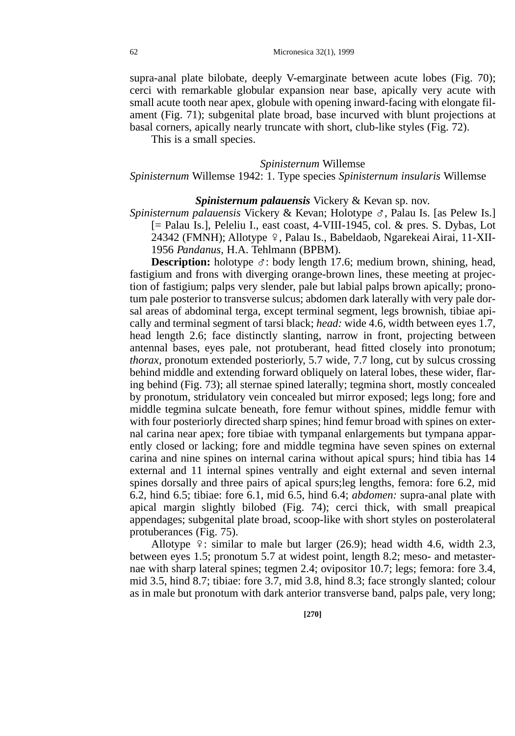supra-anal plate bilobate, deeply V-emarginate between acute lobes (Fig. 70); cerci with remarkable globular expansion near base, apically very acute with small acute tooth near apex, globule with opening inward-facing with elongate filament (Fig. 71); subgenital plate broad, base incurved with blunt projections at basal corners, apically nearly truncate with short, club-like styles (Fig. 72).

This is a small species.

### *Spinisternum* Willemse

*Spinisternum* Willemse 1942: 1. Type species *Spinisternum insularis* Willemse

### ***Spinisternum palauensis*** Vickery & Kevan sp. nov.

*Spinisternum palauensis* Vickery & Kevan; Holotype ♂, Palau Is. [as Pelew Is.] [= Palau Is.], Peleliu I., east coast, 4-VIII-1945, col. & pres. S. Dybas, Lot 24342 (FMNH); Allotype ♀, Palau Is., Babeldaob, Ngarekeai Airai, 11-XII-1956 *Pandanus*, H.A. Tehlmann (BPBM).

**Description:** holotype ♂: body length 17.6; medium brown, shining, head, fastigium and frons with diverging orange-brown lines, these meeting at projection of fastigium; palps very slender, pale but labial palps brown apically; pronotum pale posterior to transverse sulcus; abdomen dark laterally with very pale dorsal areas of abdominal terga, except terminal segment, legs brownish, tibiae apically and terminal segment of tarsi black; *head:* wide 4.6, width between eyes 1.7, head length 2.6; face distinctly slanting, narrow in front, projecting between antennal bases, eyes pale, not protuberant, head fitted closely into pronotum; *thorax*, pronotum extended posteriorly, 5.7 wide, 7.7 long, cut by sulcus crossing behind middle and extending forward obliquely on lateral lobes, these wider, flaring behind (Fig. 73); all sternae spined laterally; tegmina short, mostly concealed by pronotum, stridulatory vein concealed but mirror exposed; legs long; fore and middle tegmina sulcate beneath, fore femur without spines, middle femur with with four posteriorly directed sharp spines; hind femur broad with spines on external carina near apex; fore tibiae with tympanal enlargements but tympana apparently closed or lacking; fore and middle tegmina have seven spines on external carina and nine spines on internal carina without apical spurs; hind tibia has 14 external and 11 internal spines ventrally and eight external and seven internal spines dorsally and three pairs of apical spurs;leg lengths, femora: fore 6.2, mid 6.2, hind 6.5; tibiae: fore 6.1, mid 6.5, hind 6.4; *abdomen:* supra-anal plate with apical margin slightly bilobed (Fig. 74); cerci thick, with small preapical appendages; subgenital plate broad, scoop-like with short styles on posterolateral protuberances (Fig. 75).

Allotype ♀: similar to male but larger (26.9); head width 4.6, width 2.3, between eyes 1.5; pronotum 5.7 at widest point, length 8.2; meso- and metasternae with sharp lateral spines; tegmen 2.4; ovipositor 10.7; legs; femora: fore 3.4, mid 3.5, hind 8.7; tibiae: fore 3.7, mid 3.8, hind 8.3; face strongly slanted; colour as in male but pronotum with dark anterior transverse band, palps pale, very long;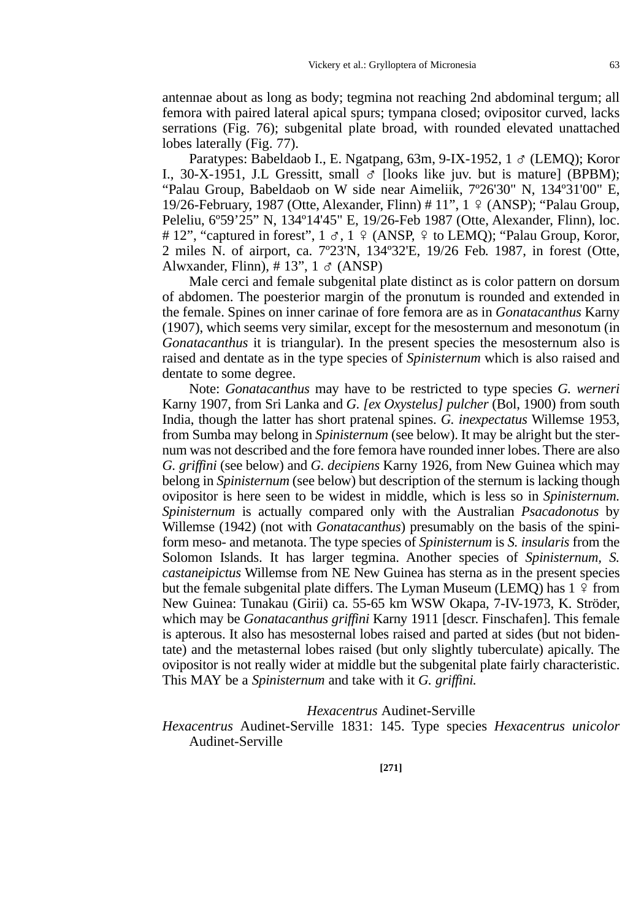antennae about as long as body; tegmina not reaching 2nd abdominal tergum; all femora with paired lateral apical spurs; tympana closed; ovipositor curved, lacks serrations (Fig. 76); subgenital plate broad, with rounded elevated unattached lobes laterally (Fig. 77).

Paratypes: Babeldaob I., E. Ngatpang, 63m, 9-IX-1952, 1 ♂ (LEMQ); Koror I., 30-X-1951, J.L Gressitt, small ♂ [looks like juv. but is mature] (BPBM); "Palau Group, Babeldaob on W side near Aimeliik, 7º26'30" N, 134º31'00" E, 19/26-February, 1987 (Otte, Alexander, Flinn) # 11", 1 ♀ (ANSP); "Palau Group, Peleliu, 6º59'25" N, 134º14'45" E, 19/26-Feb 1987 (Otte, Alexander, Flinn), loc. # 12", "captured in forest", 1 ♂, 1 ♀ (ANSP, ♀ to LEMQ); "Palau Group, Koror, 2 miles N. of airport, ca. 7º23'N, 134º32'E, 19/26 Feb. 1987, in forest (Otte, Alwxander, Flinn), # 13", 1 ♂ (ANSP)

Male cerci and female subgenital plate distinct as is color pattern on dorsum of abdomen. The poesterior margin of the pronutum is rounded and extended in the female. Spines on inner carinae of fore femora are as in *Gonatacanthus* Karny (1907), which seems very similar, except for the mesosternum and mesonotum (in *Gonatacanthus* it is triangular). In the present species the mesosternum also is raised and dentate as in the type species of *Spinisternum* which is also raised and dentate to some degree.

Note: *Gonatacanthus* may have to be restricted to type species *G. werneri* Karny 1907, from Sri Lanka and *G. [ex Oxystelus] pulcher* (Bol, 1900) from south India, though the latter has short pratenal spines. *G. inexpectatus* Willemse 1953, from Sumba may belong in *Spinisternum* (see below). It may be alright but the sternum was not described and the fore femora have rounded inner lobes. There are also *G. griffini* (see below) and *G. decipiens* Karny 1926, from New Guinea which may belong in *Spinisternum* (see below) but description of the sternum is lacking though ovipositor is here seen to be widest in middle, which is less so in *Spinisternum. Spinisternum* is actually compared only with the Australian *Psacadonotus* by Willemse (1942) (not with *Gonatacanthus*) presumably on the basis of the spiniform meso- and metanota. The type species of *Spinisternum* is *S. insularis* from the Solomon Islands. It has larger tegmina. Another species of *Spinisternum, S. castaneipictus* Willemse from NE New Guinea has sterna as in the present species but the female subgenital plate differs. The Lyman Museum (LEMQ) has 1 ♀ from New Guinea: Tunakau (Girii) ca. 55-65 km WSW Okapa, 7-IV-1973, K. Ströder, which may be *Gonatacanthus griffini* Karny 1911 [descr. Finschafen]. This female is apterous. It also has mesosternal lobes raised and parted at sides (but not bidentate) and the metasternal lobes raised (but only slightly tuberculate) apically. The ovipositor is not really wider at middle but the subgenital plate fairly characteristic. This MAY be a *Spinisternum* and take with it *G. griffini.*

## *Hexacentrus* Audinet-Serville

*Hexacentrus* Audinet-Serville 1831: 145. Type species *Hexacentrus unicolor* Audinet-Serville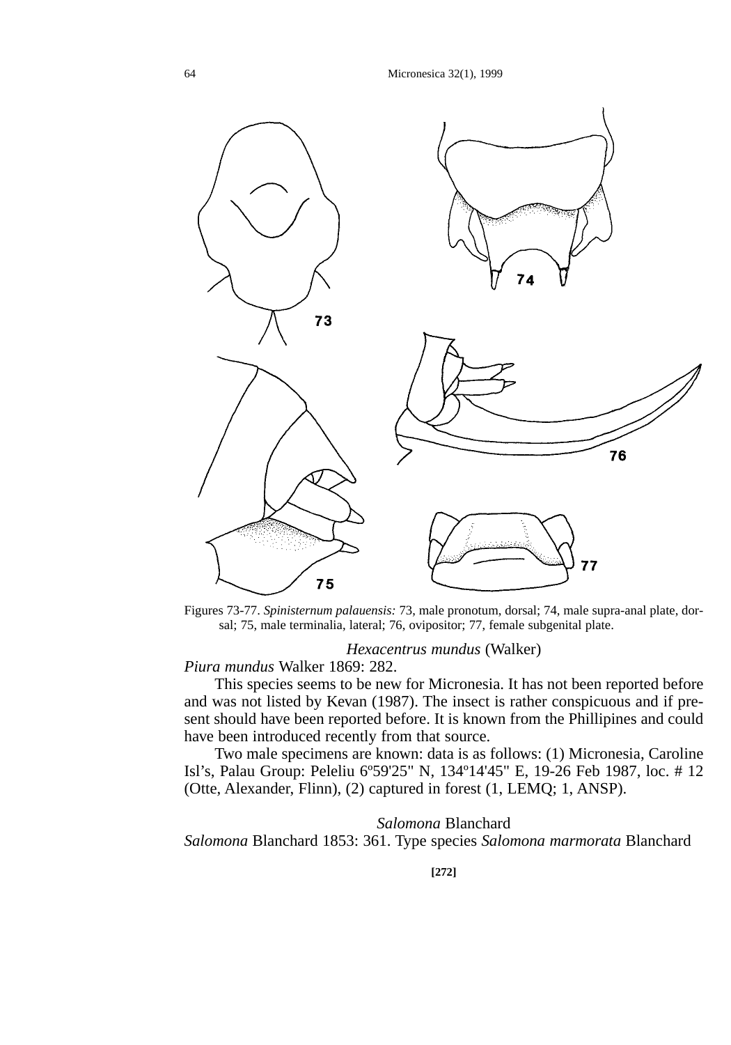Figures 73-77. *Spinisternum palauensis:* 73, male pronotum, dorsal; 74, male supra-anal plate, dorsal; 75, male terminalia, lateral; 76, ovipositor; 77, female subgenital plate.

### *Hexacentrus mundus* (Walker)

*Piura mundus* Walker 1869: 282.

This species seems to be new for Micronesia. It has not been reported before and was not listed by Kevan (1987). The insect is rather conspicuous and if present should have been reported before. It is known from the Phillipines and could have been introduced recently from that source.

Two male specimens are known: data is as follows: (1) Micronesia, Caroline Isl's, Palau Group: Peleliu 6º59'25" N, 134º14'45" E, 19-26 Feb 1987, loc. # 12 (Otte, Alexander, Flinn), (2) captured in forest (1, LEMQ; 1, ANSP).

### *Salomona* Blanchard

*Salomona* Blanchard 1853: 361. Type species *Salomona marmorata* Blanchard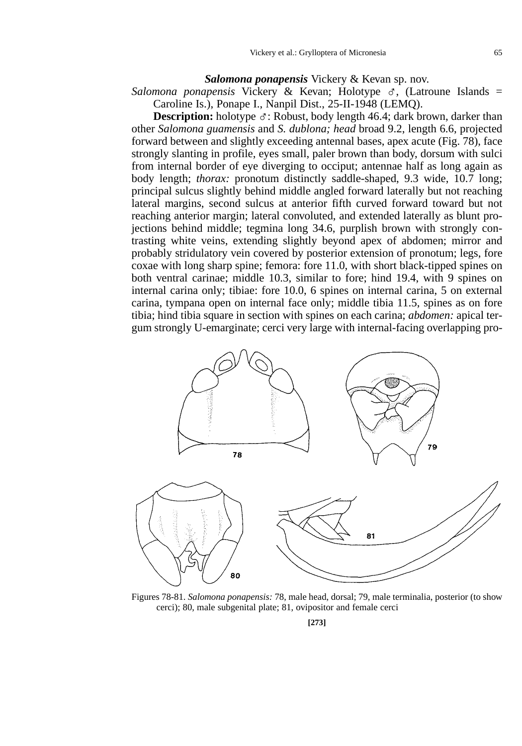### *Salomona ponapensis* Vickery & Kevan sp. nov.

*Salomona ponapensis* Vickery & Kevan; Holotype ♂, (Latroune Islands = Caroline Is.), Ponape I., Nanpil Dist., 25-II-1948 (LEMQ).

**Description:** holotype ♂: Robust, body length 46.4; dark brown, darker than other *Salomona guamensis* and *S. dublona; head* broad 9.2, length 6.6, projected forward between and slightly exceeding antennal bases, apex acute (Fig. 78), face strongly slanting in profile, eyes small, paler brown than body, dorsum with sulci from internal border of eye diverging to occiput; antennae half as long again as body length; *thorax:* pronotum distinctly saddle-shaped, 9.3 wide, 10.7 long; principal sulcus slightly behind middle angled forward laterally but not reaching lateral margins, second sulcus at anterior fifth curved forward toward but not reaching anterior margin; lateral convoluted, and extended laterally as blunt projections behind middle; tegmina long 34.6, purplish brown with strongly contrasting white veins, extending slightly beyond apex of abdomen; mirror and probably stridulatory vein covered by posterior extension of pronotum; legs, fore coxae with long sharp spine; femora: fore 11.0, with short black-tipped spines on both ventral carinae; middle 10.3, similar to fore; hind 19.4, with 9 spines on internal carina only; tibiae: fore 10.0, 6 spines on internal carina, 5 on external carina, tympana open on internal face only; middle tibia 11.5, spines as on fore tibia; hind tibia square in section with spines on each carina; *abdomen:* apical tergum strongly U-emarginate; cerci very large with internal-facing overlapping pro-

Figures 78-81. *Salomona ponapensis:* 78, male head, dorsal; 79, male terminalia, posterior (to show cerci); 80, male subgenital plate; 81, ovipositor and female cerci

[273]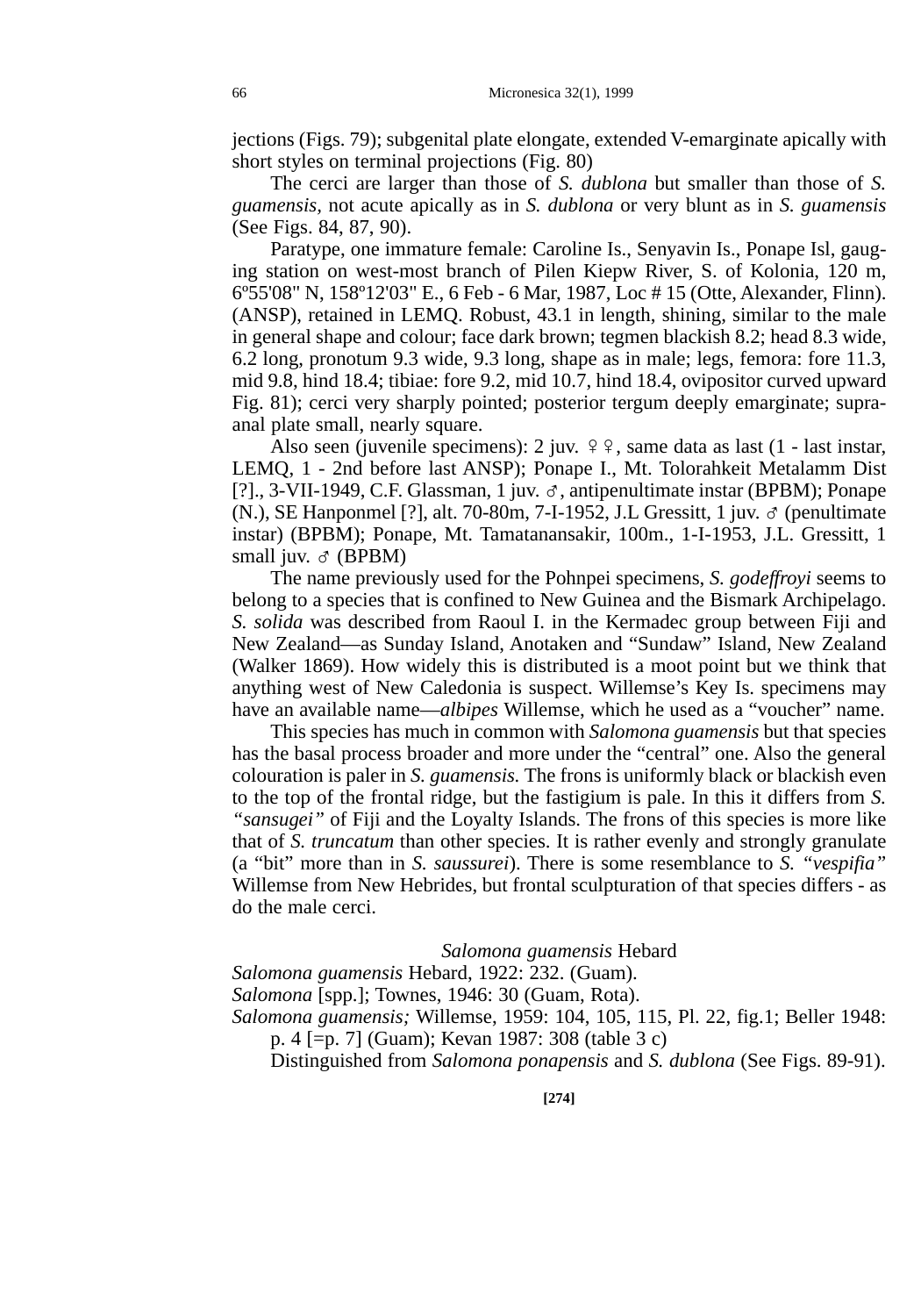jections (Figs. 79); subgenital plate elongate, extended V-emarginate apically with short styles on terminal projections (Fig. 80)

The cerci are larger than those of *S. dublona* but smaller than those of *S. guamensis*, not acute apically as in *S. dublona* or very blunt as in *S. guamensis* (See Figs. 84, 87, 90).

Paratype, one immature female: Caroline Is., Senyavin Is., Ponape Isl, gauging station on west-most branch of Pilen Kiepw River, S. of Kolonia, 120 m, 6º55'08" N, 158º12'03" E., 6 Feb - 6 Mar, 1987, Loc # 15 (Otte, Alexander, Flinn). (ANSP), retained in LEMQ. Robust, 43.1 in length, shining, similar to the male in general shape and colour; face dark brown; tegmen blackish 8.2; head 8.3 wide, 6.2 long, pronotum 9.3 wide, 9.3 long, shape as in male; legs, femora: fore 11.3, mid 9.8, hind 18.4; tibiae: fore 9.2, mid 10.7, hind 18.4, ovipositor curved upward Fig. 81); cerci very sharply pointed; posterior tergum deeply emarginate; supra-anal plate small, nearly square.

Also seen (juvenile specimens): 2 juv. ♀♀, same data as last (1 - last instar, LEMQ, 1 - 2nd before last ANSP); Ponape I., Mt. Tolorahkeit Metalamm Dist [?]., 3-VII-1949, C.F. Glassman, 1 juv. ♂, antipenultimate instar (BPBM); Ponape (N.), SE Hanponmel [?], alt. 70-80m, 7-I-1952, J.L Gressitt, 1 juv. ♂ (penultimate instar) (BPBM); Ponape, Mt. Tamatanansakir, 100m., 1-I-1953, J.L. Gressitt, 1 small juv. ♂ (BPBM)

The name previously used for the Pohnpei specimens, *S. godeffroyi* seems to belong to a species that is confined to New Guinea and the Bismark Archipelago. *S. solida* was described from Raoul I. in the Kermadec group between Fiji and New Zealand—as Sunday Island, Anotaken and "Sundaw" Island, New Zealand (Walker 1869). How widely this is distributed is a moot point but we think that anything west of New Caledonia is suspect. Willemse's Key Is. specimens may have an available name—*albipes* Willemse, which he used as a "voucher" name.

This species has much in common with *Salomona guamensis* but that species has the basal process broader and more under the "central" one. Also the general colouration is paler in *S. guamensis.* The frons is uniformly black or blackish even to the top of the frontal ridge, but the fastigium is pale. In this it differs from *S. "sansugei"* of Fiji and the Loyalty Islands. The frons of this species is more like that of *S. truncatum* than other species. It is rather evenly and strongly granulate (a "bit" more than in *S. saussurei*). There is some resemblance to *S. "vespifia"* Willemse from New Hebrides, but frontal sculpturation of that species differs - as do the male cerci.

### *Salomona guamensis* Hebard

*Salomona guamensis* Hebard, 1922: 232. (Guam).
*Salomona* [spp.]; Townes, 1946: 30 (Guam, Rota).
*Salomona guamensis;* Willemse, 1959: 104, 105, 115, Pl. 22, fig.1; Beller 1948: p. 4 [=p. 7] (Guam); Kevan 1987: 308 (table 3 c)

Distinguished from *Salomona ponapensis* and *S. dublona* (See Figs. 89-91).

[274]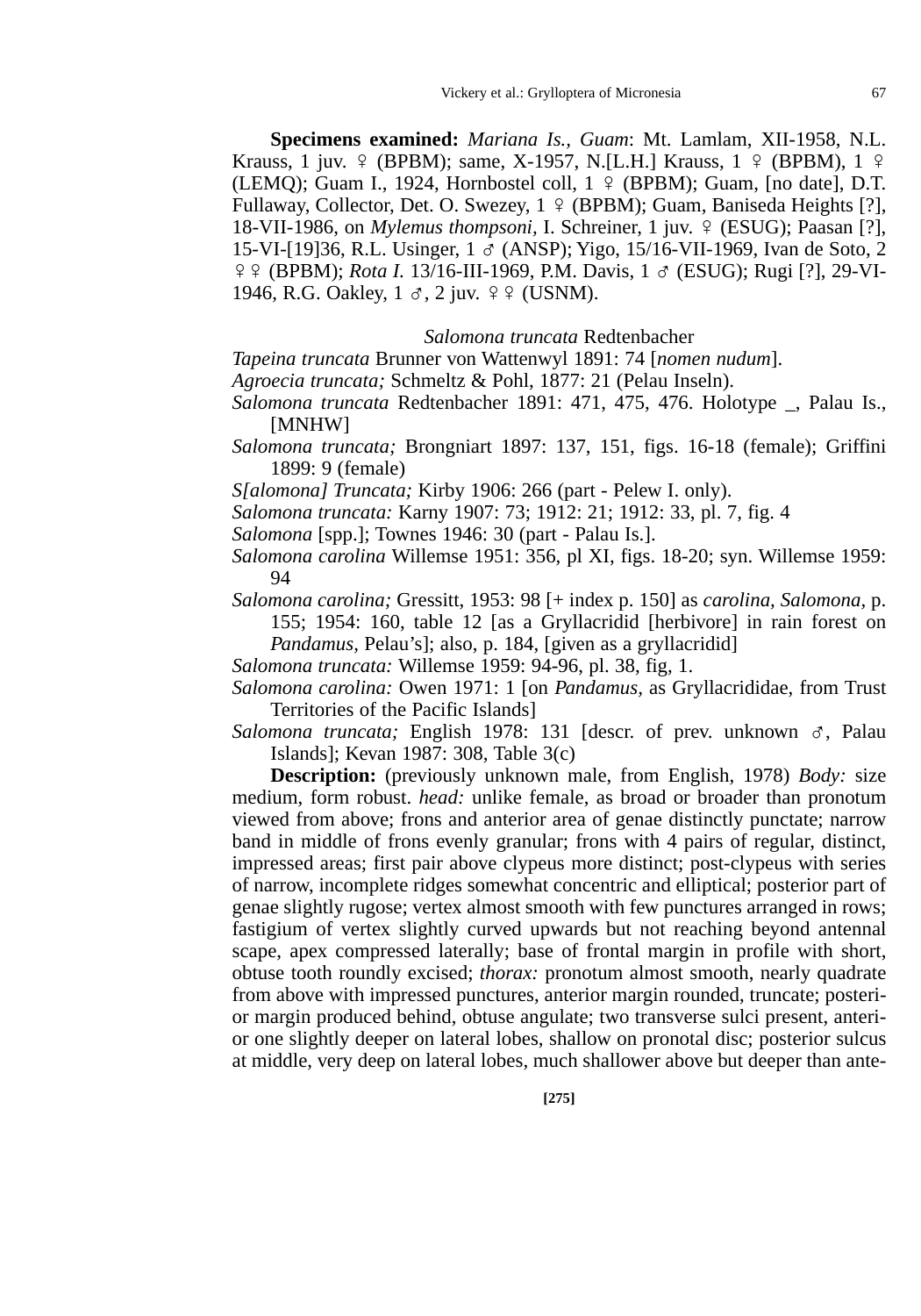**Specimens examined:** *Mariana Is., Guam*: Mt. Lamlam, XII-1958, N.L. Krauss, 1 juv. ♀ (BPBM); same, X-1957, N.[L.H.] Krauss, 1 ♀ (BPBM), 1 ♀ (LEMQ); Guam I., 1924, Hornbostel coll, 1 ♀ (BPBM); Guam, [no date], D.T. Fullaway, Collector, Det. O. Swezey, 1 ♀ (BPBM); Guam, Baniseda Heights [?], 18-VII-1986, on *Mylemus thompsoni*, I. Schreiner, 1 juv. ♀ (ESUG); Paasan [?], 15-VI-[19]36, R.L. Usinger, 1 ♂ (ANSP); Yigo, 15/16-VII-1969, Ivan de Soto, 2 ♀♀ (BPBM); *Rota I.* 13/16-III-1969, P.M. Davis, 1 ♂ (ESUG); Rugi [?], 29-VI-1946, R.G. Oakley, 1 ♂, 2 juv. ♀♀ (USNM).

*Salomona truncata* Redtenbacher

*Tapeina truncata* Brunner von Wattenwyl 1891: 74 [*nomen nudum*].

*Agroecia truncata;* Schmeltz & Pohl, 1877: 21 (Pelau Inseln).

*Salomona truncata* Redtenbacher 1891: 471, 475, 476. Holotype _, Palau Is., [MNHW]

*Salomona truncata;* Brongniart 1897: 137, 151, figs. 16-18 (female); Griffini 1899: 9 (female)

*S[alomona] Truncata;* Kirby 1906: 266 (part - Pelew I. only).

*Salomona truncata:* Karny 1907: 73; 1912: 21; 1912: 33, pl. 7, fig. 4

*Salomona* [spp.]; Townes 1946: 30 (part - Palau Is.].

*Salomona carolina* Willemse 1951: 356, pl XI, figs. 18-20; syn. Willemse 1959: 94

*Salomona carolina;* Gressitt, 1953: 98 [+ index p. 150] as *carolina, Salomona*, p. 155; 1954: 160, table 12 [as a Gryllacridid [herbivore] in rain forest on *Pandamus*, Pelau's]; also, p. 184, [given as a gryllacridid]

*Salomona truncata:* Willemse 1959: 94-96, pl. 38, fig, 1.

*Salomona carolina:* Owen 1971: 1 [on *Pandamus*, as Gryllacrididae, from Trust Territories of the Pacific Islands]

*Salomona truncata;* English 1978: 131 [descr. of prev. unknown ♂, Palau Islands]; Kevan 1987: 308, Table 3(c)

**Description:** (previously unknown male, from English, 1978) *Body:* size medium, form robust. *head:* unlike female, as broad or broader than pronotum viewed from above; frons and anterior area of genae distinctly punctate; narrow band in middle of frons evenly granular; frons with 4 pairs of regular, distinct, impressed areas; first pair above clypeus more distinct; post-clypeus with series of narrow, incomplete ridges somewhat concentric and elliptical; posterior part of genae slightly rugose; vertex almost smooth with few punctures arranged in rows; fastigium of vertex slightly curved upwards but not reaching beyond antennal scape, apex compressed laterally; base of frontal margin in profile with short, obtuse tooth roundly excised; *thorax:* pronotum almost smooth, nearly quadrate from above with impressed punctures, anterior margin rounded, truncate; posterior margin produced behind, obtuse angulate; two transverse sulci present, anterior one slightly deeper on lateral lobes, shallow on pronotal disc; posterior sulcus at middle, very deep on lateral lobes, much shallower above but deeper than ante-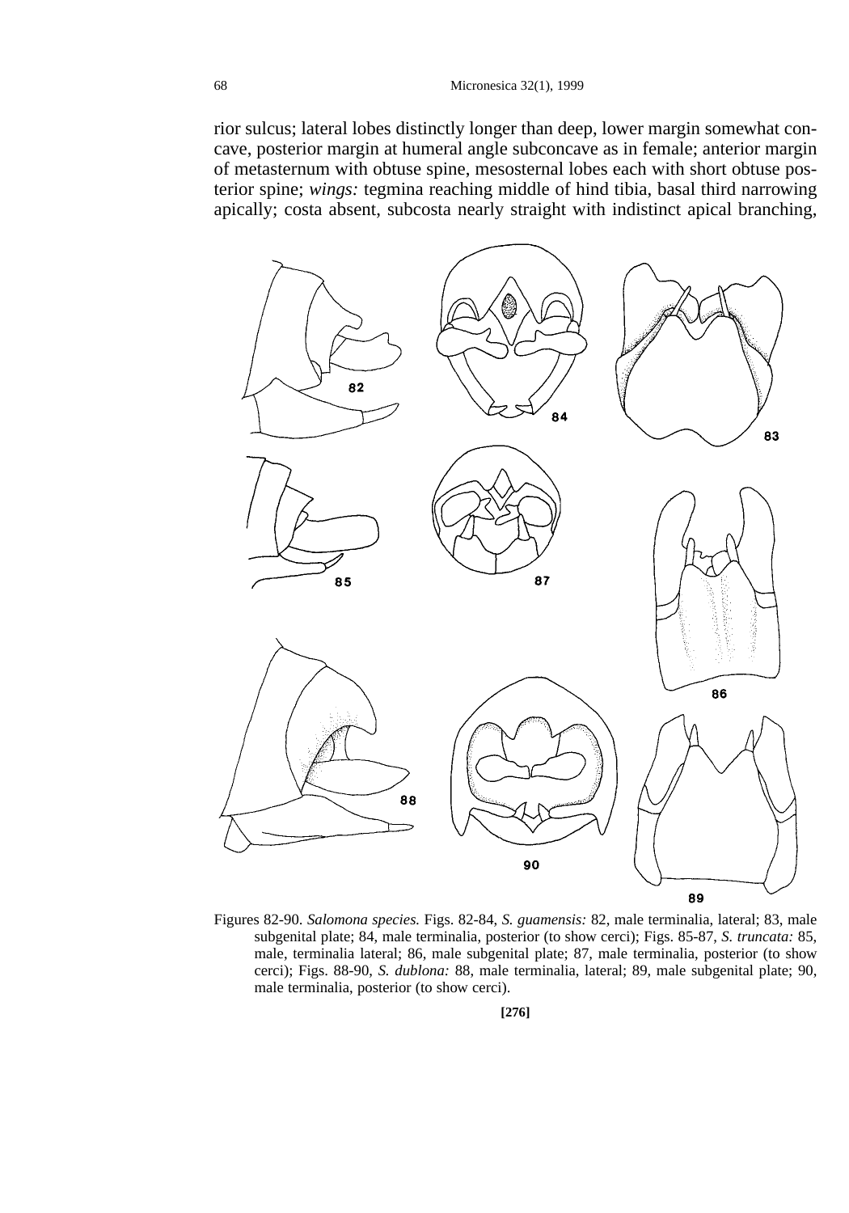rior sulcus; lateral lobes distinctly longer than deep, lower margin somewhat concave, posterior margin at humeral angle subconcave as in female; anterior margin of metasternum with obtuse spine, mesosternal lobes each with short obtuse posterior spine; *wings:* tegmina reaching middle of hind tibia, basal third narrowing apically; costa absent, subcosta nearly straight with indistinct apical branching,

Figures 82-90. *Salomona species.* Figs. 82-84, *S. guamensis:* 82, male terminalia, lateral; 83, male subgenital plate; 84, male terminalia, posterior (to show cerci); Figs. 85-87, *S. truncata:* 85, male, terminalia lateral; 86, male subgenital plate; 87, male terminalia, posterior (to show cerci); Figs. 88-90, *S. dublona:* 88, male terminalia, lateral; 89, male subgenital plate; 90, male terminalia, posterior (to show cerci).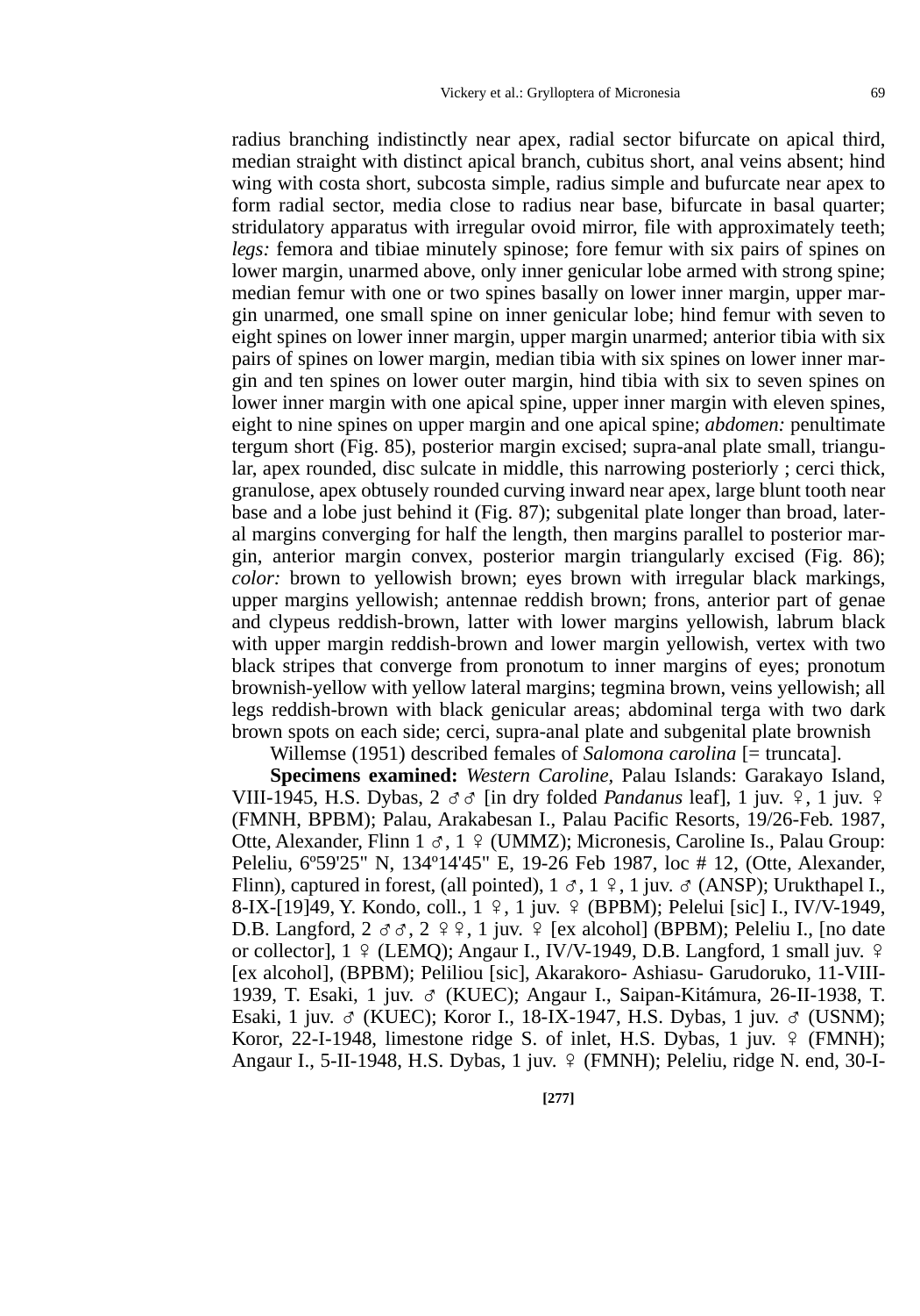radius branching indistinctly near apex, radial sector bifurcate on apical third, median straight with distinct apical branch, cubitus short, anal veins absent; hind wing with costa short, subcosta simple, radius simple and bufurcate near apex to form radial sector, media close to radius near base, bifurcate in basal quarter; stridulatory apparatus with irregular ovoid mirror, file with approximately teeth; *legs:* femora and tibiae minutely spinose; fore femur with six pairs of spines on lower margin, unarmed above, only inner genicular lobe armed with strong spine; median femur with one or two spines basally on lower inner margin, upper margin unarmed, one small spine on inner genicular lobe; hind femur with seven to eight spines on lower inner margin, upper margin unarmed; anterior tibia with six pairs of spines on lower margin, median tibia with six spines on lower inner margin and ten spines on lower outer margin, hind tibia with six to seven spines on lower inner margin with one apical spine, upper inner margin with eleven spines, eight to nine spines on upper margin and one apical spine; *abdomen:* penultimate tergum short (Fig. 85), posterior margin excised; supra-anal plate small, triangular, apex rounded, disc sulcate in middle, this narrowing posteriorly ; cerci thick, granulose, apex obtusely rounded curving inward near apex, large blunt tooth near base and a lobe just behind it (Fig. 87); subgenital plate longer than broad, lateral margins converging for half the length, then margins parallel to posterior margin, anterior margin convex, posterior margin triangularly excised (Fig. 86); *color:* brown to yellowish brown; eyes brown with irregular black markings, upper margins yellowish; antennae reddish brown; frons, anterior part of genae and clypeus reddish-brown, latter with lower margins yellowish, labrum black with upper margin reddish-brown and lower margin yellowish, vertex with two black stripes that converge from pronotum to inner margins of eyes; pronotum brownish-yellow with yellow lateral margins; tegmina brown, veins yellowish; all legs reddish-brown with black genicular areas; abdominal terga with two dark brown spots on each side; cerci, supra-anal plate and subgenital plate brownish

Willemse (1951) described females of *Salomona carolina* [= truncata].

**Specimens examined:** *Western Caroline,* Palau Islands: Garakayo Island, VIII-1945, H.S. Dybas, 2 ♂♂ [in dry folded *Pandanus* leaf], 1 juv. ♀, 1 juv. ♀ (FMNH, BPBM); Palau, Arakabesan I., Palau Pacific Resorts, 19/26-Feb. 1987, Otte, Alexander, Flinn 1 ♂, 1 ♀ (UMMZ); Micronesis, Caroline Is., Palau Group: Peleliu, 6º59'25" N, 134º14'45" E, 19-26 Feb 1987, loc # 12, (Otte, Alexander, Flinn), captured in forest, (all pointed), 1 ♂, 1 ♀, 1 juv. ♂ (ANSP); Urukthapel I., 8-IX-[19]49, Y. Kondo, coll., 1 ♀, 1 juv. ♀ (BPBM); Pelelui [sic] I., IV/V-1949, D.B. Langford, 2 ♂♂, 2 ♀♀, 1 juv. ♀ [ex alcohol] (BPBM); Peleliu I., [no date or collector], 1 ♀ (LEMQ); Angaur I., IV/V-1949, D.B. Langford, 1 small juv. ♀ [ex alcohol], (BPBM); Peliliou [sic], Akarakoro- Ashiasu- Garudoruko, 11-VIII-1939, T. Esaki, 1 juv. ♂ (KUEC); Angaur I., Saipan-Kitámura, 26-II-1938, T. Esaki, 1 juv. ♂ (KUEC); Koror I., 18-IX-1947, H.S. Dybas, 1 juv. ♂ (USNM); Koror, 22-I-1948, limestone ridge S. of inlet, H.S. Dybas, 1 juv. ♀ (FMNH); Angaur I., 5-II-1948, H.S. Dybas, 1 juv. ♀ (FMNH); Peleliu, ridge N. end, 30-I-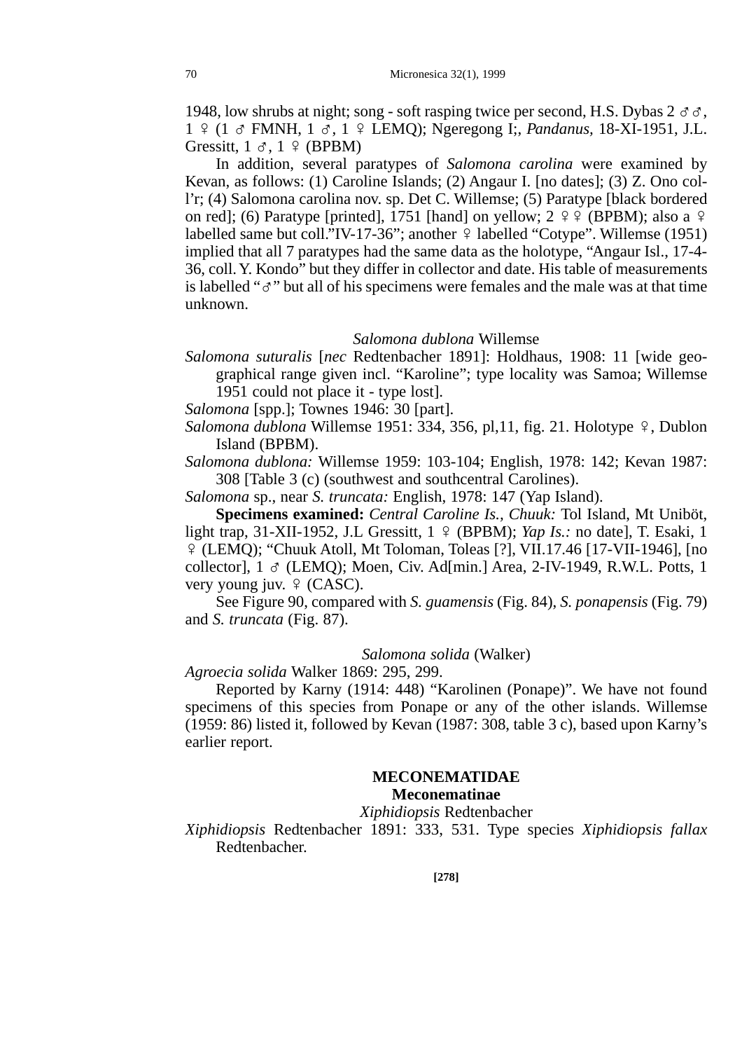1948, low shrubs at night; song - soft rasping twice per second, H.S. Dybas 2 ♂♂, 1 ♀ (1 ♂ FMNH, 1 ♂, 1 ♀ LEMQ); Ngeregong I;, *Pandanus*, 18-XI-1951, J.L. Gressitt, 1 ♂, 1 ♀ (BPBM)

In addition, several paratypes of *Salomona carolina* were examined by Kevan, as follows: (1) Caroline Islands; (2) Angaur I. [no dates]; (3) Z. Ono coll'r; (4) Salomona carolina nov. sp. Det C. Willemse; (5) Paratype [black bordered on red]; (6) Paratype [printed], 1751 [hand] on yellow; 2 ♀♀ (BPBM); also a ♀ labelled same but coll."IV-17-36"; another ♀ labelled "Cotype". Willemse (1951) implied that all 7 paratypes had the same data as the holotype, "Angaur Isl., 17-4-36, coll. Y. Kondo" but they differ in collector and date. His table of measurements is labelled "♂" but all of his specimens were females and the male was at that time unknown.

### *Salomona dublona* Willemse

*Salomona suturalis* [*nec* Redtenbacher 1891]: Holdhaus, 1908: 11 [wide geographical range given incl. "Karoline"; type locality was Samoa; Willemse 1951 could not place it - type lost].

*Salomona* [spp.]; Townes 1946: 30 [part].

*Salomona dublona* Willemse 1951: 334, 356, pl,11, fig. 21. Holotype ♀, Dublon Island (BPBM).

*Salomona dublona:* Willemse 1959: 103-104; English, 1978: 142; Kevan 1987: 308 [Table 3 (c) (southwest and southcentral Carolines).

*Salomona* sp., near *S. truncata:* English, 1978: 147 (Yap Island).

**Specimens examined:** *Central Caroline Is., Chuuk:* Tol Island, Mt Uniböt, light trap, 31-XII-1952, J.L Gressitt, 1 ♀ (BPBM); *Yap Is.:* no date], T. Esaki, 1 ♀ (LEMQ); "Chuuk Atoll, Mt Toloman, Toleas [?], VII.17.46 [17-VII-1946], [no collector], 1 ♂ (LEMQ); Moen, Civ. Ad[min.] Area, 2-IV-1949, R.W.L. Potts, 1 very young juv. ♀ (CASC).

See Figure 90, compared with *S. guamensis* (Fig. 84), *S. ponapensis* (Fig. 79) and *S. truncata* (Fig. 87).

### *Salomona solida* (Walker)

*Agroecia solida* Walker 1869: 295, 299.

Reported by Karny (1914: 448) "Karolinen (Ponape)". We have not found specimens of this species from Ponape or any of the other islands. Willemse (1959: 86) listed it, followed by Kevan (1987: 308, table 3 c), based upon Karny's earlier report.

## MECONEMATIDAE

### Meconematinae

### *Xiphidiopsis* Redtenbacher

*Xiphidiopsis* Redtenbacher 1891: 333, 531. Type species *Xiphidiopsis fallax* Redtenbacher.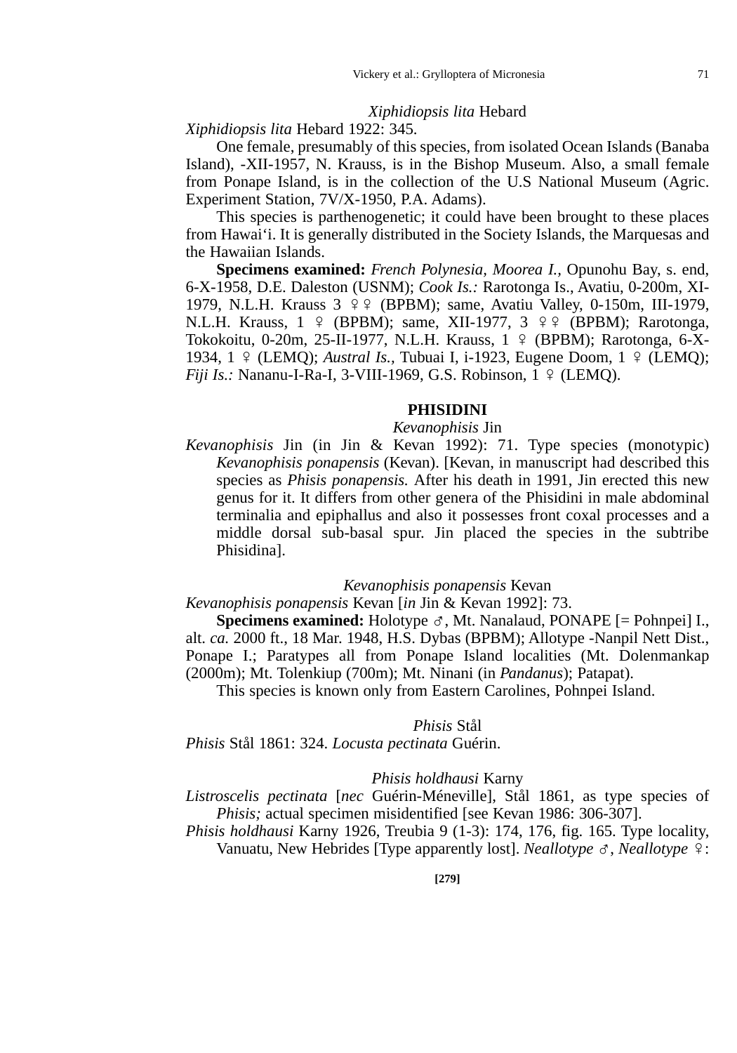*Xiphidiopsis lita* Hebard

*Xiphidiopsis lita* Hebard 1922: 345.

One female, presumably of this species, from isolated Ocean Islands (Banaba Island), -XII-1957, N. Krauss, is in the Bishop Museum. Also, a small female from Ponape Island, is in the collection of the U.S National Museum (Agric. Experiment Station, 7V/X-1950, P.A. Adams).

This species is parthenogenetic; it could have been brought to these places from Hawai'i. It is generally distributed in the Society Islands, the Marquesas and the Hawaiian Islands.

**Specimens examined:** *French Polynesia, Moorea I.*, Opunohu Bay, s. end, 6-X-1958, D.E. Daleston (USNM); *Cook Is.:* Rarotonga Is., Avatiu, 0-200m, XI-1979, N.L.H. Krauss 3 ♀♀ (BPBM); same, Avatiu Valley, 0-150m, III-1979, N.L.H. Krauss, 1 ♀ (BPBM); same, XII-1977, 3 ♀♀ (BPBM); Rarotonga, Tokokoitu, 0-20m, 25-II-1977, N.L.H. Krauss, 1 ♀ (BPBM); Rarotonga, 6-X-1934, 1 ♀ (LEMQ); *Austral Is.*, Tubuai I, i-1923, Eugene Doom, 1 ♀ (LEMQ); *Fiji Is.:* Nananu-I-Ra-I, 3-VIII-1969, G.S. Robinson, 1 ♀ (LEMQ).

## PHISIDINI

*Kevanophisis* Jin

*Kevanophisis* Jin (in Jin & Kevan 1992): 71. Type species (monotypic) *Kevanophisis ponapensis* (Kevan). [Kevan, in manuscript had described this species as *Phisis ponapensis.* After his death in 1991, Jin erected this new genus for it. It differs from other genera of the Phisidini in male abdominal terminalia and epiphallus and also it possesses front coxal processes and a middle dorsal sub-basal spur. Jin placed the species in the subtribe Phisidina].

*Kevanophisis ponapensis* Kevan

*Kevanophisis ponapensis* Kevan [*in* Jin & Kevan 1992]: 73.

**Specimens examined:** Holotype ♂, Mt. Nanalaud, PONAPE [= Pohnpei] I., alt. *ca.* 2000 ft., 18 Mar. 1948, H.S. Dybas (BPBM); Allotype -Nanpil Nett Dist., Ponape I.; Paratypes all from Ponape Island localities (Mt. Dolenmankap (2000m); Mt. Tolenkiup (700m); Mt. Ninani (in *Pandanus*); Patapat).

This species is known only from Eastern Carolines, Pohnpei Island.

*Phisis* Stål

*Phisis* Stål 1861: 324. *Locusta pectinata* Guérin.

*Phisis holdhausi* Karny

*Listroscelis pectinata* [*nec* Guérin-Méneville], Stål 1861, as type species of *Phisis;* actual specimen misidentified [see Kevan 1986: 306-307].

*Phisis holdhausi* Karny 1926, Treubia 9 (1-3): 174, 176, fig. 165. Type locality, Vanuatu, New Hebrides [Type apparently lost]. *Neallotype* ♂, *Neallotype* ♀: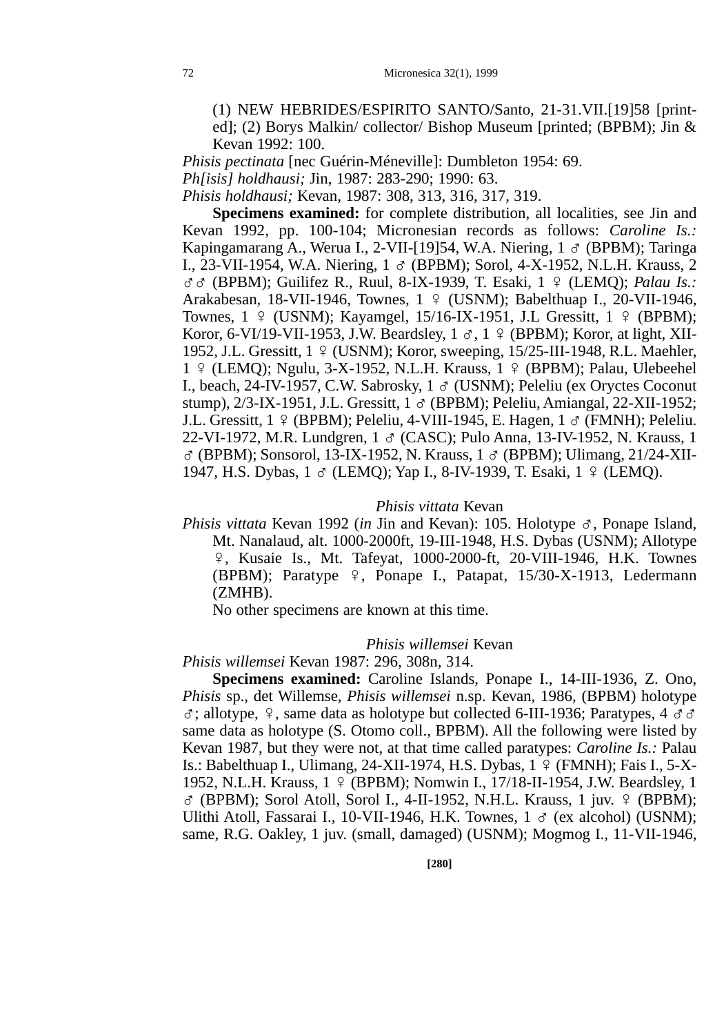(1) NEW HEBRIDES/ESPIRITO SANTO/Santo, 21-31.VII.[19]58 [printed]; (2) Borys Malkin/ collector/ Bishop Museum [printed; (BPBM); Jin & Kevan 1992: 100.

*Phisis pectinata* [nec Guérin-Méneville]: Dumbleton 1954: 69.

*Ph[isis] holdhausi;* Jin, 1987: 283-290; 1990: 63.

*Phisis holdhausi;* Kevan, 1987: 308, 313, 316, 317, 319.

**Specimens examined:** for complete distribution, all localities, see Jin and Kevan 1992, pp. 100-104; Micronesian records as follows: *Caroline Is.:* Kapingamarang A., Werua I., 2-VII-[19]54, W.A. Niering, 1 ♂ (BPBM); Taringa I., 23-VII-1954, W.A. Niering, 1 ♂ (BPBM); Sorol, 4-X-1952, N.L.H. Krauss, 2 ♂♂ (BPBM); Guilifez R., Ruul, 8-IX-1939, T. Esaki, 1 ♀ (LEMQ); *Palau Is.:* Arakabesan, 18-VII-1946, Townes, 1 ♀ (USNM); Babelthuap I., 20-VII-1946, Townes, 1 ♀ (USNM); Kayamgel, 15/16-IX-1951, J.L Gressitt, 1 ♀ (BPBM); Koror, 6-VI/19-VII-1953, J.W. Beardsley, 1 ♂, 1 ♀ (BPBM); Koror, at light, XII-1952, J.L. Gressitt, 1 ♀ (USNM); Koror, sweeping, 15/25-III-1948, R.L. Maehler, 1 ♀ (LEMQ); Ngulu, 3-X-1952, N.L.H. Krauss, 1 ♀ (BPBM); Palau, Ulebeehel I., beach, 24-IV-1957, C.W. Sabrosky, 1 ♂ (USNM); Peleliu (ex Oryctes Coconut stump), 2/3-IX-1951, J.L. Gressitt, 1 ♂ (BPBM); Peleliu, Amiangal, 22-XII-1952; J.L. Gressitt, 1 ♀ (BPBM); Peleliu, 4-VIII-1945, E. Hagen, 1 ♂ (FMNH); Peleliu. 22-VI-1972, M.R. Lundgren, 1 ♂ (CASC); Pulo Anna, 13-IV-1952, N. Krauss, 1 ♂ (BPBM); Sonsorol, 13-IX-1952, N. Krauss, 1 ♂ (BPBM); Ulimang, 21/24-XII-1947, H.S. Dybas, 1 ♂ (LEMQ); Yap I., 8-IV-1939, T. Esaki, 1 ♀ (LEMQ).

### *Phisis vittata* Kevan

*Phisis vittata* Kevan 1992 (*in* Jin and Kevan): 105. Holotype ♂, Ponape Island, Mt. Nanalaud, alt. 1000-2000ft, 19-III-1948, H.S. Dybas (USNM); Allotype ♀, Kusaie Is., Mt. Tafeyat, 1000-2000-ft, 20-VIII-1946, H.K. Townes (BPBM); Paratype ♀, Ponape I., Patapat, 15/30-X-1913, Ledermann (ZMHB).

No other specimens are known at this time.

### *Phisis willemsei* Kevan

*Phisis willemsei* Kevan 1987: 296, 308n, 314.

**Specimens examined:** Caroline Islands, Ponape I., 14-III-1936, Z. Ono, *Phisis* sp., det Willemse, *Phisis willemsei* n.sp. Kevan, 1986, (BPBM) holotype ♂; allotype, ♀, same data as holotype but collected 6-III-1936; Paratypes, 4 ♂♂ same data as holotype (S. Otomo coll., BPBM). All the following were listed by Kevan 1987, but they were not, at that time called paratypes: *Caroline Is.:* Palau Is.: Babelthuap I., Ulimang, 24-XII-1974, H.S. Dybas, 1 ♀ (FMNH); Fais I., 5-X-1952, N.L.H. Krauss, 1 ♀ (BPBM); Nomwin I., 17/18-II-1954, J.W. Beardsley, 1 ♂ (BPBM); Sorol Atoll, Sorol I., 4-II-1952, N.H.L. Krauss, 1 juv. ♀ (BPBM); Ulithi Atoll, Fassarai I., 10-VII-1946, H.K. Townes, 1 ♂ (ex alcohol) (USNM); same, R.G. Oakley, 1 juv. (small, damaged) (USNM); Mogmog I., 11-VII-1946,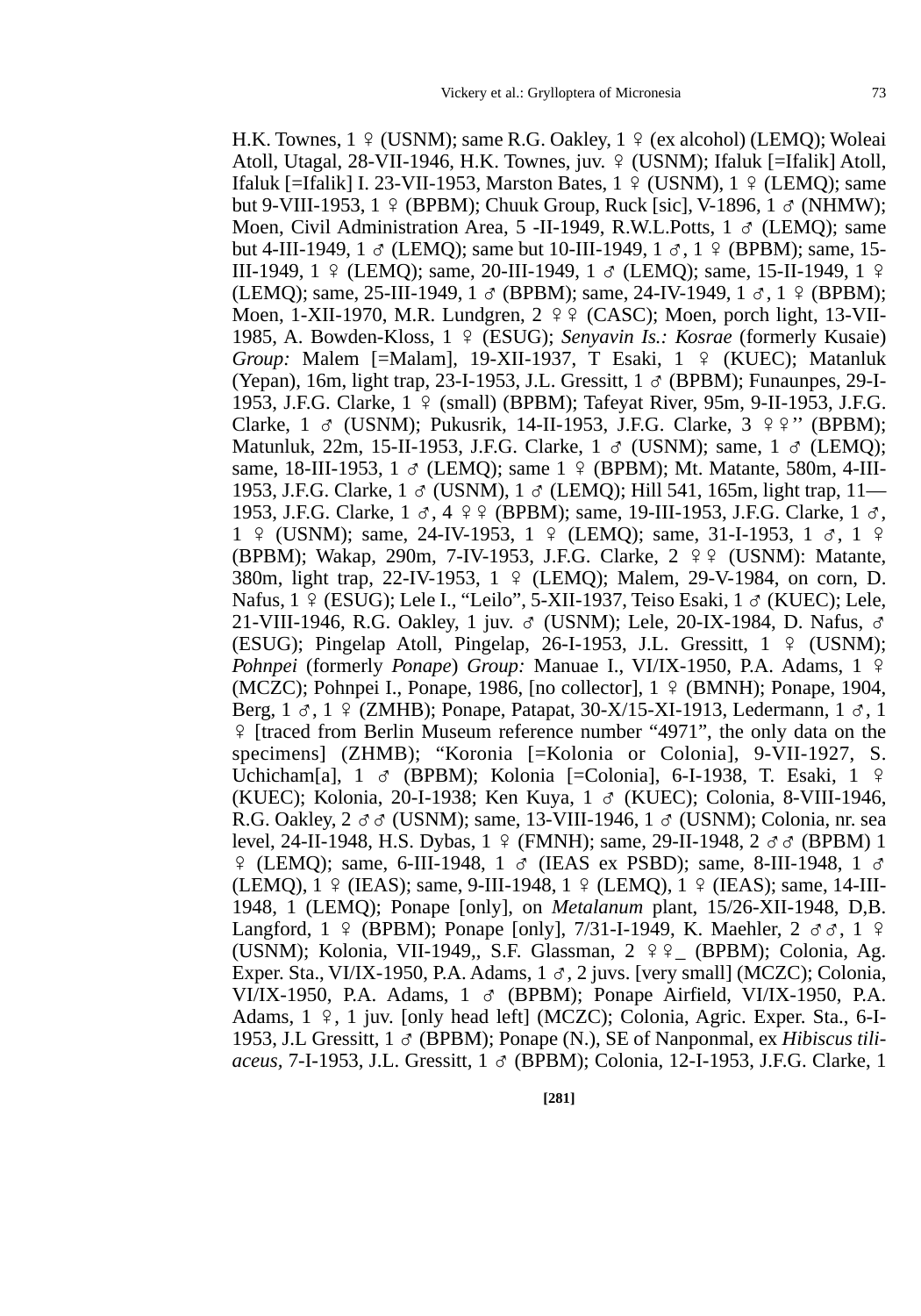H.K. Townes, 1 ♀ (USNM); same R.G. Oakley, 1 ♀ (ex alcohol) (LEMQ); Woleai Atoll, Utagal, 28-VII-1946, H.K. Townes, juv. ♀ (USNM); Ifaluk [=Ifalik] Atoll, Ifaluk [=Ifalik] I. 23-VII-1953, Marston Bates, 1 ♀ (USNM), 1 ♀ (LEMQ); same but 9-VIII-1953, 1 ♀ (BPBM); Chuuk Group, Ruck [sic], V-1896, 1 ♂ (NHMW); Moen, Civil Administration Area, 5 -II-1949, R.W.L.Potts, 1 ♂ (LEMQ); same but 4-III-1949, 1 ♂ (LEMQ); same but 10-III-1949, 1 ♂, 1 ♀ (BPBM); same, 15-III-1949, 1 ♀ (LEMQ); same, 20-III-1949, 1 ♂ (LEMQ); same, 15-II-1949, 1 ♀ (LEMQ); same, 25-III-1949, 1 ♂ (BPBM); same, 24-IV-1949, 1 ♂, 1 ♀ (BPBM); Moen, 1-XII-1970, M.R. Lundgren, 2 ♀♀ (CASC); Moen, porch light, 13-VII-1985, A. Bowden-Kloss, 1 ♀ (ESUG); *Senyavin Is.: Kosrae* (formerly Kusaie) *Group:* Malem [=Malam], 19-XII-1937, T Esaki, 1 ♀ (KUEC); Matanluk (Yepan), 16m, light trap, 23-I-1953, J.L. Gressitt, 1 ♂ (BPBM); Funaunpes, 29-I-1953, J.F.G. Clarke, 1 ♀ (small) (BPBM); Tafeyat River, 95m, 9-II-1953, J.F.G. Clarke, 1 ♂ (USNM); Pukusrik, 14-II-1953, J.F.G. Clarke, 3 ♀♀'' (BPBM); Matunluk, 22m, 15-II-1953, J.F.G. Clarke, 1 ♂ (USNM); same, 1 ♂ (LEMQ); same, 18-III-1953, 1 ♂ (LEMQ); same 1 ♀ (BPBM); Mt. Matante, 580m, 4-III-1953, J.F.G. Clarke, 1 ♂ (USNM), 1 ♂ (LEMQ); Hill 541, 165m, light trap, 11—1953, J.F.G. Clarke, 1 ♂, 4 ♀♀ (BPBM); same, 19-III-1953, J.F.G. Clarke, 1 ♂, 1 ♀ (USNM); same, 24-IV-1953, 1 ♀ (LEMQ); same, 31-I-1953, 1 ♂, 1 ♀ (BPBM); Wakap, 290m, 7-IV-1953, J.F.G. Clarke, 2 ♀♀ (USNM): Matante, 380m, light trap, 22-IV-1953, 1 ♀ (LEMQ); Malem, 29-V-1984, on corn, D. Nafus, 1 ♀ (ESUG); Lele I., "Leilo", 5-XII-1937, Teiso Esaki, 1 ♂ (KUEC); Lele, 21-VIII-1946, R.G. Oakley, 1 juv. ♂ (USNM); Lele, 20-IX-1984, D. Nafus, ♂ (ESUG); Pingelap Atoll, Pingelap, 26-I-1953, J.L. Gressitt, 1 ♀ (USNM); *Pohnpei* (formerly *Ponape*) *Group:* Manuae I., VI/IX-1950, P.A. Adams, 1 ♀ (MCZC); Pohnpei I., Ponape, 1986, [no collector], 1 ♀ (BMNH); Ponape, 1904, Berg, 1 ♂, 1 ♀ (ZMHB); Ponape, Patapat, 30-X/15-XI-1913, Ledermann, 1 ♂, 1 ♀ [traced from Berlin Museum reference number "4971", the only data on the specimens] (ZHMB); "Koronia [=Kolonia or Colonia], 9-VII-1927, S. Uchicham[a], 1 ♂ (BPBM); Kolonia [=Colonia], 6-I-1938, T. Esaki, 1 ♀ (KUEC); Kolonia, 20-I-1938; Ken Kuya, 1 ♂ (KUEC); Colonia, 8-VIII-1946, R.G. Oakley, 2 ♂♂ (USNM); same, 13-VIII-1946, 1 ♂ (USNM); Colonia, nr. sea level, 24-II-1948, H.S. Dybas, 1 ♀ (FMNH); same, 29-II-1948, 2 ♂♂ (BPBM) 1 ♀ (LEMQ); same, 6-III-1948, 1 ♂ (IEAS ex PSBD); same, 8-III-1948, 1 ♂ (LEMQ), 1 ♀ (IEAS); same, 9-III-1948, 1 ♀ (LEMQ), 1 ♀ (IEAS); same, 14-III-1948, 1 (LEMQ); Ponape [only], on *Metalanum* plant, 15/26-XII-1948, D,B. Langford, 1 ♀ (BPBM); Ponape [only], 7/31-I-1949, K. Maehler, 2 ♂♂, 1 ♀ (USNM); Kolonia, VII-1949,, S.F. Glassman, 2 ♀♀_ (BPBM); Colonia, Ag. Exper. Sta., VI/IX-1950, P.A. Adams, 1 ♂, 2 juvs. [very small] (MCZC); Colonia, VI/IX-1950, P.A. Adams, 1 ♂ (BPBM); Ponape Airfield, VI/IX-1950, P.A. Adams, 1 ♀, 1 juv. [only head left] (MCZC); Colonia, Agric. Exper. Sta., 6-I-1953, J.L Gressitt, 1 ♂ (BPBM); Ponape (N.), SE of Nanponmal, ex *Hibiscus tiliaceus*, 7-I-1953, J.L. Gressitt, 1 ♂ (BPBM); Colonia, 12-I-1953, J.F.G. Clarke, 1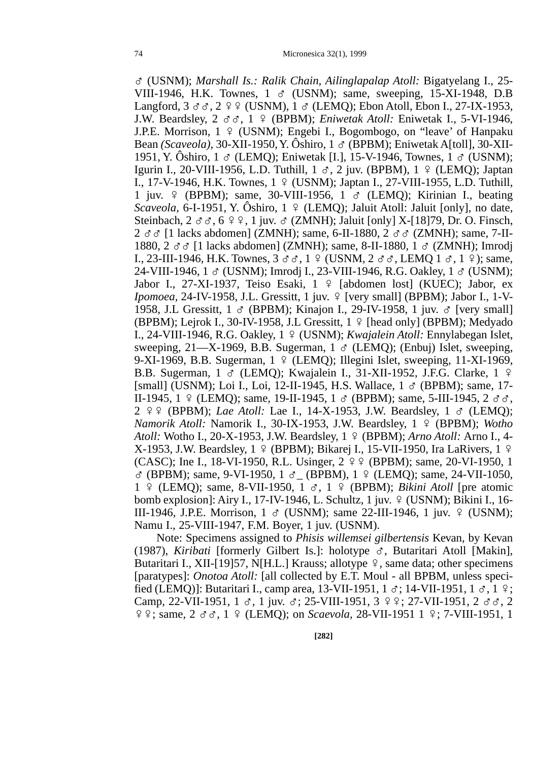♂ (USNM); *Marshall Is.: Ralik Chain, Ailinglapalap Atoll:* Bigatyelang I., 25-VIII-1946, H.K. Townes, 1 ♂ (USNM); same, sweeping, 15-XI-1948, D.B Langford, 3 ♂♂, 2 ♀♀ (USNM), 1 ♂ (LEMQ); Ebon Atoll, Ebon I., 27-IX-1953, J.W. Beardsley, 2 ♂♂, 1 ♀ (BPBM); *Eniwetak Atoll:* Eniwetak I., 5-VI-1946, J.P.E. Morrison, 1 ♀ (USNM); Engebi I., Bogombogo, on "leave' of Hanpaku Bean *(Scaveola),* 30-XII-1950, Y. Ôshiro, 1 ♂ (BPBM); Eniwetak A[toll], 30-XII-1951, Y. Ôshiro, 1 ♂ (LEMQ); Eniwetak [I.], 15-V-1946, Townes, 1 ♂ (USNM); Igurin I., 20-VIII-1956, L.D. Tuthill, 1 ♂, 2 juv. (BPBM), 1 ♀ (LEMQ); Japtan I., 17-V-1946, H.K. Townes, 1 ♀ (USNM); Japtan I., 27-VIII-1955, L.D. Tuthill, 1 juv. ♀ (BPBM); same, 30-VIII-1956, 1 ♂ (LEMQ); Kirinian I., beating *Scaveola,* 6-I-1951, Y. Ôshiro, 1 ♀ (LEMQ); Jaluit Atoll: Jaluit [only], no date, Steinbach, 2 ♂♂, 6 ♀♀, 1 juv. ♂ (ZMNH); Jaluit [only] X-[18]79, Dr. O. Finsch, 2 ♂♂ [1 lacks abdomen] (ZMNH); same, 6-II-1880, 2 ♂♂ (ZMNH); same, 7-II-1880, 2 ♂♂ [1 lacks abdomen] (ZMNH); same, 8-II-1880, 1 ♂ (ZMNH); Imrodj I., 23-III-1946, H.K. Townes, 3 ♂♂, 1 ♀ (USNM, 2 ♂♂, LEMQ 1 ♂, 1 ♀); same, 24-VIII-1946, 1 ♂ (USNM); Imrodj I., 23-VIII-1946, R.G. Oakley, 1 ♂ (USNM); Jabor I., 27-XI-1937, Teiso Esaki, 1 ♀ [abdomen lost] (KUEC); Jabor, ex *Ipomoea,* 24-IV-1958, J.L. Gressitt, 1 juv. ♀ [very small] (BPBM); Jabor I., 1-V-1958, J.L Gressitt, 1 ♂ (BPBM); Kinajon I., 29-IV-1958, 1 juv. ♂ [very small] (BPBM); Lejrok I., 30-IV-1958, J.L Gressitt, 1 ♀ [head only] (BPBM); Medyado I., 24-VIII-1946, R.G. Oakley, 1 ♀ (USNM); *Kwajalein Atoll:* Ennylabegan Islet, sweeping, 21—X-1969, B.B. Sugerman, 1 ♂ (LEMQ); (Enbuj) Islet, sweeping, 9-XI-1969, B.B. Sugerman, 1 ♀ (LEMQ); Illegini Islet, sweeping, 11-XI-1969, B.B. Sugerman, 1 ♂ (LEMQ); Kwajalein I., 31-XII-1952, J.F.G. Clarke, 1 ♀ [small] (USNM); Loi I., Loi, 12-II-1945, H.S. Wallace, 1 ♂ (BPBM); same, 17-II-1945, 1 ♀ (LEMQ); same, 19-II-1945, 1 ♂ (BPBM); same, 5-III-1945, 2 ♂♂, 2 ♀♀ (BPBM); *Lae Atoll:* Lae I., 14-X-1953, J.W. Beardsley, 1 ♂ (LEMQ); *Namorik Atoll:* Namorik I., 30-IX-1953, J.W. Beardsley, 1 ♀ (BPBM); *Wotho Atoll:* Wotho I., 20-X-1953, J.W. Beardsley, 1 ♀ (BPBM); *Arno Atoll:* Arno I., 4-X-1953, J.W. Beardsley, 1 ♀ (BPBM); Bikarej I., 15-VII-1950, Ira LaRivers, 1 ♀ (CASC); Ine I., 18-VI-1950, R.L. Usinger, 2 ♀♀ (BPBM); same, 20-VI-1950, 1 ♂ (BPBM); same, 9-VI-1950, 1 ♂_ (BPBM), 1 ♀ (LEMQ); same, 24-VII-1050, 1 ♀ (LEMQ); same, 8-VII-1950, 1 ♂, 1 ♀ (BPBM); *Bikini Atoll* [pre atomic bomb explosion]: Airy I., 17-IV-1946, L. Schultz, 1 juv. ♀ (USNM); Bikini I., 16-III-1946, J.P.E. Morrison, 1 ♂ (USNM); same 22-III-1946, 1 juv. ♀ (USNM); Namu I., 25-VIII-1947, F.M. Boyer, 1 juv. (USNM).

Note: Specimens assigned to *Phisis willemsei gilbertensis* Kevan, by Kevan (1987), *Kiribati* [formerly Gilbert Is.]: holotype ♂, Butaritari Atoll [Makin], Butaritari I., XII-[19]57, N[H.L.] Krauss; allotype ♀, same data; other specimens [paratypes]: *Onotoa Atoll:* [all collected by E.T. Moul - all BPBM, unless specified (LEMQ)]: Butaritari I., camp area, 13-VII-1951, 1 ♂; 14-VII-1951, 1 ♂, 1 ♀; Camp, 22-VII-1951, 1 ♂, 1 juv. ♂; 25-VIII-1951, 3 ♀♀; 27-VII-1951, 2 ♂♂, 2 ♀♀; same, 2 ♂♂, 1 ♀ (LEMQ); on *Scaevola,* 28-VII-1951 1 ♀; 7-VIII-1951, 1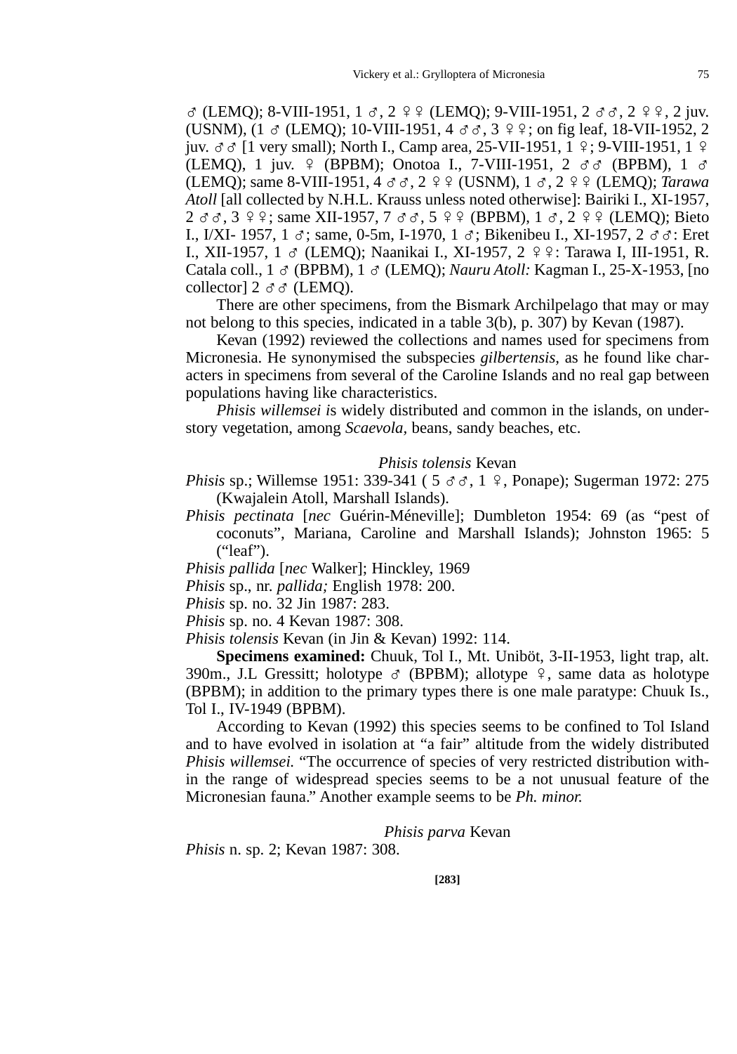♂ (LEMQ); 8-VIII-1951, 1 ♂, 2 ♀♀ (LEMQ); 9-VIII-1951, 2 ♂♂, 2 ♀♀, 2 juv. (USNM), (1 ♂ (LEMQ); 10-VIII-1951, 4 ♂♂, 3 ♀♀; on fig leaf, 18-VII-1952, 2 juv. ♂♂ [1 very small); North I., Camp area, 25-VII-1951, 1 ♀; 9-VIII-1951, 1 ♀ (LEMQ), 1 juv. ♀ (BPBM); Onotoa I., 7-VIII-1951, 2 ♂♂ (BPBM), 1 ♂ (LEMQ); same 8-VIII-1951, 4 ♂♂, 2 ♀♀ (USNM), 1 ♂, 2 ♀♀ (LEMQ); *Tarawa Atoll* [all collected by N.H.L. Krauss unless noted otherwise]: Bairiki I., XI-1957, 2 ♂♂, 3 ♀♀; same XII-1957, 7 ♂♂, 5 ♀♀ (BPBM), 1 ♂, 2 ♀♀ (LEMQ); Bieto I., I/XI- 1957, 1 ♂; same, 0-5m, I-1970, 1 ♂; Bikenibeu I., XI-1957, 2 ♂♂: Eret I., XII-1957, 1 ♂ (LEMQ); Naanikai I., XI-1957, 2 ♀♀: Tarawa I, III-1951, R. Catala coll., 1 ♂ (BPBM), 1 ♂ (LEMQ); *Nauru Atoll:* Kagman I., 25-X-1953, [no collector] 2 ♂♂ (LEMQ).

There are other specimens, from the Bismark Archilpelago that may or may not belong to this species, indicated in a table 3(b), p. 307) by Kevan (1987).

Kevan (1992) reviewed the collections and names used for specimens from Micronesia. He synonymised the subspecies *gilbertensis,* as he found like characters in specimens from several of the Caroline Islands and no real gap between populations having like characteristics.

*Phisis willemsei i*s widely distributed and common in the islands, on understory vegetation, among *Scaevola*, beans, sandy beaches, etc.

### *Phisis tolensis* Kevan

*Phisis* sp.; Willemse 1951: 339-341 ( 5 ♂♂, 1 ♀, Ponape); Sugerman 1972: 275 (Kwajalein Atoll, Marshall Islands).

*Phisis pectinata* [*nec* Guérin-Méneville]; Dumbleton 1954: 69 (as "pest of coconuts", Mariana, Caroline and Marshall Islands); Johnston 1965: 5 ("leaf").

*Phisis pallida* [*nec* Walker]; Hinckley, 1969

*Phisis* sp., nr. *pallida;* English 1978: 200.

*Phisis* sp. no. 32 Jin 1987: 283.

*Phisis* sp. no. 4 Kevan 1987: 308.

*Phisis tolensis* Kevan (in Jin & Kevan) 1992: 114.

**Specimens examined:** Chuuk, Tol I., Mt. Uniböt, 3-II-1953, light trap, alt. 390m., J.L Gressitt; holotype ♂ (BPBM); allotype ♀, same data as holotype (BPBM); in addition to the primary types there is one male paratype: Chuuk Is., Tol I., IV-1949 (BPBM).

According to Kevan (1992) this species seems to be confined to Tol Island and to have evolved in isolation at "a fair" altitude from the widely distributed *Phisis willemsei.* "The occurrence of species of very restricted distribution within the range of widespread species seems to be a not unusual feature of the Micronesian fauna." Another example seems to be *Ph. minor.*

### *Phisis parva* Kevan

*Phisis* n. sp. 2; Kevan 1987: 308.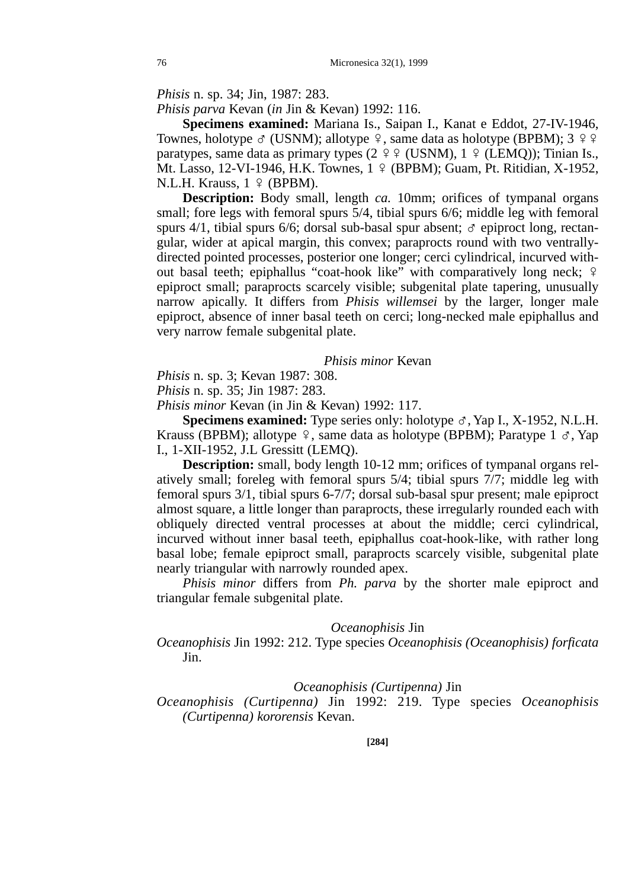*Phisis* n. sp. 34; Jin, 1987: 283.

*Phisis parva* Kevan (*in* Jin & Kevan) 1992: 116.

**Specimens examined:** Mariana Is., Saipan I., Kanat e Eddot, 27-IV-1946, Townes, holotype ♂ (USNM); allotype ♀, same data as holotype (BPBM); 3 ♀♀ paratypes, same data as primary types (2 ♀♀ (USNM), 1 ♀ (LEMQ)); Tinian Is., Mt. Lasso, 12-VI-1946, H.K. Townes, 1 ♀ (BPBM); Guam, Pt. Ritidian, X-1952, N.L.H. Krauss, 1 ♀ (BPBM).

**Description:** Body small, length *ca.* 10mm; orifices of tympanal organs small; fore legs with femoral spurs 5/4, tibial spurs 6/6; middle leg with femoral spurs 4/1, tibial spurs 6/6; dorsal sub-basal spur absent; ♂ epiproct long, rectangular, wider at apical margin, this convex; paraprocts round with two ventrally-directed pointed processes, posterior one longer; cerci cylindrical, incurved without basal teeth; epiphallus "coat-hook like" with comparatively long neck; ♀ epiproct small; paraprocts scarcely visible; subgenital plate tapering, unusually narrow apically. It differs from *Phisis willemsei* by the larger, longer male epiproct, absence of inner basal teeth on cerci; long-necked male epiphallus and very narrow female subgenital plate.

### *Phisis minor* Kevan

*Phisis* n. sp. 3; Kevan 1987: 308.

*Phisis* n. sp. 35; Jin 1987: 283.

*Phisis minor* Kevan (in Jin & Kevan) 1992: 117.

**Specimens examined:** Type series only: holotype ♂, Yap I., X-1952, N.L.H. Krauss (BPBM); allotype ♀, same data as holotype (BPBM); Paratype 1 ♂, Yap I., 1-XII-1952, J.L Gressitt (LEMQ).

**Description:** small, body length 10-12 mm; orifices of tympanal organs relatively small; foreleg with femoral spurs 5/4; tibial spurs 7/7; middle leg with femoral spurs 3/1, tibial spurs 6-7/7; dorsal sub-basal spur present; male epiproct almost square, a little longer than paraprocts, these irregularly rounded each with obliquely directed ventral processes at about the middle; cerci cylindrical, incurved without inner basal teeth, epiphallus coat-hook-like, with rather long basal lobe; female epiproct small, paraprocts scarcely visible, subgenital plate nearly triangular with narrowly rounded apex.

*Phisis minor* differs from *Ph. parva* by the shorter male epiproct and triangular female subgenital plate.

### *Oceanophisis* Jin

*Oceanophisis* Jin 1992: 212. Type species *Oceanophisis (Oceanophisis) forficata* Jin.

### *Oceanophisis (Curtipenna)* Jin

*Oceanophisis (Curtipenna)* Jin 1992: 219. Type species *Oceanophisis (Curtipenna) kororensis* Kevan.

[284]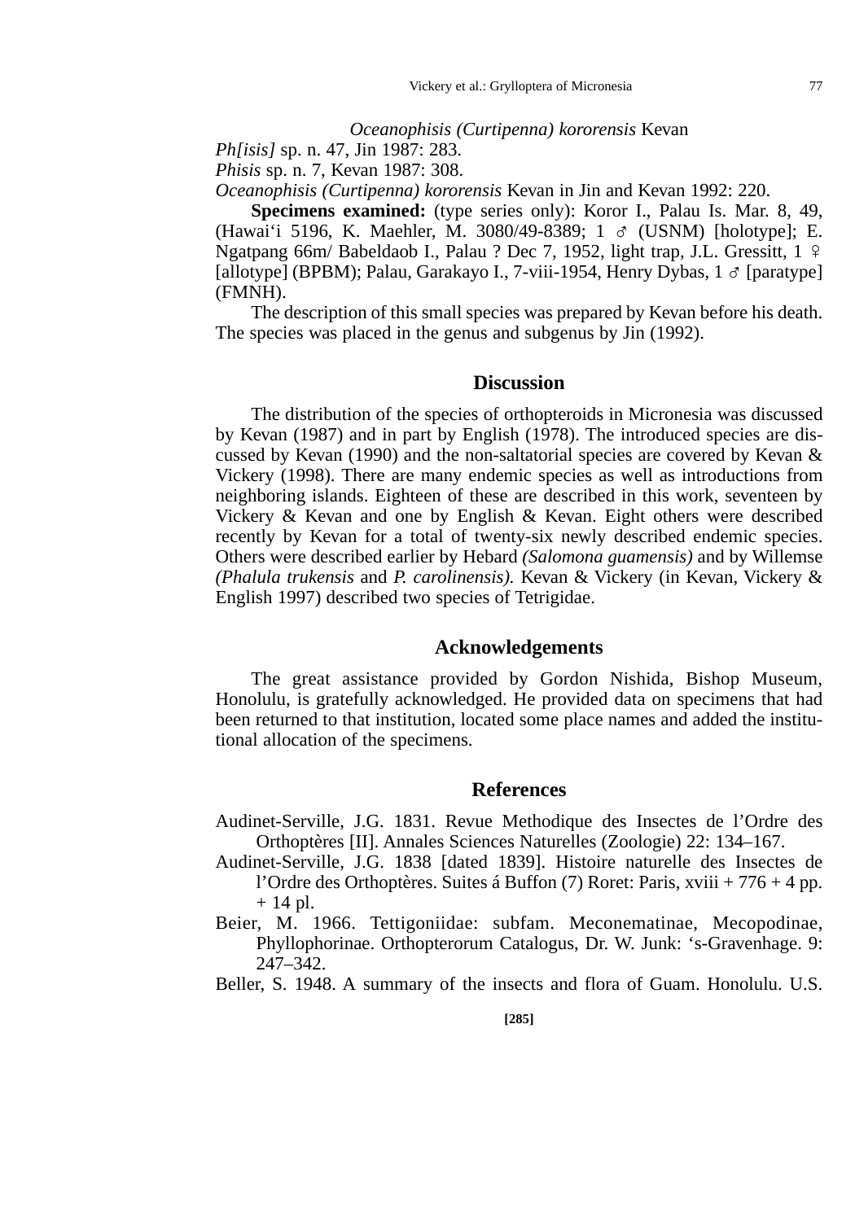*Oceanophisis (Curtipenna) kororensis* Kevan

*Ph[isis]* sp. n. 47, Jin 1987: 283.

*Phisis* sp. n. 7, Kevan 1987: 308.

*Oceanophisis (Curtipenna) kororensis* Kevan in Jin and Kevan 1992: 220.

**Specimens examined:** (type series only): Koror I., Palau Is. Mar. 8, 49, (Hawai'i 5196, K. Maehler, M. 3080/49-8389; 1 ♂ (USNM) [holotype]; E. Ngatpang 66m/ Babeldaob I., Palau ? Dec 7, 1952, light trap, J.L. Gressitt, 1 ♀ [allotype] (BPBM); Palau, Garakayo I., 7-viii-1954, Henry Dybas, 1 ♂ [paratype] (FMNH).

The description of this small species was prepared by Kevan before his death. The species was placed in the genus and subgenus by Jin (1992).

## Discussion

The distribution of the species of orthopteroids in Micronesia was discussed by Kevan (1987) and in part by English (1978). The introduced species are discussed by Kevan (1990) and the non-saltatorial species are covered by Kevan & Vickery (1998). There are many endemic species as well as introductions from neighboring islands. Eighteen of these are described in this work, seventeen by Vickery & Kevan and one by English & Kevan. Eight others were described recently by Kevan for a total of twenty-six newly described endemic species. Others were described earlier by Hebard *(Salomona guamensis)* and by Willemse *(Phalula trukensis* and *P. carolinensis).* Kevan & Vickery (in Kevan, Vickery & English 1997) described two species of Tetrigidae.

## Acknowledgements

The great assistance provided by Gordon Nishida, Bishop Museum, Honolulu, is gratefully acknowledged. He provided data on specimens that had been returned to that institution, located some place names and added the institutional allocation of the specimens.

## References

Audinet-Serville, J.G. 1831. Revue Methodique des Insectes de l'Ordre des Orthoptères [II]. Annales Sciences Naturelles (Zoologie) 22: 134–167.

Audinet-Serville, J.G. 1838 [dated 1839]. Histoire naturelle des Insectes de l'Ordre des Orthoptères. Suites á Buffon (7) Roret: Paris, xviii + 776 + 4 pp. + 14 pl.

Beier, M. 1966. Tettigoniidae: subfam. Meconematinae, Mecopodinae, Phyllophorinae. Orthopterorum Catalogus, Dr. W. Junk: 's-Gravenhage. 9: 247–342.

Beller, S. 1948. A summary of the insects and flora of Guam. Honolulu. U.S.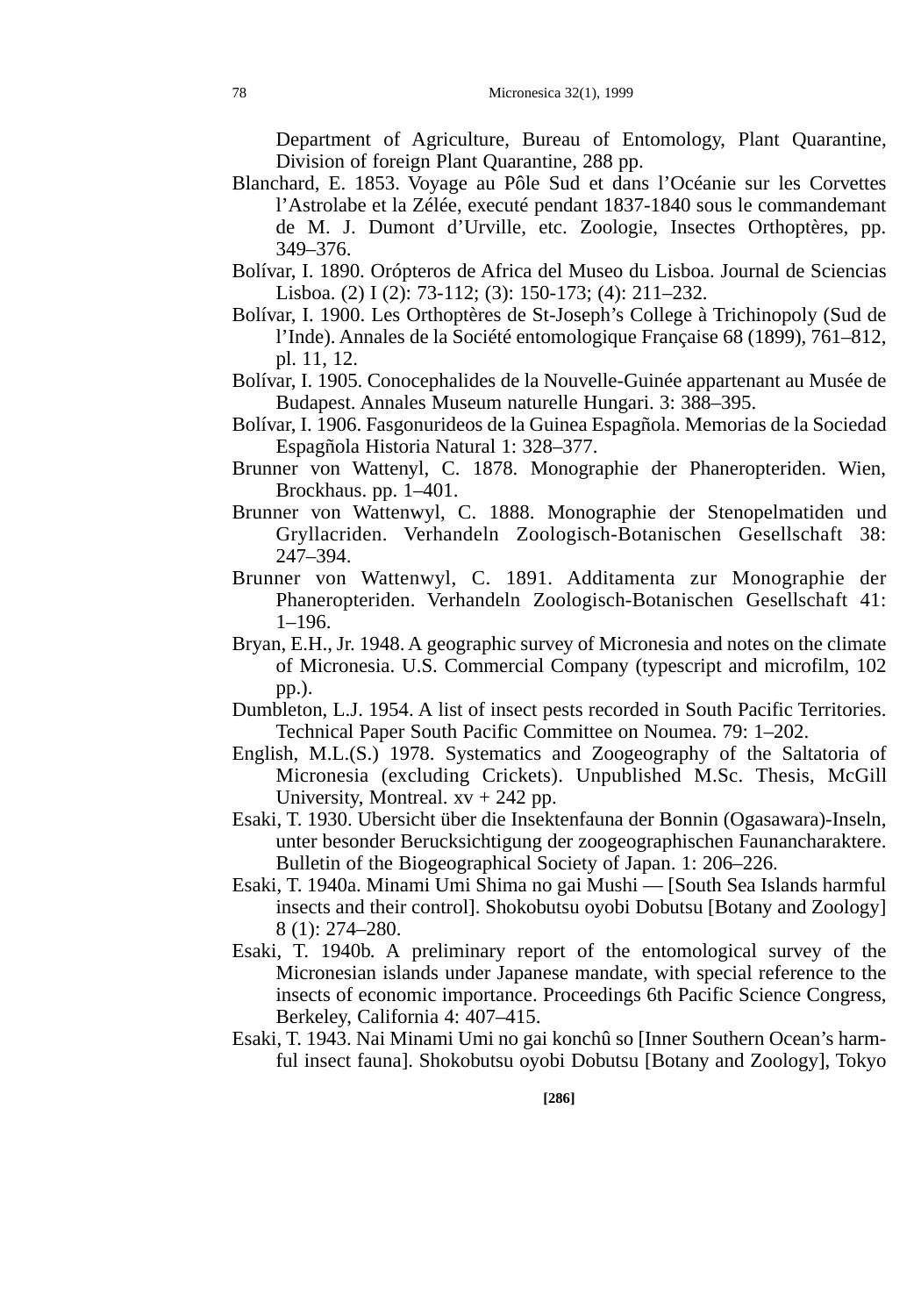Department of Agriculture, Bureau of Entomology, Plant Quarantine, Division of foreign Plant Quarantine, 288 pp.

Blanchard, E. 1853. Voyage au Pôle Sud et dans l'Océanie sur les Corvettes l'Astrolabe et la Zélée, executé pendant 1837-1840 sous le commandemant de M. J. Dumont d'Urville, etc. Zoologie, Insectes Orthoptères, pp. 349–376.

Bolívar, I. 1890. Orópteros de Africa del Museo du Lisboa. Journal de Sciencias Lisboa. (2) I (2): 73-112; (3): 150-173; (4): 211–232.

Bolívar, I. 1900. Les Orthoptères de St-Joseph's College à Trichinopoly (Sud de l'Inde). Annales de la Société entomologique Française 68 (1899), 761–812, pl. 11, 12.

Bolívar, I. 1905. Conocephalides de la Nouvelle-Guinée appartenant au Musée de Budapest. Annales Museum naturelle Hungari. 3: 388–395.

Bolívar, I. 1906. Fasgonurideos de la Guinea Espagñola. Memorias de la Sociedad Espagñola Historia Natural 1: 328–377.

Brunner von Wattenyl, C. 1878. Monographie der Phaneropteriden. Wien, Brockhaus. pp. 1–401.

Brunner von Wattenwyl, C. 1888. Monographie der Stenopelmatiden und Gryllacriden. Verhandeln Zoologisch-Botanischen Gesellschaft 38: 247–394.

Brunner von Wattenwyl, C. 1891. Additamenta zur Monographie der Phaneropteriden. Verhandeln Zoologisch-Botanischen Gesellschaft 41: 1–196.

Bryan, E.H., Jr. 1948. A geographic survey of Micronesia and notes on the climate of Micronesia. U.S. Commercial Company (typescript and microfilm, 102 pp.).

Dumbleton, L.J. 1954. A list of insect pests recorded in South Pacific Territories. Technical Paper South Pacific Committee on Noumea. 79: 1–202.

English, M.L.(S.) 1978. Systematics and Zoogeography of the Saltatoria of Micronesia (excluding Crickets). Unpublished M.Sc. Thesis, McGill University, Montreal. xv + 242 pp.

Esaki, T. 1930. Ubersicht über die Insektenfauna der Bonnin (Ogasawara)-Inseln, unter besonder Berucksichtigung der zoogeographischen Faunancharaktere. Bulletin of the Biogeographical Society of Japan. 1: 206–226.

Esaki, T. 1940a. Minami Umi Shima no gai Mushi — [South Sea Islands harmful insects and their control]. Shokobutsu oyobi Dobutsu [Botany and Zoology] 8 (1): 274–280.

Esaki, T. 1940b. A preliminary report of the entomological survey of the Micronesian islands under Japanese mandate, with special reference to the insects of economic importance. Proceedings 6th Pacific Science Congress, Berkeley, California 4: 407–415.

Esaki, T. 1943. Nai Minami Umi no gai konchû so [Inner Southern Ocean's harmful insect fauna]. Shokobutsu oyobi Dobutsu [Botany and Zoology], Tokyo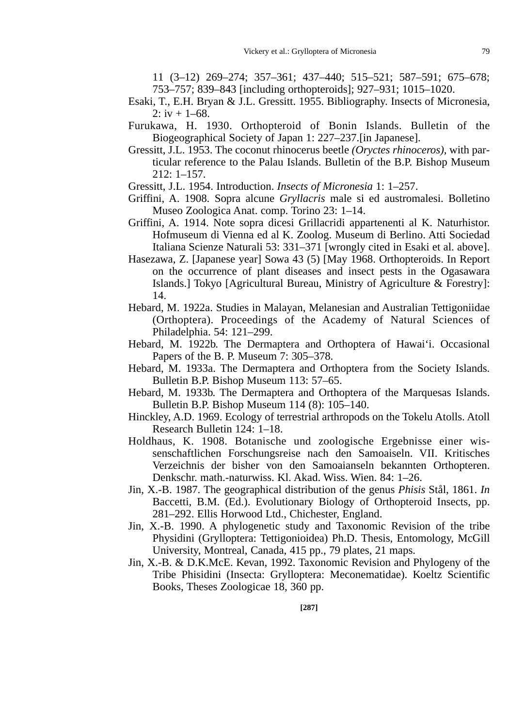11 (3–12) 269–274; 357–361; 437–440; 515–521; 587–591; 675–678; 753–757; 839–843 [including orthopteroids]; 927–931; 1015–1020.

Esaki, T., E.H. Bryan & J.L. Gressitt. 1955. Bibliography. Insects of Micronesia, 2: iv + 1–68.

Furukawa, H. 1930. Orthopteroid of Bonin Islands. Bulletin of the Biogeographical Society of Japan 1: 227–237.[in Japanese].

Gressitt, J.L. 1953. The coconut rhinocerus beetle *(Oryctes rhinoceros),* with particular reference to the Palau Islands. Bulletin of the B.P. Bishop Museum 212: 1–157.

Gressitt, J.L. 1954. Introduction. *Insects of Micronesia* 1: 1–257.

Griffini, A. 1908. Sopra alcune *Gryllacris* male si ed austromalesi. Bolletino Museo Zoologica Anat. comp. Torino 23: 1–14.

Griffini, A. 1914. Note sopra dicesi Grillacridi appartenenti al K. Naturhistor. Hofmuseum di Vienna ed al K. Zoolog. Museum di Berlino. Atti Sociedad Italiana Scienze Naturali 53: 331–371 [wrongly cited in Esaki et al. above].

Hasezawa, Z. [Japanese year] Sowa 43 (5) [May 1968. Orthopteroids. In Report on the occurrence of plant diseases and insect pests in the Ogasawara Islands.] Tokyo [Agricultural Bureau, Ministry of Agriculture & Forestry]: 14.

Hebard, M. 1922a. Studies in Malayan, Melanesian and Australian Tettigoniidae (Orthoptera). Proceedings of the Academy of Natural Sciences of Philadelphia. 54: 121–299.

Hebard, M. 1922b. The Dermaptera and Orthoptera of Hawai‘i. Occasional Papers of the B. P. Museum 7: 305–378.

Hebard, M. 1933a. The Dermaptera and Orthoptera from the Society Islands. Bulletin B.P. Bishop Museum 113: 57–65.

Hebard, M. 1933b. The Dermaptera and Orthoptera of the Marquesas Islands. Bulletin B.P. Bishop Museum 114 (8): 105–140.

Hinckley, A.D. 1969. Ecology of terrestrial arthropods on the Tokelu Atolls. Atoll Research Bulletin 124: 1–18.

Holdhaus, K. 1908. Botanische und zoologische Ergebnisse einer wissenschaftlichen Forschungsreise nach den Samoaiseln. VII. Kritisches Verzeichnis der bisher von den Samoaianseln bekannten Orthopteren. Denkschr. math.-naturwiss. Kl. Akad. Wiss. Wien. 84: 1–26.

Jin, X.-B. 1987. The geographical distribution of the genus *Phisis* Stål, 1861. *In* Baccetti, B.M. (Ed.). Evolutionary Biology of Orthopteroid Insects, pp. 281–292. Ellis Horwood Ltd., Chichester, England.

Jin, X.-B. 1990. A phylogenetic study and Taxonomic Revision of the tribe Physidini (Grylloptera: Tettigonioidea) Ph.D. Thesis, Entomology, McGill University, Montreal, Canada, 415 pp., 79 plates, 21 maps.

Jin, X.-B. & D.K.McE. Kevan, 1992. Taxonomic Revision and Phylogeny of the Tribe Phisidini (Insecta: Grylloptera: Meconematidae). Koeltz Scientific Books, Theses Zoologicae 18, 360 pp.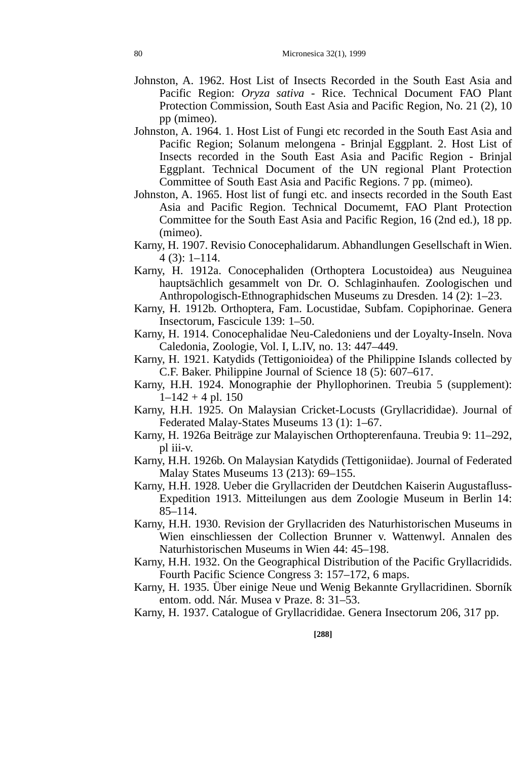Johnston, A. 1962. Host List of Insects Recorded in the South East Asia and Pacific Region: *Oryza sativa* - Rice. Technical Document FAO Plant Protection Commission, South East Asia and Pacific Region, No. 21 (2), 10 pp (mimeo).

Johnston, A. 1964. 1. Host List of Fungi etc recorded in the South East Asia and Pacific Region; Solanum melongena - Brinjal Eggplant. 2. Host List of Insects recorded in the South East Asia and Pacific Region - Brinjal Eggplant. Technical Document of the UN regional Plant Protection Committee of South East Asia and Pacific Regions. 7 pp. (mimeo).

Johnston, A. 1965. Host list of fungi etc. and insects recorded in the South East Asia and Pacific Region. Technical Documemt, FAO Plant Protection Committee for the South East Asia and Pacific Region, 16 (2nd ed.), 18 pp. (mimeo).

Karny, H. 1907. Revisio Conocephalidarum. Abhandlungen Gesellschaft in Wien. 4 (3): 1–114.

Karny, H. 1912a. Conocephaliden (Orthoptera Locustoidea) aus Neuguinea hauptsächlich gesammelt von Dr. O. Schlaginhaufen. Zoologischen und Anthropologisch-Ethnographidschen Museums zu Dresden. 14 (2): 1–23.

Karny, H. 1912b. Orthoptera, Fam. Locustidae, Subfam. Copiphorinae. Genera Insectorum, Fascicule 139: 1–50.

Karny, H. 1914. Conocephalidae Neu-Caledoniens und der Loyalty-Inseln. Nova Caledonia, Zoologie, Vol. I, L.IV, no. 13: 447–449.

Karny, H. 1921. Katydids (Tettigonioidea) of the Philippine Islands collected by C.F. Baker. Philippine Journal of Science 18 (5): 607–617.

Karny, H.H. 1924. Monographie der Phyllophorinen. Treubia 5 (supplement): 1–142 + 4 pl. 150

Karny, H.H. 1925. On Malaysian Cricket-Locusts (Gryllacrididae). Journal of Federated Malay-States Museums 13 (1): 1–67.

Karny, H. 1926a Beiträge zur Malayischen Orthopterenfauna. Treubia 9: 11–292, pl iii-v.

Karny, H.H. 1926b. On Malaysian Katydids (Tettigoniidae). Journal of Federated Malay States Museums 13 (213): 69–155.

Karny, H.H. 1928. Ueber die Gryllacriden der Deutdchen Kaiserin Augustafluss-Expedition 1913. Mitteilungen aus dem Zoologie Museum in Berlin 14: 85–114.

Karny, H.H. 1930. Revision der Gryllacriden des Naturhistorischen Museums in Wien einschliessen der Collection Brunner v. Wattenwyl. Annalen des Naturhistorischen Museums in Wien 44: 45–198.

Karny, H.H. 1932. On the Geographical Distribution of the Pacific Gryllacridids. Fourth Pacific Science Congress 3: 157–172, 6 maps.

Karny, H. 1935. Über einige Neue und Wenig Bekannte Gryllacridinen. Sborník entom. odd. Nár. Musea v Praze. 8: 31–53.

Karny, H. 1937. Catalogue of Gryllacrididae. Genera Insectorum 206, 317 pp.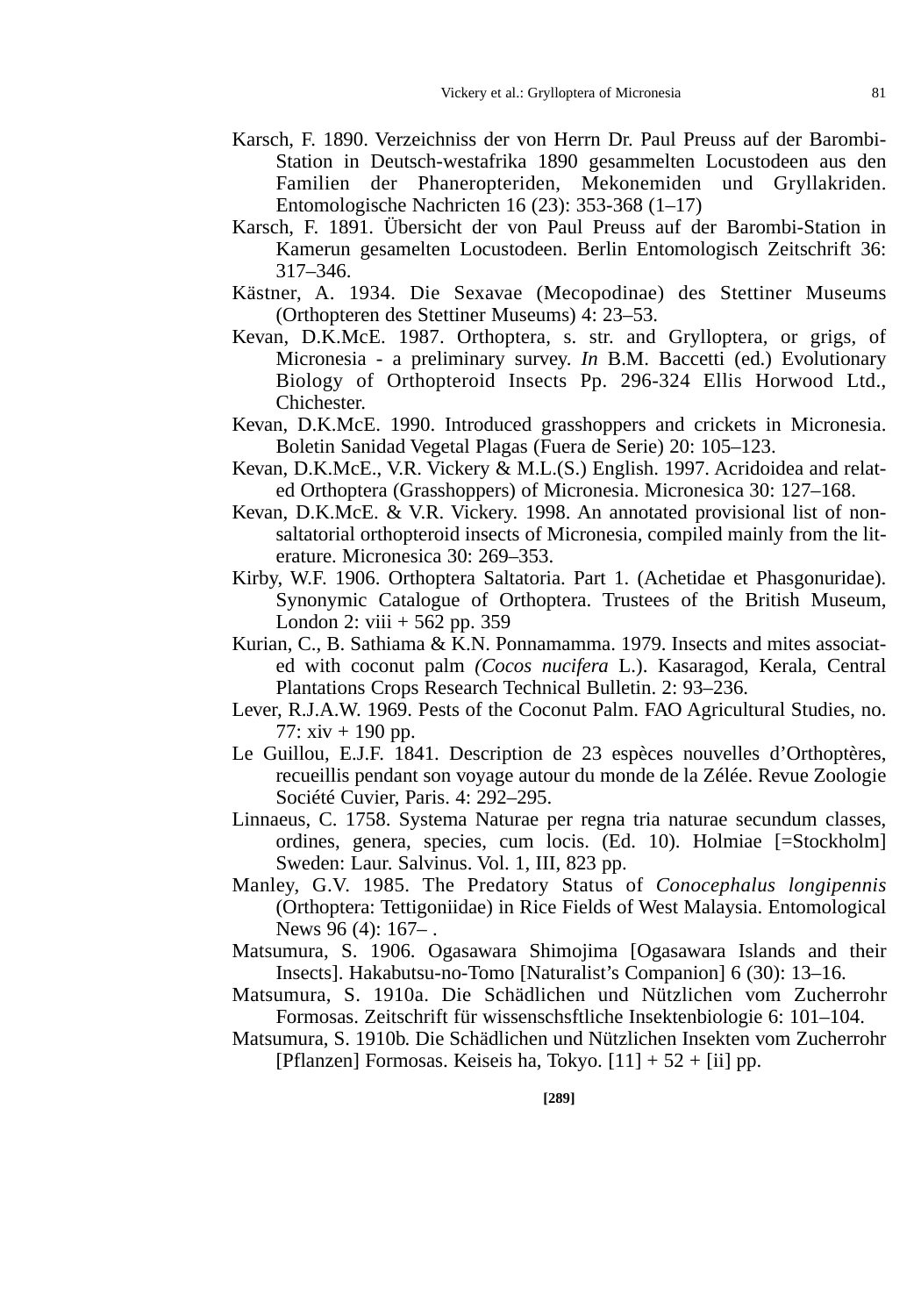Karsch, F. 1890. Verzeichniss der von Herrn Dr. Paul Preuss auf der Barombi-Station in Deutsch-westafrika 1890 gesammelten Locustodeen aus den Familien der Phaneropteriden, Mekonemiden und Gryllakriden. Entomologische Nachricten 16 (23): 353-368 (1–17)

Karsch, F. 1891. Übersicht der von Paul Preuss auf der Barombi-Station in Kamerun gesamelten Locustodeen. Berlin Entomologisch Zeitschrift 36: 317–346.

Kästner, A. 1934. Die Sexavae (Mecopodinae) des Stettiner Museums (Orthopteren des Stettiner Museums) 4: 23–53.

Kevan, D.K.McE. 1987. Orthoptera, s. str. and Grylloptera, or grigs, of Micronesia - a preliminary survey. *In* B.M. Baccetti (ed.) Evolutionary Biology of Orthopteroid Insects Pp. 296-324 Ellis Horwood Ltd., Chichester.

Kevan, D.K.McE. 1990. Introduced grasshoppers and crickets in Micronesia. Boletin Sanidad Vegetal Plagas (Fuera de Serie) 20: 105–123.

Kevan, D.K.McE., V.R. Vickery & M.L.(S.) English. 1997. Acridoidea and related Orthoptera (Grasshoppers) of Micronesia. Micronesica 30: 127–168.

Kevan, D.K.McE. & V.R. Vickery. 1998. An annotated provisional list of non-saltatorial orthopteroid insects of Micronesia, compiled mainly from the literature. Micronesica 30: 269–353.

Kirby, W.F. 1906. Orthoptera Saltatoria. Part 1. (Achetidae et Phasgonuridae). Synonymic Catalogue of Orthoptera. Trustees of the British Museum, London 2: viii + 562 pp. 359

Kurian, C., B. Sathiama & K.N. Ponnamamma. 1979. Insects and mites associated with coconut palm *(Cocos nucifera* L.). Kasaragod, Kerala, Central Plantations Crops Research Technical Bulletin. 2: 93–236.

Lever, R.J.A.W. 1969. Pests of the Coconut Palm. FAO Agricultural Studies, no. 77: xiv + 190 pp.

Le Guillou, E.J.F. 1841. Description de 23 espèces nouvelles d'Orthoptères, recueillis pendant son voyage autour du monde de la Zélée. Revue Zoologie Société Cuvier, Paris. 4: 292–295.

Linnaeus, C. 1758. Systema Naturae per regna tria naturae secundum classes, ordines, genera, species, cum locis. (Ed. 10). Holmiae [=Stockholm] Sweden: Laur. Salvinus. Vol. 1, III, 823 pp.

Manley, G.V. 1985. The Predatory Status of *Conocephalus longipennis* (Orthoptera: Tettigoniidae) in Rice Fields of West Malaysia. Entomological News 96 (4): 167– .

Matsumura, S. 1906. Ogasawara Shimojima [Ogasawara Islands and their Insects]. Hakabutsu-no-Tomo [Naturalist's Companion] 6 (30): 13–16.

Matsumura, S. 1910a. Die Schädlichen und Nützlichen vom Zucherrohr Formosas. Zeitschrift für wissenschsftliche Insektenbiologie 6: 101–104.

Matsumura, S. 1910b. Die Schädlichen und Nützlichen Insekten vom Zucherrohr [Pflanzen] Formosas. Keiseis ha, Tokyo. [11] + 52 + [ii] pp.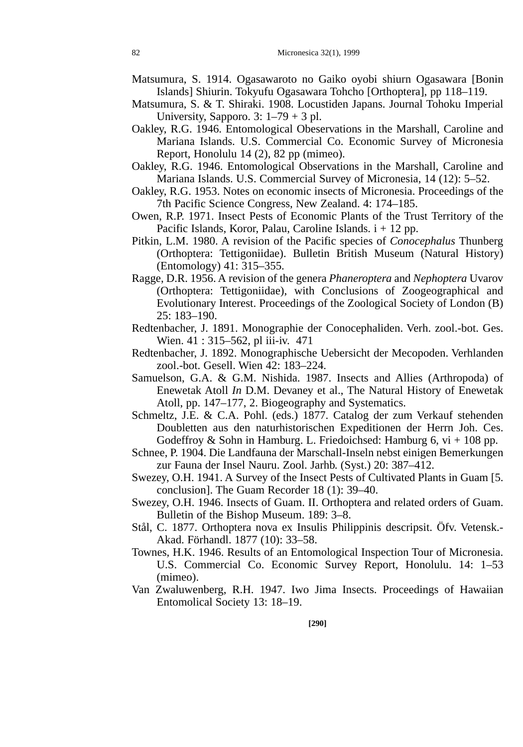Matsumura, S. 1914. Ogasawaroto no Gaiko oyobi shiurn Ogasawara [Bonin Islands] Shiurin. Tokyufu Ogasawara Tohcho [Orthoptera], pp 118–119.

Matsumura, S. & T. Shiraki. 1908. Locustiden Japans. Journal Tohoku Imperial University, Sapporo. 3: 1–79 + 3 pl.

Oakley, R.G. 1946. Entomological Obeservations in the Marshall, Caroline and Mariana Islands. U.S. Commercial Co. Economic Survey of Micronesia Report, Honolulu 14 (2), 82 pp (mimeo).

Oakley, R.G. 1946. Entomological Observations in the Marshall, Caroline and Mariana Islands. U.S. Commercial Survey of Micronesia, 14 (12): 5–52.

Oakley, R.G. 1953. Notes on economic insects of Micronesia. Proceedings of the 7th Pacific Science Congress, New Zealand. 4: 174–185.

Owen, R.P. 1971. Insect Pests of Economic Plants of the Trust Territory of the Pacific Islands, Koror, Palau, Caroline Islands. i + 12 pp.

Pitkin, L.M. 1980. A revision of the Pacific species of *Conocephalus* Thunberg (Orthoptera: Tettigoniidae). Bulletin British Museum (Natural History) (Entomology) 41: 315–355.

Ragge, D.R. 1956. A revision of the genera *Phaneroptera* and *Nephoptera* Uvarov (Orthoptera: Tettigoniidae), with Conclusions of Zoogeographical and Evolutionary Interest. Proceedings of the Zoological Society of London (B) 25: 183–190.

Redtenbacher, J. 1891. Monographie der Conocephaliden. Verh. zool.-bot. Ges. Wien. 41 : 315–562, pl iii-iv. 471

Redtenbacher, J. 1892. Monographische Uebersicht der Mecopoden. Verhlanden zool.-bot. Gesell. Wien 42: 183–224.

Samuelson, G.A. & G.M. Nishida. 1987. Insects and Allies (Arthropoda) of Enewetak Atoll *In* D.M. Devaney et al., The Natural History of Enewetak Atoll, pp. 147–177, 2. Biogeography and Systematics.

Schmeltz, J.E. & C.A. Pohl. (eds.) 1877. Catalog der zum Verkauf stehenden Doubletten aus den naturhistorischen Expeditionen der Herrn Joh. Ces. Godeffroy & Sohn in Hamburg. L. Friedoichsed: Hamburg 6, vi + 108 pp.

Schnee, P. 1904. Die Landfauna der Marschall-Inseln nebst einigen Bemerkungen zur Fauna der Insel Nauru. Zool. Jarhb. (Syst.) 20: 387–412.

Swezey, O.H. 1941. A Survey of the Insect Pests of Cultivated Plants in Guam [5. conclusion]. The Guam Recorder 18 (1): 39–40.

Swezey, O.H. 1946. Insects of Guam. II. Orthoptera and related orders of Guam. Bulletin of the Bishop Museum. 189: 3–8.

Stål, C. 1877. Orthoptera nova ex Insulis Philippinis descripsit. Öfv. Vetensk.-Akad. Förhandl. 1877 (10): 33–58.

Townes, H.K. 1946. Results of an Entomological Inspection Tour of Micronesia. U.S. Commercial Co. Economic Survey Report, Honolulu. 14: 1–53 (mimeo).

Van Zwaluwenberg, R.H. 1947. Iwo Jima Insects. Proceedings of Hawaiian Entomolical Society 13: 18–19.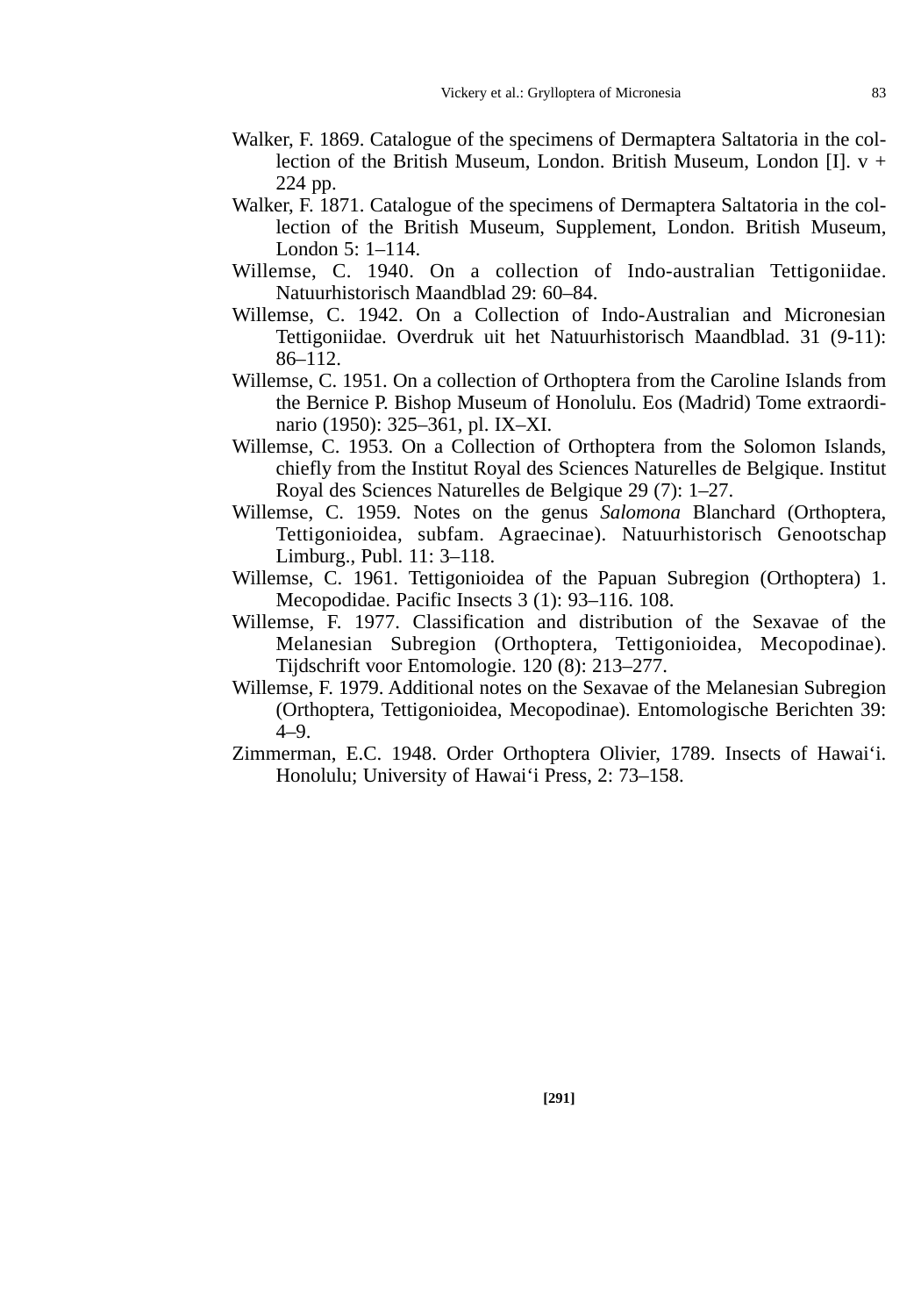Walker, F. 1869. Catalogue of the specimens of Dermaptera Saltatoria in the collection of the British Museum, London. British Museum, London [I]. v + 224 pp.

Walker, F. 1871. Catalogue of the specimens of Dermaptera Saltatoria in the collection of the British Museum, Supplement, London. British Museum, London 5: 1–114.

Willemse, C. 1940. On a collection of Indo-australian Tettigoniidae. Natuurhistorisch Maandblad 29: 60–84.

Willemse, C. 1942. On a Collection of Indo-Australian and Micronesian Tettigoniidae. Overdruk uit het Natuurhistorisch Maandblad. 31 (9-11): 86–112.

Willemse, C. 1951. On a collection of Orthoptera from the Caroline Islands from the Bernice P. Bishop Museum of Honolulu. Eos (Madrid) Tome extraordinario (1950): 325–361, pl. IX–XI.

Willemse, C. 1953. On a Collection of Orthoptera from the Solomon Islands, chiefly from the Institut Royal des Sciences Naturelles de Belgique. Institut Royal des Sciences Naturelles de Belgique 29 (7): 1–27.

Willemse, C. 1959. Notes on the genus *Salomona* Blanchard (Orthoptera, Tettigonioidea, subfam. Agraecinae). Natuurhistorisch Genootschap Limburg., Publ. 11: 3–118.

Willemse, C. 1961. Tettigonioidea of the Papuan Subregion (Orthoptera) 1. Mecopodidae. Pacific Insects 3 (1): 93–116. 108.

Willemse, F. 1977. Classification and distribution of the Sexavae of the Melanesian Subregion (Orthoptera, Tettigonioidea, Mecopodinae). Tijdschrift voor Entomologie. 120 (8): 213–277.

Willemse, F. 1979. Additional notes on the Sexavae of the Melanesian Subregion (Orthoptera, Tettigonioidea, Mecopodinae). Entomologische Berichten 39: 4–9.

Zimmerman, E.C. 1948. Order Orthoptera Olivier, 1789. Insects of Hawai‘i. Honolulu; University of Hawai‘i Press, 2: 73–158.